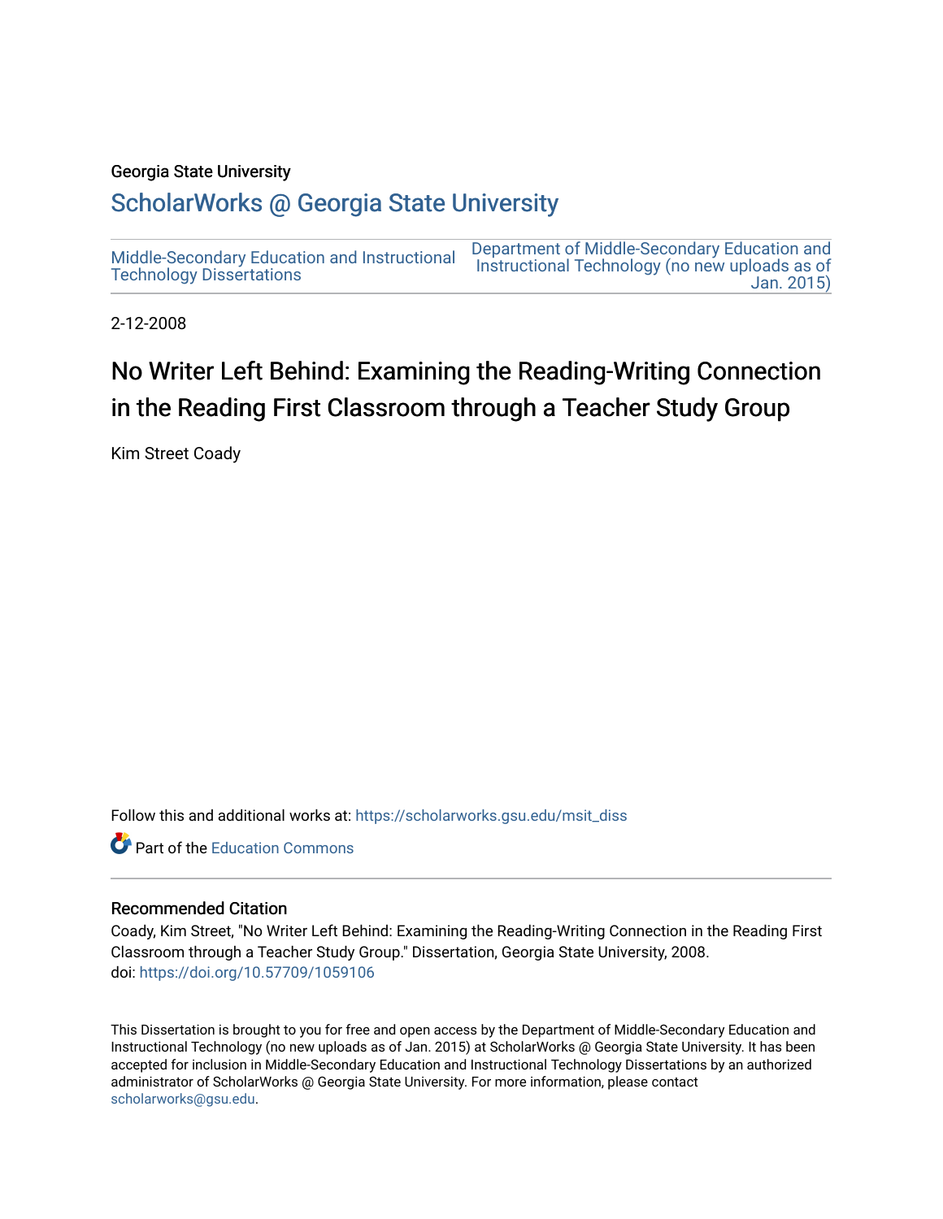Georgia State University

# ScholarWorks @ Georgia State University

Middle-Secondary Education and Instructional Technology Dissertations

Department of Middle-Secondary Education and Instructional Technology (no new uploads as of Jan. 2015)

2-12-2008

# No Writer Left Behind: Examining the Reading-Writing Connection in the Reading First Classroom through a Teacher Study Group

Kim Street Coady

Follow this and additional works at: https://scholarworks.gsu.edu/msit_diss

Part of the Education Commons

## Recommended Citation

Coady, Kim Street, "No Writer Left Behind: Examining the Reading-Writing Connection in the Reading First Classroom through a Teacher Study Group." Dissertation, Georgia State University, 2008.
doi: https://doi.org/10.57709/1059106

This Dissertation is brought to you for free and open access by the Department of Middle-Secondary Education and Instructional Technology (no new uploads as of Jan. 2015) at ScholarWorks @ Georgia State University. It has been accepted for inclusion in Middle-Secondary Education and Instructional Technology Dissertations by an authorized administrator of ScholarWorks @ Georgia State University. For more information, please contact scholarworks@gsu.edu.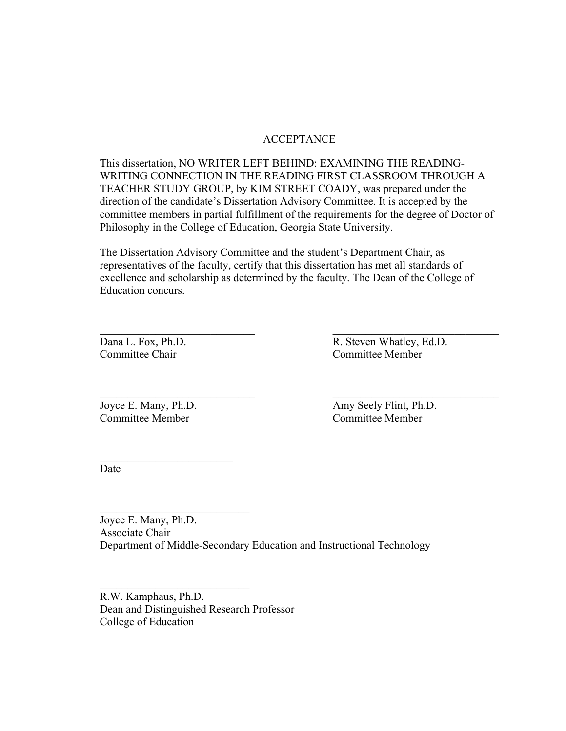# ACCEPTANCE

This dissertation, NO WRITER LEFT BEHIND: EXAMINING THE READING-WRITING CONNECTION IN THE READING FIRST CLASSROOM THROUGH A TEACHER STUDY GROUP, by KIM STREET COADY, was prepared under the direction of the candidate's Dissertation Advisory Committee. It is accepted by the committee members in partial fulfillment of the requirements for the degree of Doctor of Philosophy in the College of Education, Georgia State University.

The Dissertation Advisory Committee and the student's Department Chair, as representatives of the faculty, certify that this dissertation has met all standards of excellence and scholarship as determined by the faculty. The Dean of the College of Education concurs.

\_\_\_\_\_\_\_\_\_\_\_\_\_\_\_\_\_\_\_\_\_\_\_\_\_\_\_\_\_\_
Dana L. Fox, Ph.D.
Committee Chair

\_\_\_\_\_\_\_\_\_\_\_\_\_\_\_\_\_\_\_\_\_\_\_\_\_\_\_\_\_\_
R. Steven Whatley, Ed.D.
Committee Member

\_\_\_\_\_\_\_\_\_\_\_\_\_\_\_\_\_\_\_\_\_\_\_\_\_\_\_\_\_\_
Joyce E. Many, Ph.D.
Committee Member

\_\_\_\_\_\_\_\_\_\_\_\_\_\_\_\_\_\_\_\_\_\_\_\_\_\_\_\_\_\_
Amy Seely Flint, Ph.D.
Committee Member

\_\_\_\_\_\_\_\_\_\_\_\_\_\_\_\_\_\_\_\_\_\_\_\_\_\_
Date

\_\_\_\_\_\_\_\_\_\_\_\_\_\_\_\_\_\_\_\_\_\_\_\_\_\_\_\_\_\_
Joyce E. Many, Ph.D.
Associate Chair
Department of Middle-Secondary Education and Instructional Technology

\_\_\_\_\_\_\_\_\_\_\_\_\_\_\_\_\_\_\_\_\_\_\_\_\_\_\_\_\_\_
R.W. Kamphaus, Ph.D.
Dean and Distinguished Research Professor
College of Education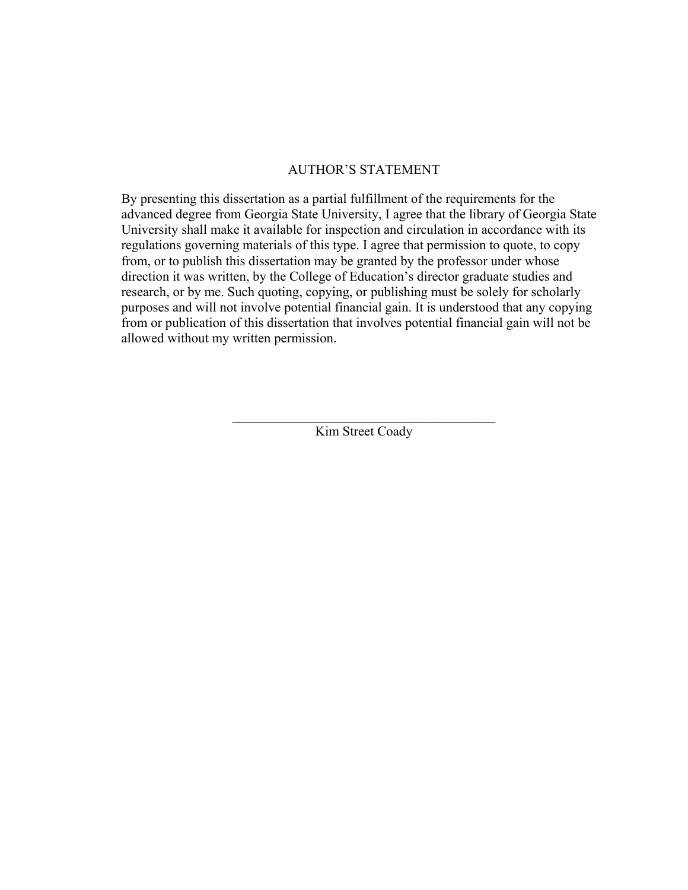# AUTHOR'S STATEMENT

By presenting this dissertation as a partial fulfillment of the requirements for the advanced degree from Georgia State University, I agree that the library of Georgia State University shall make it available for inspection and circulation in accordance with its regulations governing materials of this type. I agree that permission to quote, to copy from, or to publish this dissertation may be granted by the professor under whose direction it was written, by the College of Education's director graduate studies and research, or by me. Such quoting, copying, or publishing must be solely for scholarly purposes and will not involve potential financial gain. It is understood that any copying from or publication of this dissertation that involves potential financial gain will not be allowed without my written permission.

\_\_\_\_\_\_\_\_\_\_\_\_\_\_\_\_\_\_\_\_\_\_\_\_\_\_\_\_\_\_\_\_\_\_\_\_\_\_\_\_

Kim Street Coady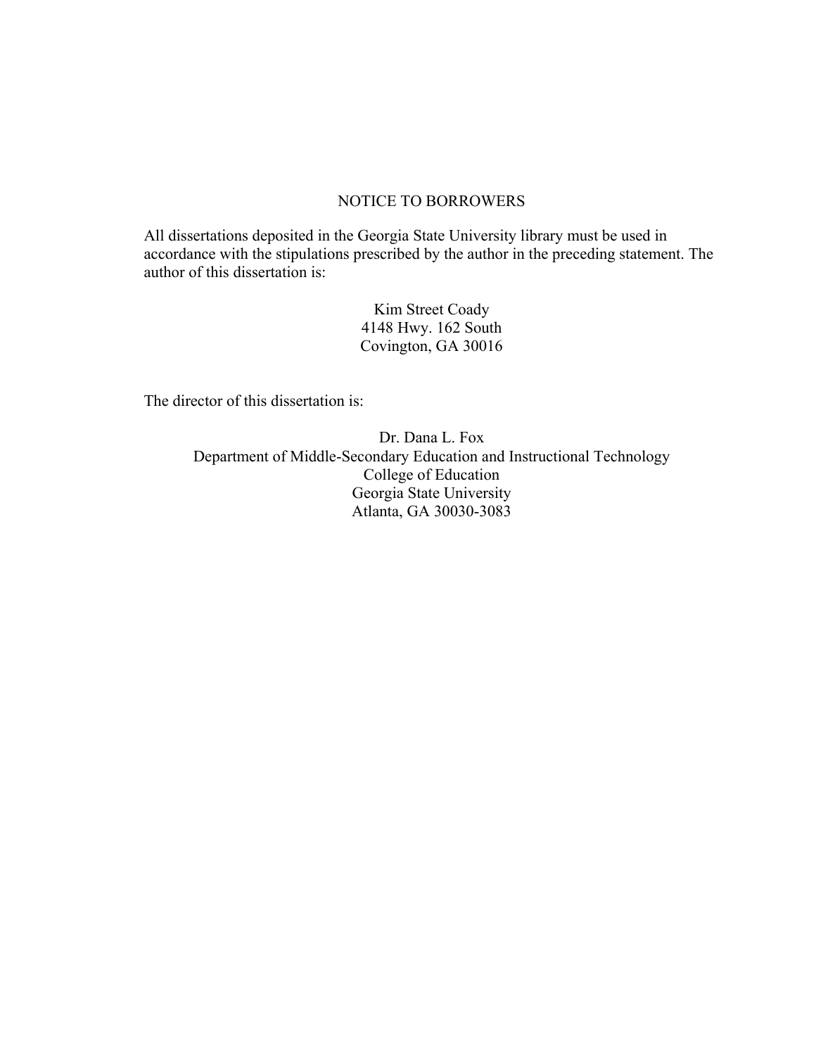# NOTICE TO BORROWERS

All dissertations deposited in the Georgia State University library must be used in accordance with the stipulations prescribed by the author in the preceding statement. The author of this dissertation is:

Kim Street Coady
4148 Hwy. 162 South
Covington, GA 30016

The director of this dissertation is:

Dr. Dana L. Fox
Department of Middle-Secondary Education and Instructional Technology
College of Education
Georgia State University
Atlanta, GA 30030-3083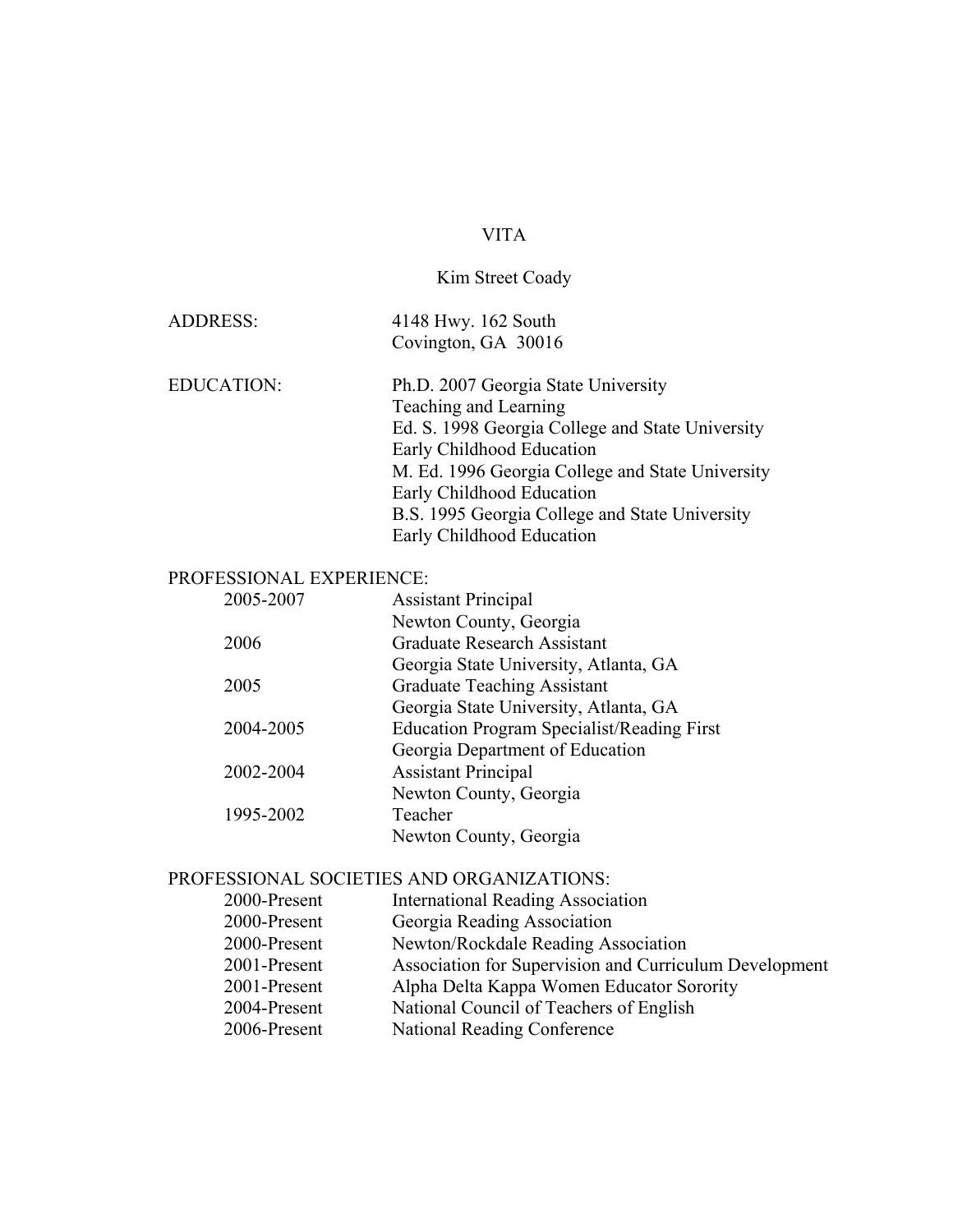# VITA

## Kim Street Coady

**ADDRESS:**
4148 Hwy. 162 South
Covington, GA 30016

**EDUCATION:**
Ph.D. 2007 Georgia State University
Teaching and Learning
Ed. S. 1998 Georgia College and State University
Early Childhood Education
M. Ed. 1996 Georgia College and State University
Early Childhood Education
B.S. 1995 Georgia College and State University
Early Childhood Education

**PROFESSIONAL EXPERIENCE:**

| | |
|---|---|
| 2005-2007 | Assistant Principal<br>Newton County, Georgia |
| 2006 | Graduate Research Assistant<br>Georgia State University, Atlanta, GA |
| 2005 | Graduate Teaching Assistant<br>Georgia State University, Atlanta, GA |
| 2004-2005 | Education Program Specialist/Reading First<br>Georgia Department of Education |
| 2002-2004 | Assistant Principal<br>Newton County, Georgia |
| 1995-2002 | Teacher<br>Newton County, Georgia |

**PROFESSIONAL SOCIETIES AND ORGANIZATIONS:**

| | |
|---|---|
| 2000-Present | International Reading Association |
| 2000-Present | Georgia Reading Association |
| 2000-Present | Newton/Rockdale Reading Association |
| 2001-Present | Association for Supervision and Curriculum Development |
| 2001-Present | Alpha Delta Kappa Women Educator Sorority |
| 2004-Present | National Council of Teachers of English |
| 2006-Present | National Reading Conference |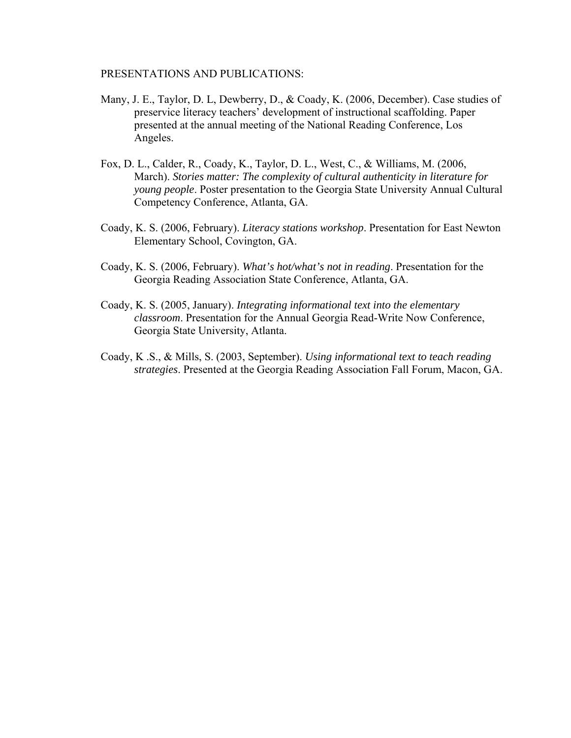PRESENTATIONS AND PUBLICATIONS:

Many, J. E., Taylor, D. L, Dewberry, D., & Coady, K. (2006, December). Case studies of preservice literacy teachers' development of instructional scaffolding. Paper presented at the annual meeting of the National Reading Conference, Los Angeles.

Fox, D. L., Calder, R., Coady, K., Taylor, D. L., West, C., & Williams, M. (2006, March). *Stories matter: The complexity of cultural authenticity in literature for young people*. Poster presentation to the Georgia State University Annual Cultural Competency Conference, Atlanta, GA.

Coady, K. S. (2006, February). *Literacy stations workshop*. Presentation for East Newton Elementary School, Covington, GA.

Coady, K. S. (2006, February). *What's hot/what's not in reading*. Presentation for the Georgia Reading Association State Conference, Atlanta, GA.

Coady, K. S. (2005, January). *Integrating informational text into the elementary classroom*. Presentation for the Annual Georgia Read-Write Now Conference, Georgia State University, Atlanta.

Coady, K .S., & Mills, S. (2003, September). *Using informational text to teach reading strategies*. Presented at the Georgia Reading Association Fall Forum, Macon, GA.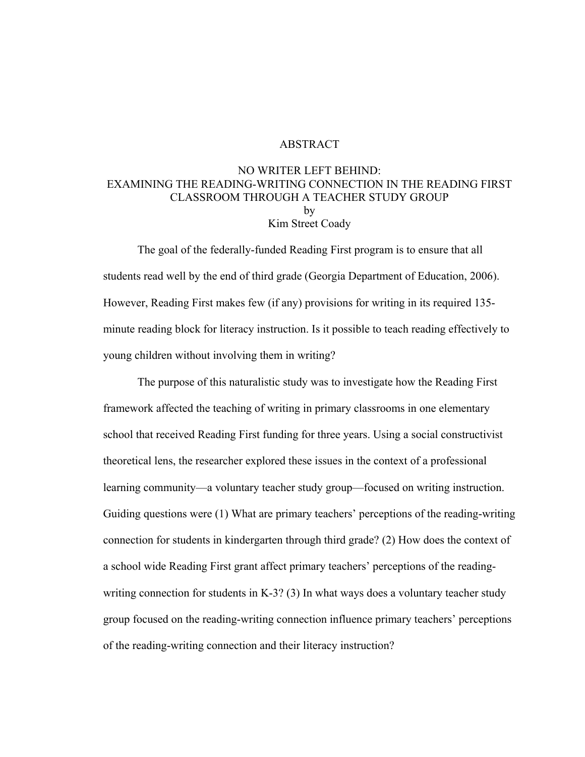# ABSTRACT

## NO WRITER LEFT BEHIND:
## EXAMINING THE READING-WRITING CONNECTION IN THE READING FIRST CLASSROOM THROUGH A TEACHER STUDY GROUP

by

Kim Street Coady

The goal of the federally-funded Reading First program is to ensure that all students read well by the end of third grade (Georgia Department of Education, 2006). However, Reading First makes few (if any) provisions for writing in its required 135-minute reading block for literacy instruction. Is it possible to teach reading effectively to young children without involving them in writing?

The purpose of this naturalistic study was to investigate how the Reading First framework affected the teaching of writing in primary classrooms in one elementary school that received Reading First funding for three years. Using a social constructivist theoretical lens, the researcher explored these issues in the context of a professional learning community—a voluntary teacher study group—focused on writing instruction. Guiding questions were (1) What are primary teachers' perceptions of the reading-writing connection for students in kindergarten through third grade? (2) How does the context of a school wide Reading First grant affect primary teachers' perceptions of the reading-writing connection for students in K-3? (3) In what ways does a voluntary teacher study group focused on the reading-writing connection influence primary teachers' perceptions of the reading-writing connection and their literacy instruction?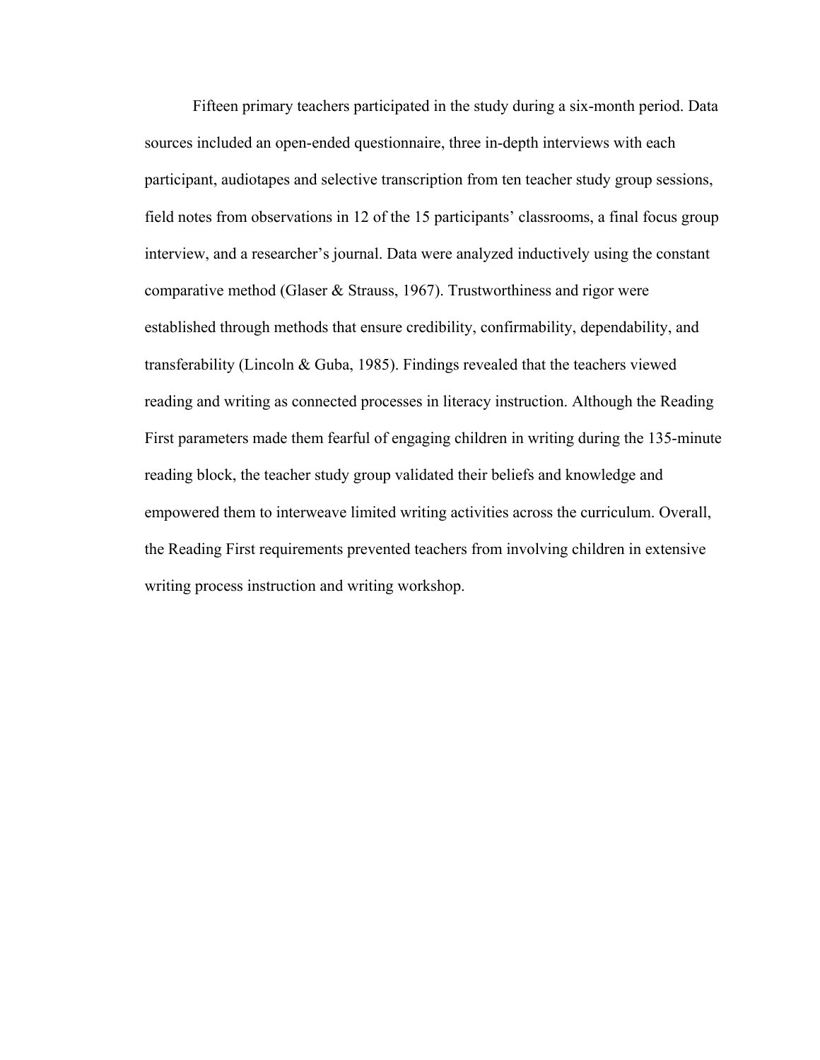Fifteen primary teachers participated in the study during a six-month period. Data sources included an open-ended questionnaire, three in-depth interviews with each participant, audiotapes and selective transcription from ten teacher study group sessions, field notes from observations in 12 of the 15 participants' classrooms, a final focus group interview, and a researcher's journal. Data were analyzed inductively using the constant comparative method (Glaser & Strauss, 1967). Trustworthiness and rigor were established through methods that ensure credibility, confirmability, dependability, and transferability (Lincoln & Guba, 1985). Findings revealed that the teachers viewed reading and writing as connected processes in literacy instruction. Although the Reading First parameters made them fearful of engaging children in writing during the 135-minute reading block, the teacher study group validated their beliefs and knowledge and empowered them to interweave limited writing activities across the curriculum. Overall, the Reading First requirements prevented teachers from involving children in extensive writing process instruction and writing workshop.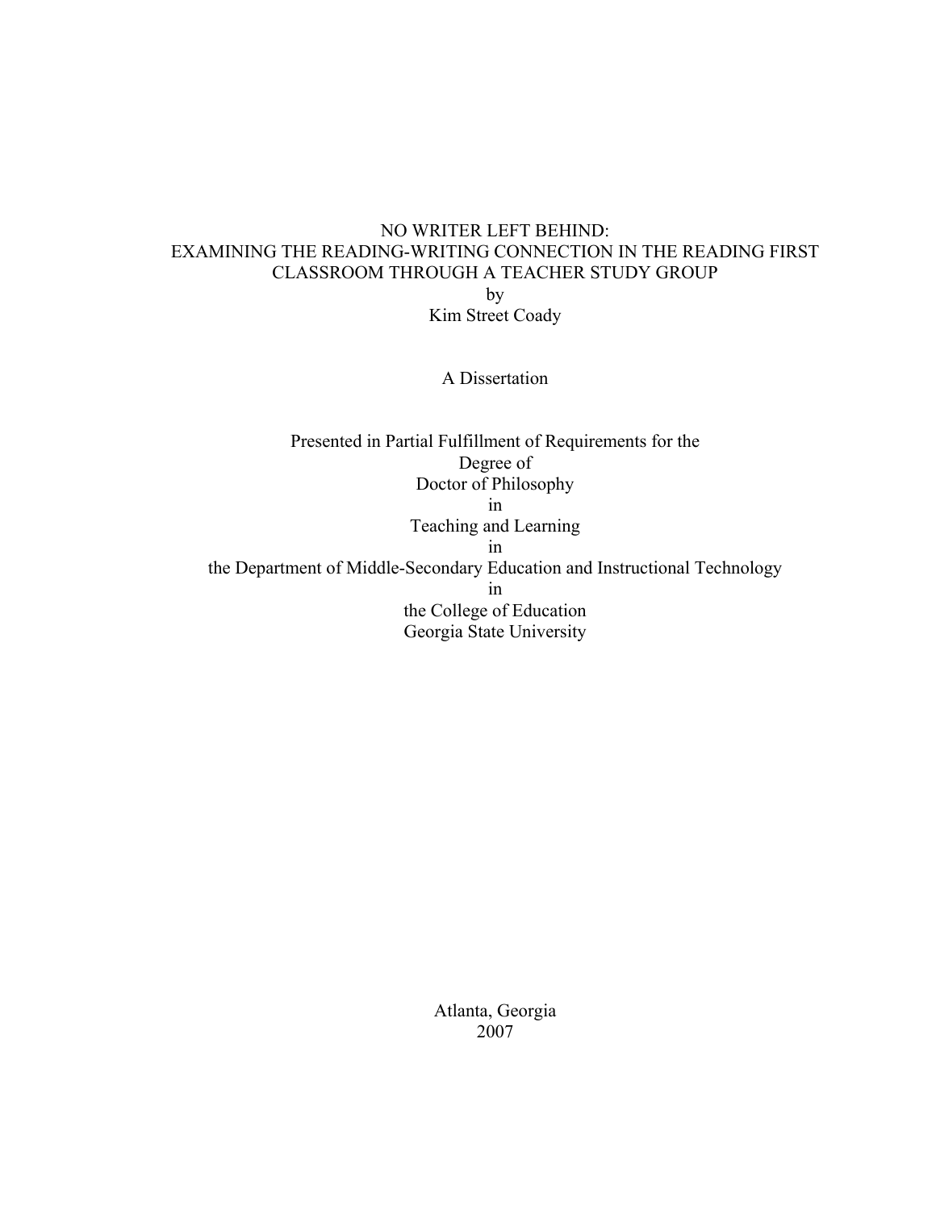NO WRITER LEFT BEHIND:
EXAMINING THE READING-WRITING CONNECTION IN THE READING FIRST CLASSROOM THROUGH A TEACHER STUDY GROUP

by

Kim Street Coady

A Dissertation

Presented in Partial Fulfillment of Requirements for the
Degree of
Doctor of Philosophy
in
Teaching and Learning
in
the Department of Middle-Secondary Education and Instructional Technology
in
the College of Education
Georgia State University

Atlanta, Georgia
2007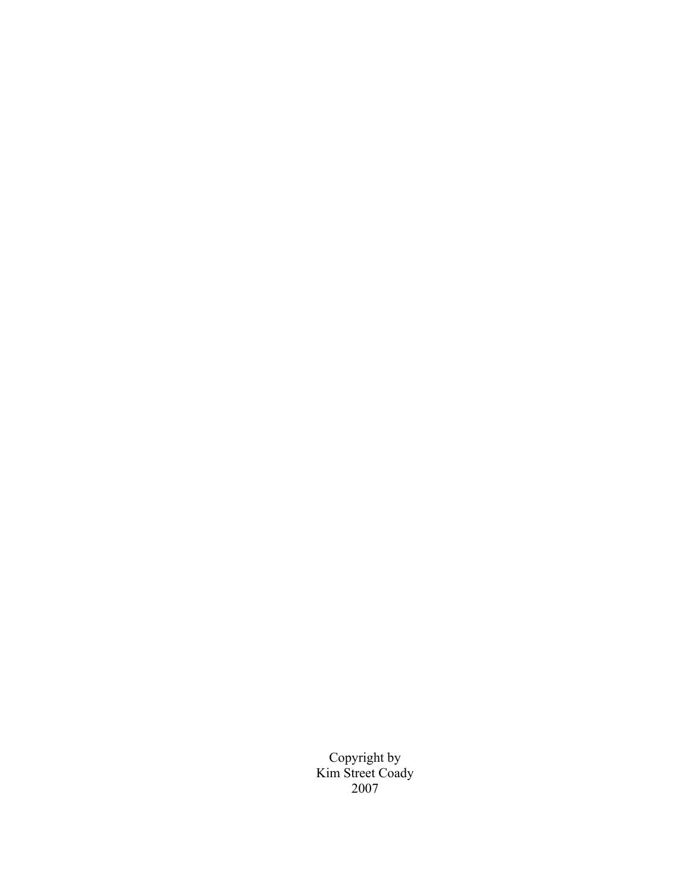Copyright by
Kim Street Coady
2007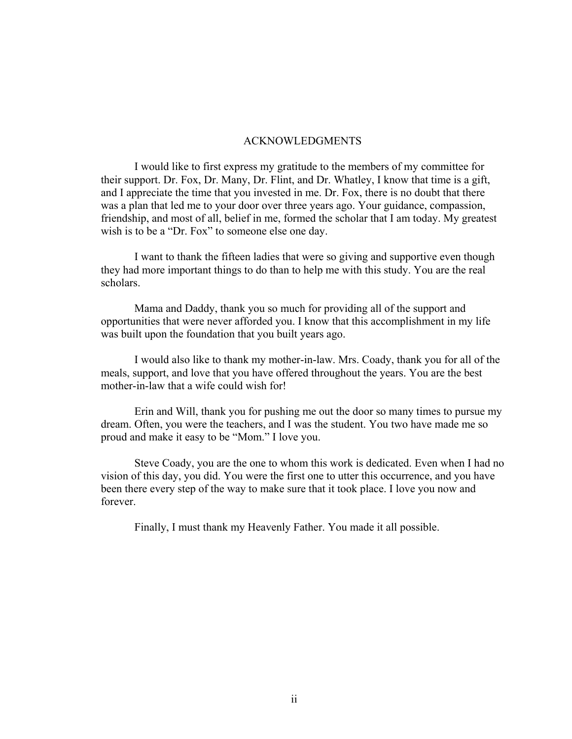# ACKNOWLEDGMENTS

I would like to first express my gratitude to the members of my committee for their support. Dr. Fox, Dr. Many, Dr. Flint, and Dr. Whatley, I know that time is a gift, and I appreciate the time that you invested in me. Dr. Fox, there is no doubt that there was a plan that led me to your door over three years ago. Your guidance, compassion, friendship, and most of all, belief in me, formed the scholar that I am today. My greatest wish is to be a "Dr. Fox" to someone else one day.

I want to thank the fifteen ladies that were so giving and supportive even though they had more important things to do than to help me with this study. You are the real scholars.

Mama and Daddy, thank you so much for providing all of the support and opportunities that were never afforded you. I know that this accomplishment in my life was built upon the foundation that you built years ago.

I would also like to thank my mother-in-law. Mrs. Coady, thank you for all of the meals, support, and love that you have offered throughout the years. You are the best mother-in-law that a wife could wish for!

Erin and Will, thank you for pushing me out the door so many times to pursue my dream. Often, you were the teachers, and I was the student. You two have made me so proud and make it easy to be "Mom." I love you.

Steve Coady, you are the one to whom this work is dedicated. Even when I had no vision of this day, you did. You were the first one to utter this occurrence, and you have been there every step of the way to make sure that it took place. I love you now and forever.

Finally, I must thank my Heavenly Father. You made it all possible.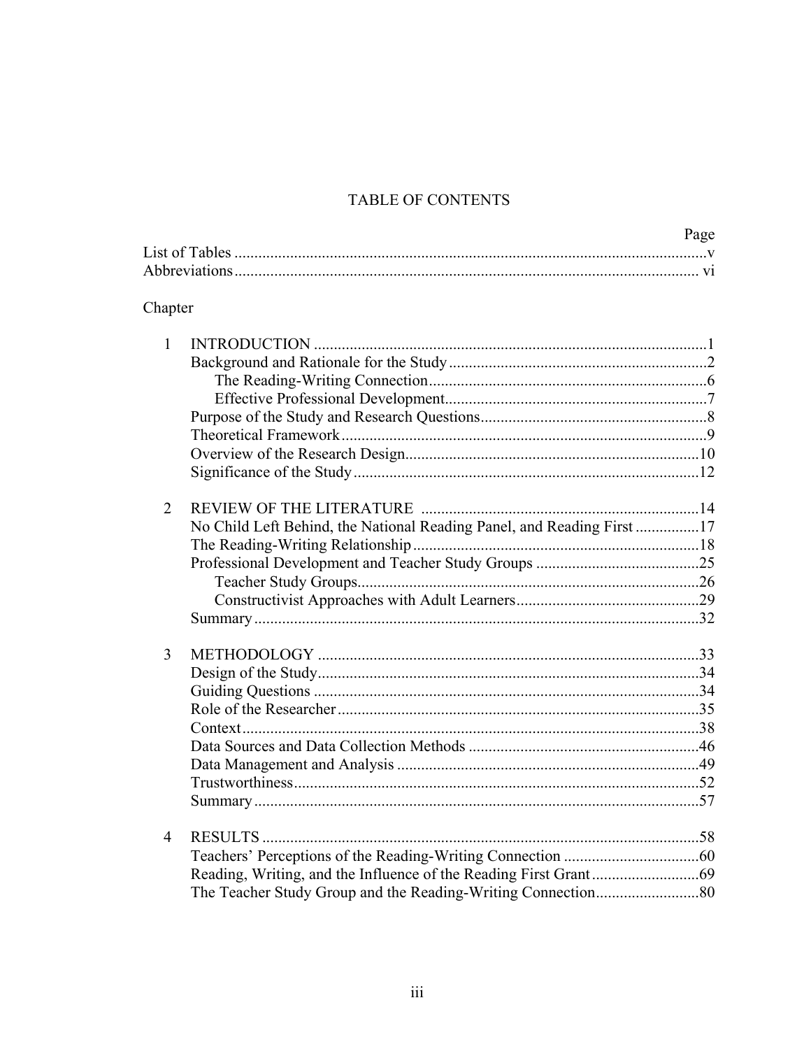# TABLE OF CONTENTS

| | | Page |
|---|---|---|
| List of Tables | | v |
| Abbreviations | | vi |

Chapter

| | | |
|---|---|---|
| 1 | INTRODUCTION | 1 |
| | Background and Rationale for the Study | 2 |
| | The Reading-Writing Connection | 6 |
| | Effective Professional Development | 7 |
| | Purpose of the Study and Research Questions | 8 |
| | Theoretical Framework | 9 |
| | Overview of the Research Design | 10 |
| | Significance of the Study | 12 |
| 2 | REVIEW OF THE LITERATURE | 14 |
| | No Child Left Behind, the National Reading Panel, and Reading First | 17 |
| | The Reading-Writing Relationship | 18 |
| | Professional Development and Teacher Study Groups | 25 |
| | Teacher Study Groups | 26 |
| | Constructivist Approaches with Adult Learners | 29 |
| | Summary | 32 |
| 3 | METHODOLOGY | 33 |
| | Design of the Study | 34 |
| | Guiding Questions | 34 |
| | Role of the Researcher | 35 |
| | Context | 38 |
| | Data Sources and Data Collection Methods | 46 |
| | Data Management and Analysis | 49 |
| | Trustworthiness | 52 |
| | Summary | 57 |
| 4 | RESULTS | 58 |
| | Teachers' Perceptions of the Reading-Writing Connection | 60 |
| | Reading, Writing, and the Influence of the Reading First Grant | 69 |
| | The Teacher Study Group and the Reading-Writing Connection | 80 |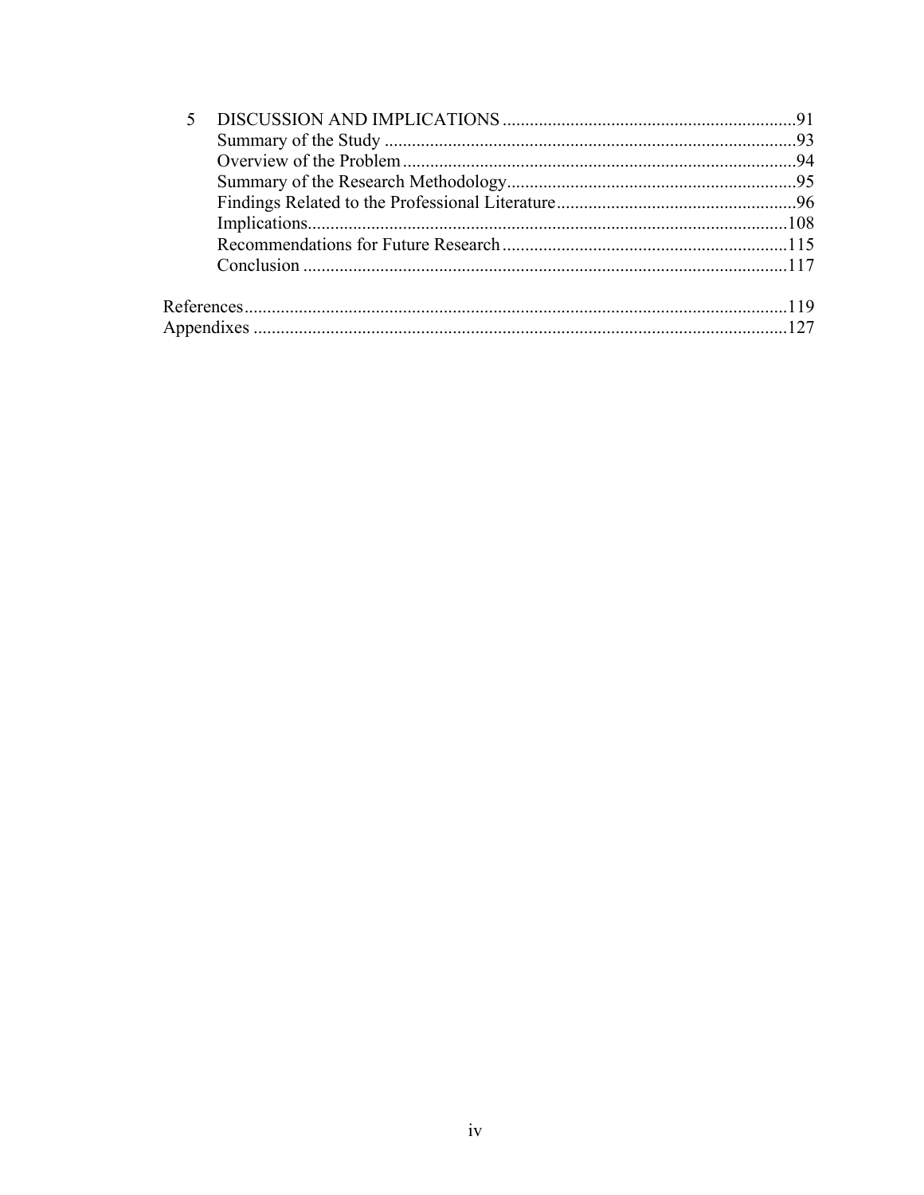5 DISCUSSION AND IMPLICATIONS ................................................................91
Summary of the Study ..........................................................................................93
Overview of the Problem......................................................................................94
Summary of the Research Methodology...............................................................95
Findings Related to the Professional Literature....................................................96
Implications.........................................................................................................108
Recommendations for Future Research ...............................................................115
Conclusion ...........................................................................................................117

References.......................................................................................................................119
Appendixes .....................................................................................................................127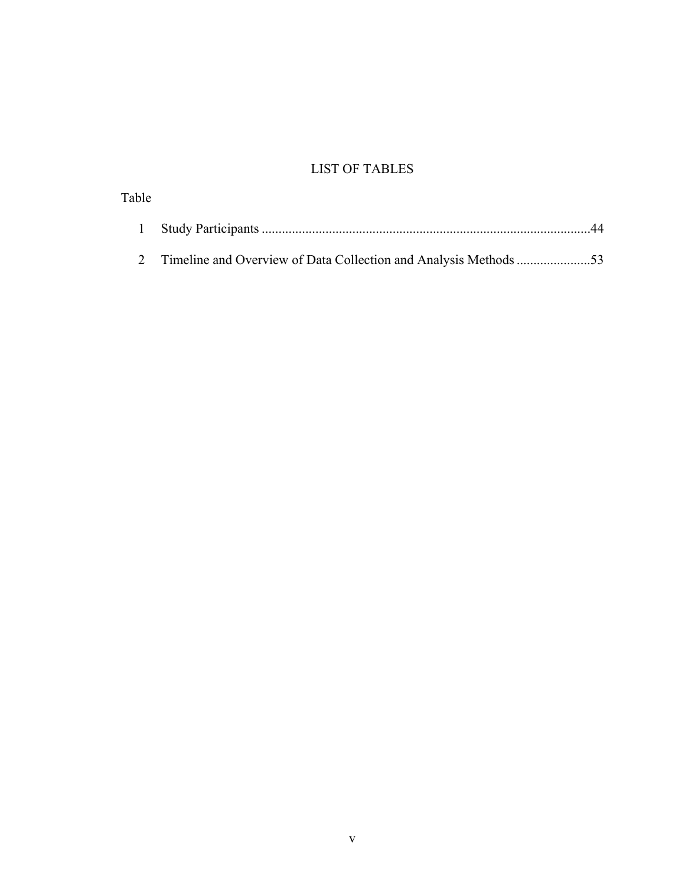# LIST OF TABLES

Table

1 Study Participants ..................................................................................................44

2 Timeline and Overview of Data Collection and Analysis Methods ......................53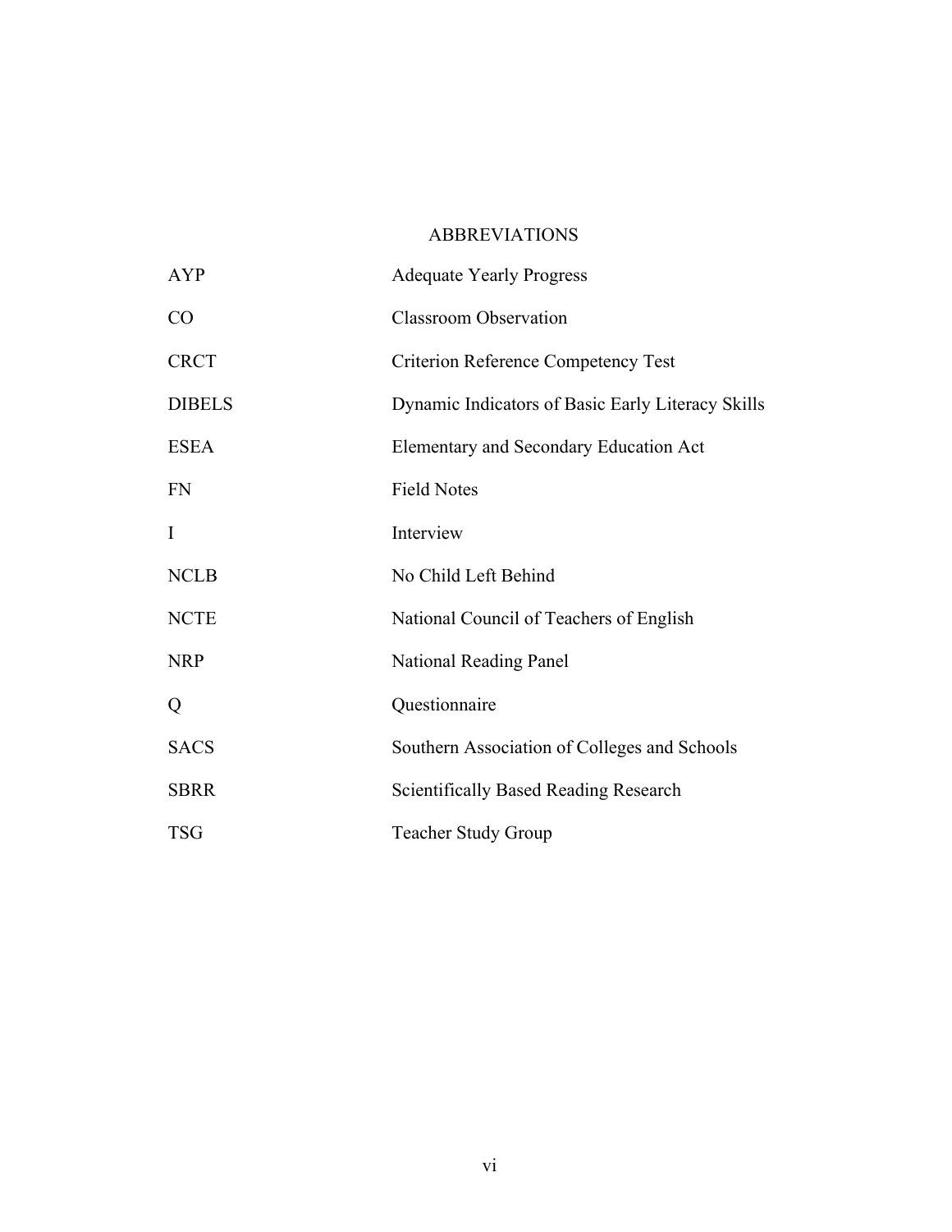# ABBREVIATIONS

| | |
|---|---|
| AYP | Adequate Yearly Progress |
| CO | Classroom Observation |
| CRCT | Criterion Reference Competency Test |
| DIBELS | Dynamic Indicators of Basic Early Literacy Skills |
| ESEA | Elementary and Secondary Education Act |
| FN | Field Notes |
| I | Interview |
| NCLB | No Child Left Behind |
| NCTE | National Council of Teachers of English |
| NRP | National Reading Panel |
| Q | Questionnaire |
| SACS | Southern Association of Colleges and Schools |
| SBRR | Scientifically Based Reading Research |
| TSG | Teacher Study Group |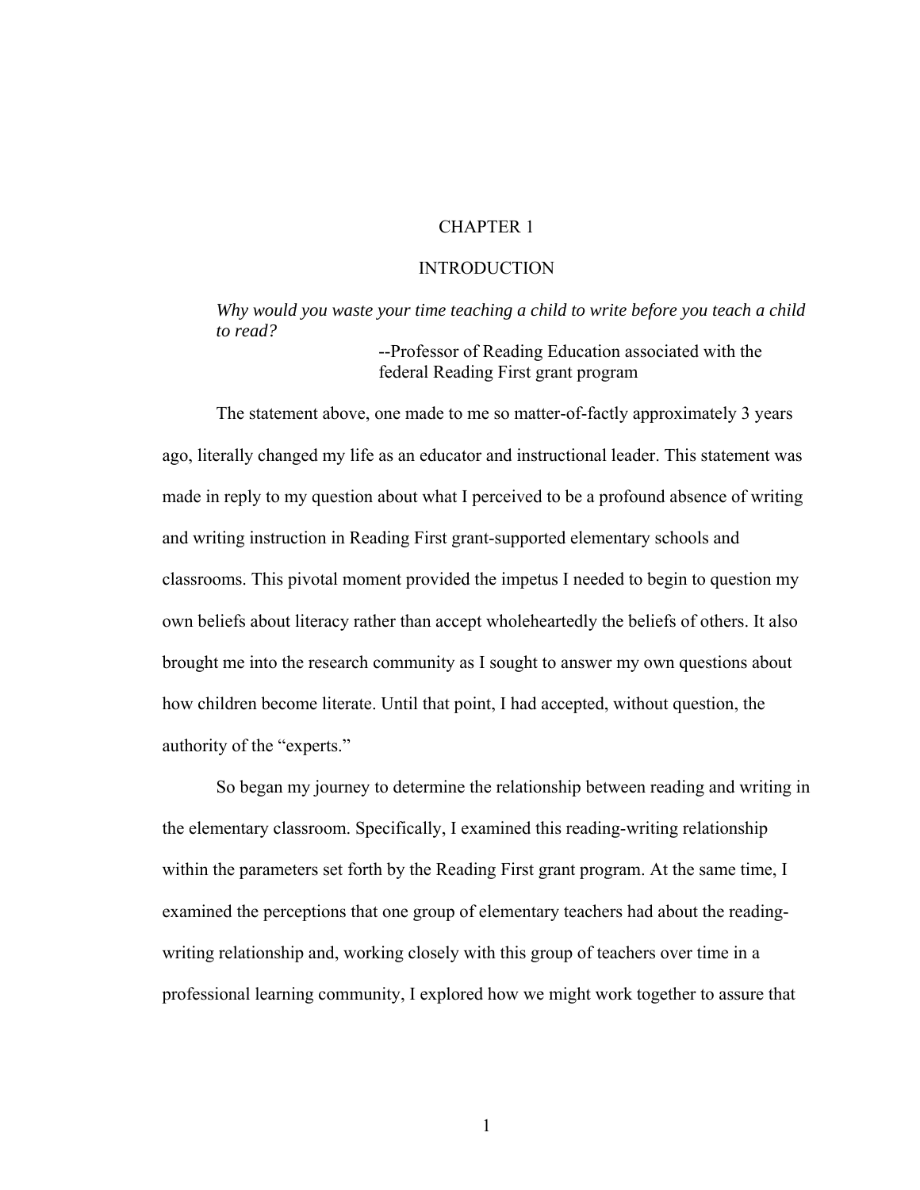# CHAPTER 1

# INTRODUCTION

> *Why would you waste your time teaching a child to write before you teach a child to read?*
>
> --Professor of Reading Education associated with the federal Reading First grant program

The statement above, one made to me so matter-of-factly approximately 3 years ago, literally changed my life as an educator and instructional leader. This statement was made in reply to my question about what I perceived to be a profound absence of writing and writing instruction in Reading First grant-supported elementary schools and classrooms. This pivotal moment provided the impetus I needed to begin to question my own beliefs about literacy rather than accept wholeheartedly the beliefs of others. It also brought me into the research community as I sought to answer my own questions about how children become literate. Until that point, I had accepted, without question, the authority of the "experts."

So began my journey to determine the relationship between reading and writing in the elementary classroom. Specifically, I examined this reading-writing relationship within the parameters set forth by the Reading First grant program. At the same time, I examined the perceptions that one group of elementary teachers had about the reading-writing relationship and, working closely with this group of teachers over time in a professional learning community, I explored how we might work together to assure that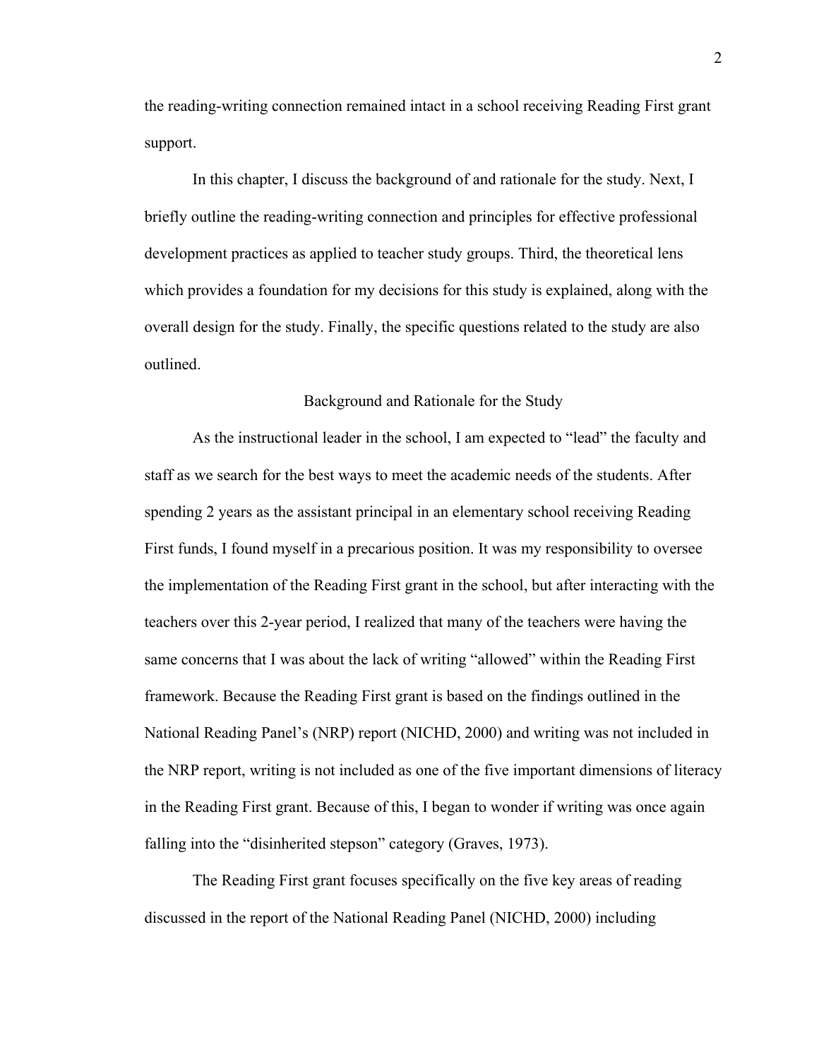the reading-writing connection remained intact in a school receiving Reading First grant support.

In this chapter, I discuss the background of and rationale for the study. Next, I briefly outline the reading-writing connection and principles for effective professional development practices as applied to teacher study groups. Third, the theoretical lens which provides a foundation for my decisions for this study is explained, along with the overall design for the study. Finally, the specific questions related to the study are also outlined.

## Background and Rationale for the Study

As the instructional leader in the school, I am expected to "lead" the faculty and staff as we search for the best ways to meet the academic needs of the students. After spending 2 years as the assistant principal in an elementary school receiving Reading First funds, I found myself in a precarious position. It was my responsibility to oversee the implementation of the Reading First grant in the school, but after interacting with the teachers over this 2-year period, I realized that many of the teachers were having the same concerns that I was about the lack of writing "allowed" within the Reading First framework. Because the Reading First grant is based on the findings outlined in the National Reading Panel's (NRP) report (NICHD, 2000) and writing was not included in the NRP report, writing is not included as one of the five important dimensions of literacy in the Reading First grant. Because of this, I began to wonder if writing was once again falling into the "disinherited stepson" category (Graves, 1973).

The Reading First grant focuses specifically on the five key areas of reading discussed in the report of the National Reading Panel (NICHD, 2000) including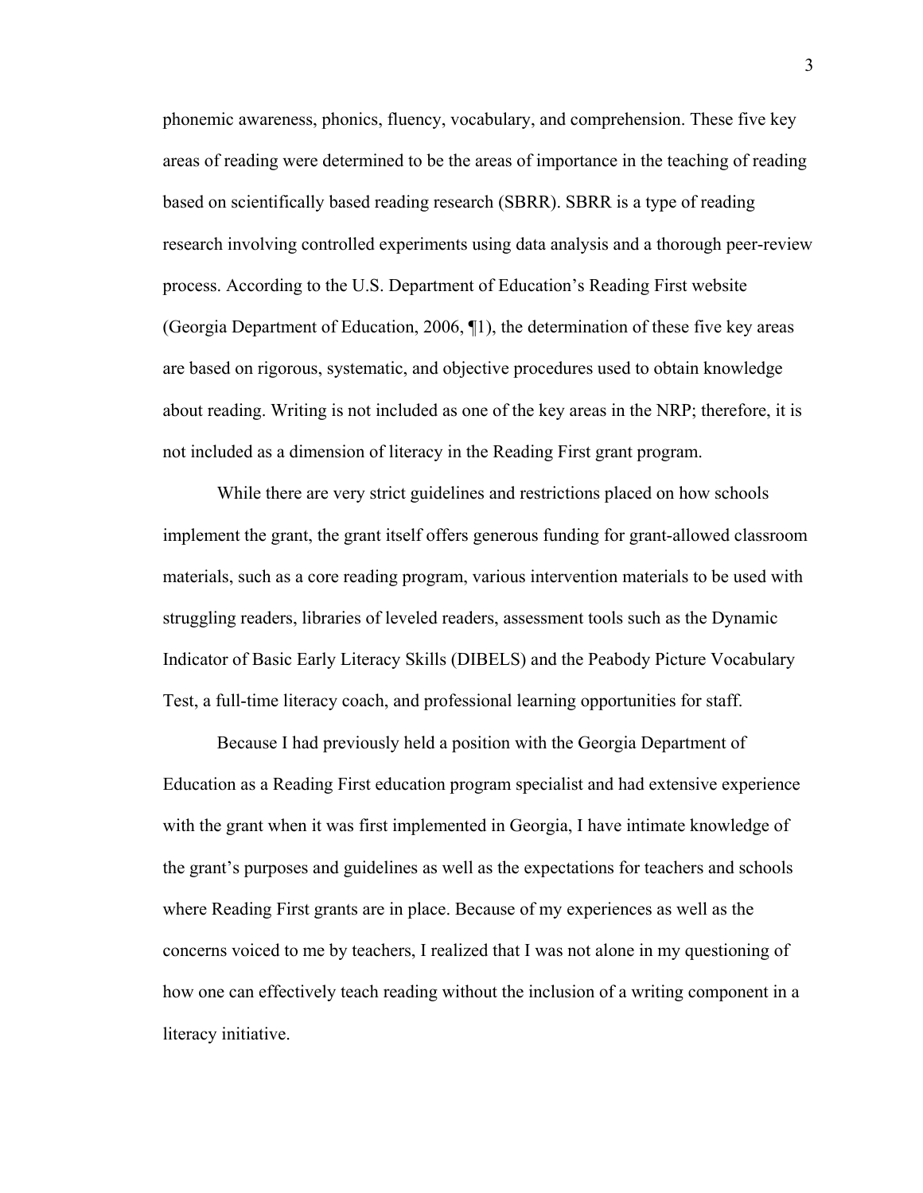phonemic awareness, phonics, fluency, vocabulary, and comprehension. These five key areas of reading were determined to be the areas of importance in the teaching of reading based on scientifically based reading research (SBRR). SBRR is a type of reading research involving controlled experiments using data analysis and a thorough peer-review process. According to the U.S. Department of Education's Reading First website (Georgia Department of Education, 2006, ¶1), the determination of these five key areas are based on rigorous, systematic, and objective procedures used to obtain knowledge about reading. Writing is not included as one of the key areas in the NRP; therefore, it is not included as a dimension of literacy in the Reading First grant program.

While there are very strict guidelines and restrictions placed on how schools implement the grant, the grant itself offers generous funding for grant-allowed classroom materials, such as a core reading program, various intervention materials to be used with struggling readers, libraries of leveled readers, assessment tools such as the Dynamic Indicator of Basic Early Literacy Skills (DIBELS) and the Peabody Picture Vocabulary Test, a full-time literacy coach, and professional learning opportunities for staff.

Because I had previously held a position with the Georgia Department of Education as a Reading First education program specialist and had extensive experience with the grant when it was first implemented in Georgia, I have intimate knowledge of the grant's purposes and guidelines as well as the expectations for teachers and schools where Reading First grants are in place. Because of my experiences as well as the concerns voiced to me by teachers, I realized that I was not alone in my questioning of how one can effectively teach reading without the inclusion of a writing component in a literacy initiative.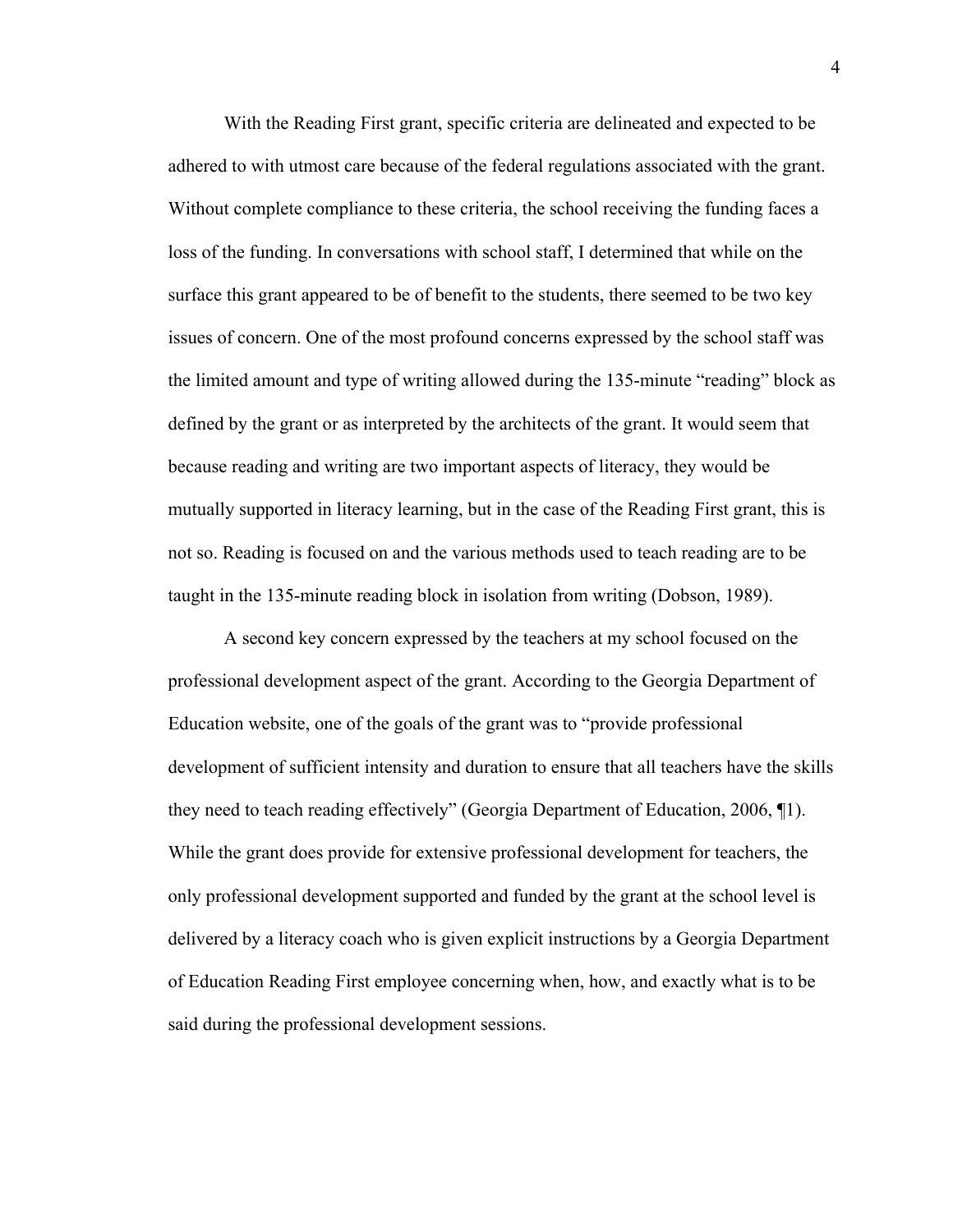With the Reading First grant, specific criteria are delineated and expected to be adhered to with utmost care because of the federal regulations associated with the grant. Without complete compliance to these criteria, the school receiving the funding faces a loss of the funding. In conversations with school staff, I determined that while on the surface this grant appeared to be of benefit to the students, there seemed to be two key issues of concern. One of the most profound concerns expressed by the school staff was the limited amount and type of writing allowed during the 135-minute "reading" block as defined by the grant or as interpreted by the architects of the grant. It would seem that because reading and writing are two important aspects of literacy, they would be mutually supported in literacy learning, but in the case of the Reading First grant, this is not so. Reading is focused on and the various methods used to teach reading are to be taught in the 135-minute reading block in isolation from writing (Dobson, 1989).

A second key concern expressed by the teachers at my school focused on the professional development aspect of the grant. According to the Georgia Department of Education website, one of the goals of the grant was to "provide professional development of sufficient intensity and duration to ensure that all teachers have the skills they need to teach reading effectively" (Georgia Department of Education, 2006, ¶1). While the grant does provide for extensive professional development for teachers, the only professional development supported and funded by the grant at the school level is delivered by a literacy coach who is given explicit instructions by a Georgia Department of Education Reading First employee concerning when, how, and exactly what is to be said during the professional development sessions.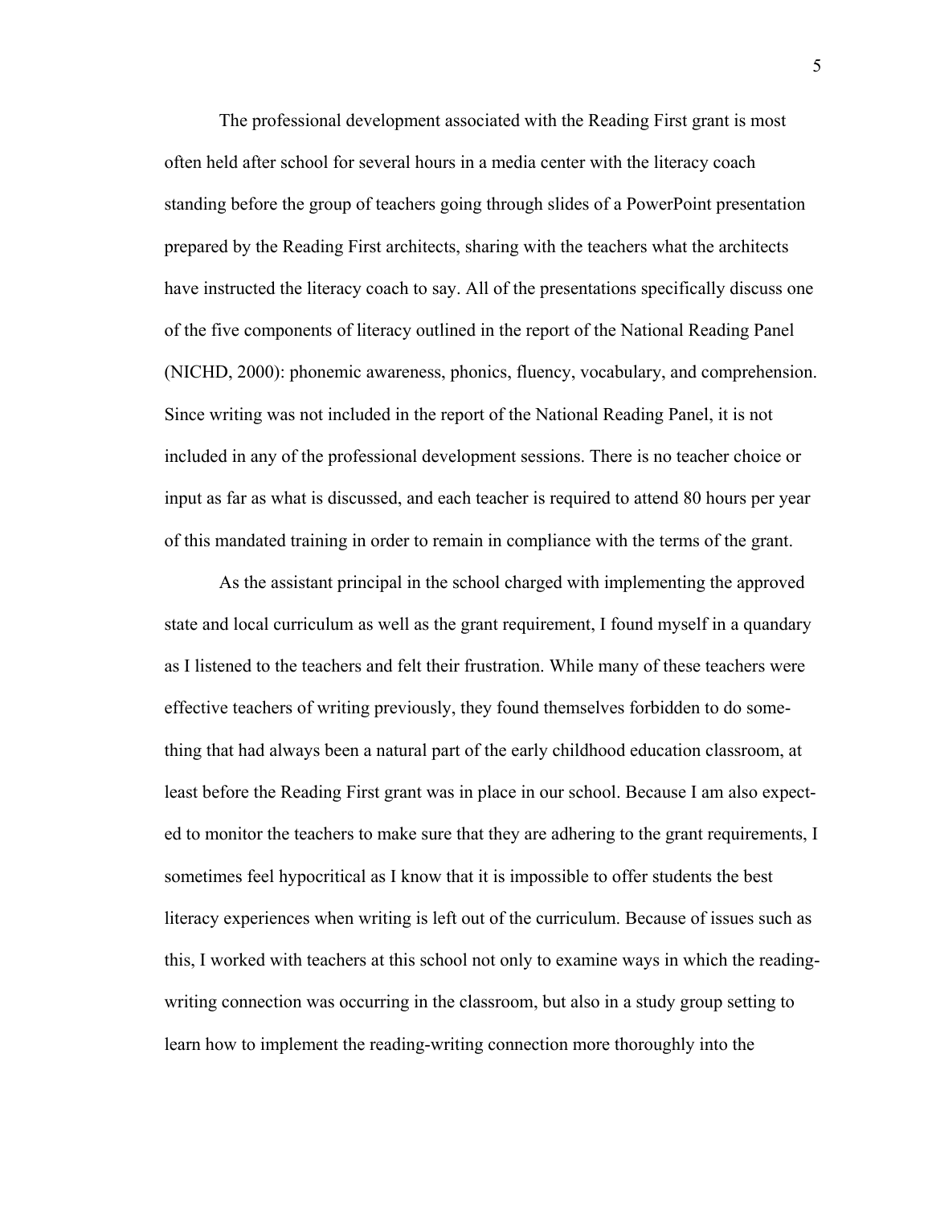The professional development associated with the Reading First grant is most often held after school for several hours in a media center with the literacy coach standing before the group of teachers going through slides of a PowerPoint presentation prepared by the Reading First architects, sharing with the teachers what the architects have instructed the literacy coach to say. All of the presentations specifically discuss one of the five components of literacy outlined in the report of the National Reading Panel (NICHD, 2000): phonemic awareness, phonics, fluency, vocabulary, and comprehension. Since writing was not included in the report of the National Reading Panel, it is not included in any of the professional development sessions. There is no teacher choice or input as far as what is discussed, and each teacher is required to attend 80 hours per year of this mandated training in order to remain in compliance with the terms of the grant.

As the assistant principal in the school charged with implementing the approved state and local curriculum as well as the grant requirement, I found myself in a quandary as I listened to the teachers and felt their frustration. While many of these teachers were effective teachers of writing previously, they found themselves forbidden to do something that had always been a natural part of the early childhood education classroom, at least before the Reading First grant was in place in our school. Because I am also expected to monitor the teachers to make sure that they are adhering to the grant requirements, I sometimes feel hypocritical as I know that it is impossible to offer students the best literacy experiences when writing is left out of the curriculum. Because of issues such as this, I worked with teachers at this school not only to examine ways in which the reading-writing connection was occurring in the classroom, but also in a study group setting to learn how to implement the reading-writing connection more thoroughly into the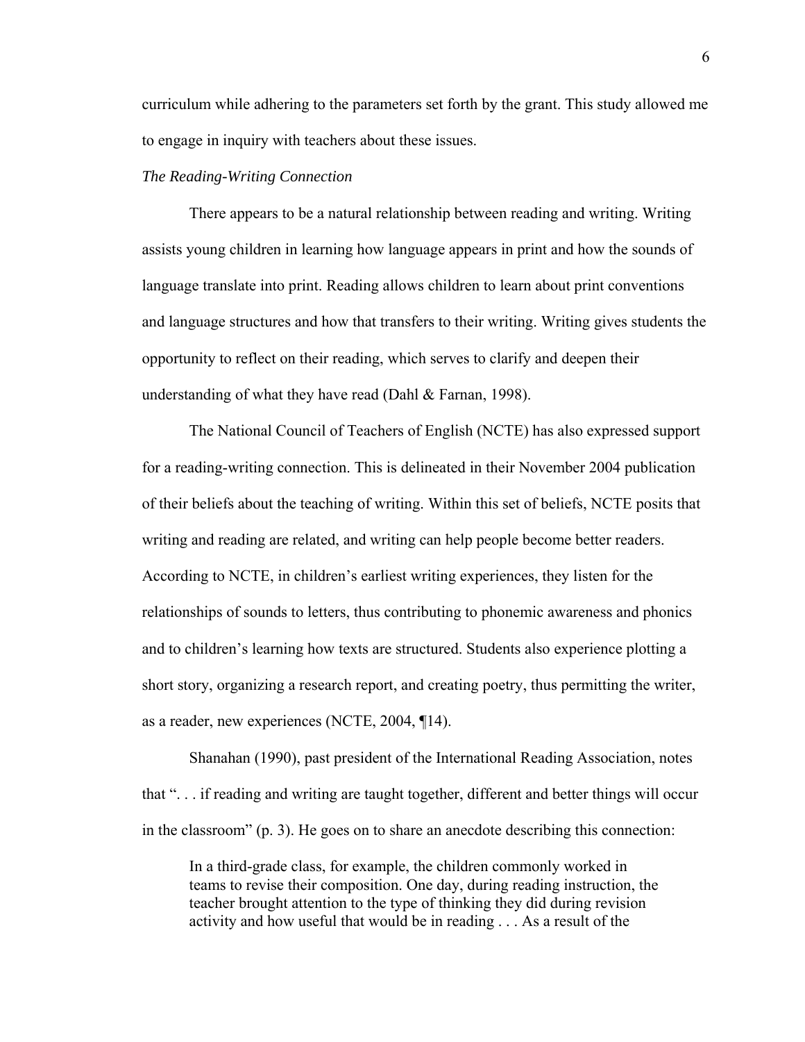curriculum while adhering to the parameters set forth by the grant. This study allowed me to engage in inquiry with teachers about these issues.

*The Reading-Writing Connection*

There appears to be a natural relationship between reading and writing. Writing assists young children in learning how language appears in print and how the sounds of language translate into print. Reading allows children to learn about print conventions and language structures and how that transfers to their writing. Writing gives students the opportunity to reflect on their reading, which serves to clarify and deepen their understanding of what they have read (Dahl & Farnan, 1998).

The National Council of Teachers of English (NCTE) has also expressed support for a reading-writing connection. This is delineated in their November 2004 publication of their beliefs about the teaching of writing. Within this set of beliefs, NCTE posits that writing and reading are related, and writing can help people become better readers. According to NCTE, in children's earliest writing experiences, they listen for the relationships of sounds to letters, thus contributing to phonemic awareness and phonics and to children's learning how texts are structured. Students also experience plotting a short story, organizing a research report, and creating poetry, thus permitting the writer, as a reader, new experiences (NCTE, 2004, ¶14).

Shanahan (1990), past president of the International Reading Association, notes that ". . . if reading and writing are taught together, different and better things will occur in the classroom" (p. 3). He goes on to share an anecdote describing this connection:

> In a third-grade class, for example, the children commonly worked in teams to revise their composition. One day, during reading instruction, the teacher brought attention to the type of thinking they did during revision activity and how useful that would be in reading . . . As a result of the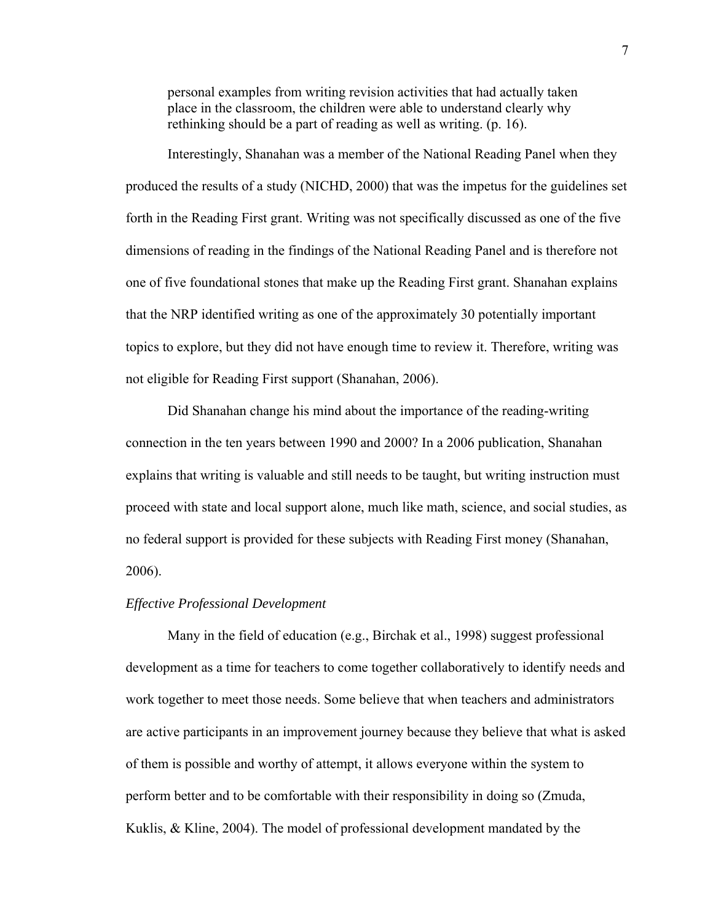> personal examples from writing revision activities that had actually taken place in the classroom, the children were able to understand clearly why rethinking should be a part of reading as well as writing. (p. 16).

Interestingly, Shanahan was a member of the National Reading Panel when they produced the results of a study (NICHD, 2000) that was the impetus for the guidelines set forth in the Reading First grant. Writing was not specifically discussed as one of the five dimensions of reading in the findings of the National Reading Panel and is therefore not one of five foundational stones that make up the Reading First grant. Shanahan explains that the NRP identified writing as one of the approximately 30 potentially important topics to explore, but they did not have enough time to review it. Therefore, writing was not eligible for Reading First support (Shanahan, 2006).

Did Shanahan change his mind about the importance of the reading-writing connection in the ten years between 1990 and 2000? In a 2006 publication, Shanahan explains that writing is valuable and still needs to be taught, but writing instruction must proceed with state and local support alone, much like math, science, and social studies, as no federal support is provided for these subjects with Reading First money (Shanahan, 2006).

*Effective Professional Development*

Many in the field of education (e.g., Birchak et al., 1998) suggest professional development as a time for teachers to come together collaboratively to identify needs and work together to meet those needs. Some believe that when teachers and administrators are active participants in an improvement journey because they believe that what is asked of them is possible and worthy of attempt, it allows everyone within the system to perform better and to be comfortable with their responsibility in doing so (Zmuda, Kuklis, & Kline, 2004). The model of professional development mandated by the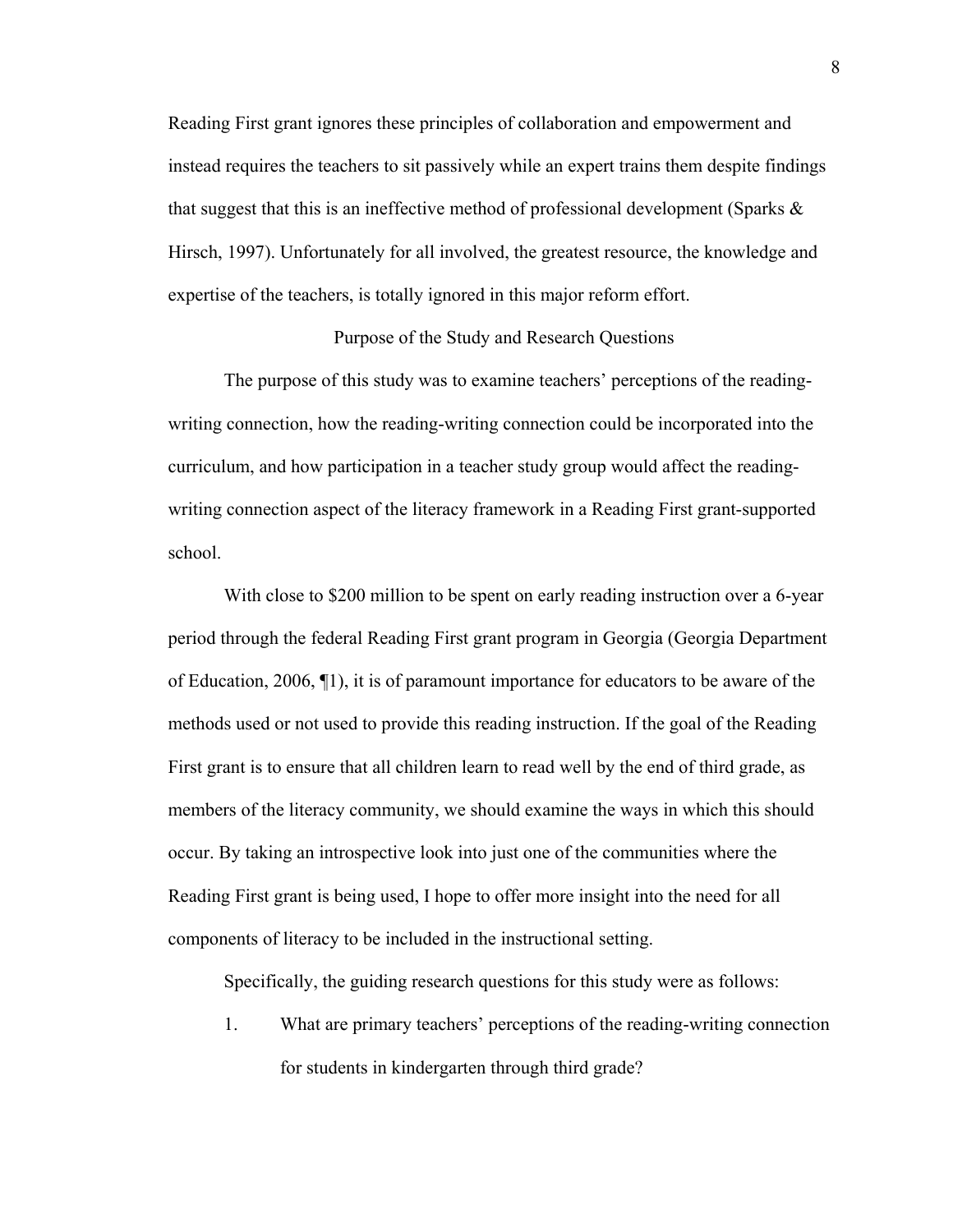Reading First grant ignores these principles of collaboration and empowerment and instead requires the teachers to sit passively while an expert trains them despite findings that suggest that this is an ineffective method of professional development (Sparks & Hirsch, 1997). Unfortunately for all involved, the greatest resource, the knowledge and expertise of the teachers, is totally ignored in this major reform effort.

## Purpose of the Study and Research Questions

The purpose of this study was to examine teachers' perceptions of the reading-writing connection, how the reading-writing connection could be incorporated into the curriculum, and how participation in a teacher study group would affect the reading-writing connection aspect of the literacy framework in a Reading First grant-supported school.

With close to $200 million to be spent on early reading instruction over a 6-year period through the federal Reading First grant program in Georgia (Georgia Department of Education, 2006, ¶1), it is of paramount importance for educators to be aware of the methods used or not used to provide this reading instruction. If the goal of the Reading First grant is to ensure that all children learn to read well by the end of third grade, as members of the literacy community, we should examine the ways in which this should occur. By taking an introspective look into just one of the communities where the Reading First grant is being used, I hope to offer more insight into the need for all components of literacy to be included in the instructional setting.

Specifically, the guiding research questions for this study were as follows:

1. What are primary teachers' perceptions of the reading-writing connection for students in kindergarten through third grade?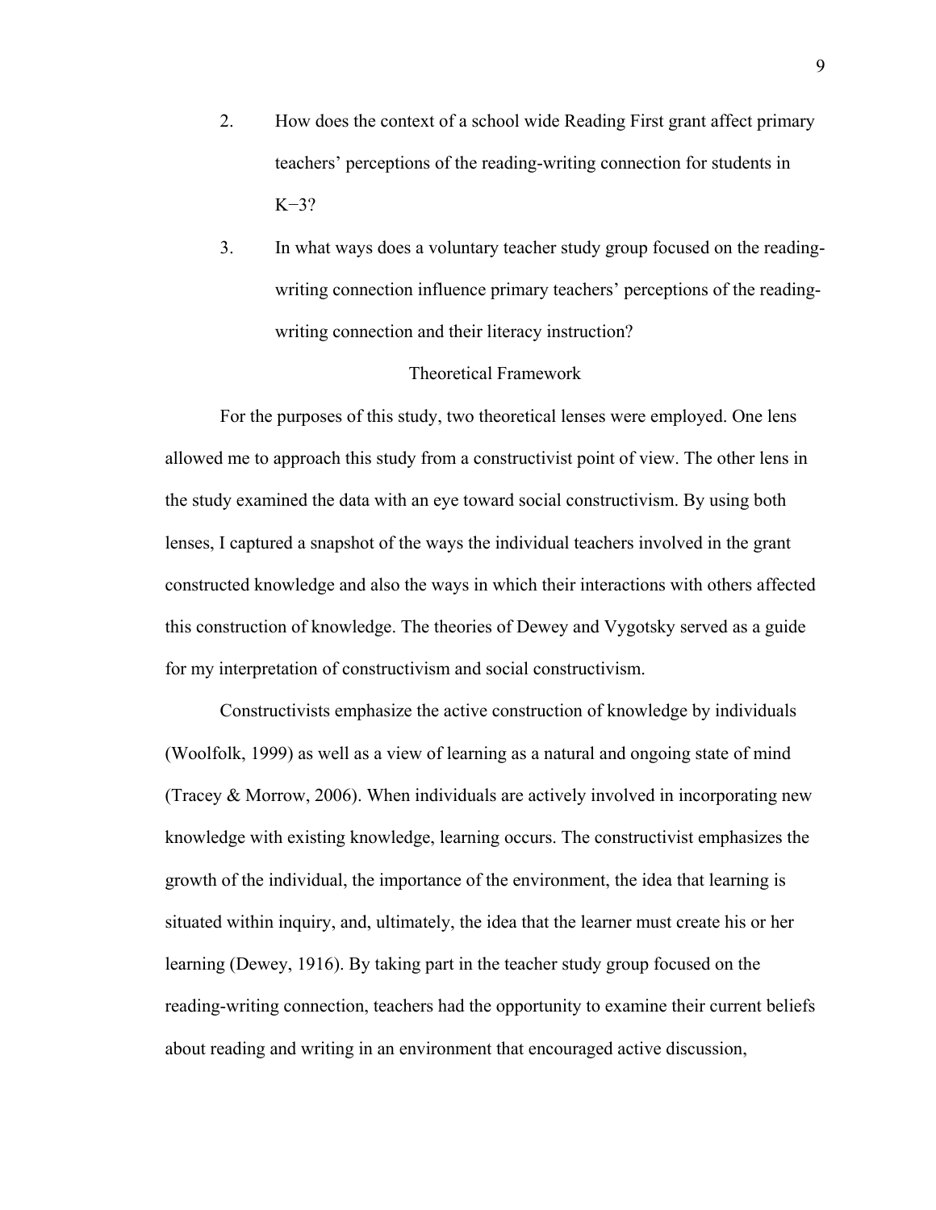2. How does the context of a school wide Reading First grant affect primary teachers' perceptions of the reading-writing connection for students in K−3?

3. In what ways does a voluntary teacher study group focused on the reading-writing connection influence primary teachers' perceptions of the reading-writing connection and their literacy instruction?

## Theoretical Framework

For the purposes of this study, two theoretical lenses were employed. One lens allowed me to approach this study from a constructivist point of view. The other lens in the study examined the data with an eye toward social constructivism. By using both lenses, I captured a snapshot of the ways the individual teachers involved in the grant constructed knowledge and also the ways in which their interactions with others affected this construction of knowledge. The theories of Dewey and Vygotsky served as a guide for my interpretation of constructivism and social constructivism.

Constructivists emphasize the active construction of knowledge by individuals (Woolfolk, 1999) as well as a view of learning as a natural and ongoing state of mind (Tracey & Morrow, 2006). When individuals are actively involved in incorporating new knowledge with existing knowledge, learning occurs. The constructivist emphasizes the growth of the individual, the importance of the environment, the idea that learning is situated within inquiry, and, ultimately, the idea that the learner must create his or her learning (Dewey, 1916). By taking part in the teacher study group focused on the reading-writing connection, teachers had the opportunity to examine their current beliefs about reading and writing in an environment that encouraged active discussion,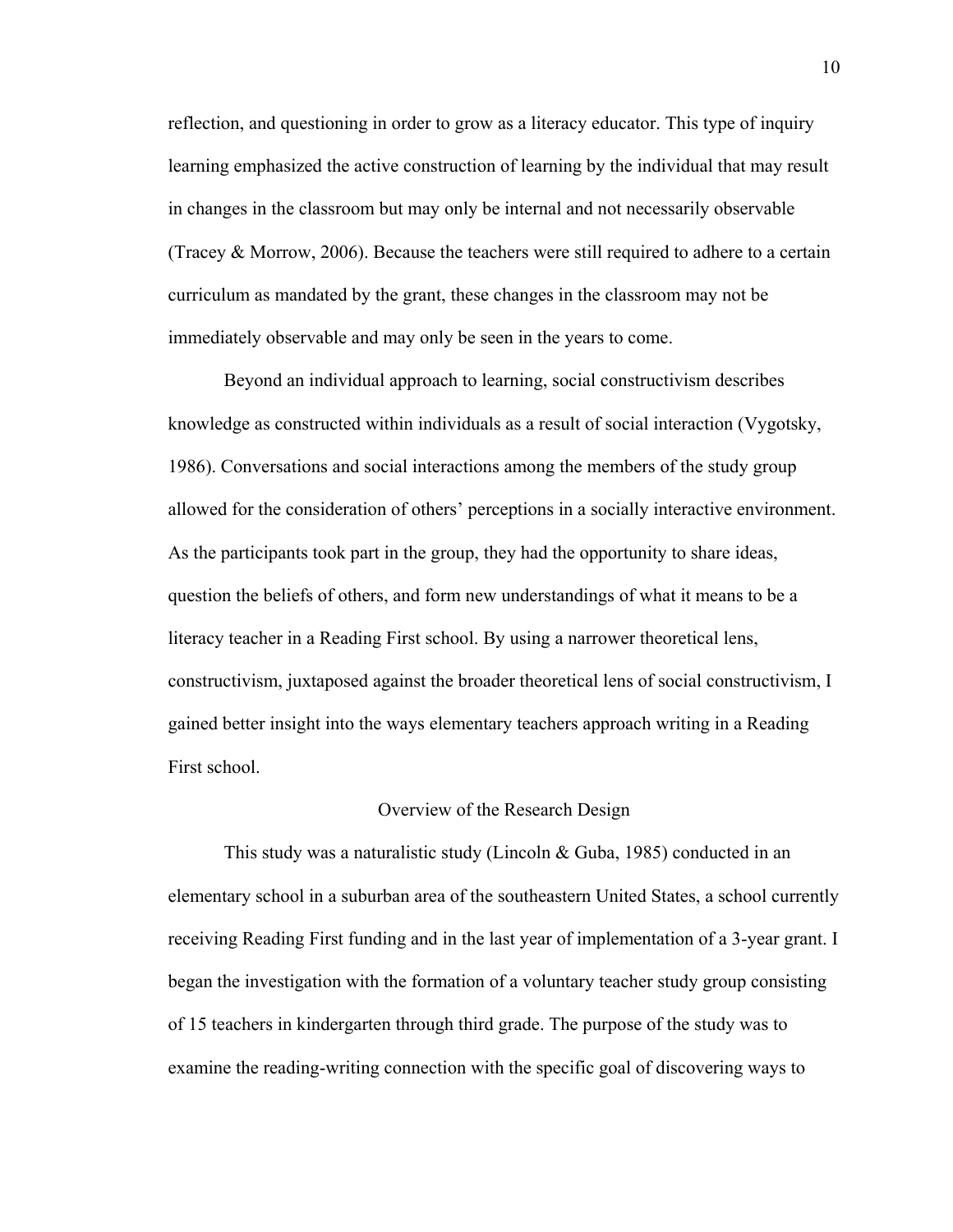reflection, and questioning in order to grow as a literacy educator. This type of inquiry learning emphasized the active construction of learning by the individual that may result in changes in the classroom but may only be internal and not necessarily observable (Tracey & Morrow, 2006). Because the teachers were still required to adhere to a certain curriculum as mandated by the grant, these changes in the classroom may not be immediately observable and may only be seen in the years to come.

Beyond an individual approach to learning, social constructivism describes knowledge as constructed within individuals as a result of social interaction (Vygotsky, 1986). Conversations and social interactions among the members of the study group allowed for the consideration of others' perceptions in a socially interactive environment. As the participants took part in the group, they had the opportunity to share ideas, question the beliefs of others, and form new understandings of what it means to be a literacy teacher in a Reading First school. By using a narrower theoretical lens, constructivism, juxtaposed against the broader theoretical lens of social constructivism, I gained better insight into the ways elementary teachers approach writing in a Reading First school.

## Overview of the Research Design

This study was a naturalistic study (Lincoln & Guba, 1985) conducted in an elementary school in a suburban area of the southeastern United States, a school currently receiving Reading First funding and in the last year of implementation of a 3-year grant. I began the investigation with the formation of a voluntary teacher study group consisting of 15 teachers in kindergarten through third grade. The purpose of the study was to examine the reading-writing connection with the specific goal of discovering ways to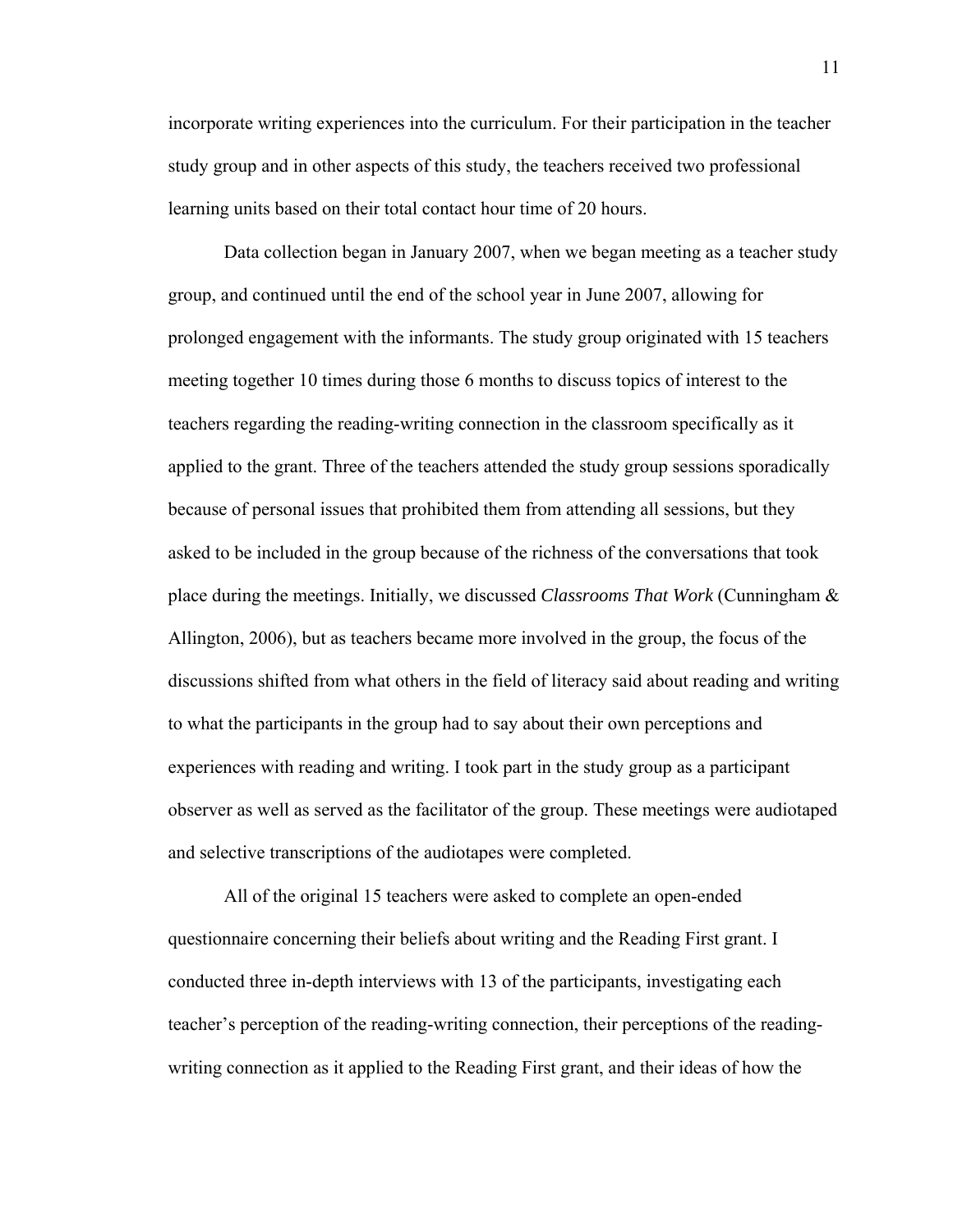incorporate writing experiences into the curriculum. For their participation in the teacher study group and in other aspects of this study, the teachers received two professional learning units based on their total contact hour time of 20 hours.

Data collection began in January 2007, when we began meeting as a teacher study group, and continued until the end of the school year in June 2007, allowing for prolonged engagement with the informants. The study group originated with 15 teachers meeting together 10 times during those 6 months to discuss topics of interest to the teachers regarding the reading-writing connection in the classroom specifically as it applied to the grant. Three of the teachers attended the study group sessions sporadically because of personal issues that prohibited them from attending all sessions, but they asked to be included in the group because of the richness of the conversations that took place during the meetings. Initially, we discussed *Classrooms That Work* (Cunningham & Allington, 2006), but as teachers became more involved in the group, the focus of the discussions shifted from what others in the field of literacy said about reading and writing to what the participants in the group had to say about their own perceptions and experiences with reading and writing. I took part in the study group as a participant observer as well as served as the facilitator of the group. These meetings were audiotaped and selective transcriptions of the audiotapes were completed.

All of the original 15 teachers were asked to complete an open-ended questionnaire concerning their beliefs about writing and the Reading First grant. I conducted three in-depth interviews with 13 of the participants, investigating each teacher's perception of the reading-writing connection, their perceptions of the reading-writing connection as it applied to the Reading First grant, and their ideas of how the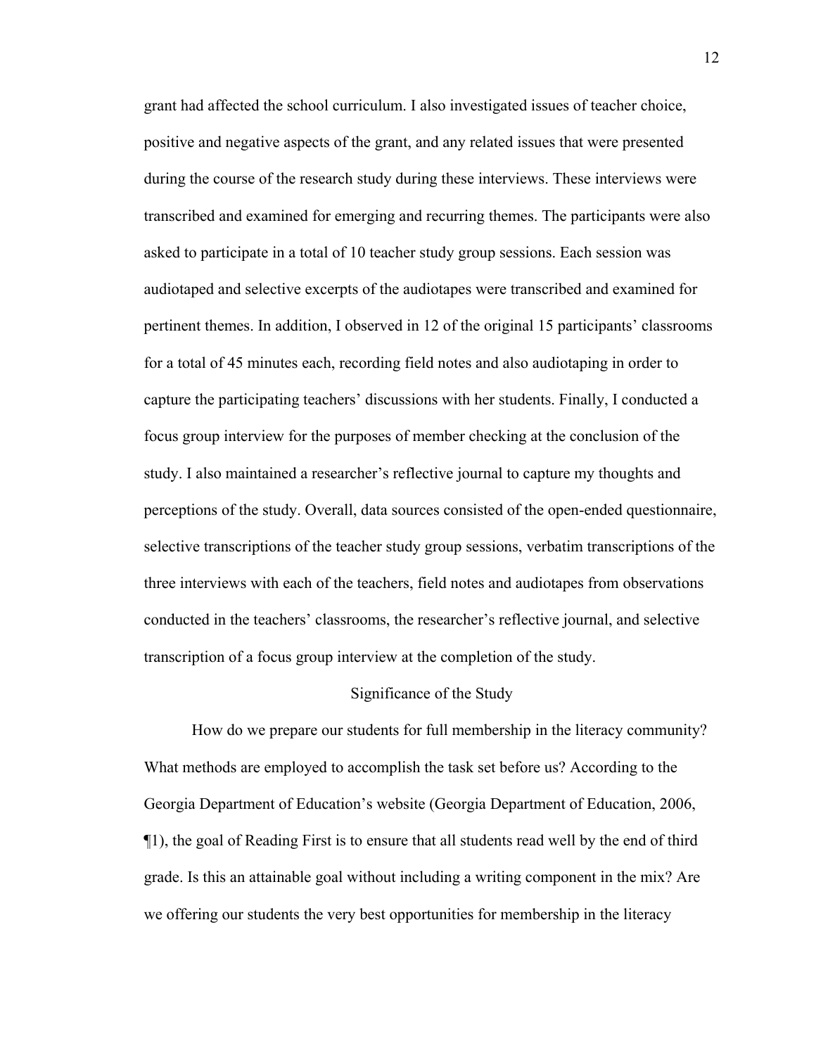grant had affected the school curriculum. I also investigated issues of teacher choice, positive and negative aspects of the grant, and any related issues that were presented during the course of the research study during these interviews. These interviews were transcribed and examined for emerging and recurring themes. The participants were also asked to participate in a total of 10 teacher study group sessions. Each session was audiotaped and selective excerpts of the audiotapes were transcribed and examined for pertinent themes. In addition, I observed in 12 of the original 15 participants' classrooms for a total of 45 minutes each, recording field notes and also audiotaping in order to capture the participating teachers' discussions with her students. Finally, I conducted a focus group interview for the purposes of member checking at the conclusion of the study. I also maintained a researcher's reflective journal to capture my thoughts and perceptions of the study. Overall, data sources consisted of the open-ended questionnaire, selective transcriptions of the teacher study group sessions, verbatim transcriptions of the three interviews with each of the teachers, field notes and audiotapes from observations conducted in the teachers' classrooms, the researcher's reflective journal, and selective transcription of a focus group interview at the completion of the study.

## Significance of the Study

How do we prepare our students for full membership in the literacy community? What methods are employed to accomplish the task set before us? According to the Georgia Department of Education's website (Georgia Department of Education, 2006, ¶1), the goal of Reading First is to ensure that all students read well by the end of third grade. Is this an attainable goal without including a writing component in the mix? Are we offering our students the very best opportunities for membership in the literacy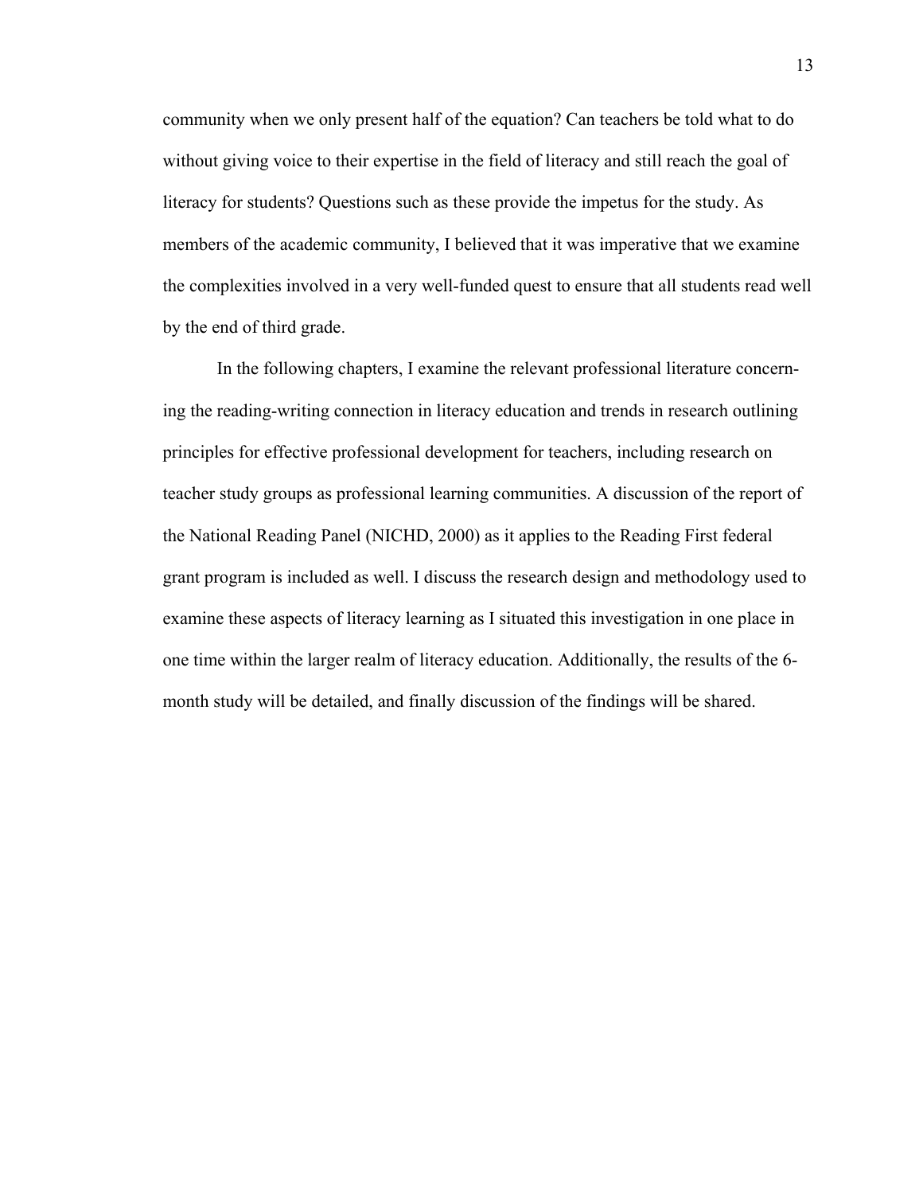community when we only present half of the equation? Can teachers be told what to do without giving voice to their expertise in the field of literacy and still reach the goal of literacy for students? Questions such as these provide the impetus for the study. As members of the academic community, I believed that it was imperative that we examine the complexities involved in a very well-funded quest to ensure that all students read well by the end of third grade.

In the following chapters, I examine the relevant professional literature concerning the reading-writing connection in literacy education and trends in research outlining principles for effective professional development for teachers, including research on teacher study groups as professional learning communities. A discussion of the report of the National Reading Panel (NICHD, 2000) as it applies to the Reading First federal grant program is included as well. I discuss the research design and methodology used to examine these aspects of literacy learning as I situated this investigation in one place in one time within the larger realm of literacy education. Additionally, the results of the 6-month study will be detailed, and finally discussion of the findings will be shared.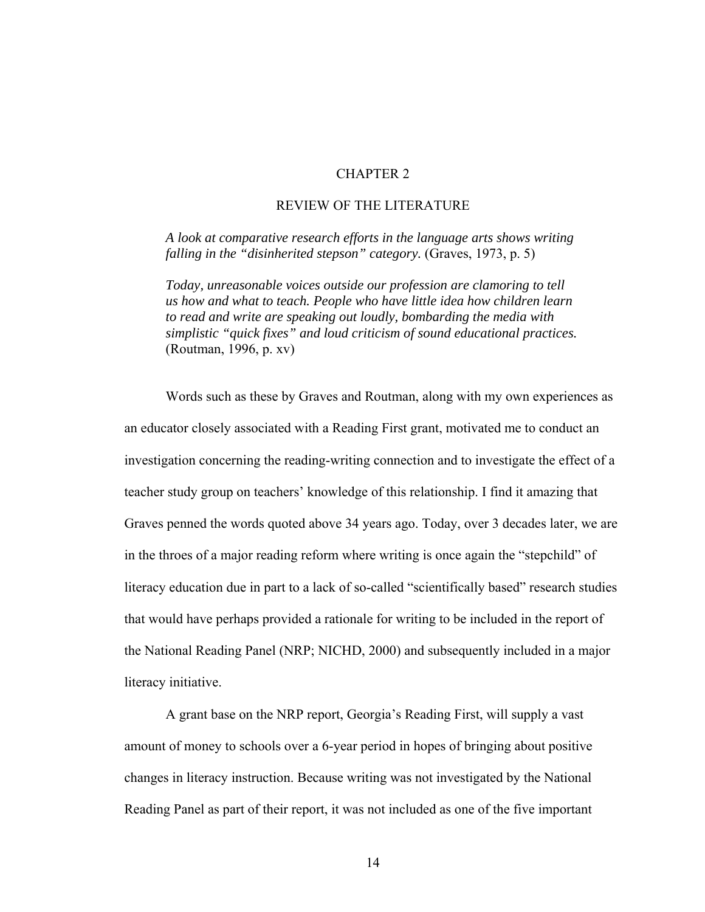# CHAPTER 2

## REVIEW OF THE LITERATURE

> *A look at comparative research efforts in the language arts shows writing falling in the "disinherited stepson" category.* (Graves, 1973, p. 5)

> *Today, unreasonable voices outside our profession are clamoring to tell us how and what to teach. People who have little idea how children learn to read and write are speaking out loudly, bombarding the media with simplistic "quick fixes" and loud criticism of sound educational practices.* (Routman, 1996, p. xv)

Words such as these by Graves and Routman, along with my own experiences as an educator closely associated with a Reading First grant, motivated me to conduct an investigation concerning the reading-writing connection and to investigate the effect of a teacher study group on teachers' knowledge of this relationship. I find it amazing that Graves penned the words quoted above 34 years ago. Today, over 3 decades later, we are in the throes of a major reading reform where writing is once again the "stepchild" of literacy education due in part to a lack of so-called "scientifically based" research studies that would have perhaps provided a rationale for writing to be included in the report of the National Reading Panel (NRP; NICHD, 2000) and subsequently included in a major literacy initiative.

A grant base on the NRP report, Georgia's Reading First, will supply a vast amount of money to schools over a 6-year period in hopes of bringing about positive changes in literacy instruction. Because writing was not investigated by the National Reading Panel as part of their report, it was not included as one of the five important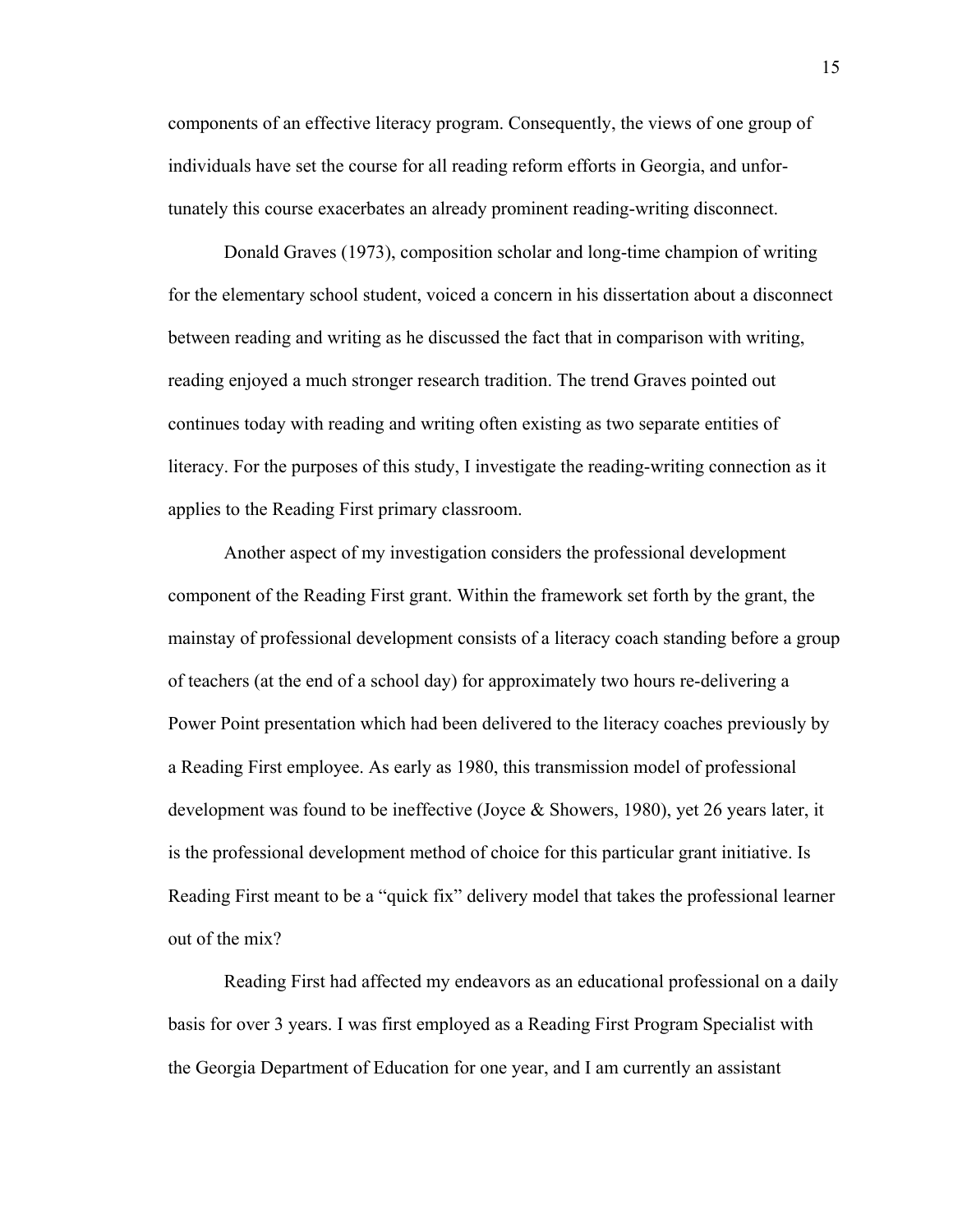components of an effective literacy program. Consequently, the views of one group of individuals have set the course for all reading reform efforts in Georgia, and unfortunately this course exacerbates an already prominent reading-writing disconnect.

Donald Graves (1973), composition scholar and long-time champion of writing for the elementary school student, voiced a concern in his dissertation about a disconnect between reading and writing as he discussed the fact that in comparison with writing, reading enjoyed a much stronger research tradition. The trend Graves pointed out continues today with reading and writing often existing as two separate entities of literacy. For the purposes of this study, I investigate the reading-writing connection as it applies to the Reading First primary classroom.

Another aspect of my investigation considers the professional development component of the Reading First grant. Within the framework set forth by the grant, the mainstay of professional development consists of a literacy coach standing before a group of teachers (at the end of a school day) for approximately two hours re-delivering a Power Point presentation which had been delivered to the literacy coaches previously by a Reading First employee. As early as 1980, this transmission model of professional development was found to be ineffective (Joyce & Showers, 1980), yet 26 years later, it is the professional development method of choice for this particular grant initiative. Is Reading First meant to be a "quick fix" delivery model that takes the professional learner out of the mix?

Reading First had affected my endeavors as an educational professional on a daily basis for over 3 years. I was first employed as a Reading First Program Specialist with the Georgia Department of Education for one year, and I am currently an assistant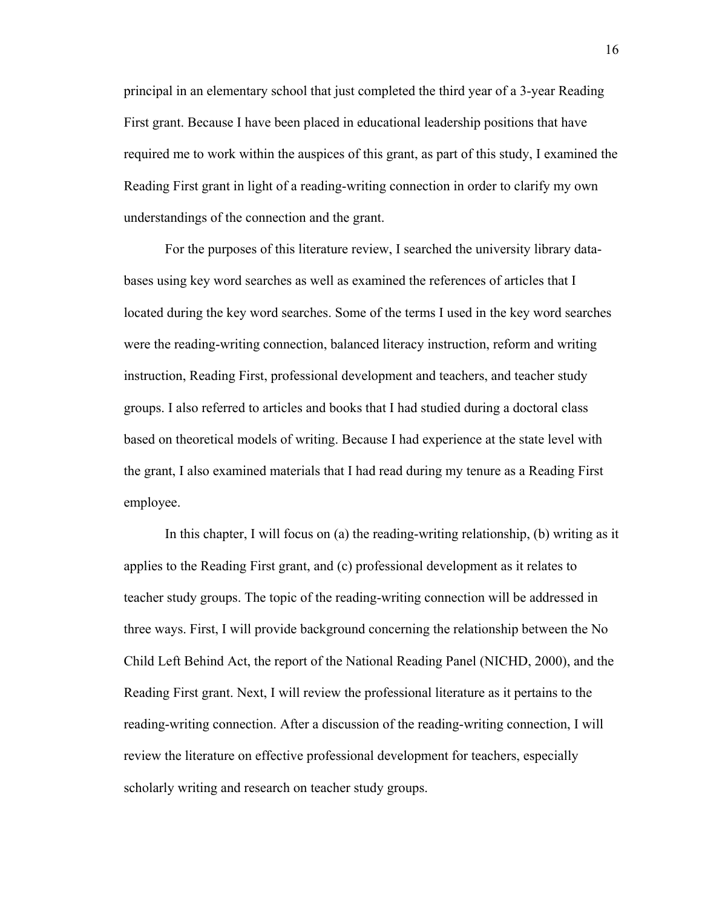principal in an elementary school that just completed the third year of a 3-year Reading First grant. Because I have been placed in educational leadership positions that have required me to work within the auspices of this grant, as part of this study, I examined the Reading First grant in light of a reading-writing connection in order to clarify my own understandings of the connection and the grant.

For the purposes of this literature review, I searched the university library data-bases using key word searches as well as examined the references of articles that I located during the key word searches. Some of the terms I used in the key word searches were the reading-writing connection, balanced literacy instruction, reform and writing instruction, Reading First, professional development and teachers, and teacher study groups. I also referred to articles and books that I had studied during a doctoral class based on theoretical models of writing. Because I had experience at the state level with the grant, I also examined materials that I had read during my tenure as a Reading First employee.

In this chapter, I will focus on (a) the reading-writing relationship, (b) writing as it applies to the Reading First grant, and (c) professional development as it relates to teacher study groups. The topic of the reading-writing connection will be addressed in three ways. First, I will provide background concerning the relationship between the No Child Left Behind Act, the report of the National Reading Panel (NICHD, 2000), and the Reading First grant. Next, I will review the professional literature as it pertains to the reading-writing connection. After a discussion of the reading-writing connection, I will review the literature on effective professional development for teachers, especially scholarly writing and research on teacher study groups.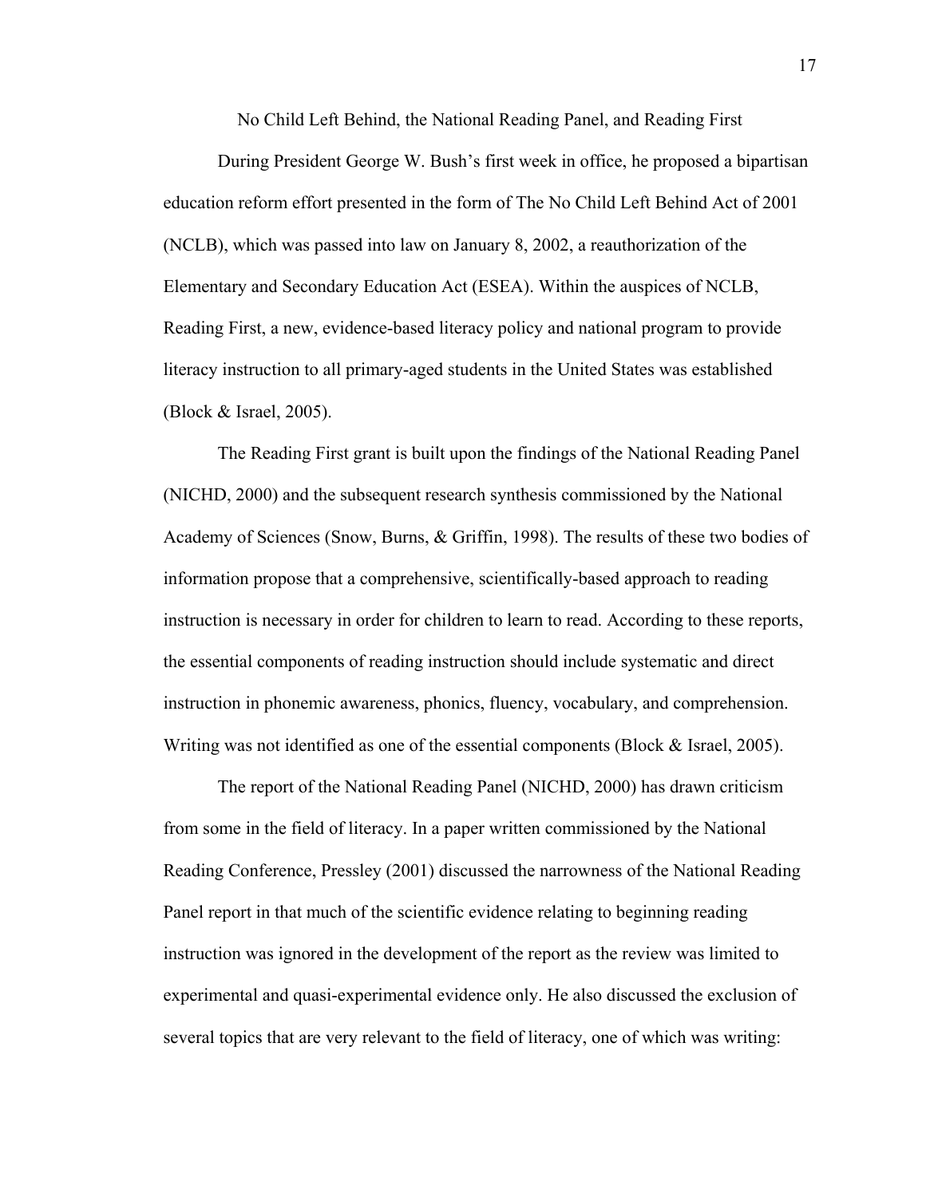## No Child Left Behind, the National Reading Panel, and Reading First

During President George W. Bush's first week in office, he proposed a bipartisan education reform effort presented in the form of The No Child Left Behind Act of 2001 (NCLB), which was passed into law on January 8, 2002, a reauthorization of the Elementary and Secondary Education Act (ESEA). Within the auspices of NCLB, Reading First, a new, evidence-based literacy policy and national program to provide literacy instruction to all primary-aged students in the United States was established (Block & Israel, 2005).

The Reading First grant is built upon the findings of the National Reading Panel (NICHD, 2000) and the subsequent research synthesis commissioned by the National Academy of Sciences (Snow, Burns, & Griffin, 1998). The results of these two bodies of information propose that a comprehensive, scientifically-based approach to reading instruction is necessary in order for children to learn to read. According to these reports, the essential components of reading instruction should include systematic and direct instruction in phonemic awareness, phonics, fluency, vocabulary, and comprehension. Writing was not identified as one of the essential components (Block & Israel, 2005).

The report of the National Reading Panel (NICHD, 2000) has drawn criticism from some in the field of literacy. In a paper written commissioned by the National Reading Conference, Pressley (2001) discussed the narrowness of the National Reading Panel report in that much of the scientific evidence relating to beginning reading instruction was ignored in the development of the report as the review was limited to experimental and quasi-experimental evidence only. He also discussed the exclusion of several topics that are very relevant to the field of literacy, one of which was writing: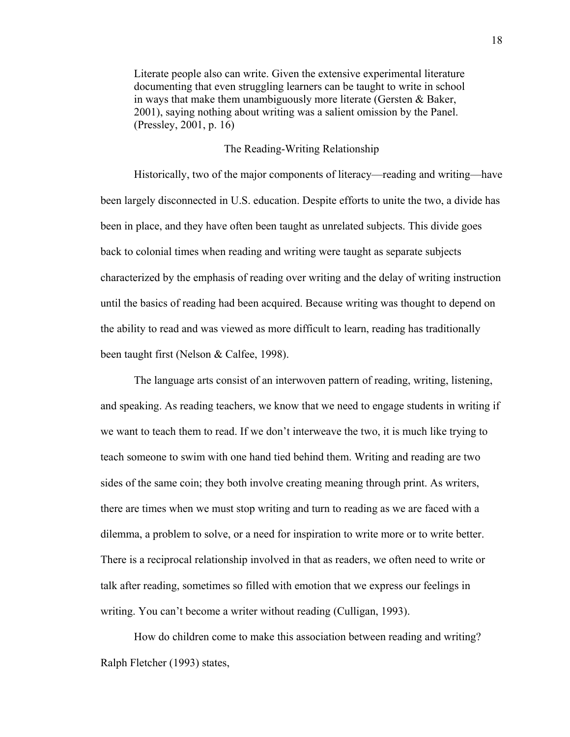> Literate people also can write. Given the extensive experimental literature documenting that even struggling learners can be taught to write in school in ways that make them unambiguously more literate (Gersten & Baker, 2001), saying nothing about writing was a salient omission by the Panel. (Pressley, 2001, p. 16)

## The Reading-Writing Relationship

Historically, two of the major components of literacy—reading and writing—have been largely disconnected in U.S. education. Despite efforts to unite the two, a divide has been in place, and they have often been taught as unrelated subjects. This divide goes back to colonial times when reading and writing were taught as separate subjects characterized by the emphasis of reading over writing and the delay of writing instruction until the basics of reading had been acquired. Because writing was thought to depend on the ability to read and was viewed as more difficult to learn, reading has traditionally been taught first (Nelson & Calfee, 1998).

The language arts consist of an interwoven pattern of reading, writing, listening, and speaking. As reading teachers, we know that we need to engage students in writing if we want to teach them to read. If we don't interweave the two, it is much like trying to teach someone to swim with one hand tied behind them. Writing and reading are two sides of the same coin; they both involve creating meaning through print. As writers, there are times when we must stop writing and turn to reading as we are faced with a dilemma, a problem to solve, or a need for inspiration to write more or to write better. There is a reciprocal relationship involved in that as readers, we often need to write or talk after reading, sometimes so filled with emotion that we express our feelings in writing. You can't become a writer without reading (Culligan, 1993).

How do children come to make this association between reading and writing? Ralph Fletcher (1993) states,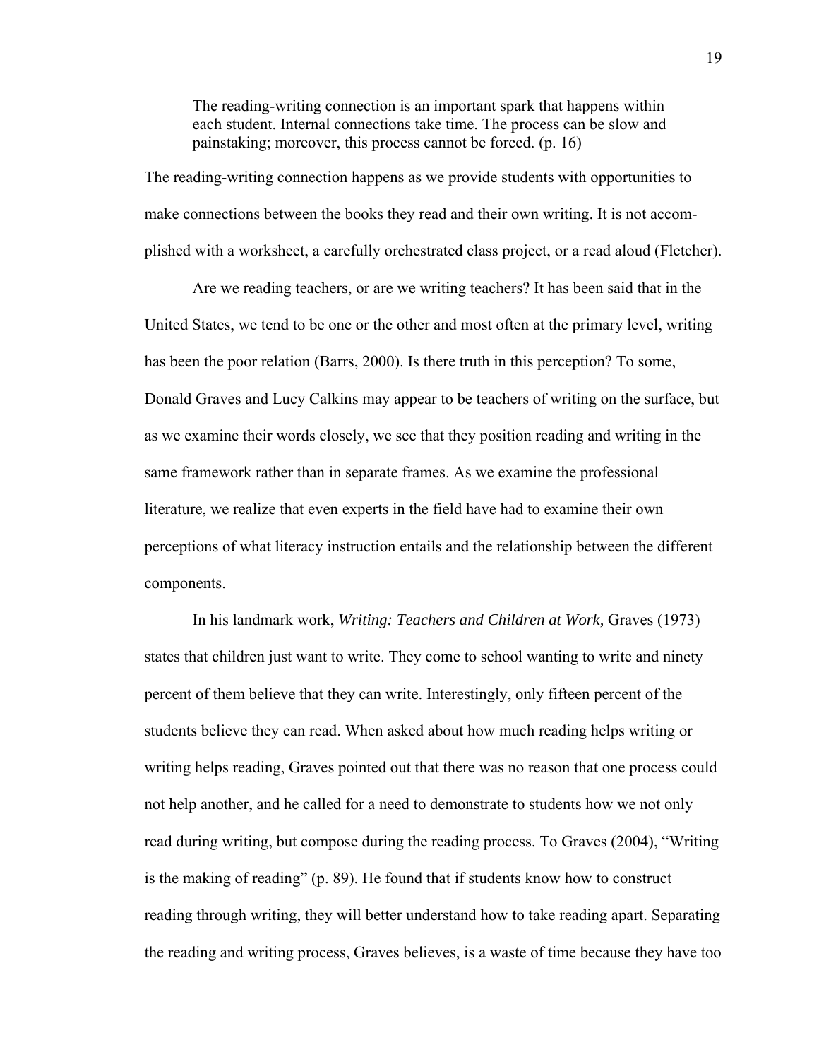> The reading-writing connection is an important spark that happens within each student. Internal connections take time. The process can be slow and painstaking; moreover, this process cannot be forced. (p. 16)

The reading-writing connection happens as we provide students with opportunities to make connections between the books they read and their own writing. It is not accomplished with a worksheet, a carefully orchestrated class project, or a read aloud (Fletcher).

Are we reading teachers, or are we writing teachers? It has been said that in the United States, we tend to be one or the other and most often at the primary level, writing has been the poor relation (Barrs, 2000). Is there truth in this perception? To some, Donald Graves and Lucy Calkins may appear to be teachers of writing on the surface, but as we examine their words closely, we see that they position reading and writing in the same framework rather than in separate frames. As we examine the professional literature, we realize that even experts in the field have had to examine their own perceptions of what literacy instruction entails and the relationship between the different components.

In his landmark work, *Writing: Teachers and Children at Work,* Graves (1973) states that children just want to write. They come to school wanting to write and ninety percent of them believe that they can write. Interestingly, only fifteen percent of the students believe they can read. When asked about how much reading helps writing or writing helps reading, Graves pointed out that there was no reason that one process could not help another, and he called for a need to demonstrate to students how we not only read during writing, but compose during the reading process. To Graves (2004), "Writing is the making of reading" (p. 89). He found that if students know how to construct reading through writing, they will better understand how to take reading apart. Separating the reading and writing process, Graves believes, is a waste of time because they have too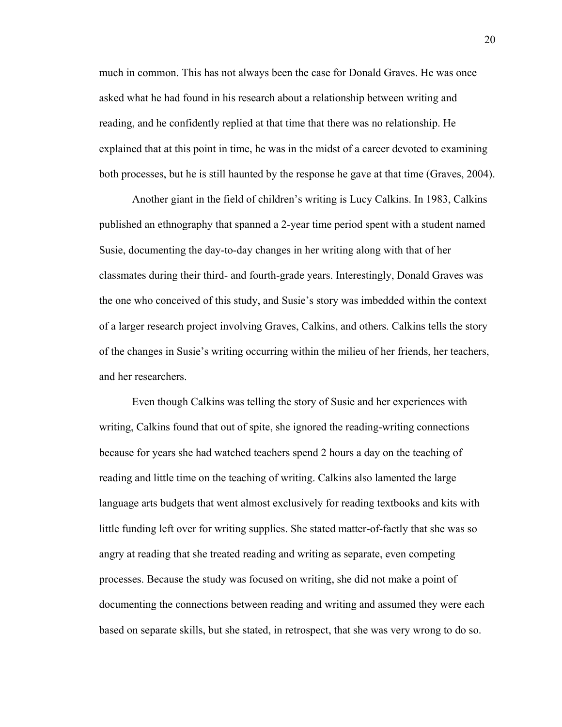much in common. This has not always been the case for Donald Graves. He was once asked what he had found in his research about a relationship between writing and reading, and he confidently replied at that time that there was no relationship. He explained that at this point in time, he was in the midst of a career devoted to examining both processes, but he is still haunted by the response he gave at that time (Graves, 2004).

Another giant in the field of children's writing is Lucy Calkins. In 1983, Calkins published an ethnography that spanned a 2-year time period spent with a student named Susie, documenting the day-to-day changes in her writing along with that of her classmates during their third- and fourth-grade years. Interestingly, Donald Graves was the one who conceived of this study, and Susie's story was imbedded within the context of a larger research project involving Graves, Calkins, and others. Calkins tells the story of the changes in Susie's writing occurring within the milieu of her friends, her teachers, and her researchers.

Even though Calkins was telling the story of Susie and her experiences with writing, Calkins found that out of spite, she ignored the reading-writing connections because for years she had watched teachers spend 2 hours a day on the teaching of reading and little time on the teaching of writing. Calkins also lamented the large language arts budgets that went almost exclusively for reading textbooks and kits with little funding left over for writing supplies. She stated matter-of-factly that she was so angry at reading that she treated reading and writing as separate, even competing processes. Because the study was focused on writing, she did not make a point of documenting the connections between reading and writing and assumed they were each based on separate skills, but she stated, in retrospect, that she was very wrong to do so.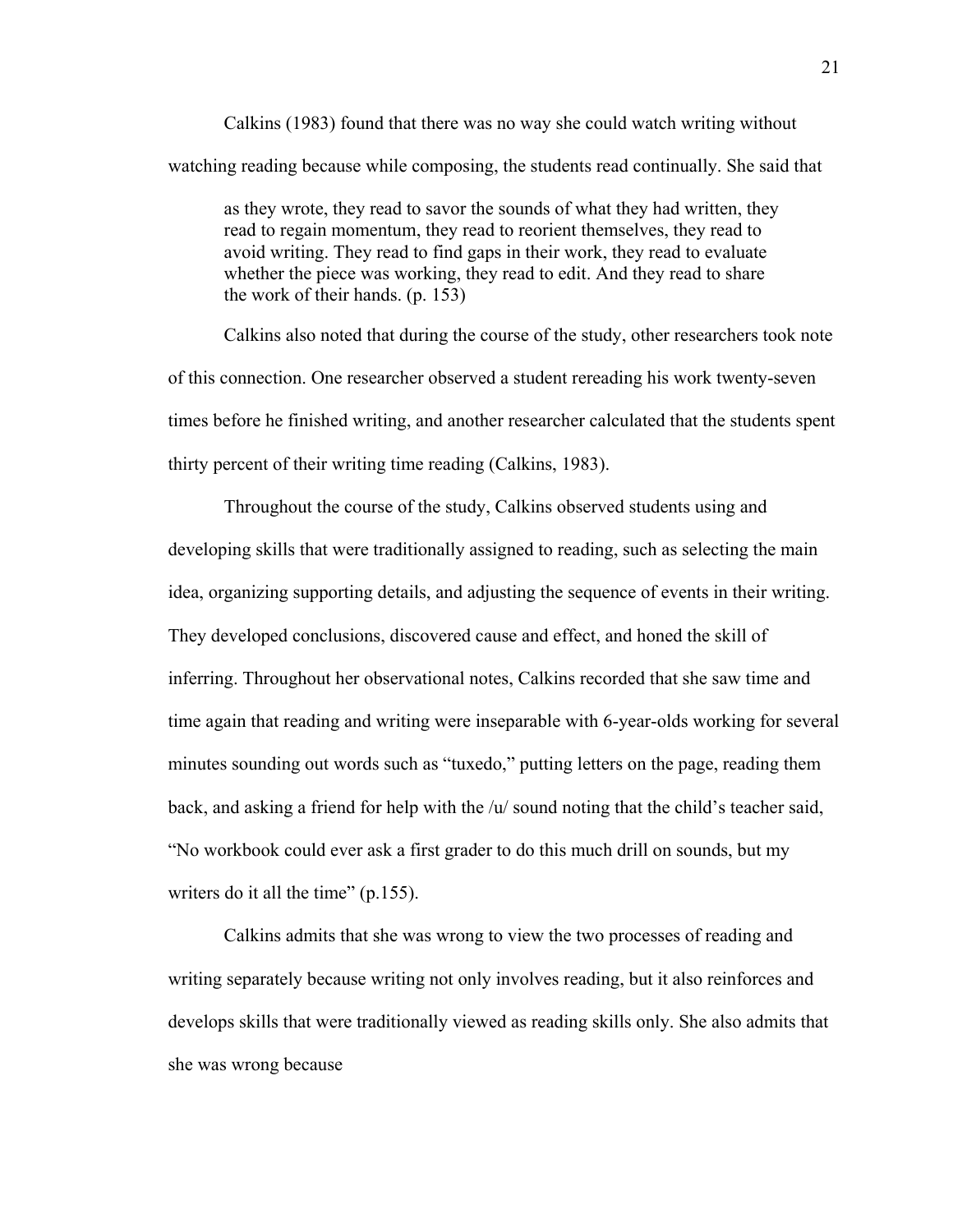Calkins (1983) found that there was no way she could watch writing without watching reading because while composing, the students read continually. She said that

> as they wrote, they read to savor the sounds of what they had written, they read to regain momentum, they read to reorient themselves, they read to avoid writing. They read to find gaps in their work, they read to evaluate whether the piece was working, they read to edit. And they read to share the work of their hands. (p. 153)

Calkins also noted that during the course of the study, other researchers took note of this connection. One researcher observed a student rereading his work twenty-seven times before he finished writing, and another researcher calculated that the students spent thirty percent of their writing time reading (Calkins, 1983).

Throughout the course of the study, Calkins observed students using and developing skills that were traditionally assigned to reading, such as selecting the main idea, organizing supporting details, and adjusting the sequence of events in their writing. They developed conclusions, discovered cause and effect, and honed the skill of inferring. Throughout her observational notes, Calkins recorded that she saw time and time again that reading and writing were inseparable with 6-year-olds working for several minutes sounding out words such as "tuxedo," putting letters on the page, reading them back, and asking a friend for help with the /u/ sound noting that the child's teacher said, "No workbook could ever ask a first grader to do this much drill on sounds, but my writers do it all the time" (p.155).

Calkins admits that she was wrong to view the two processes of reading and writing separately because writing not only involves reading, but it also reinforces and develops skills that were traditionally viewed as reading skills only. She also admits that she was wrong because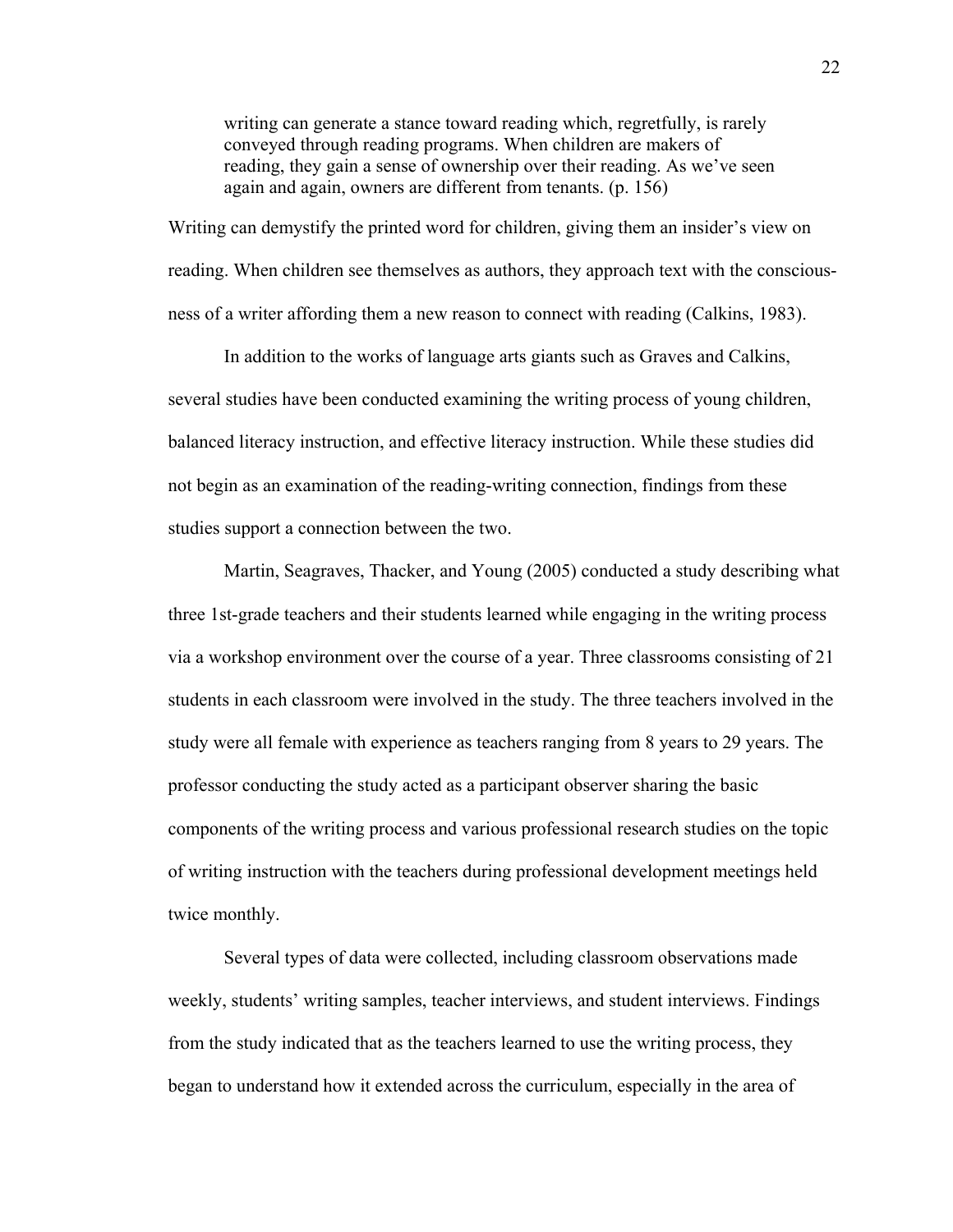> writing can generate a stance toward reading which, regretfully, is rarely conveyed through reading programs. When children are makers of reading, they gain a sense of ownership over their reading. As we've seen again and again, owners are different from tenants. (p. 156)

Writing can demystify the printed word for children, giving them an insider's view on reading. When children see themselves as authors, they approach text with the consciousness of a writer affording them a new reason to connect with reading (Calkins, 1983).

In addition to the works of language arts giants such as Graves and Calkins, several studies have been conducted examining the writing process of young children, balanced literacy instruction, and effective literacy instruction. While these studies did not begin as an examination of the reading-writing connection, findings from these studies support a connection between the two.

Martin, Seagraves, Thacker, and Young (2005) conducted a study describing what three 1st-grade teachers and their students learned while engaging in the writing process via a workshop environment over the course of a year. Three classrooms consisting of 21 students in each classroom were involved in the study. The three teachers involved in the study were all female with experience as teachers ranging from 8 years to 29 years. The professor conducting the study acted as a participant observer sharing the basic components of the writing process and various professional research studies on the topic of writing instruction with the teachers during professional development meetings held twice monthly.

Several types of data were collected, including classroom observations made weekly, students' writing samples, teacher interviews, and student interviews. Findings from the study indicated that as the teachers learned to use the writing process, they began to understand how it extended across the curriculum, especially in the area of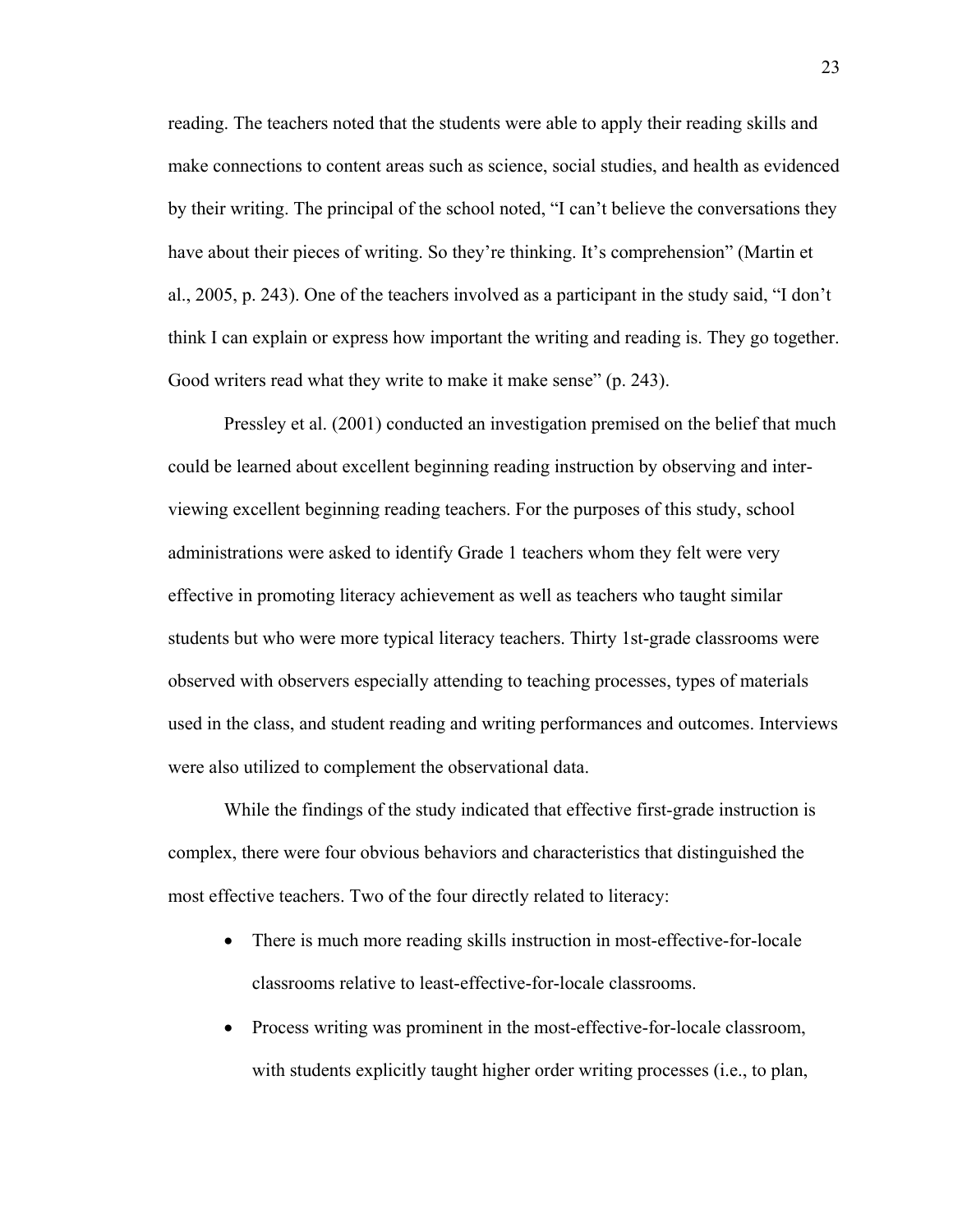reading. The teachers noted that the students were able to apply their reading skills and make connections to content areas such as science, social studies, and health as evidenced by their writing. The principal of the school noted, "I can't believe the conversations they have about their pieces of writing. So they're thinking. It's comprehension" (Martin et al., 2005, p. 243). One of the teachers involved as a participant in the study said, "I don't think I can explain or express how important the writing and reading is. They go together. Good writers read what they write to make it make sense" (p. 243).

Pressley et al. (2001) conducted an investigation premised on the belief that much could be learned about excellent beginning reading instruction by observing and interviewing excellent beginning reading teachers. For the purposes of this study, school administrations were asked to identify Grade 1 teachers whom they felt were very effective in promoting literacy achievement as well as teachers who taught similar students but who were more typical literacy teachers. Thirty 1st-grade classrooms were observed with observers especially attending to teaching processes, types of materials used in the class, and student reading and writing performances and outcomes. Interviews were also utilized to complement the observational data.

While the findings of the study indicated that effective first-grade instruction is complex, there were four obvious behaviors and characteristics that distinguished the most effective teachers. Two of the four directly related to literacy:

- There is much more reading skills instruction in most-effective-for-locale classrooms relative to least-effective-for-locale classrooms.
- Process writing was prominent in the most-effective-for-locale classroom, with students explicitly taught higher order writing processes (i.e., to plan,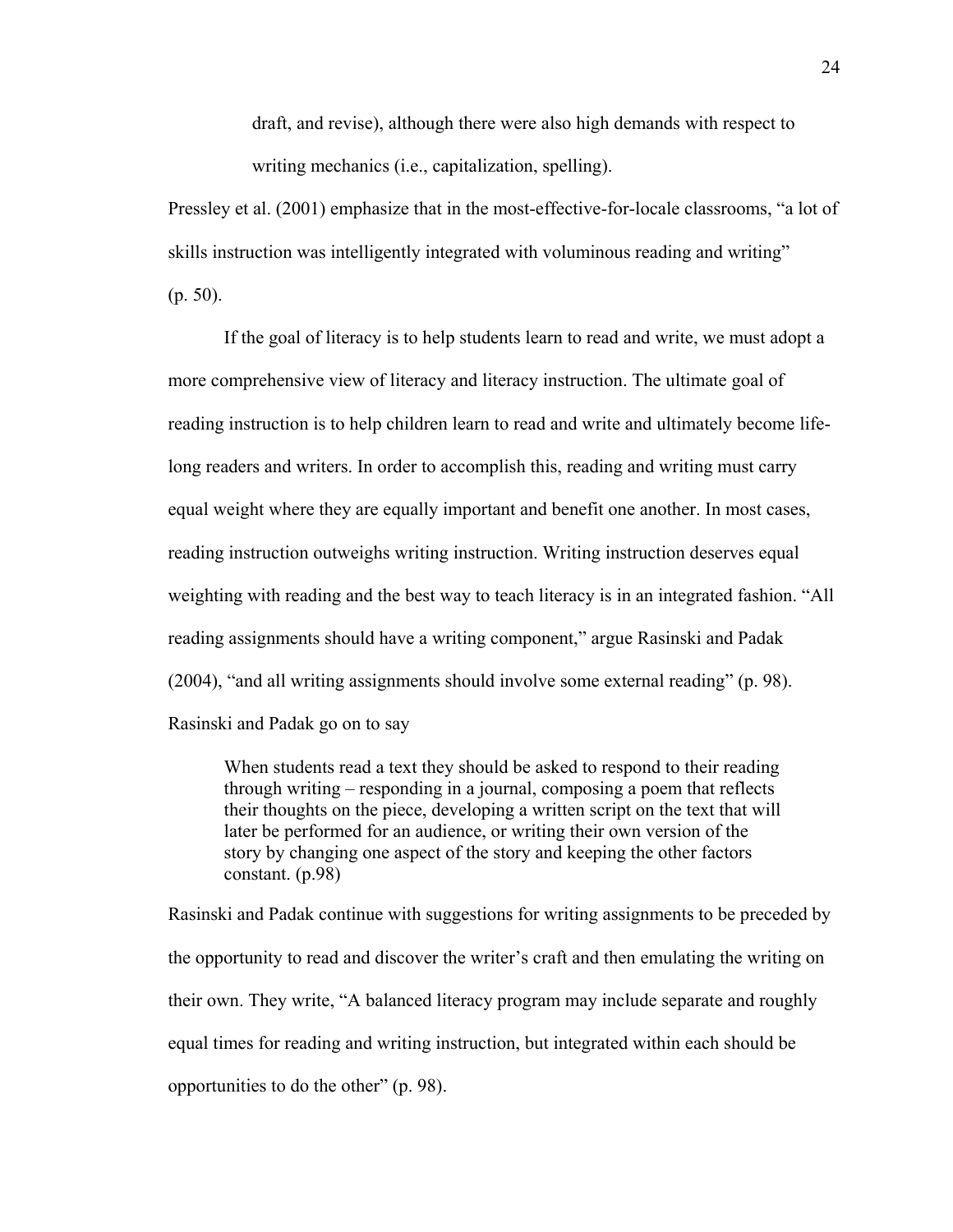> draft, and revise), although there were also high demands with respect to writing mechanics (i.e., capitalization, spelling).

Pressley et al. (2001) emphasize that in the most-effective-for-locale classrooms, "a lot of skills instruction was intelligently integrated with voluminous reading and writing" (p. 50).

If the goal of literacy is to help students learn to read and write, we must adopt a more comprehensive view of literacy and literacy instruction. The ultimate goal of reading instruction is to help children learn to read and write and ultimately become life-long readers and writers. In order to accomplish this, reading and writing must carry equal weight where they are equally important and benefit one another. In most cases, reading instruction outweighs writing instruction. Writing instruction deserves equal weighting with reading and the best way to teach literacy is in an integrated fashion. "All reading assignments should have a writing component," argue Rasinski and Padak (2004), "and all writing assignments should involve some external reading" (p. 98). Rasinski and Padak go on to say

> When students read a text they should be asked to respond to their reading through writing – responding in a journal, composing a poem that reflects their thoughts on the piece, developing a written script on the text that will later be performed for an audience, or writing their own version of the story by changing one aspect of the story and keeping the other factors constant. (p.98)

Rasinski and Padak continue with suggestions for writing assignments to be preceded by the opportunity to read and discover the writer's craft and then emulating the writing on their own. They write, "A balanced literacy program may include separate and roughly equal times for reading and writing instruction, but integrated within each should be opportunities to do the other" (p. 98).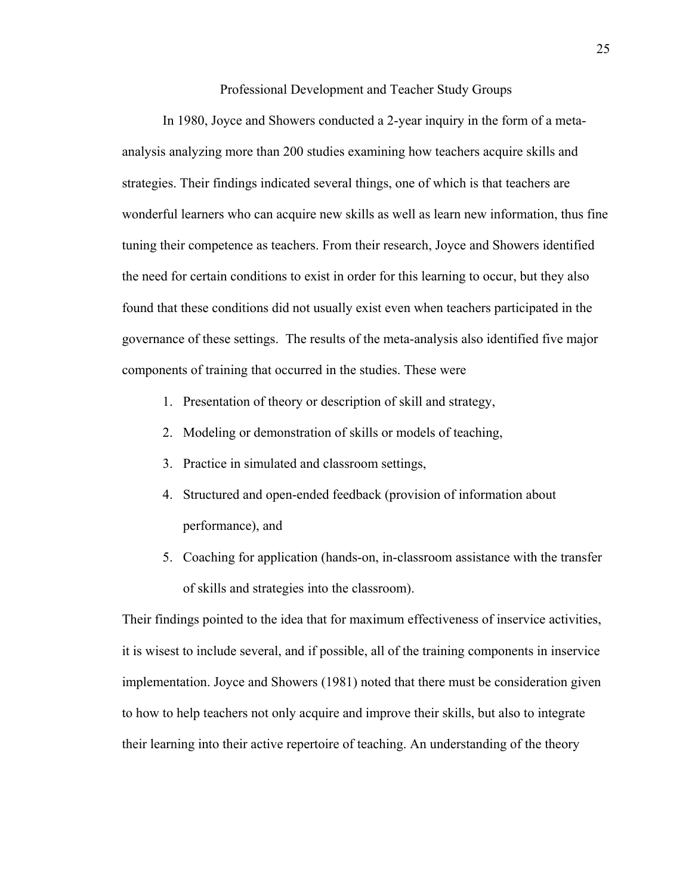## Professional Development and Teacher Study Groups

In 1980, Joyce and Showers conducted a 2-year inquiry in the form of a meta-analysis analyzing more than 200 studies examining how teachers acquire skills and strategies. Their findings indicated several things, one of which is that teachers are wonderful learners who can acquire new skills as well as learn new information, thus fine tuning their competence as teachers. From their research, Joyce and Showers identified the need for certain conditions to exist in order for this learning to occur, but they also found that these conditions did not usually exist even when teachers participated in the governance of these settings. The results of the meta-analysis also identified five major components of training that occurred in the studies. These were

1. Presentation of theory or description of skill and strategy,
2. Modeling or demonstration of skills or models of teaching,
3. Practice in simulated and classroom settings,
4. Structured and open-ended feedback (provision of information about performance), and
5. Coaching for application (hands-on, in-classroom assistance with the transfer of skills and strategies into the classroom).

Their findings pointed to the idea that for maximum effectiveness of inservice activities, it is wisest to include several, and if possible, all of the training components in inservice implementation. Joyce and Showers (1981) noted that there must be consideration given to how to help teachers not only acquire and improve their skills, but also to integrate their learning into their active repertoire of teaching. An understanding of the theory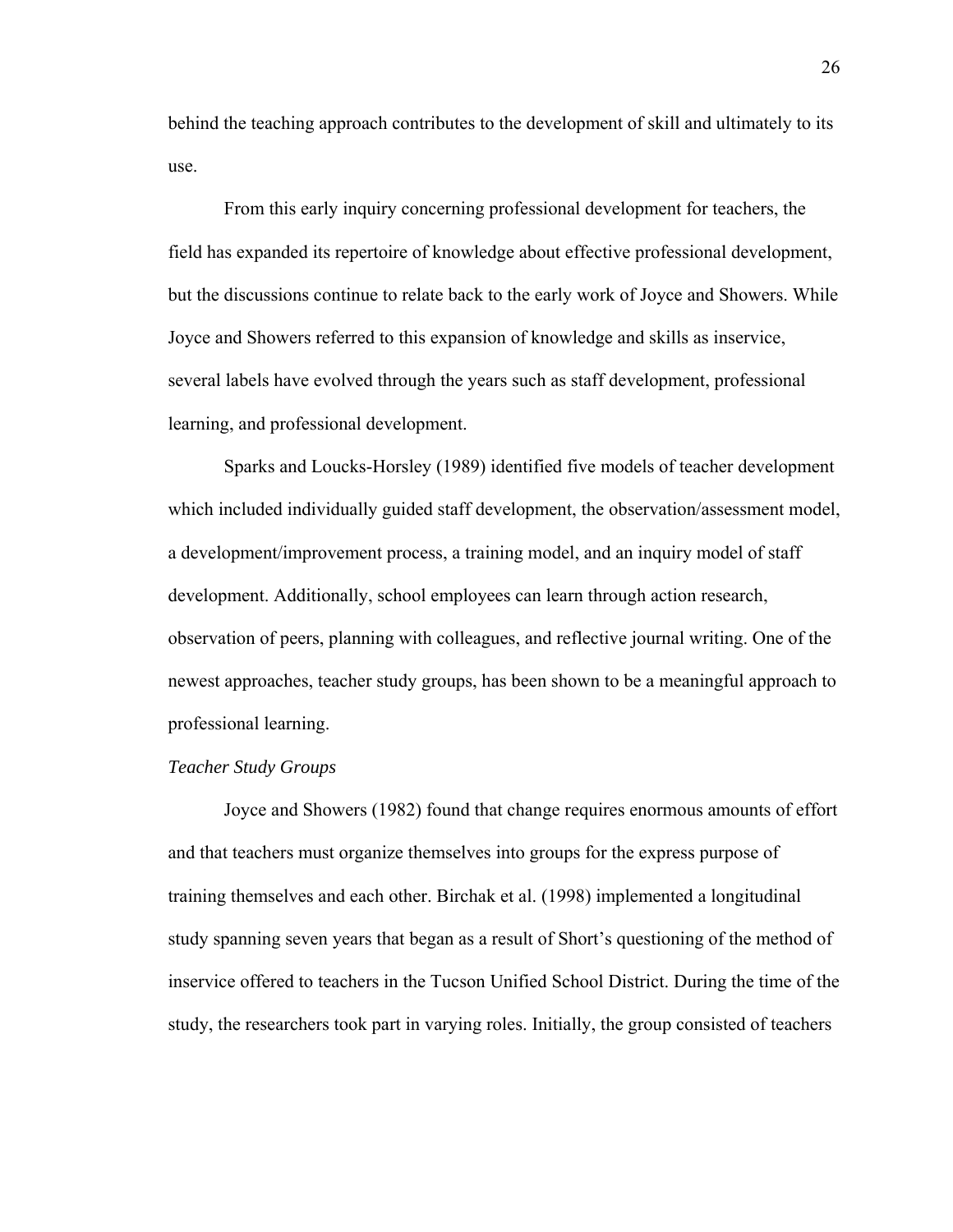behind the teaching approach contributes to the development of skill and ultimately to its use.

From this early inquiry concerning professional development for teachers, the field has expanded its repertoire of knowledge about effective professional development, but the discussions continue to relate back to the early work of Joyce and Showers. While Joyce and Showers referred to this expansion of knowledge and skills as inservice, several labels have evolved through the years such as staff development, professional learning, and professional development.

Sparks and Loucks-Horsley (1989) identified five models of teacher development which included individually guided staff development, the observation/assessment model, a development/improvement process, a training model, and an inquiry model of staff development. Additionally, school employees can learn through action research, observation of peers, planning with colleagues, and reflective journal writing. One of the newest approaches, teacher study groups, has been shown to be a meaningful approach to professional learning.

*Teacher Study Groups*

Joyce and Showers (1982) found that change requires enormous amounts of effort and that teachers must organize themselves into groups for the express purpose of training themselves and each other. Birchak et al. (1998) implemented a longitudinal study spanning seven years that began as a result of Short's questioning of the method of inservice offered to teachers in the Tucson Unified School District. During the time of the study, the researchers took part in varying roles. Initially, the group consisted of teachers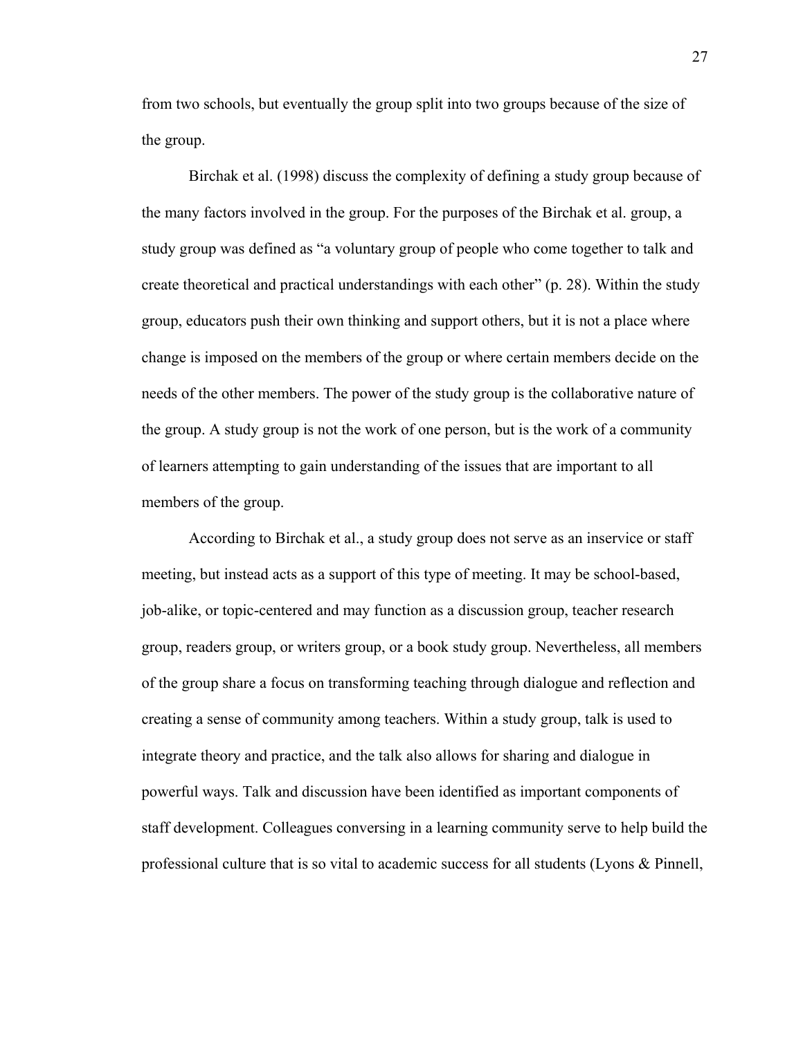from two schools, but eventually the group split into two groups because of the size of the group.

Birchak et al. (1998) discuss the complexity of defining a study group because of the many factors involved in the group. For the purposes of the Birchak et al. group, a study group was defined as "a voluntary group of people who come together to talk and create theoretical and practical understandings with each other" (p. 28). Within the study group, educators push their own thinking and support others, but it is not a place where change is imposed on the members of the group or where certain members decide on the needs of the other members. The power of the study group is the collaborative nature of the group. A study group is not the work of one person, but is the work of a community of learners attempting to gain understanding of the issues that are important to all members of the group.

According to Birchak et al., a study group does not serve as an inservice or staff meeting, but instead acts as a support of this type of meeting. It may be school-based, job-alike, or topic-centered and may function as a discussion group, teacher research group, readers group, or writers group, or a book study group. Nevertheless, all members of the group share a focus on transforming teaching through dialogue and reflection and creating a sense of community among teachers. Within a study group, talk is used to integrate theory and practice, and the talk also allows for sharing and dialogue in powerful ways. Talk and discussion have been identified as important components of staff development. Colleagues conversing in a learning community serve to help build the professional culture that is so vital to academic success for all students (Lyons & Pinnell,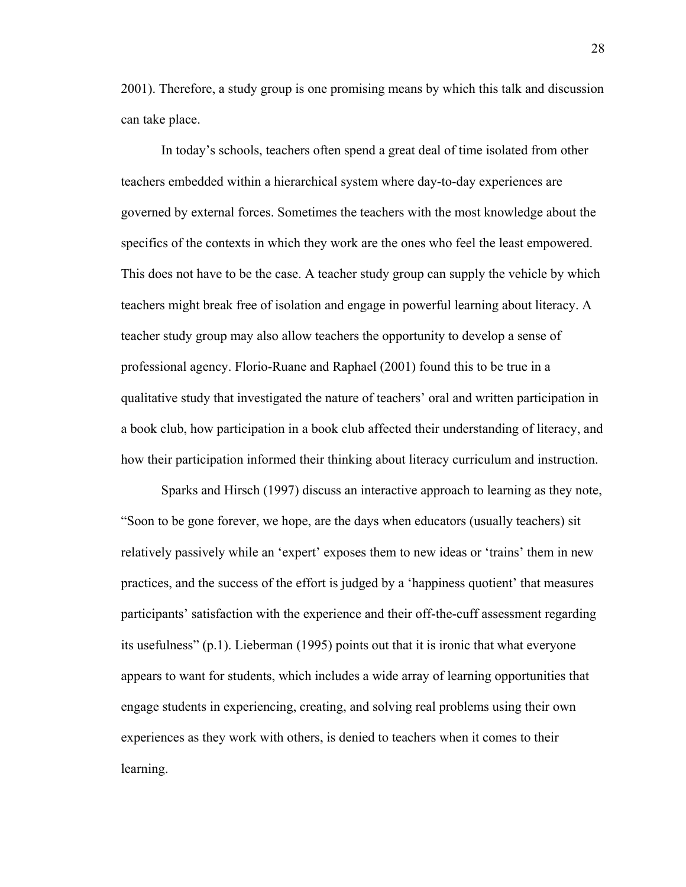2001). Therefore, a study group is one promising means by which this talk and discussion can take place.

In today's schools, teachers often spend a great deal of time isolated from other teachers embedded within a hierarchical system where day-to-day experiences are governed by external forces. Sometimes the teachers with the most knowledge about the specifics of the contexts in which they work are the ones who feel the least empowered. This does not have to be the case. A teacher study group can supply the vehicle by which teachers might break free of isolation and engage in powerful learning about literacy. A teacher study group may also allow teachers the opportunity to develop a sense of professional agency. Florio-Ruane and Raphael (2001) found this to be true in a qualitative study that investigated the nature of teachers' oral and written participation in a book club, how participation in a book club affected their understanding of literacy, and how their participation informed their thinking about literacy curriculum and instruction.

Sparks and Hirsch (1997) discuss an interactive approach to learning as they note, "Soon to be gone forever, we hope, are the days when educators (usually teachers) sit relatively passively while an 'expert' exposes them to new ideas or 'trains' them in new practices, and the success of the effort is judged by a 'happiness quotient' that measures participants' satisfaction with the experience and their off-the-cuff assessment regarding its usefulness" (p.1). Lieberman (1995) points out that it is ironic that what everyone appears to want for students, which includes a wide array of learning opportunities that engage students in experiencing, creating, and solving real problems using their own experiences as they work with others, is denied to teachers when it comes to their learning.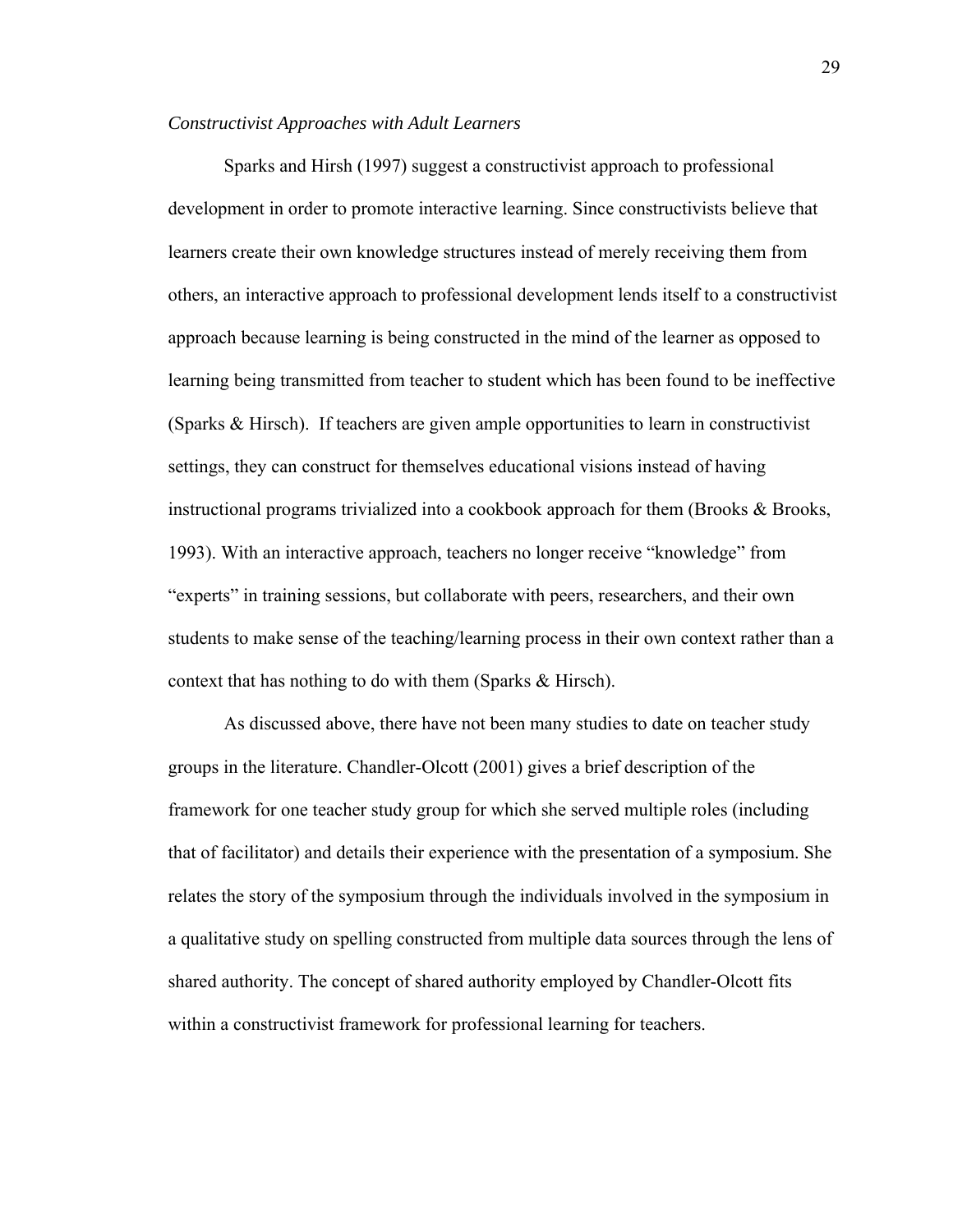*Constructivist Approaches with Adult Learners*

Sparks and Hirsh (1997) suggest a constructivist approach to professional development in order to promote interactive learning. Since constructivists believe that learners create their own knowledge structures instead of merely receiving them from others, an interactive approach to professional development lends itself to a constructivist approach because learning is being constructed in the mind of the learner as opposed to learning being transmitted from teacher to student which has been found to be ineffective (Sparks & Hirsch). If teachers are given ample opportunities to learn in constructivist settings, they can construct for themselves educational visions instead of having instructional programs trivialized into a cookbook approach for them (Brooks & Brooks, 1993). With an interactive approach, teachers no longer receive "knowledge" from "experts" in training sessions, but collaborate with peers, researchers, and their own students to make sense of the teaching/learning process in their own context rather than a context that has nothing to do with them (Sparks & Hirsch).

As discussed above, there have not been many studies to date on teacher study groups in the literature. Chandler-Olcott (2001) gives a brief description of the framework for one teacher study group for which she served multiple roles (including that of facilitator) and details their experience with the presentation of a symposium. She relates the story of the symposium through the individuals involved in the symposium in a qualitative study on spelling constructed from multiple data sources through the lens of shared authority. The concept of shared authority employed by Chandler-Olcott fits within a constructivist framework for professional learning for teachers.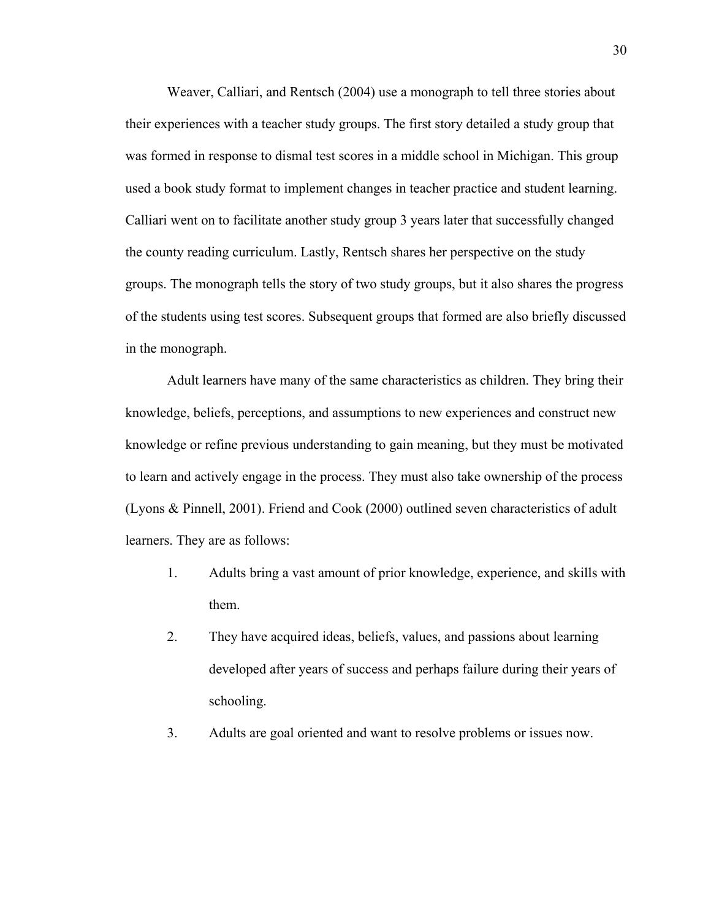Weaver, Calliari, and Rentsch (2004) use a monograph to tell three stories about their experiences with a teacher study groups. The first story detailed a study group that was formed in response to dismal test scores in a middle school in Michigan. This group used a book study format to implement changes in teacher practice and student learning. Calliari went on to facilitate another study group 3 years later that successfully changed the county reading curriculum. Lastly, Rentsch shares her perspective on the study groups. The monograph tells the story of two study groups, but it also shares the progress of the students using test scores. Subsequent groups that formed are also briefly discussed in the monograph.

Adult learners have many of the same characteristics as children. They bring their knowledge, beliefs, perceptions, and assumptions to new experiences and construct new knowledge or refine previous understanding to gain meaning, but they must be motivated to learn and actively engage in the process. They must also take ownership of the process (Lyons & Pinnell, 2001). Friend and Cook (2000) outlined seven characteristics of adult learners. They are as follows:

1. Adults bring a vast amount of prior knowledge, experience, and skills with them.
2. They have acquired ideas, beliefs, values, and passions about learning developed after years of success and perhaps failure during their years of schooling.
3. Adults are goal oriented and want to resolve problems or issues now.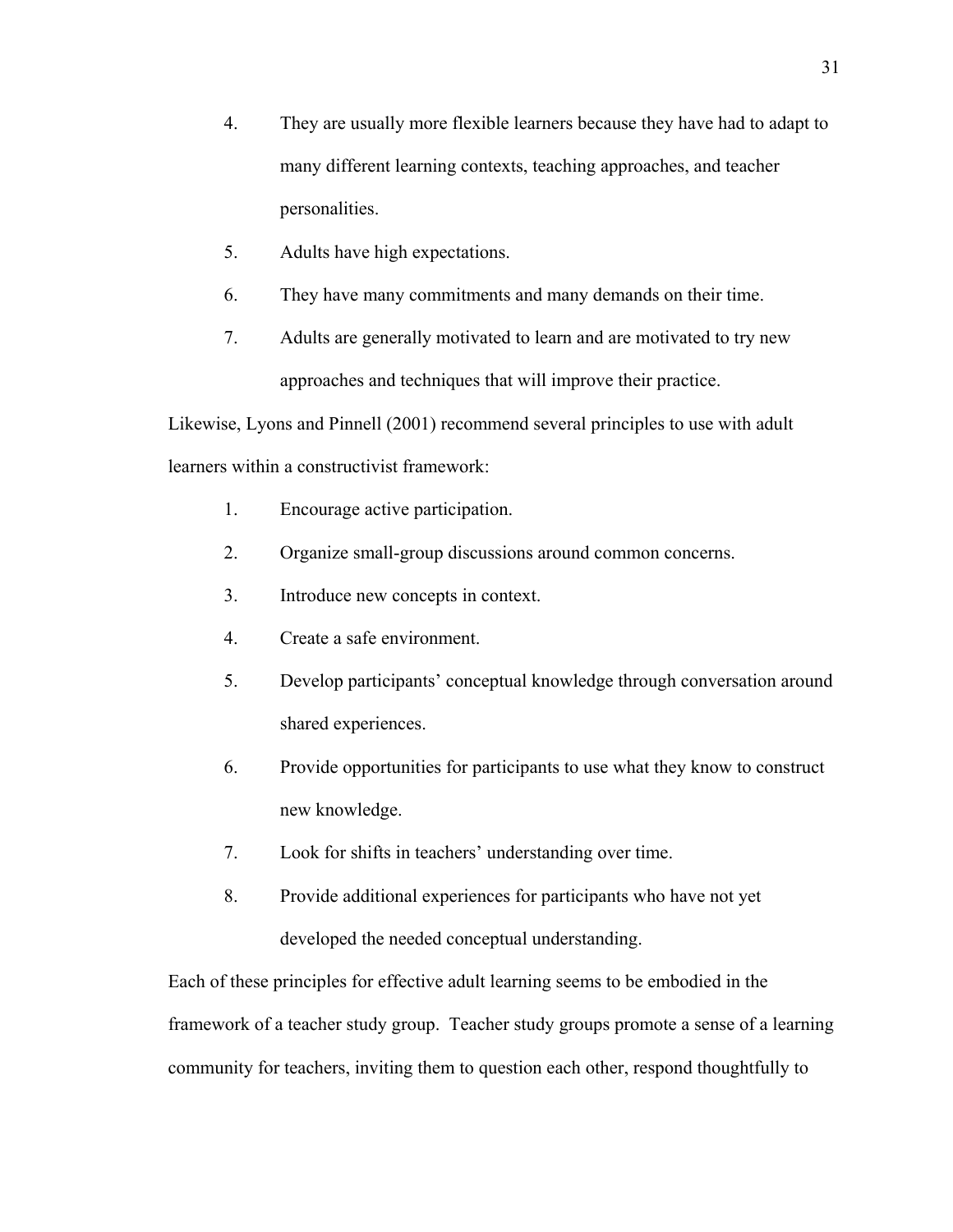4. They are usually more flexible learners because they have had to adapt to many different learning contexts, teaching approaches, and teacher personalities.
5. Adults have high expectations.
6. They have many commitments and many demands on their time.
7. Adults are generally motivated to learn and are motivated to try new approaches and techniques that will improve their practice.

Likewise, Lyons and Pinnell (2001) recommend several principles to use with adult learners within a constructivist framework:

1. Encourage active participation.
2. Organize small-group discussions around common concerns.
3. Introduce new concepts in context.
4. Create a safe environment.
5. Develop participants' conceptual knowledge through conversation around shared experiences.
6. Provide opportunities for participants to use what they know to construct new knowledge.
7. Look for shifts in teachers' understanding over time.
8. Provide additional experiences for participants who have not yet developed the needed conceptual understanding.

Each of these principles for effective adult learning seems to be embodied in the framework of a teacher study group. Teacher study groups promote a sense of a learning community for teachers, inviting them to question each other, respond thoughtfully to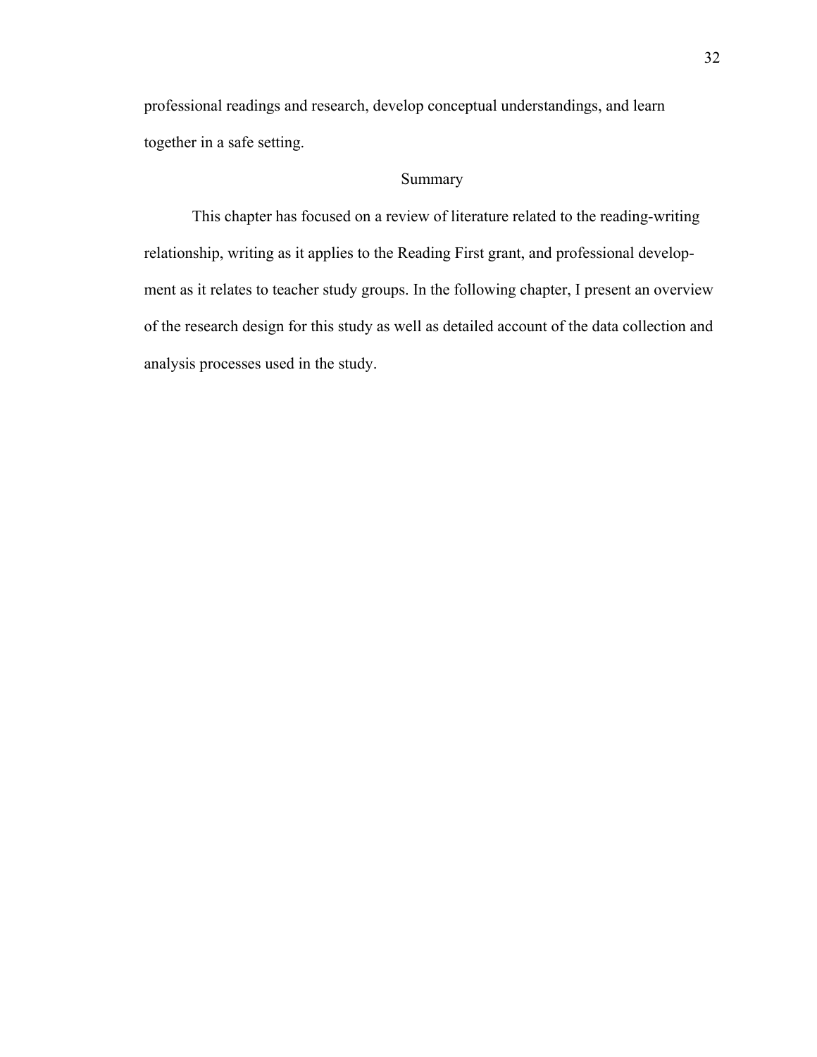professional readings and research, develop conceptual understandings, and learn together in a safe setting.

## Summary

This chapter has focused on a review of literature related to the reading-writing relationship, writing as it applies to the Reading First grant, and professional development as it relates to teacher study groups. In the following chapter, I present an overview of the research design for this study as well as detailed account of the data collection and analysis processes used in the study.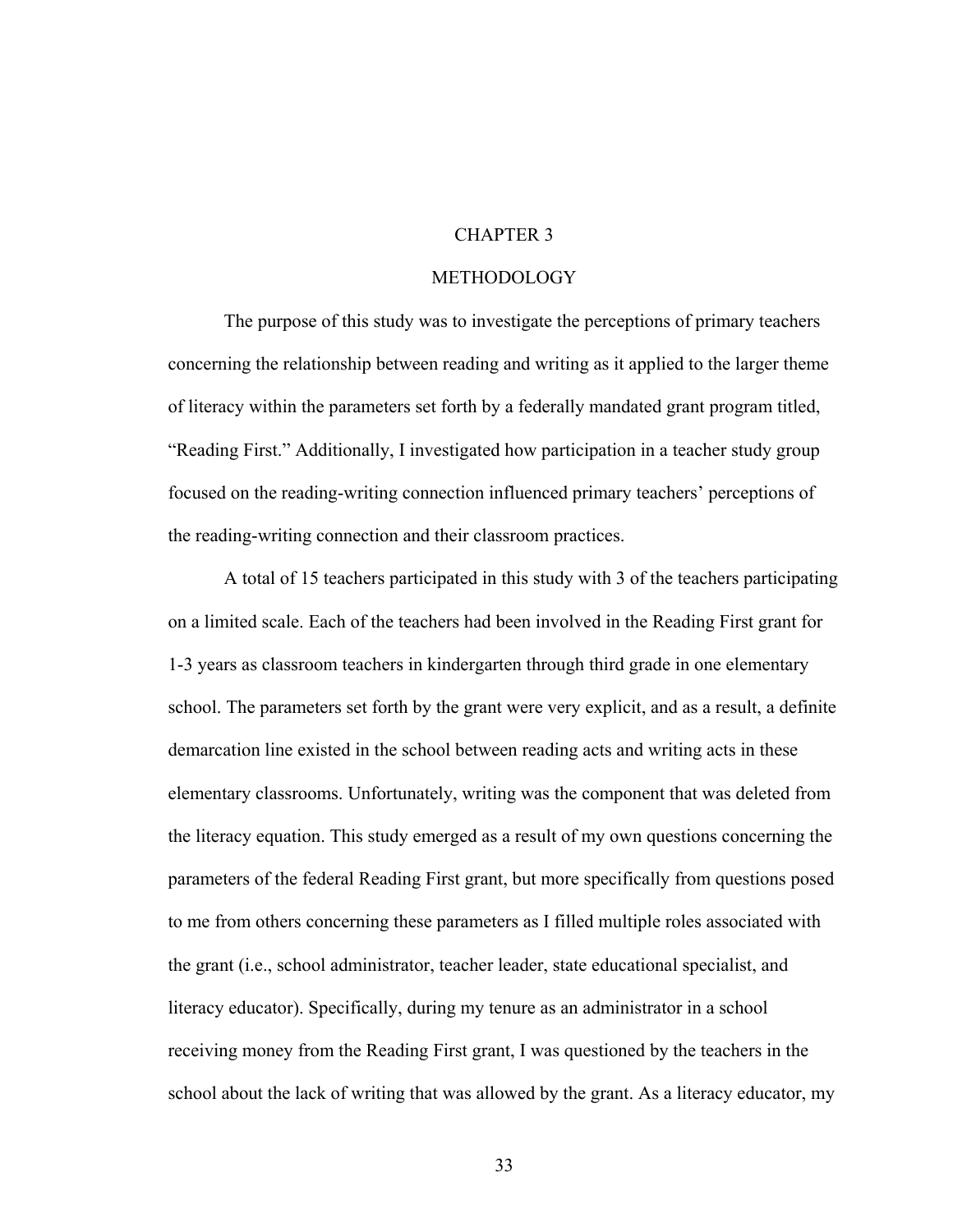# CHAPTER 3

# METHODOLOGY

The purpose of this study was to investigate the perceptions of primary teachers concerning the relationship between reading and writing as it applied to the larger theme of literacy within the parameters set forth by a federally mandated grant program titled, "Reading First." Additionally, I investigated how participation in a teacher study group focused on the reading-writing connection influenced primary teachers' perceptions of the reading-writing connection and their classroom practices.

A total of 15 teachers participated in this study with 3 of the teachers participating on a limited scale. Each of the teachers had been involved in the Reading First grant for 1-3 years as classroom teachers in kindergarten through third grade in one elementary school. The parameters set forth by the grant were very explicit, and as a result, a definite demarcation line existed in the school between reading acts and writing acts in these elementary classrooms. Unfortunately, writing was the component that was deleted from the literacy equation. This study emerged as a result of my own questions concerning the parameters of the federal Reading First grant, but more specifically from questions posed to me from others concerning these parameters as I filled multiple roles associated with the grant (i.e., school administrator, teacher leader, state educational specialist, and literacy educator). Specifically, during my tenure as an administrator in a school receiving money from the Reading First grant, I was questioned by the teachers in the school about the lack of writing that was allowed by the grant. As a literacy educator, my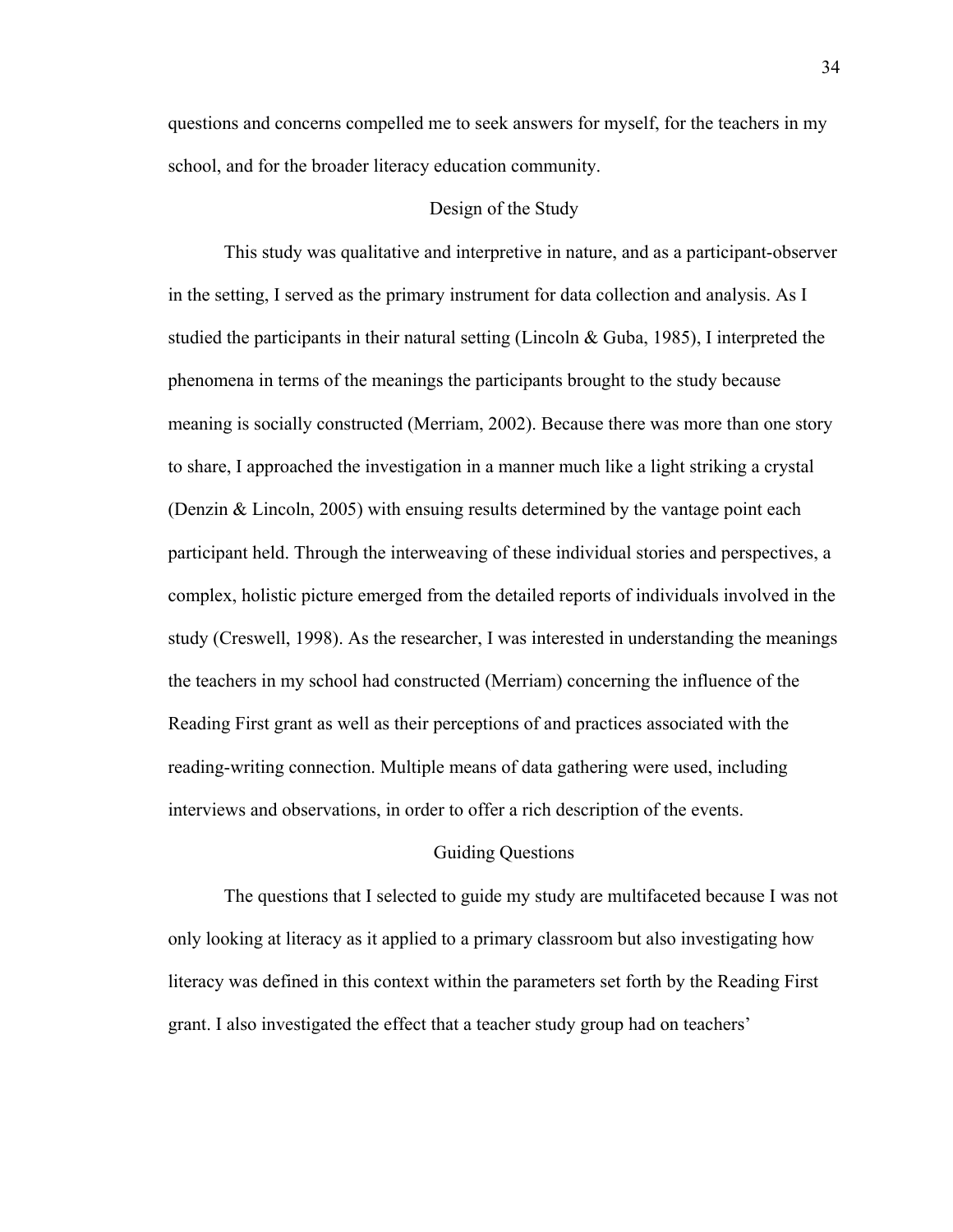questions and concerns compelled me to seek answers for myself, for the teachers in my school, and for the broader literacy education community.

## Design of the Study

This study was qualitative and interpretive in nature, and as a participant-observer in the setting, I served as the primary instrument for data collection and analysis. As I studied the participants in their natural setting (Lincoln & Guba, 1985), I interpreted the phenomena in terms of the meanings the participants brought to the study because meaning is socially constructed (Merriam, 2002). Because there was more than one story to share, I approached the investigation in a manner much like a light striking a crystal (Denzin & Lincoln, 2005) with ensuing results determined by the vantage point each participant held. Through the interweaving of these individual stories and perspectives, a complex, holistic picture emerged from the detailed reports of individuals involved in the study (Creswell, 1998). As the researcher, I was interested in understanding the meanings the teachers in my school had constructed (Merriam) concerning the influence of the Reading First grant as well as their perceptions of and practices associated with the reading-writing connection. Multiple means of data gathering were used, including interviews and observations, in order to offer a rich description of the events.

## Guiding Questions

The questions that I selected to guide my study are multifaceted because I was not only looking at literacy as it applied to a primary classroom but also investigating how literacy was defined in this context within the parameters set forth by the Reading First grant. I also investigated the effect that a teacher study group had on teachers'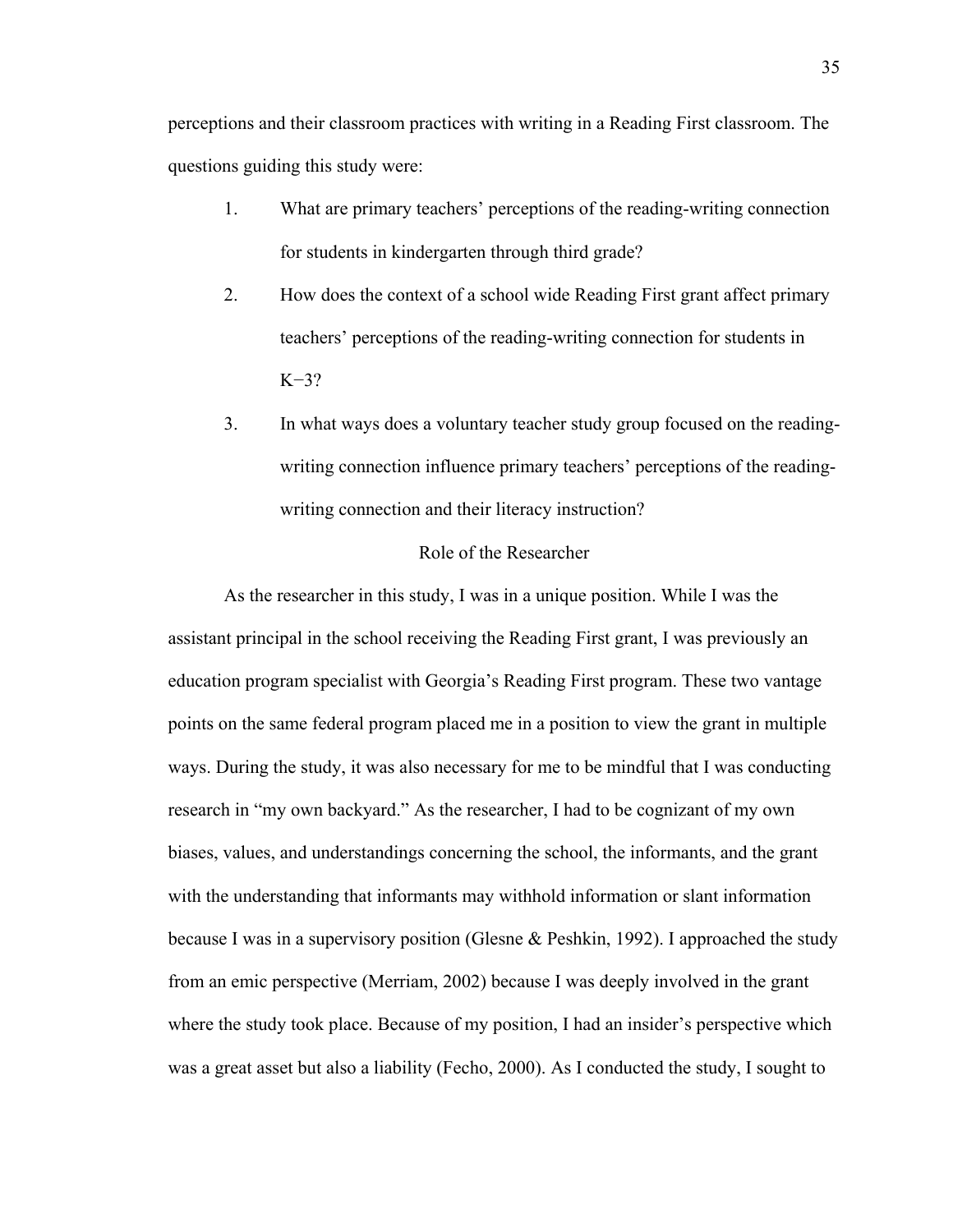perceptions and their classroom practices with writing in a Reading First classroom. The questions guiding this study were:

1. What are primary teachers' perceptions of the reading-writing connection for students in kindergarten through third grade?
2. How does the context of a school wide Reading First grant affect primary teachers' perceptions of the reading-writing connection for students in K−3?
3. In what ways does a voluntary teacher study group focused on the reading-writing connection influence primary teachers' perceptions of the reading-writing connection and their literacy instruction?

## Role of the Researcher

As the researcher in this study, I was in a unique position. While I was the assistant principal in the school receiving the Reading First grant, I was previously an education program specialist with Georgia's Reading First program. These two vantage points on the same federal program placed me in a position to view the grant in multiple ways. During the study, it was also necessary for me to be mindful that I was conducting research in "my own backyard." As the researcher, I had to be cognizant of my own biases, values, and understandings concerning the school, the informants, and the grant with the understanding that informants may withhold information or slant information because I was in a supervisory position (Glesne & Peshkin, 1992). I approached the study from an emic perspective (Merriam, 2002) because I was deeply involved in the grant where the study took place. Because of my position, I had an insider's perspective which was a great asset but also a liability (Fecho, 2000). As I conducted the study, I sought to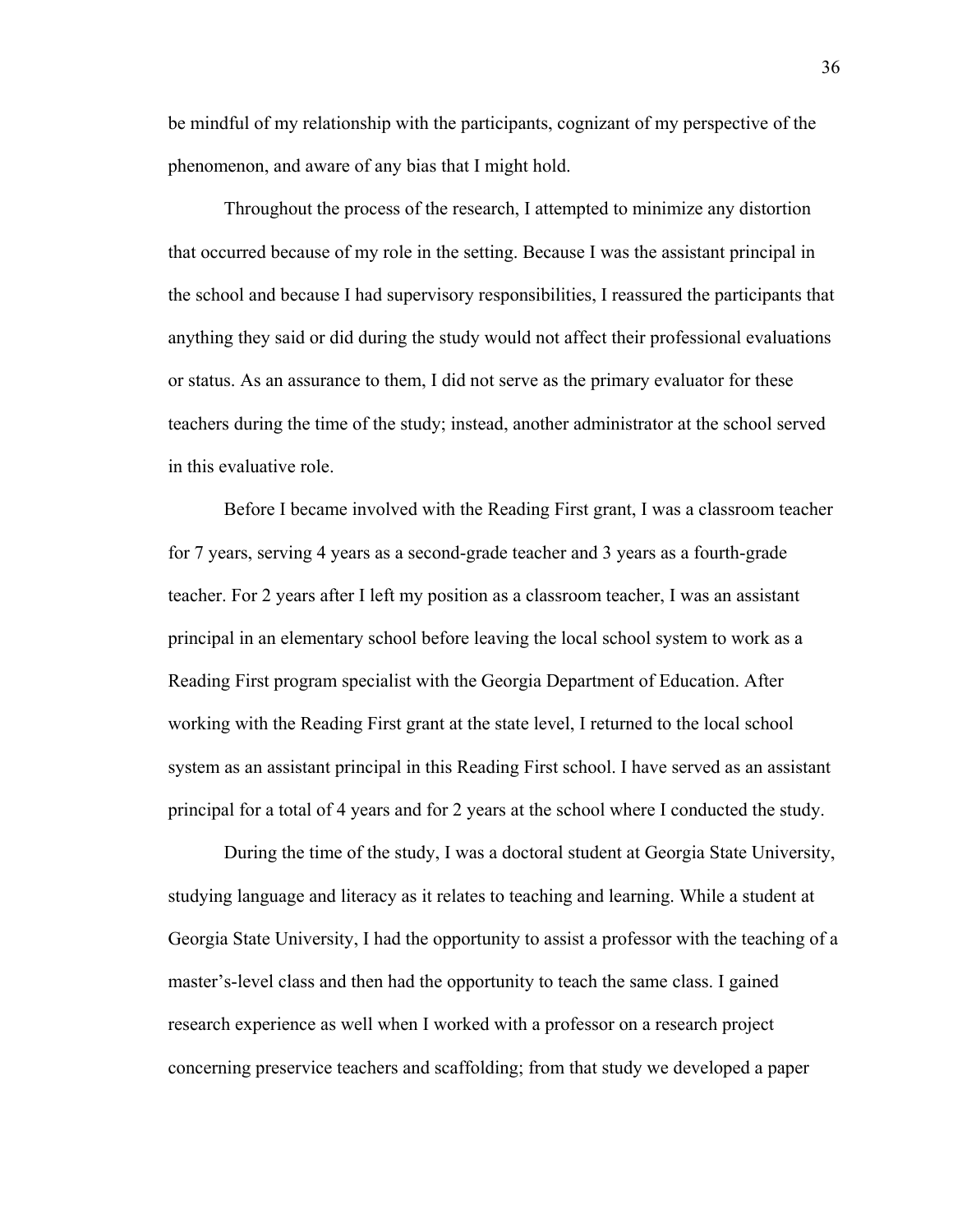be mindful of my relationship with the participants, cognizant of my perspective of the phenomenon, and aware of any bias that I might hold.

Throughout the process of the research, I attempted to minimize any distortion that occurred because of my role in the setting. Because I was the assistant principal in the school and because I had supervisory responsibilities, I reassured the participants that anything they said or did during the study would not affect their professional evaluations or status. As an assurance to them, I did not serve as the primary evaluator for these teachers during the time of the study; instead, another administrator at the school served in this evaluative role.

Before I became involved with the Reading First grant, I was a classroom teacher for 7 years, serving 4 years as a second-grade teacher and 3 years as a fourth-grade teacher. For 2 years after I left my position as a classroom teacher, I was an assistant principal in an elementary school before leaving the local school system to work as a Reading First program specialist with the Georgia Department of Education. After working with the Reading First grant at the state level, I returned to the local school system as an assistant principal in this Reading First school. I have served as an assistant principal for a total of 4 years and for 2 years at the school where I conducted the study.

During the time of the study, I was a doctoral student at Georgia State University, studying language and literacy as it relates to teaching and learning. While a student at Georgia State University, I had the opportunity to assist a professor with the teaching of a master's-level class and then had the opportunity to teach the same class. I gained research experience as well when I worked with a professor on a research project concerning preservice teachers and scaffolding; from that study we developed a paper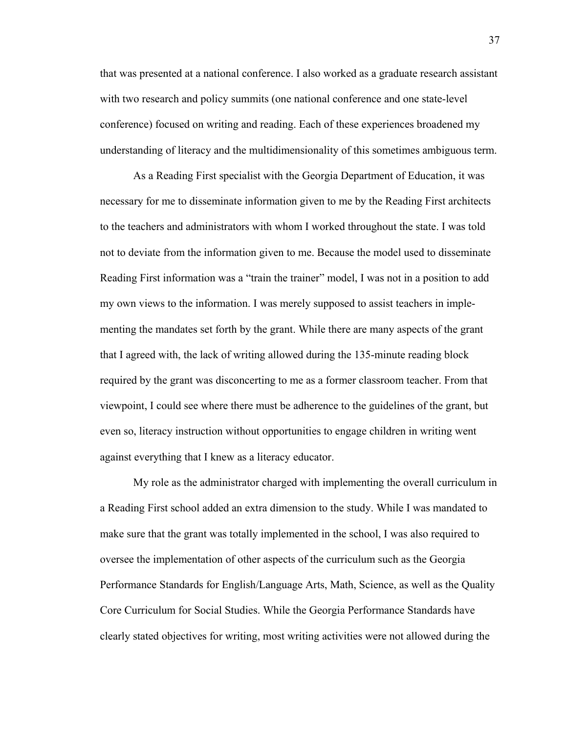that was presented at a national conference. I also worked as a graduate research assistant with two research and policy summits (one national conference and one state-level conference) focused on writing and reading. Each of these experiences broadened my understanding of literacy and the multidimensionality of this sometimes ambiguous term.

As a Reading First specialist with the Georgia Department of Education, it was necessary for me to disseminate information given to me by the Reading First architects to the teachers and administrators with whom I worked throughout the state. I was told not to deviate from the information given to me. Because the model used to disseminate Reading First information was a "train the trainer" model, I was not in a position to add my own views to the information. I was merely supposed to assist teachers in implementing the mandates set forth by the grant. While there are many aspects of the grant that I agreed with, the lack of writing allowed during the 135-minute reading block required by the grant was disconcerting to me as a former classroom teacher. From that viewpoint, I could see where there must be adherence to the guidelines of the grant, but even so, literacy instruction without opportunities to engage children in writing went against everything that I knew as a literacy educator.

My role as the administrator charged with implementing the overall curriculum in a Reading First school added an extra dimension to the study. While I was mandated to make sure that the grant was totally implemented in the school, I was also required to oversee the implementation of other aspects of the curriculum such as the Georgia Performance Standards for English/Language Arts, Math, Science, as well as the Quality Core Curriculum for Social Studies. While the Georgia Performance Standards have clearly stated objectives for writing, most writing activities were not allowed during the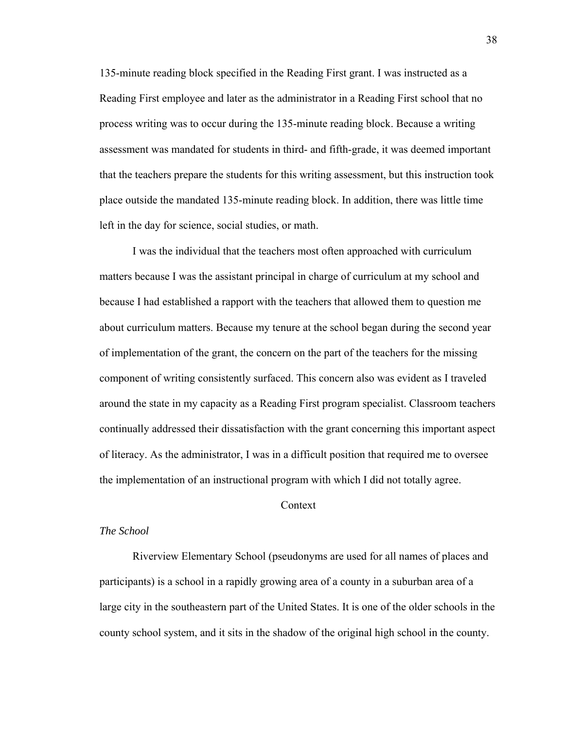135-minute reading block specified in the Reading First grant. I was instructed as a Reading First employee and later as the administrator in a Reading First school that no process writing was to occur during the 135-minute reading block. Because a writing assessment was mandated for students in third- and fifth-grade, it was deemed important that the teachers prepare the students for this writing assessment, but this instruction took place outside the mandated 135-minute reading block. In addition, there was little time left in the day for science, social studies, or math.

I was the individual that the teachers most often approached with curriculum matters because I was the assistant principal in charge of curriculum at my school and because I had established a rapport with the teachers that allowed them to question me about curriculum matters. Because my tenure at the school began during the second year of implementation of the grant, the concern on the part of the teachers for the missing component of writing consistently surfaced. This concern also was evident as I traveled around the state in my capacity as a Reading First program specialist. Classroom teachers continually addressed their dissatisfaction with the grant concerning this important aspect of literacy. As the administrator, I was in a difficult position that required me to oversee the implementation of an instructional program with which I did not totally agree.

## Context

### *The School*

Riverview Elementary School (pseudonyms are used for all names of places and participants) is a school in a rapidly growing area of a county in a suburban area of a large city in the southeastern part of the United States. It is one of the older schools in the county school system, and it sits in the shadow of the original high school in the county.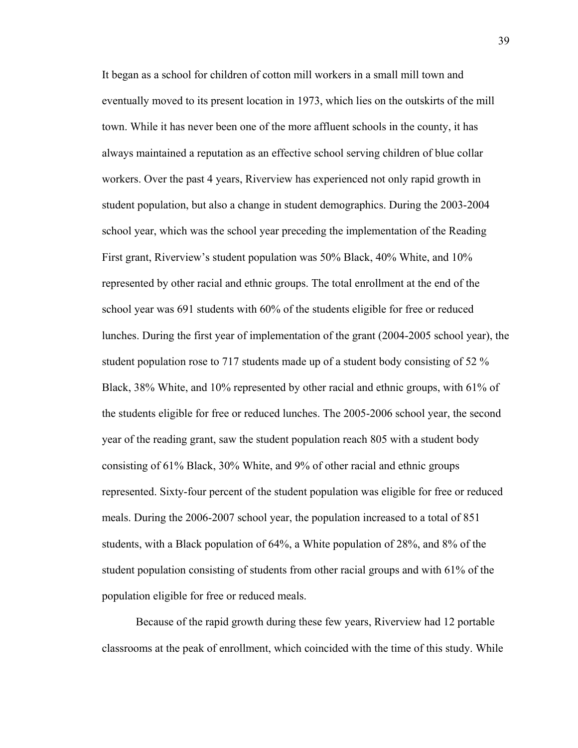It began as a school for children of cotton mill workers in a small mill town and eventually moved to its present location in 1973, which lies on the outskirts of the mill town. While it has never been one of the more affluent schools in the county, it has always maintained a reputation as an effective school serving children of blue collar workers. Over the past 4 years, Riverview has experienced not only rapid growth in student population, but also a change in student demographics. During the 2003-2004 school year, which was the school year preceding the implementation of the Reading First grant, Riverview's student population was 50% Black, 40% White, and 10% represented by other racial and ethnic groups. The total enrollment at the end of the school year was 691 students with 60% of the students eligible for free or reduced lunches. During the first year of implementation of the grant (2004-2005 school year), the student population rose to 717 students made up of a student body consisting of 52 % Black, 38% White, and 10% represented by other racial and ethnic groups, with 61% of the students eligible for free or reduced lunches. The 2005-2006 school year, the second year of the reading grant, saw the student population reach 805 with a student body consisting of 61% Black, 30% White, and 9% of other racial and ethnic groups represented. Sixty-four percent of the student population was eligible for free or reduced meals. During the 2006-2007 school year, the population increased to a total of 851 students, with a Black population of 64%, a White population of 28%, and 8% of the student population consisting of students from other racial groups and with 61% of the population eligible for free or reduced meals.

Because of the rapid growth during these few years, Riverview had 12 portable classrooms at the peak of enrollment, which coincided with the time of this study. While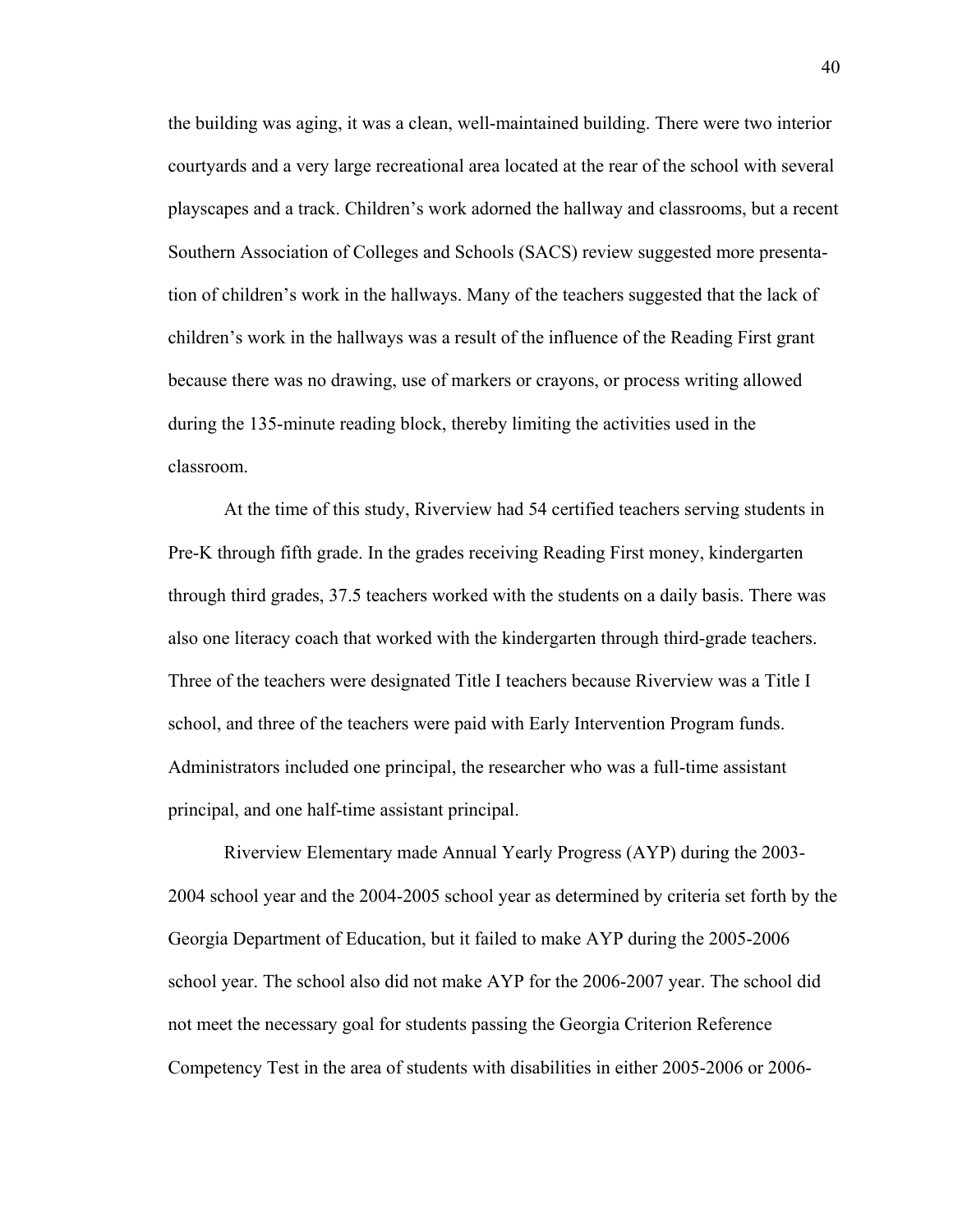the building was aging, it was a clean, well-maintained building. There were two interior courtyards and a very large recreational area located at the rear of the school with several playscapes and a track. Children's work adorned the hallway and classrooms, but a recent Southern Association of Colleges and Schools (SACS) review suggested more presentation of children's work in the hallways. Many of the teachers suggested that the lack of children's work in the hallways was a result of the influence of the Reading First grant because there was no drawing, use of markers or crayons, or process writing allowed during the 135-minute reading block, thereby limiting the activities used in the classroom.

At the time of this study, Riverview had 54 certified teachers serving students in Pre-K through fifth grade. In the grades receiving Reading First money, kindergarten through third grades, 37.5 teachers worked with the students on a daily basis. There was also one literacy coach that worked with the kindergarten through third-grade teachers. Three of the teachers were designated Title I teachers because Riverview was a Title I school, and three of the teachers were paid with Early Intervention Program funds. Administrators included one principal, the researcher who was a full-time assistant principal, and one half-time assistant principal.

Riverview Elementary made Annual Yearly Progress (AYP) during the 2003-2004 school year and the 2004-2005 school year as determined by criteria set forth by the Georgia Department of Education, but it failed to make AYP during the 2005-2006 school year. The school also did not make AYP for the 2006-2007 year. The school did not meet the necessary goal for students passing the Georgia Criterion Reference Competency Test in the area of students with disabilities in either 2005-2006 or 2006-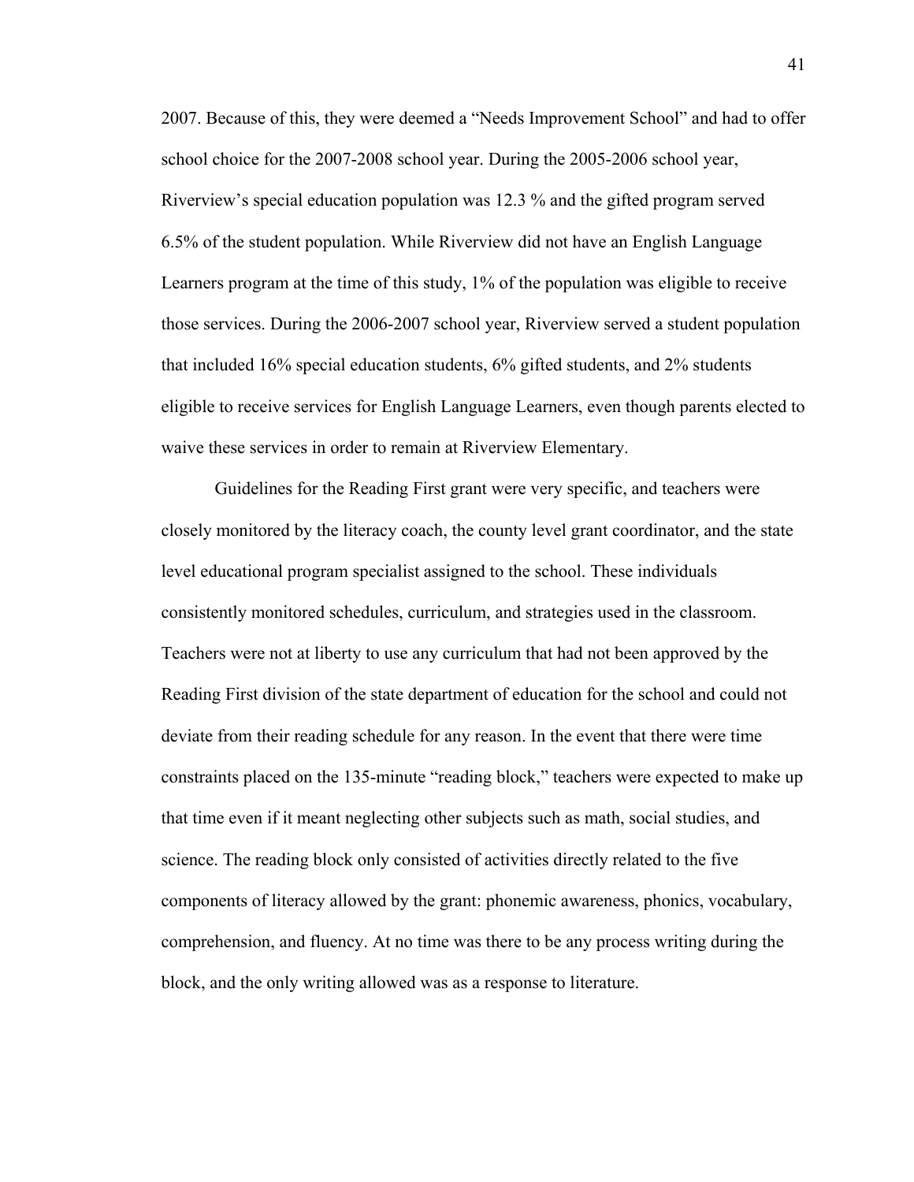2007. Because of this, they were deemed a "Needs Improvement School" and had to offer school choice for the 2007-2008 school year. During the 2005-2006 school year, Riverview's special education population was 12.3 % and the gifted program served 6.5% of the student population. While Riverview did not have an English Language Learners program at the time of this study, 1% of the population was eligible to receive those services. During the 2006-2007 school year, Riverview served a student population that included 16% special education students, 6% gifted students, and 2% students eligible to receive services for English Language Learners, even though parents elected to waive these services in order to remain at Riverview Elementary.

Guidelines for the Reading First grant were very specific, and teachers were closely monitored by the literacy coach, the county level grant coordinator, and the state level educational program specialist assigned to the school. These individuals consistently monitored schedules, curriculum, and strategies used in the classroom. Teachers were not at liberty to use any curriculum that had not been approved by the Reading First division of the state department of education for the school and could not deviate from their reading schedule for any reason. In the event that there were time constraints placed on the 135-minute "reading block," teachers were expected to make up that time even if it meant neglecting other subjects such as math, social studies, and science. The reading block only consisted of activities directly related to the five components of literacy allowed by the grant: phonemic awareness, phonics, vocabulary, comprehension, and fluency. At no time was there to be any process writing during the block, and the only writing allowed was as a response to literature.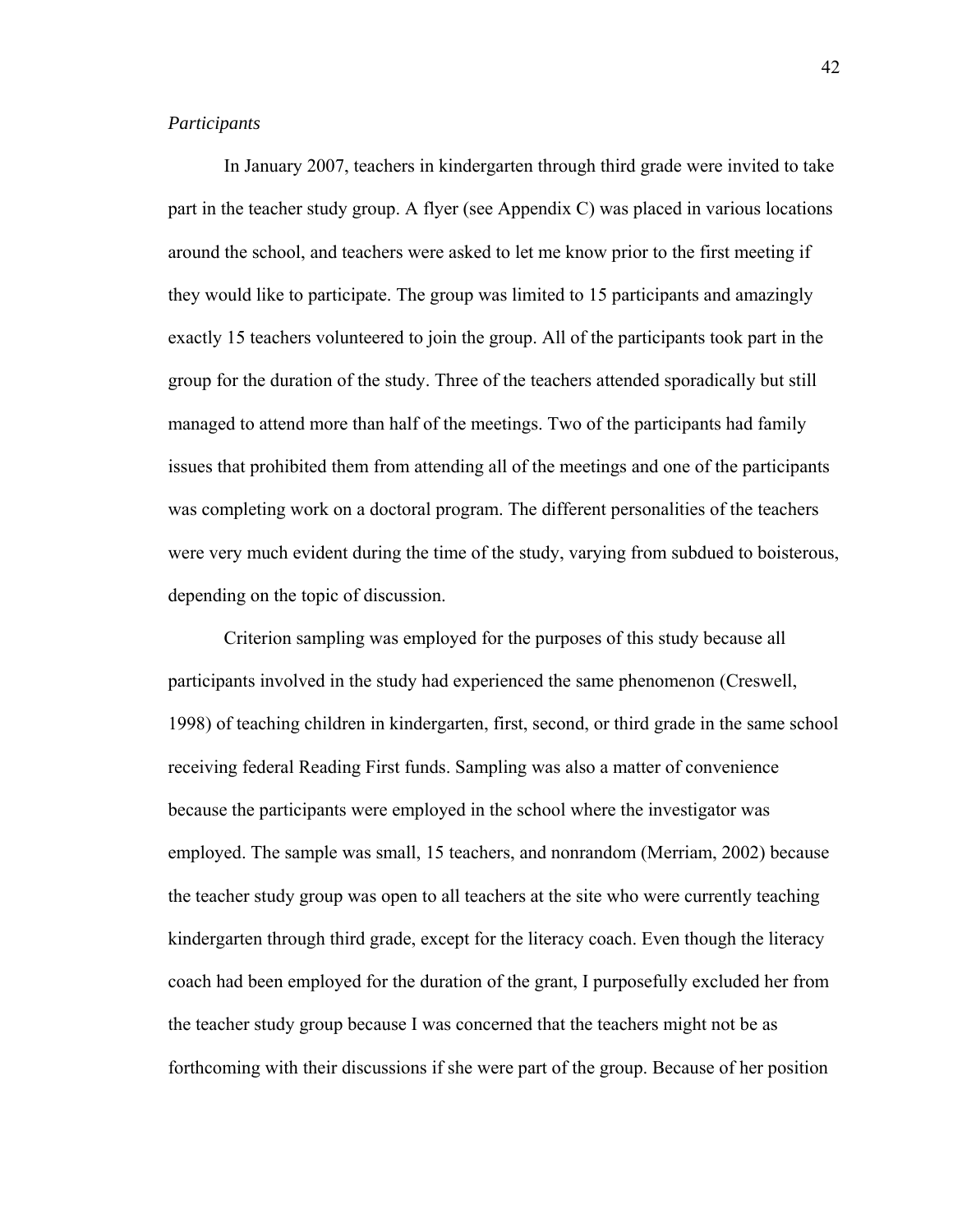*Participants*

In January 2007, teachers in kindergarten through third grade were invited to take part in the teacher study group. A flyer (see Appendix C) was placed in various locations around the school, and teachers were asked to let me know prior to the first meeting if they would like to participate. The group was limited to 15 participants and amazingly exactly 15 teachers volunteered to join the group. All of the participants took part in the group for the duration of the study. Three of the teachers attended sporadically but still managed to attend more than half of the meetings. Two of the participants had family issues that prohibited them from attending all of the meetings and one of the participants was completing work on a doctoral program. The different personalities of the teachers were very much evident during the time of the study, varying from subdued to boisterous, depending on the topic of discussion.

Criterion sampling was employed for the purposes of this study because all participants involved in the study had experienced the same phenomenon (Creswell, 1998) of teaching children in kindergarten, first, second, or third grade in the same school receiving federal Reading First funds. Sampling was also a matter of convenience because the participants were employed in the school where the investigator was employed. The sample was small, 15 teachers, and nonrandom (Merriam, 2002) because the teacher study group was open to all teachers at the site who were currently teaching kindergarten through third grade, except for the literacy coach. Even though the literacy coach had been employed for the duration of the grant, I purposefully excluded her from the teacher study group because I was concerned that the teachers might not be as forthcoming with their discussions if she were part of the group. Because of her position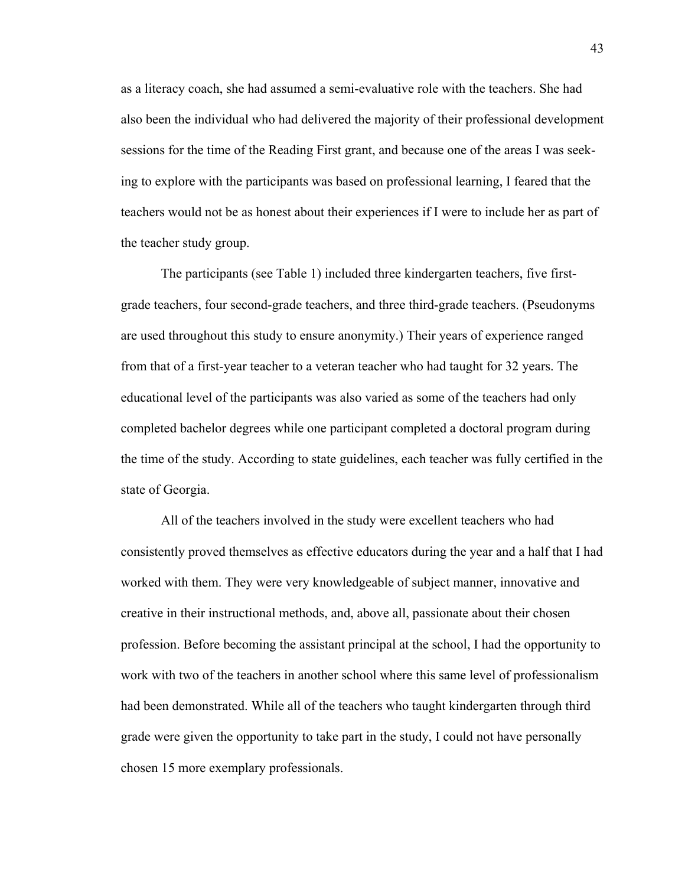as a literacy coach, she had assumed a semi-evaluative role with the teachers. She had also been the individual who had delivered the majority of their professional development sessions for the time of the Reading First grant, and because one of the areas I was seeking to explore with the participants was based on professional learning, I feared that the teachers would not be as honest about their experiences if I were to include her as part of the teacher study group.

The participants (see Table 1) included three kindergarten teachers, five first-grade teachers, four second-grade teachers, and three third-grade teachers. (Pseudonyms are used throughout this study to ensure anonymity.) Their years of experience ranged from that of a first-year teacher to a veteran teacher who had taught for 32 years. The educational level of the participants was also varied as some of the teachers had only completed bachelor degrees while one participant completed a doctoral program during the time of the study. According to state guidelines, each teacher was fully certified in the state of Georgia.

All of the teachers involved in the study were excellent teachers who had consistently proved themselves as effective educators during the year and a half that I had worked with them. They were very knowledgeable of subject manner, innovative and creative in their instructional methods, and, above all, passionate about their chosen profession. Before becoming the assistant principal at the school, I had the opportunity to work with two of the teachers in another school where this same level of professionalism had been demonstrated. While all of the teachers who taught kindergarten through third grade were given the opportunity to take part in the study, I could not have personally chosen 15 more exemplary professionals.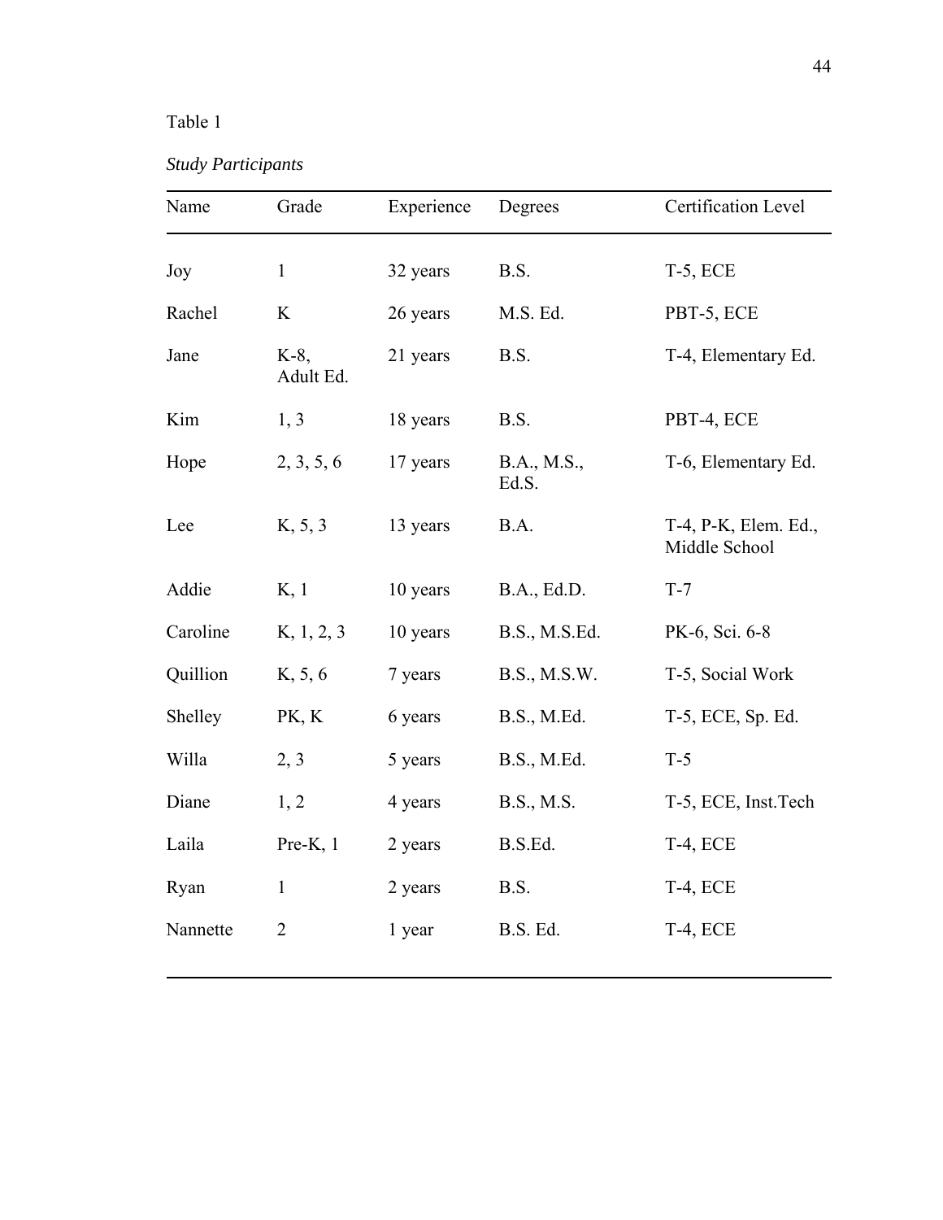Table 1

*Study Participants*

| Name | Grade | Experience | Degrees | Certification Level |
|---|---|---|---|---|
| Joy | 1 | 32 years | B.S. | T-5, ECE |
| Rachel | K | 26 years | M.S. Ed. | PBT-5, ECE |
| Jane | K-8, Adult Ed. | 21 years | B.S. | T-4, Elementary Ed. |
| Kim | 1, 3 | 18 years | B.S. | PBT-4, ECE |
| Hope | 2, 3, 5, 6 | 17 years | B.A., M.S., Ed.S. | T-6, Elementary Ed. |
| Lee | K, 5, 3 | 13 years | B.A. | T-4, P-K, Elem. Ed., Middle School |
| Addie | K, 1 | 10 years | B.A., Ed.D. | T-7 |
| Caroline | K, 1, 2, 3 | 10 years | B.S., M.S.Ed. | PK-6, Sci. 6-8 |
| Quillion | K, 5, 6 | 7 years | B.S., M.S.W. | T-5, Social Work |
| Shelley | PK, K | 6 years | B.S., M.Ed. | T-5, ECE, Sp. Ed. |
| Willa | 2, 3 | 5 years | B.S., M.Ed. | T-5 |
| Diane | 1, 2 | 4 years | B.S., M.S. | T-5, ECE, Inst.Tech |
| Laila | Pre-K, 1 | 2 years | B.S.Ed. | T-4, ECE |
| Ryan | 1 | 2 years | B.S. | T-4, ECE |
| Nannette | 2 | 1 year | B.S. Ed. | T-4, ECE |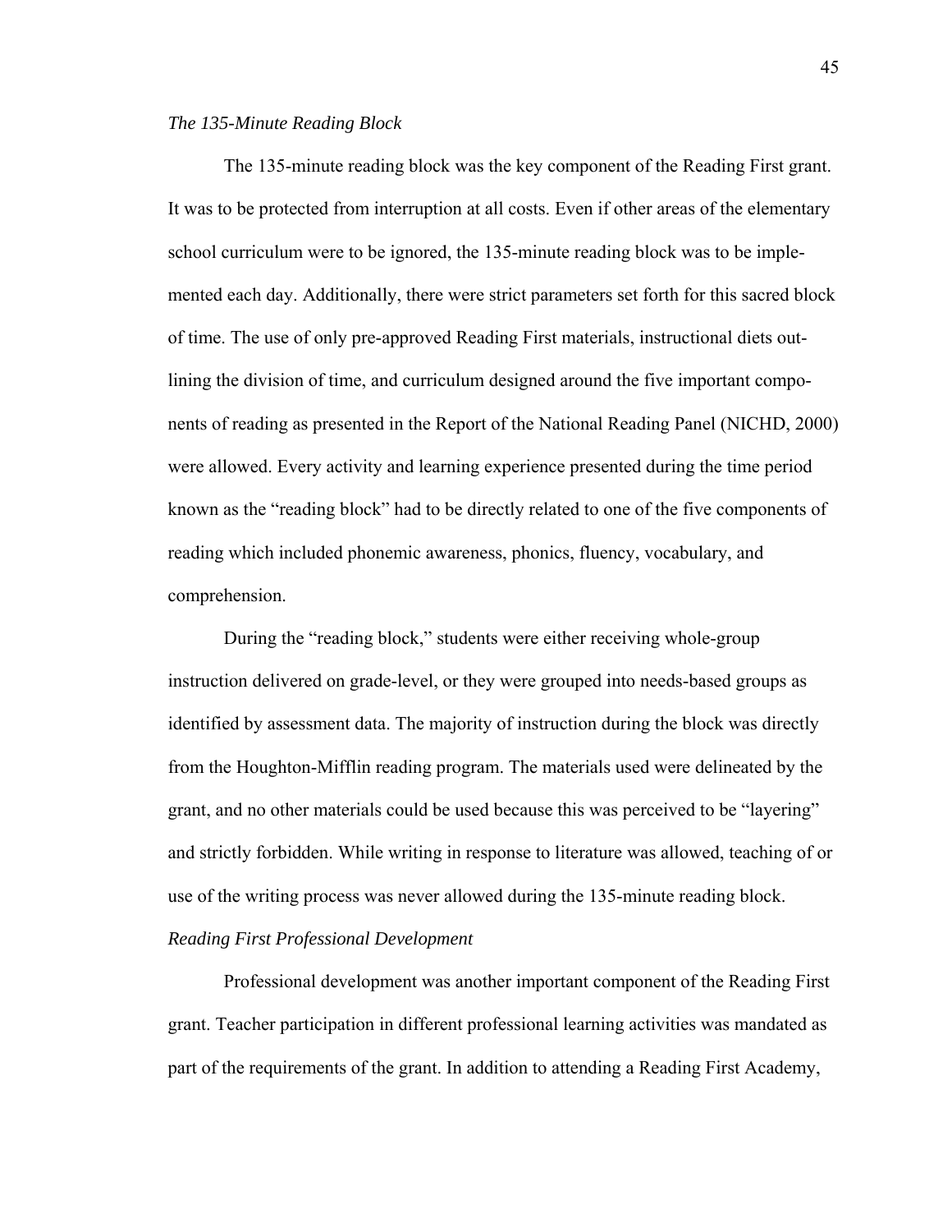### *The 135-Minute Reading Block*

The 135-minute reading block was the key component of the Reading First grant. It was to be protected from interruption at all costs. Even if other areas of the elementary school curriculum were to be ignored, the 135-minute reading block was to be implemented each day. Additionally, there were strict parameters set forth for this sacred block of time. The use of only pre-approved Reading First materials, instructional diets outlining the division of time, and curriculum designed around the five important components of reading as presented in the Report of the National Reading Panel (NICHD, 2000) were allowed. Every activity and learning experience presented during the time period known as the "reading block" had to be directly related to one of the five components of reading which included phonemic awareness, phonics, fluency, vocabulary, and comprehension.

During the "reading block," students were either receiving whole-group instruction delivered on grade-level, or they were grouped into needs-based groups as identified by assessment data. The majority of instruction during the block was directly from the Houghton-Mifflin reading program. The materials used were delineated by the grant, and no other materials could be used because this was perceived to be "layering" and strictly forbidden. While writing in response to literature was allowed, teaching of or use of the writing process was never allowed during the 135-minute reading block.

### *Reading First Professional Development*

Professional development was another important component of the Reading First grant. Teacher participation in different professional learning activities was mandated as part of the requirements of the grant. In addition to attending a Reading First Academy,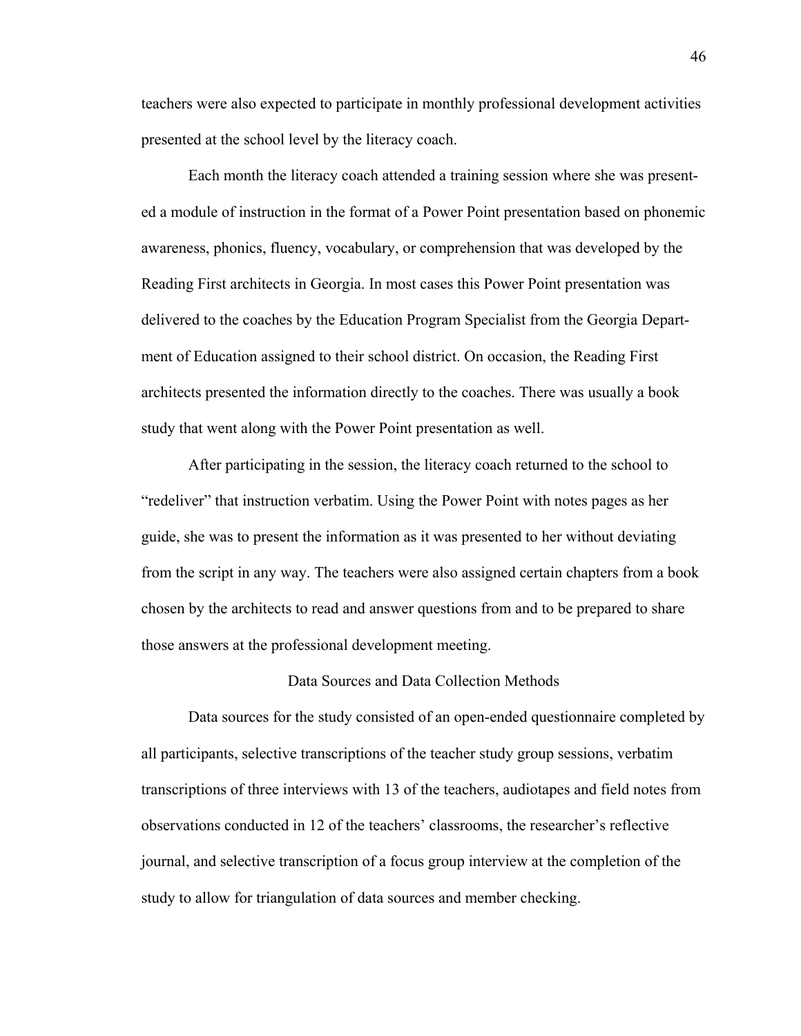teachers were also expected to participate in monthly professional development activities presented at the school level by the literacy coach.

Each month the literacy coach attended a training session where she was presented a module of instruction in the format of a Power Point presentation based on phonemic awareness, phonics, fluency, vocabulary, or comprehension that was developed by the Reading First architects in Georgia. In most cases this Power Point presentation was delivered to the coaches by the Education Program Specialist from the Georgia Department of Education assigned to their school district. On occasion, the Reading First architects presented the information directly to the coaches. There was usually a book study that went along with the Power Point presentation as well.

After participating in the session, the literacy coach returned to the school to "redeliver" that instruction verbatim. Using the Power Point with notes pages as her guide, she was to present the information as it was presented to her without deviating from the script in any way. The teachers were also assigned certain chapters from a book chosen by the architects to read and answer questions from and to be prepared to share those answers at the professional development meeting.

## Data Sources and Data Collection Methods

Data sources for the study consisted of an open-ended questionnaire completed by all participants, selective transcriptions of the teacher study group sessions, verbatim transcriptions of three interviews with 13 of the teachers, audiotapes and field notes from observations conducted in 12 of the teachers' classrooms, the researcher's reflective journal, and selective transcription of a focus group interview at the completion of the study to allow for triangulation of data sources and member checking.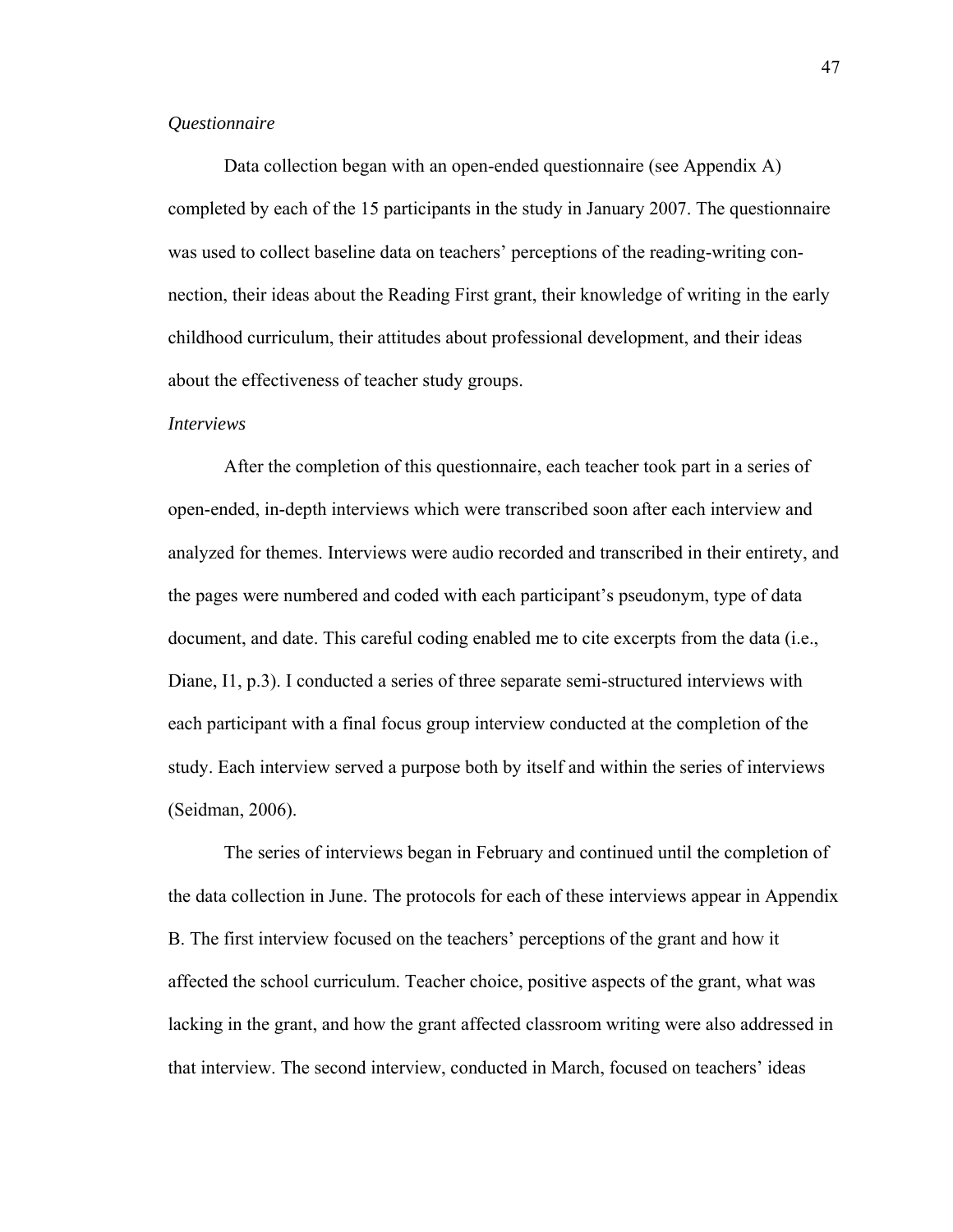*Questionnaire*

Data collection began with an open-ended questionnaire (see Appendix A) completed by each of the 15 participants in the study in January 2007. The questionnaire was used to collect baseline data on teachers' perceptions of the reading-writing connection, their ideas about the Reading First grant, their knowledge of writing in the early childhood curriculum, their attitudes about professional development, and their ideas about the effectiveness of teacher study groups.

*Interviews*

After the completion of this questionnaire, each teacher took part in a series of open-ended, in-depth interviews which were transcribed soon after each interview and analyzed for themes. Interviews were audio recorded and transcribed in their entirety, and the pages were numbered and coded with each participant's pseudonym, type of data document, and date. This careful coding enabled me to cite excerpts from the data (i.e., Diane, I1, p.3). I conducted a series of three separate semi-structured interviews with each participant with a final focus group interview conducted at the completion of the study. Each interview served a purpose both by itself and within the series of interviews (Seidman, 2006).

The series of interviews began in February and continued until the completion of the data collection in June. The protocols for each of these interviews appear in Appendix B. The first interview focused on the teachers' perceptions of the grant and how it affected the school curriculum. Teacher choice, positive aspects of the grant, what was lacking in the grant, and how the grant affected classroom writing were also addressed in that interview. The second interview, conducted in March, focused on teachers' ideas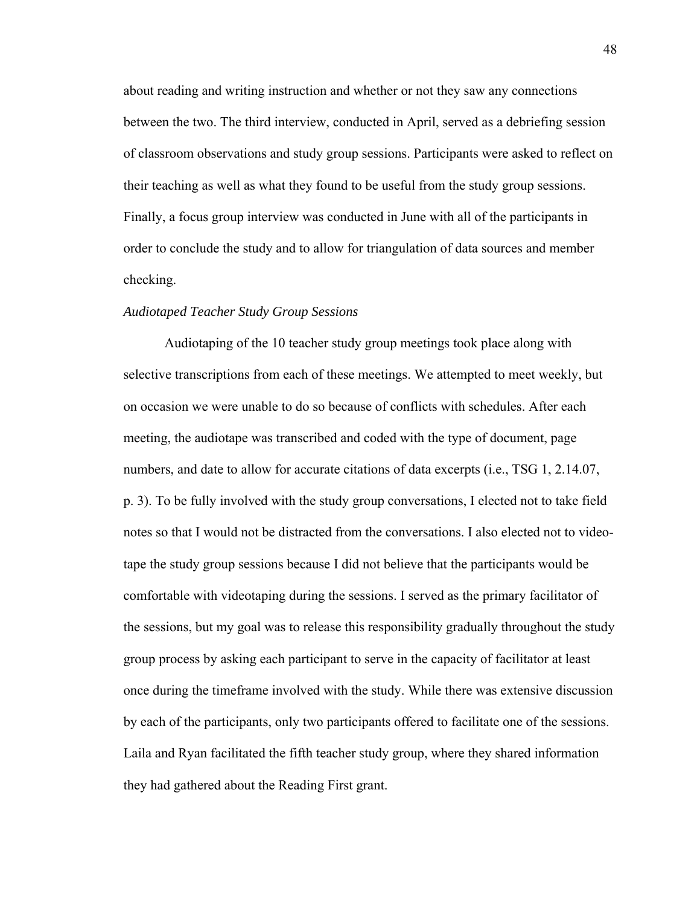about reading and writing instruction and whether or not they saw any connections between the two. The third interview, conducted in April, served as a debriefing session of classroom observations and study group sessions. Participants were asked to reflect on their teaching as well as what they found to be useful from the study group sessions. Finally, a focus group interview was conducted in June with all of the participants in order to conclude the study and to allow for triangulation of data sources and member checking.

*Audiotaped Teacher Study Group Sessions*

Audiotaping of the 10 teacher study group meetings took place along with selective transcriptions from each of these meetings. We attempted to meet weekly, but on occasion we were unable to do so because of conflicts with schedules. After each meeting, the audiotape was transcribed and coded with the type of document, page numbers, and date to allow for accurate citations of data excerpts (i.e., TSG 1, 2.14.07, p. 3). To be fully involved with the study group conversations, I elected not to take field notes so that I would not be distracted from the conversations. I also elected not to video-tape the study group sessions because I did not believe that the participants would be comfortable with videotaping during the sessions. I served as the primary facilitator of the sessions, but my goal was to release this responsibility gradually throughout the study group process by asking each participant to serve in the capacity of facilitator at least once during the timeframe involved with the study. While there was extensive discussion by each of the participants, only two participants offered to facilitate one of the sessions. Laila and Ryan facilitated the fifth teacher study group, where they shared information they had gathered about the Reading First grant.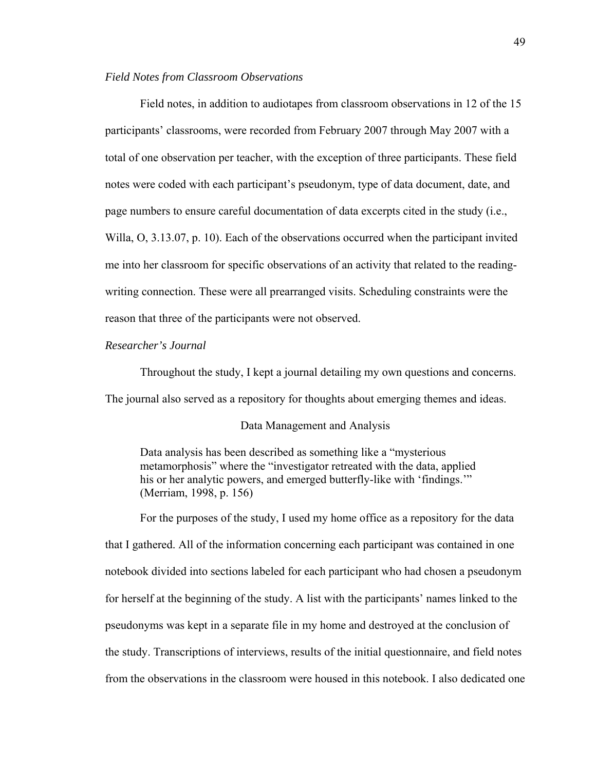### *Field Notes from Classroom Observations*

Field notes, in addition to audiotapes from classroom observations in 12 of the 15 participants' classrooms, were recorded from February 2007 through May 2007 with a total of one observation per teacher, with the exception of three participants. These field notes were coded with each participant's pseudonym, type of data document, date, and page numbers to ensure careful documentation of data excerpts cited in the study (i.e., Willa, O, 3.13.07, p. 10). Each of the observations occurred when the participant invited me into her classroom for specific observations of an activity that related to the reading-writing connection. These were all prearranged visits. Scheduling constraints were the reason that three of the participants were not observed.

### *Researcher's Journal*

Throughout the study, I kept a journal detailing my own questions and concerns. The journal also served as a repository for thoughts about emerging themes and ideas.

## Data Management and Analysis

> Data analysis has been described as something like a "mysterious metamorphosis" where the "investigator retreated with the data, applied his or her analytic powers, and emerged butterfly-like with 'findings.'" (Merriam, 1998, p. 156)

For the purposes of the study, I used my home office as a repository for the data that I gathered. All of the information concerning each participant was contained in one notebook divided into sections labeled for each participant who had chosen a pseudonym for herself at the beginning of the study. A list with the participants' names linked to the pseudonyms was kept in a separate file in my home and destroyed at the conclusion of the study. Transcriptions of interviews, results of the initial questionnaire, and field notes from the observations in the classroom were housed in this notebook. I also dedicated one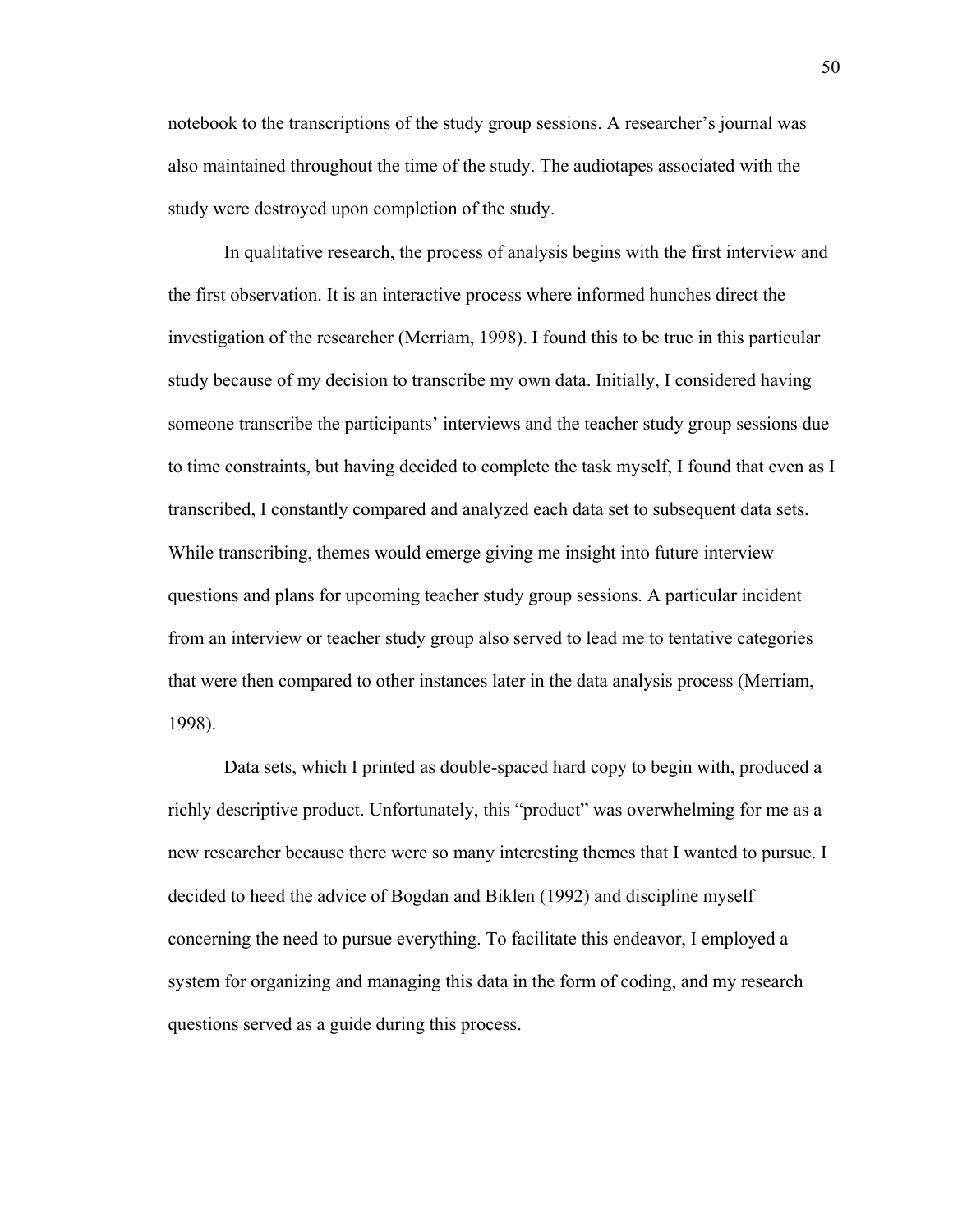notebook to the transcriptions of the study group sessions. A researcher's journal was also maintained throughout the time of the study. The audiotapes associated with the study were destroyed upon completion of the study.

In qualitative research, the process of analysis begins with the first interview and the first observation. It is an interactive process where informed hunches direct the investigation of the researcher (Merriam, 1998). I found this to be true in this particular study because of my decision to transcribe my own data. Initially, I considered having someone transcribe the participants' interviews and the teacher study group sessions due to time constraints, but having decided to complete the task myself, I found that even as I transcribed, I constantly compared and analyzed each data set to subsequent data sets. While transcribing, themes would emerge giving me insight into future interview questions and plans for upcoming teacher study group sessions. A particular incident from an interview or teacher study group also served to lead me to tentative categories that were then compared to other instances later in the data analysis process (Merriam, 1998).

Data sets, which I printed as double-spaced hard copy to begin with, produced a richly descriptive product. Unfortunately, this "product" was overwhelming for me as a new researcher because there were so many interesting themes that I wanted to pursue. I decided to heed the advice of Bogdan and Biklen (1992) and discipline myself concerning the need to pursue everything. To facilitate this endeavor, I employed a system for organizing and managing this data in the form of coding, and my research questions served as a guide during this process.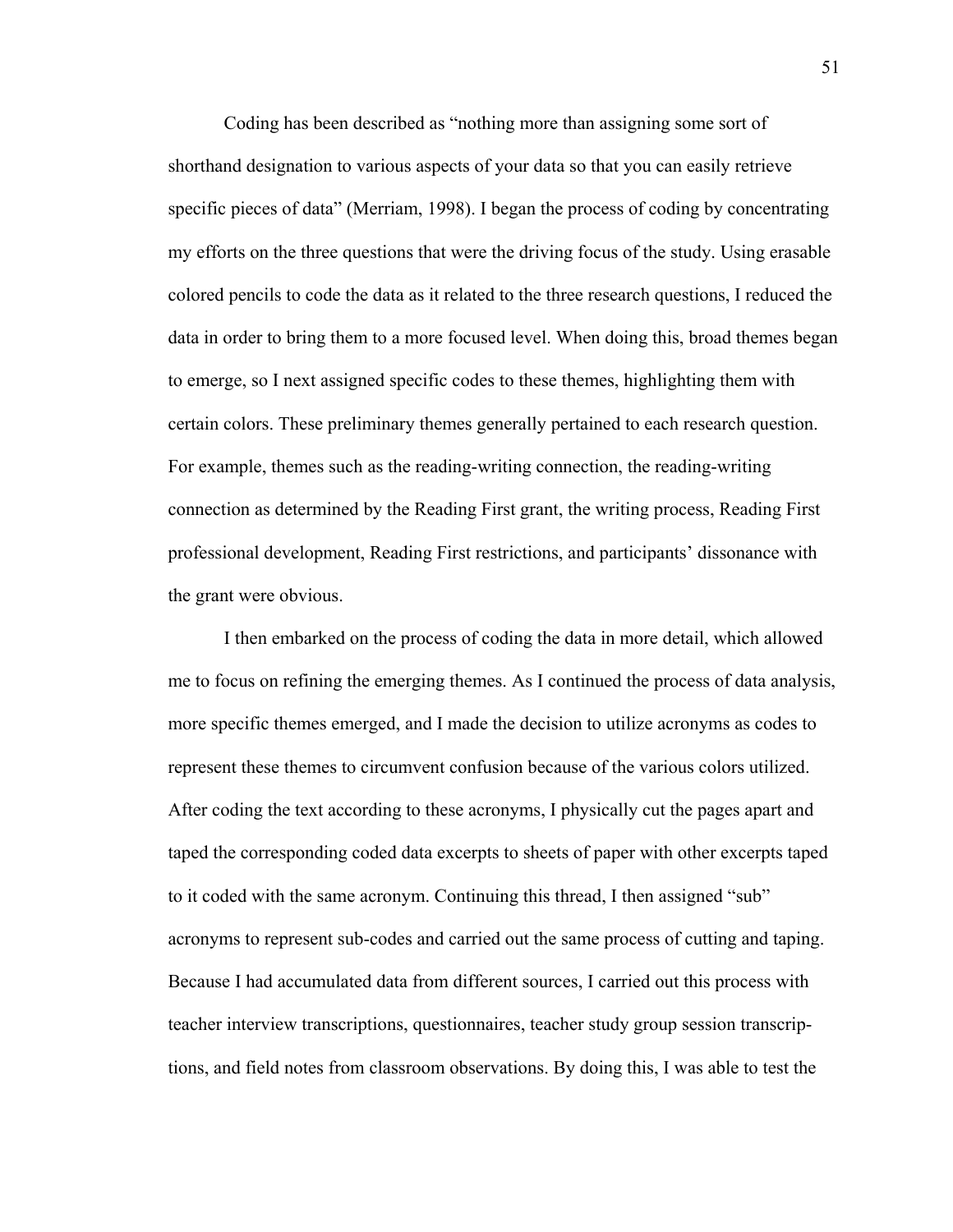Coding has been described as "nothing more than assigning some sort of shorthand designation to various aspects of your data so that you can easily retrieve specific pieces of data" (Merriam, 1998). I began the process of coding by concentrating my efforts on the three questions that were the driving focus of the study. Using erasable colored pencils to code the data as it related to the three research questions, I reduced the data in order to bring them to a more focused level. When doing this, broad themes began to emerge, so I next assigned specific codes to these themes, highlighting them with certain colors. These preliminary themes generally pertained to each research question. For example, themes such as the reading-writing connection, the reading-writing connection as determined by the Reading First grant, the writing process, Reading First professional development, Reading First restrictions, and participants' dissonance with the grant were obvious.

I then embarked on the process of coding the data in more detail, which allowed me to focus on refining the emerging themes. As I continued the process of data analysis, more specific themes emerged, and I made the decision to utilize acronyms as codes to represent these themes to circumvent confusion because of the various colors utilized. After coding the text according to these acronyms, I physically cut the pages apart and taped the corresponding coded data excerpts to sheets of paper with other excerpts taped to it coded with the same acronym. Continuing this thread, I then assigned "sub" acronyms to represent sub-codes and carried out the same process of cutting and taping. Because I had accumulated data from different sources, I carried out this process with teacher interview transcriptions, questionnaires, teacher study group session transcriptions, and field notes from classroom observations. By doing this, I was able to test the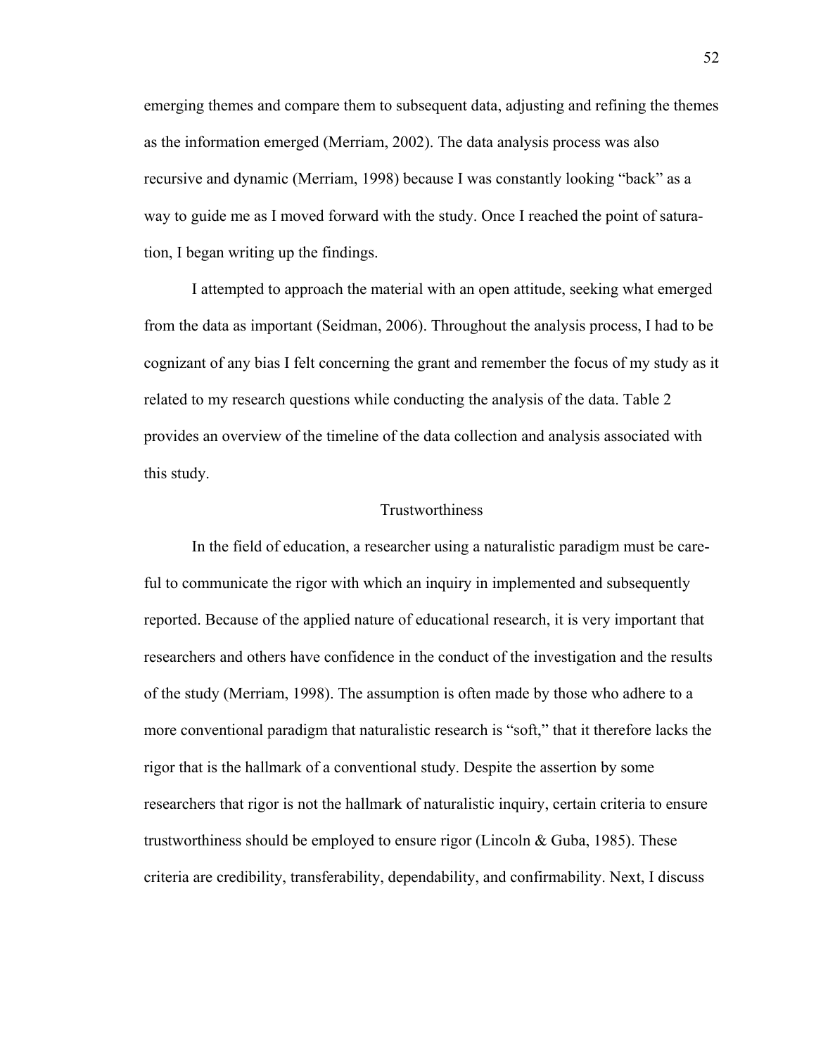emerging themes and compare them to subsequent data, adjusting and refining the themes as the information emerged (Merriam, 2002). The data analysis process was also recursive and dynamic (Merriam, 1998) because I was constantly looking "back" as a way to guide me as I moved forward with the study. Once I reached the point of saturation, I began writing up the findings.

I attempted to approach the material with an open attitude, seeking what emerged from the data as important (Seidman, 2006). Throughout the analysis process, I had to be cognizant of any bias I felt concerning the grant and remember the focus of my study as it related to my research questions while conducting the analysis of the data. Table 2 provides an overview of the timeline of the data collection and analysis associated with this study.

## Trustworthiness

In the field of education, a researcher using a naturalistic paradigm must be careful to communicate the rigor with which an inquiry in implemented and subsequently reported. Because of the applied nature of educational research, it is very important that researchers and others have confidence in the conduct of the investigation and the results of the study (Merriam, 1998). The assumption is often made by those who adhere to a more conventional paradigm that naturalistic research is "soft," that it therefore lacks the rigor that is the hallmark of a conventional study. Despite the assertion by some researchers that rigor is not the hallmark of naturalistic inquiry, certain criteria to ensure trustworthiness should be employed to ensure rigor (Lincoln & Guba, 1985). These criteria are credibility, transferability, dependability, and confirmability. Next, I discuss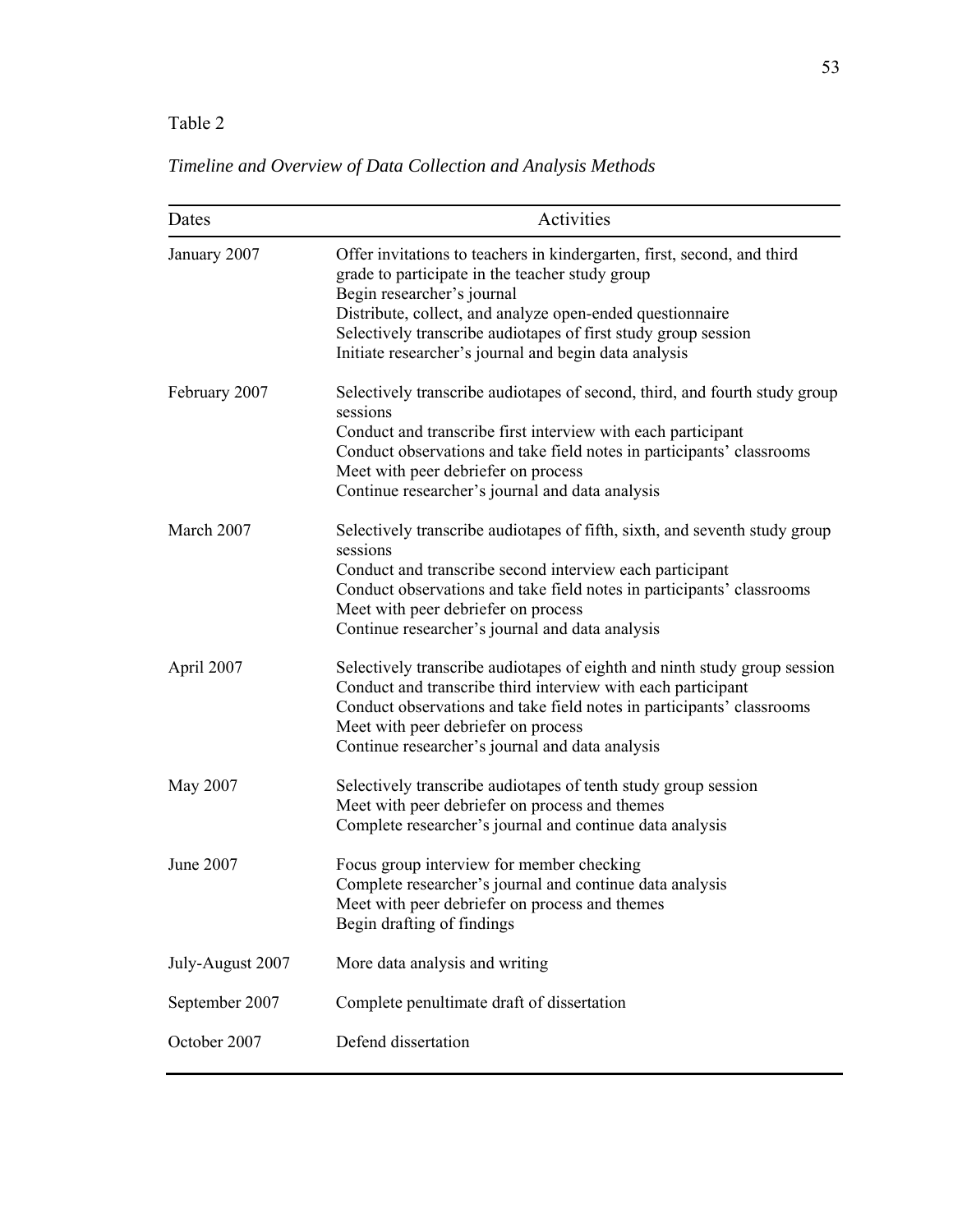Table 2

*Timeline and Overview of Data Collection and Analysis Methods*

| Dates | Activities |
|---|---|
| January 2007 | Offer invitations to teachers in kindergarten, first, second, and third grade to participate in the teacher study group<br>Begin researcher's journal<br>Distribute, collect, and analyze open-ended questionnaire<br>Selectively transcribe audiotapes of first study group session<br>Initiate researcher's journal and begin data analysis |
| February 2007 | Selectively transcribe audiotapes of second, third, and fourth study group sessions<br>Conduct and transcribe first interview with each participant<br>Conduct observations and take field notes in participants' classrooms<br>Meet with peer debriefer on process<br>Continue researcher's journal and data analysis |
| March 2007 | Selectively transcribe audiotapes of fifth, sixth, and seventh study group sessions<br>Conduct and transcribe second interview each participant<br>Conduct observations and take field notes in participants' classrooms<br>Meet with peer debriefer on process<br>Continue researcher's journal and data analysis |
| April 2007 | Selectively transcribe audiotapes of eighth and ninth study group session<br>Conduct and transcribe third interview with each participant<br>Conduct observations and take field notes in participants' classrooms<br>Meet with peer debriefer on process<br>Continue researcher's journal and data analysis |
| May 2007 | Selectively transcribe audiotapes of tenth study group session<br>Meet with peer debriefer on process and themes<br>Complete researcher's journal and continue data analysis |
| June 2007 | Focus group interview for member checking<br>Complete researcher's journal and continue data analysis<br>Meet with peer debriefer on process and themes<br>Begin drafting of findings |
| July-August 2007 | More data analysis and writing |
| September 2007 | Complete penultimate draft of dissertation |
| October 2007 | Defend dissertation |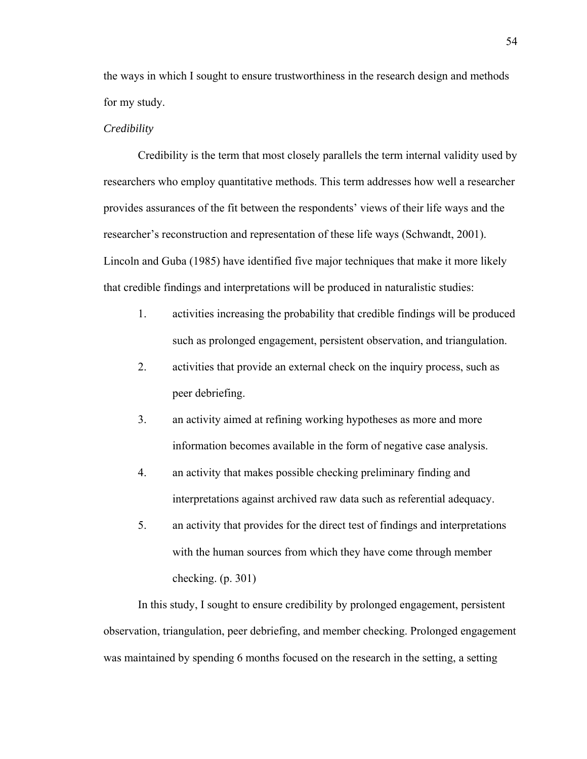the ways in which I sought to ensure trustworthiness in the research design and methods for my study.

*Credibility*

Credibility is the term that most closely parallels the term internal validity used by researchers who employ quantitative methods. This term addresses how well a researcher provides assurances of the fit between the respondents' views of their life ways and the researcher's reconstruction and representation of these life ways (Schwandt, 2001). Lincoln and Guba (1985) have identified five major techniques that make it more likely that credible findings and interpretations will be produced in naturalistic studies:

1. activities increasing the probability that credible findings will be produced such as prolonged engagement, persistent observation, and triangulation.
2. activities that provide an external check on the inquiry process, such as peer debriefing.
3. an activity aimed at refining working hypotheses as more and more information becomes available in the form of negative case analysis.
4. an activity that makes possible checking preliminary finding and interpretations against archived raw data such as referential adequacy.
5. an activity that provides for the direct test of findings and interpretations with the human sources from which they have come through member checking. (p. 301)

In this study, I sought to ensure credibility by prolonged engagement, persistent observation, triangulation, peer debriefing, and member checking. Prolonged engagement was maintained by spending 6 months focused on the research in the setting, a setting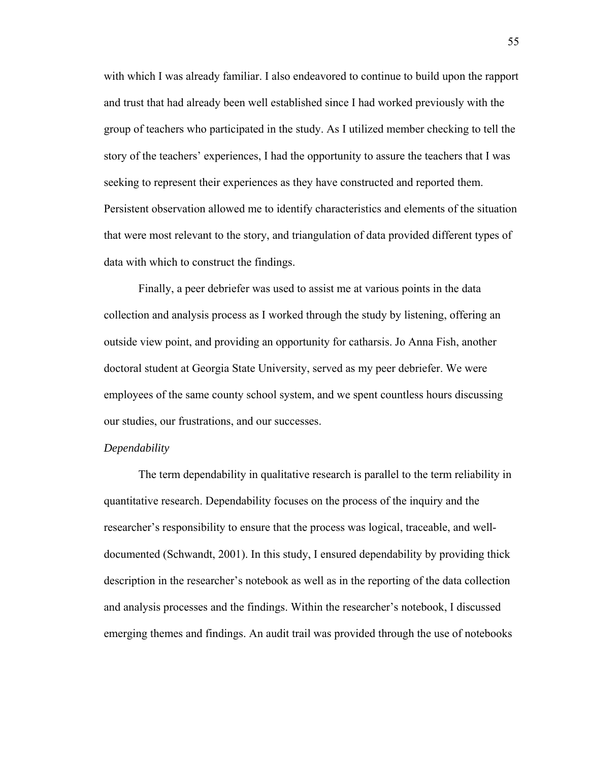with which I was already familiar. I also endeavored to continue to build upon the rapport and trust that had already been well established since I had worked previously with the group of teachers who participated in the study. As I utilized member checking to tell the story of the teachers' experiences, I had the opportunity to assure the teachers that I was seeking to represent their experiences as they have constructed and reported them. Persistent observation allowed me to identify characteristics and elements of the situation that were most relevant to the story, and triangulation of data provided different types of data with which to construct the findings.

Finally, a peer debriefer was used to assist me at various points in the data collection and analysis process as I worked through the study by listening, offering an outside view point, and providing an opportunity for catharsis. Jo Anna Fish, another doctoral student at Georgia State University, served as my peer debriefer. We were employees of the same county school system, and we spent countless hours discussing our studies, our frustrations, and our successes.

*Dependability*

The term dependability in qualitative research is parallel to the term reliability in quantitative research. Dependability focuses on the process of the inquiry and the researcher's responsibility to ensure that the process was logical, traceable, and well-documented (Schwandt, 2001). In this study, I ensured dependability by providing thick description in the researcher's notebook as well as in the reporting of the data collection and analysis processes and the findings. Within the researcher's notebook, I discussed emerging themes and findings. An audit trail was provided through the use of notebooks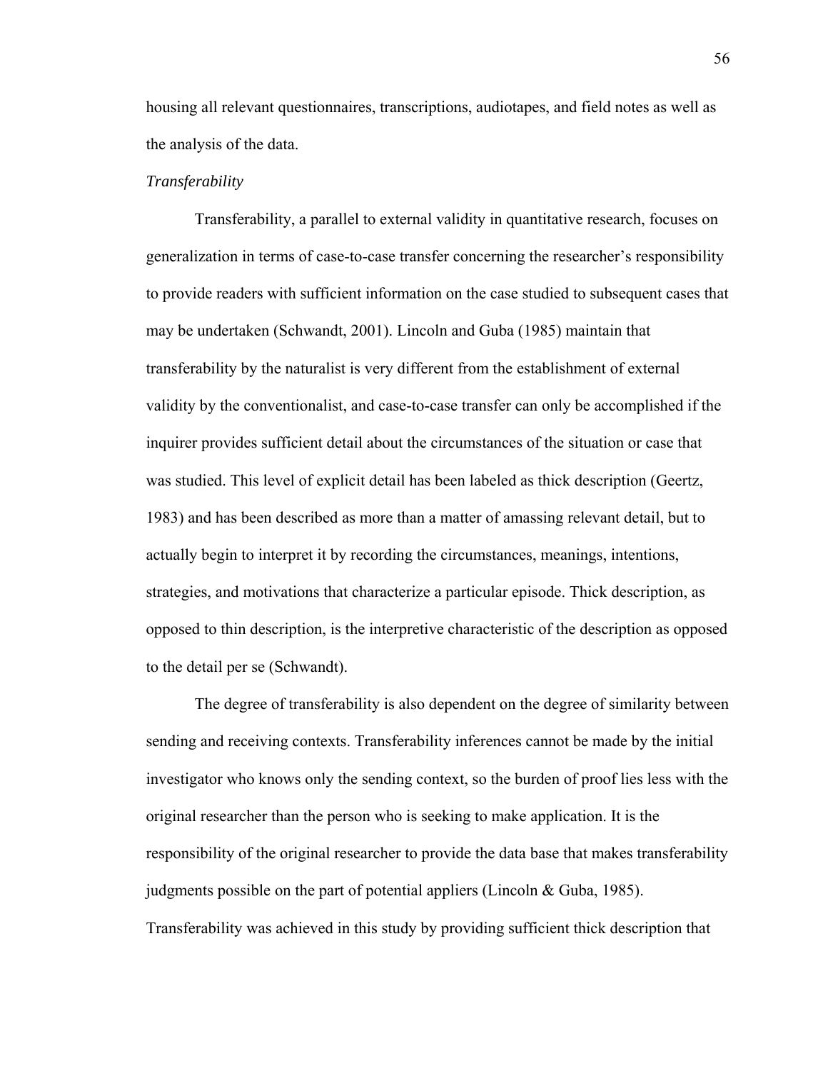housing all relevant questionnaires, transcriptions, audiotapes, and field notes as well as the analysis of the data.

*Transferability*

Transferability, a parallel to external validity in quantitative research, focuses on generalization in terms of case-to-case transfer concerning the researcher's responsibility to provide readers with sufficient information on the case studied to subsequent cases that may be undertaken (Schwandt, 2001). Lincoln and Guba (1985) maintain that transferability by the naturalist is very different from the establishment of external validity by the conventionalist, and case-to-case transfer can only be accomplished if the inquirer provides sufficient detail about the circumstances of the situation or case that was studied. This level of explicit detail has been labeled as thick description (Geertz, 1983) and has been described as more than a matter of amassing relevant detail, but to actually begin to interpret it by recording the circumstances, meanings, intentions, strategies, and motivations that characterize a particular episode. Thick description, as opposed to thin description, is the interpretive characteristic of the description as opposed to the detail per se (Schwandt).

The degree of transferability is also dependent on the degree of similarity between sending and receiving contexts. Transferability inferences cannot be made by the initial investigator who knows only the sending context, so the burden of proof lies less with the original researcher than the person who is seeking to make application. It is the responsibility of the original researcher to provide the data base that makes transferability judgments possible on the part of potential appliers (Lincoln & Guba, 1985). Transferability was achieved in this study by providing sufficient thick description that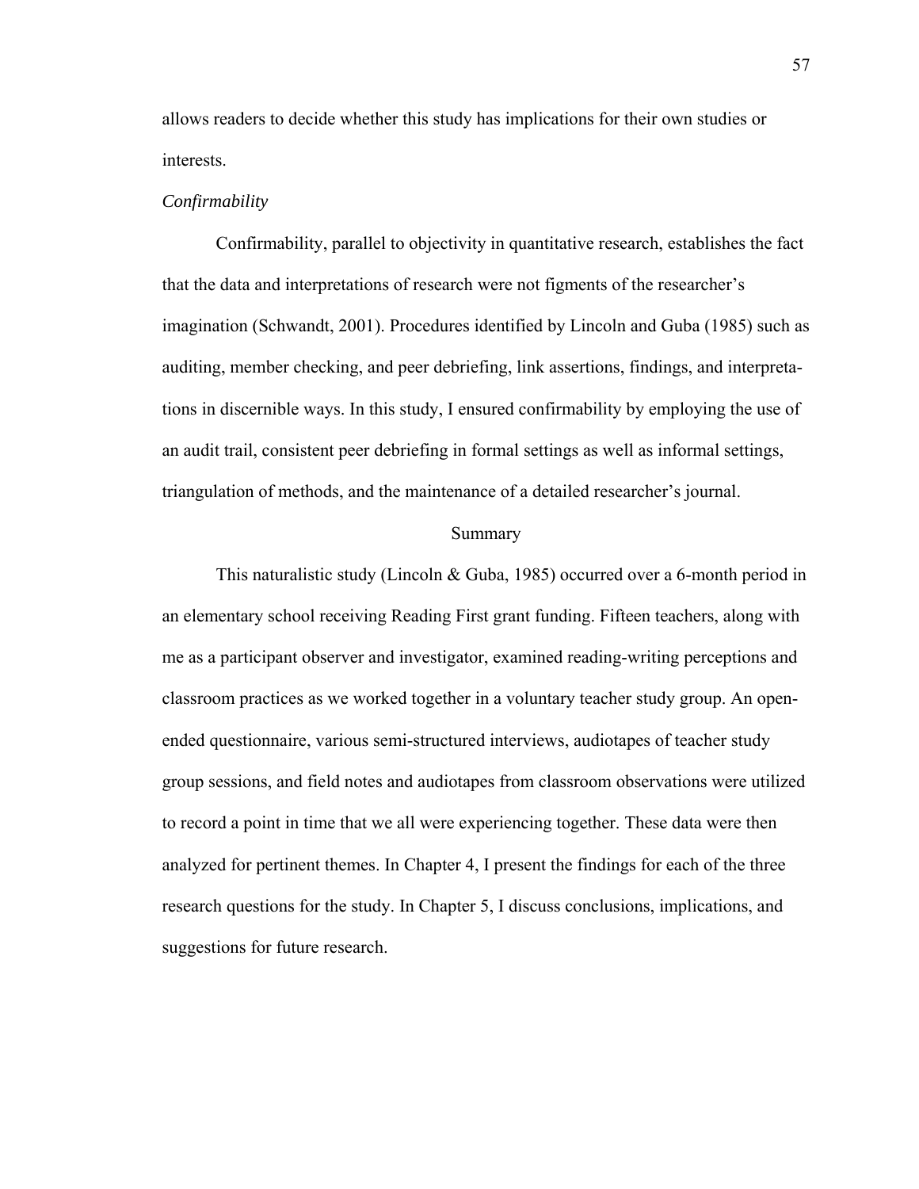allows readers to decide whether this study has implications for their own studies or interests.

### *Confirmability*

Confirmability, parallel to objectivity in quantitative research, establishes the fact that the data and interpretations of research were not figments of the researcher's imagination (Schwandt, 2001). Procedures identified by Lincoln and Guba (1985) such as auditing, member checking, and peer debriefing, link assertions, findings, and interpretations in discernible ways. In this study, I ensured confirmability by employing the use of an audit trail, consistent peer debriefing in formal settings as well as informal settings, triangulation of methods, and the maintenance of a detailed researcher's journal.

## Summary

This naturalistic study (Lincoln & Guba, 1985) occurred over a 6-month period in an elementary school receiving Reading First grant funding. Fifteen teachers, along with me as a participant observer and investigator, examined reading-writing perceptions and classroom practices as we worked together in a voluntary teacher study group. An open-ended questionnaire, various semi-structured interviews, audiotapes of teacher study group sessions, and field notes and audiotapes from classroom observations were utilized to record a point in time that we all were experiencing together. These data were then analyzed for pertinent themes. In Chapter 4, I present the findings for each of the three research questions for the study. In Chapter 5, I discuss conclusions, implications, and suggestions for future research.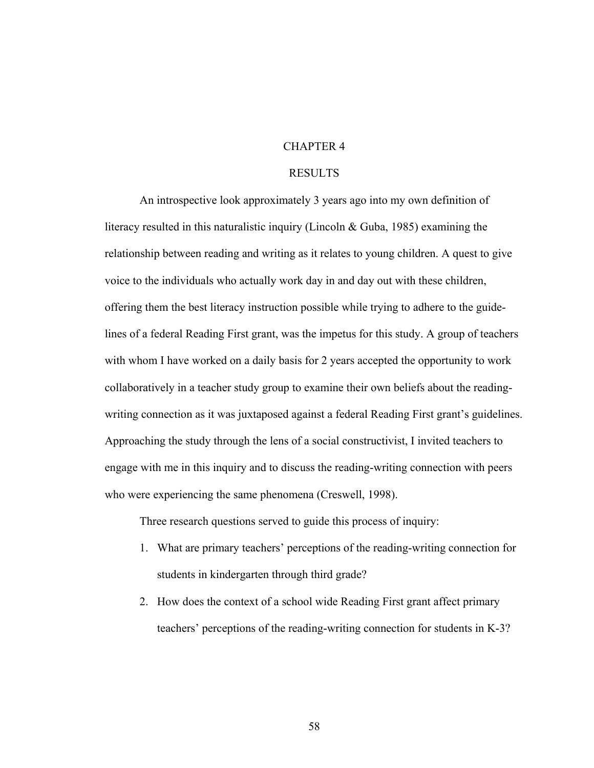# CHAPTER 4

# RESULTS

An introspective look approximately 3 years ago into my own definition of literacy resulted in this naturalistic inquiry (Lincoln & Guba, 1985) examining the relationship between reading and writing as it relates to young children. A quest to give voice to the individuals who actually work day in and day out with these children, offering them the best literacy instruction possible while trying to adhere to the guide-lines of a federal Reading First grant, was the impetus for this study. A group of teachers with whom I have worked on a daily basis for 2 years accepted the opportunity to work collaboratively in a teacher study group to examine their own beliefs about the reading-writing connection as it was juxtaposed against a federal Reading First grant's guidelines. Approaching the study through the lens of a social constructivist, I invited teachers to engage with me in this inquiry and to discuss the reading-writing connection with peers who were experiencing the same phenomena (Creswell, 1998).

Three research questions served to guide this process of inquiry:

1. What are primary teachers' perceptions of the reading-writing connection for students in kindergarten through third grade?
2. How does the context of a school wide Reading First grant affect primary teachers' perceptions of the reading-writing connection for students in K-3?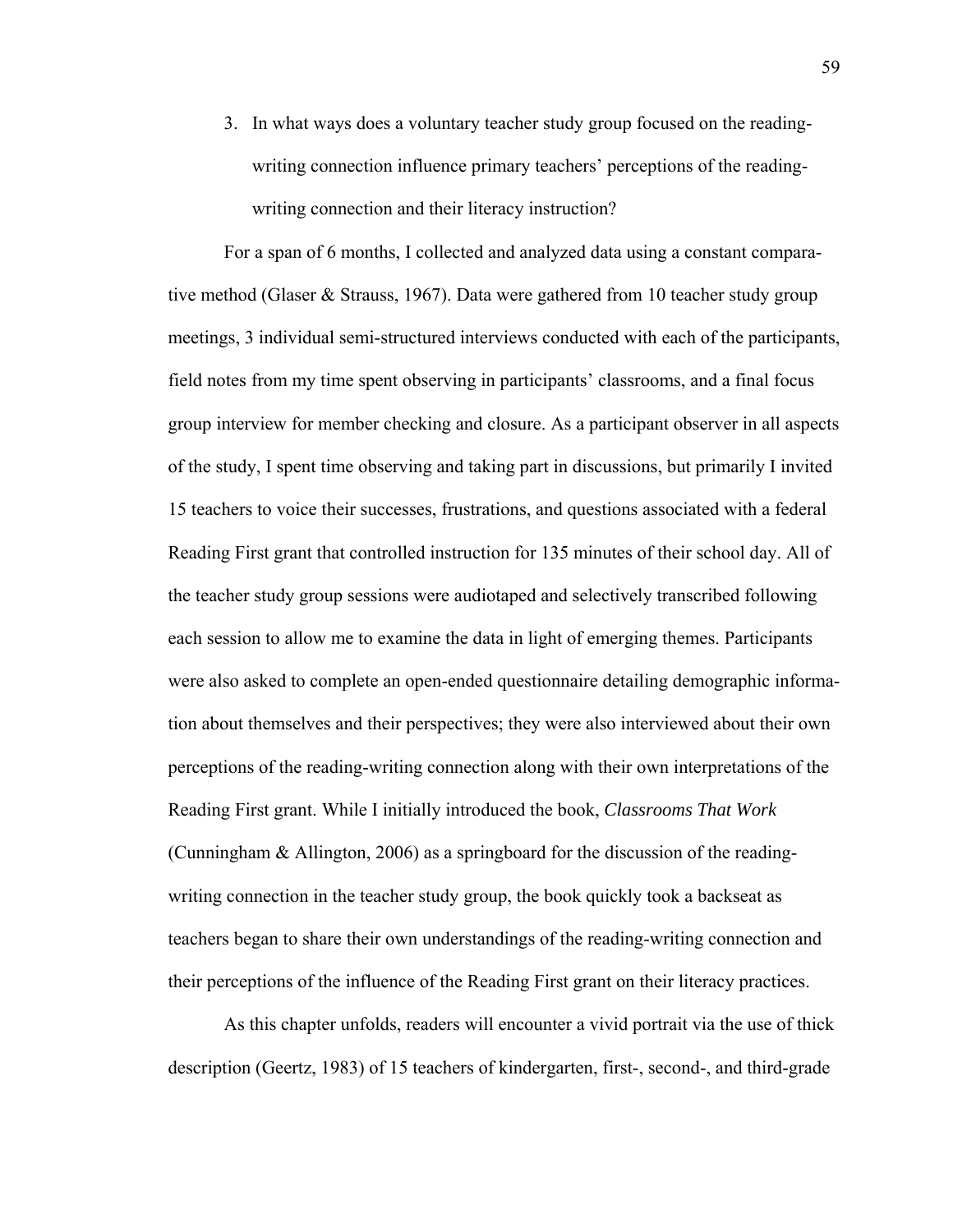3. In what ways does a voluntary teacher study group focused on the reading-writing connection influence primary teachers' perceptions of the reading-writing connection and their literacy instruction?

For a span of 6 months, I collected and analyzed data using a constant comparative method (Glaser & Strauss, 1967). Data were gathered from 10 teacher study group meetings, 3 individual semi-structured interviews conducted with each of the participants, field notes from my time spent observing in participants' classrooms, and a final focus group interview for member checking and closure. As a participant observer in all aspects of the study, I spent time observing and taking part in discussions, but primarily I invited 15 teachers to voice their successes, frustrations, and questions associated with a federal Reading First grant that controlled instruction for 135 minutes of their school day. All of the teacher study group sessions were audiotaped and selectively transcribed following each session to allow me to examine the data in light of emerging themes. Participants were also asked to complete an open-ended questionnaire detailing demographic information about themselves and their perspectives; they were also interviewed about their own perceptions of the reading-writing connection along with their own interpretations of the Reading First grant. While I initially introduced the book, *Classrooms That Work* (Cunningham & Allington, 2006) as a springboard for the discussion of the reading-writing connection in the teacher study group, the book quickly took a backseat as teachers began to share their own understandings of the reading-writing connection and their perceptions of the influence of the Reading First grant on their literacy practices.

As this chapter unfolds, readers will encounter a vivid portrait via the use of thick description (Geertz, 1983) of 15 teachers of kindergarten, first-, second-, and third-grade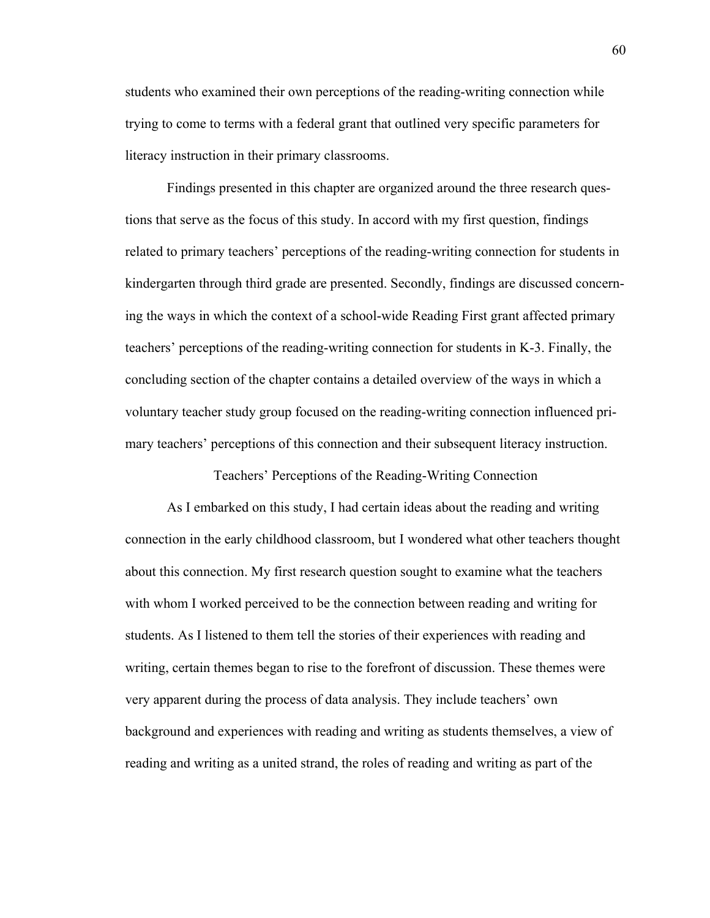students who examined their own perceptions of the reading-writing connection while trying to come to terms with a federal grant that outlined very specific parameters for literacy instruction in their primary classrooms.

Findings presented in this chapter are organized around the three research questions that serve as the focus of this study. In accord with my first question, findings related to primary teachers' perceptions of the reading-writing connection for students in kindergarten through third grade are presented. Secondly, findings are discussed concerning the ways in which the context of a school-wide Reading First grant affected primary teachers' perceptions of the reading-writing connection for students in K-3. Finally, the concluding section of the chapter contains a detailed overview of the ways in which a voluntary teacher study group focused on the reading-writing connection influenced primary teachers' perceptions of this connection and their subsequent literacy instruction.

## Teachers' Perceptions of the Reading-Writing Connection

As I embarked on this study, I had certain ideas about the reading and writing connection in the early childhood classroom, but I wondered what other teachers thought about this connection. My first research question sought to examine what the teachers with whom I worked perceived to be the connection between reading and writing for students. As I listened to them tell the stories of their experiences with reading and writing, certain themes began to rise to the forefront of discussion. These themes were very apparent during the process of data analysis. They include teachers' own background and experiences with reading and writing as students themselves, a view of reading and writing as a united strand, the roles of reading and writing as part of the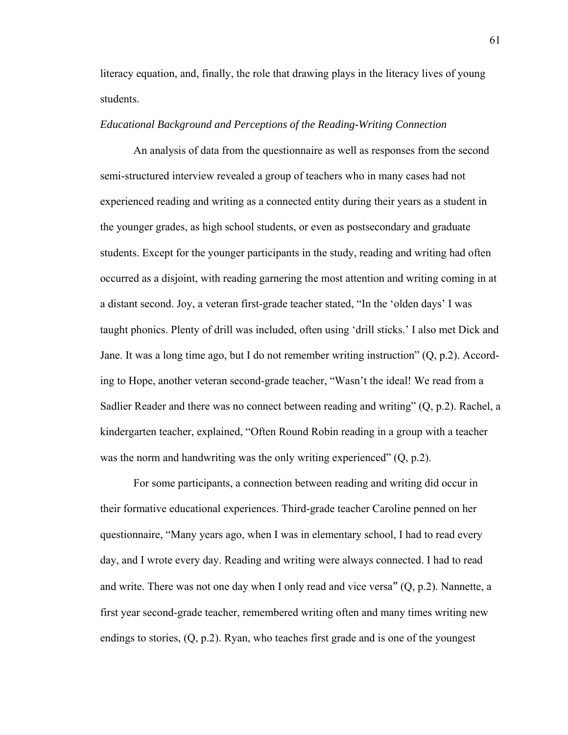literacy equation, and, finally, the role that drawing plays in the literacy lives of young students.

*Educational Background and Perceptions of the Reading-Writing Connection*

An analysis of data from the questionnaire as well as responses from the second semi-structured interview revealed a group of teachers who in many cases had not experienced reading and writing as a connected entity during their years as a student in the younger grades, as high school students, or even as postsecondary and graduate students. Except for the younger participants in the study, reading and writing had often occurred as a disjoint, with reading garnering the most attention and writing coming in at a distant second. Joy, a veteran first-grade teacher stated, "In the 'olden days' I was taught phonics. Plenty of drill was included, often using 'drill sticks.' I also met Dick and Jane. It was a long time ago, but I do not remember writing instruction" (Q, p.2). According to Hope, another veteran second-grade teacher, "Wasn't the ideal! We read from a Sadlier Reader and there was no connect between reading and writing" (Q, p.2). Rachel, a kindergarten teacher, explained, "Often Round Robin reading in a group with a teacher was the norm and handwriting was the only writing experienced" (Q, p.2).

For some participants, a connection between reading and writing did occur in their formative educational experiences. Third-grade teacher Caroline penned on her questionnaire, "Many years ago, when I was in elementary school, I had to read every day, and I wrote every day. Reading and writing were always connected. I had to read and write. There was not one day when I only read and vice versa" (Q, p.2). Nannette, a first year second-grade teacher, remembered writing often and many times writing new endings to stories, (Q, p.2). Ryan, who teaches first grade and is one of the youngest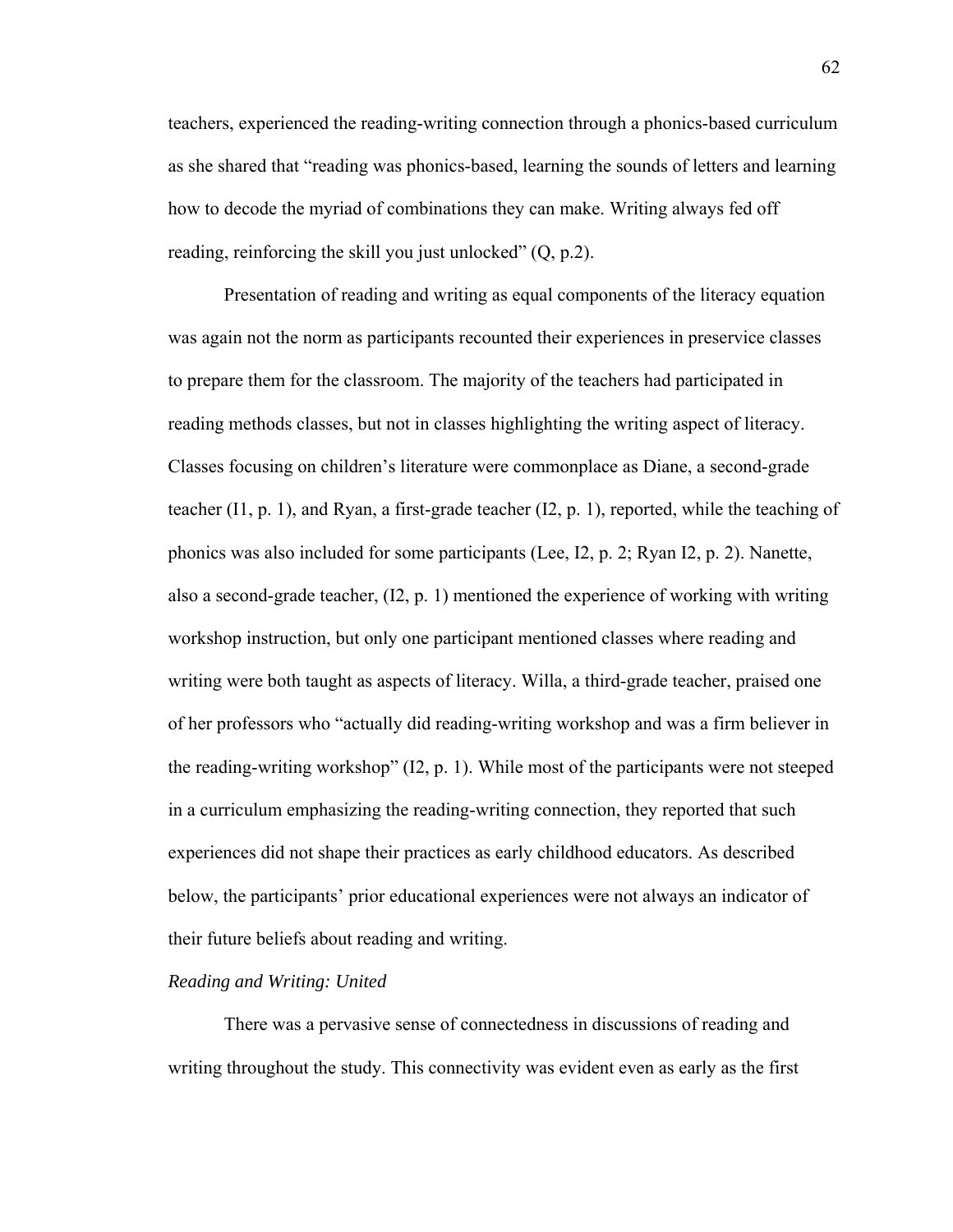teachers, experienced the reading-writing connection through a phonics-based curriculum as she shared that "reading was phonics-based, learning the sounds of letters and learning how to decode the myriad of combinations they can make. Writing always fed off reading, reinforcing the skill you just unlocked" (Q, p.2).

Presentation of reading and writing as equal components of the literacy equation was again not the norm as participants recounted their experiences in preservice classes to prepare them for the classroom. The majority of the teachers had participated in reading methods classes, but not in classes highlighting the writing aspect of literacy. Classes focusing on children's literature were commonplace as Diane, a second-grade teacher (I1, p. 1), and Ryan, a first-grade teacher (I2, p. 1), reported, while the teaching of phonics was also included for some participants (Lee, I2, p. 2; Ryan I2, p. 2). Nanette, also a second-grade teacher, (I2, p. 1) mentioned the experience of working with writing workshop instruction, but only one participant mentioned classes where reading and writing were both taught as aspects of literacy. Willa, a third-grade teacher, praised one of her professors who "actually did reading-writing workshop and was a firm believer in the reading-writing workshop" (I2, p. 1). While most of the participants were not steeped in a curriculum emphasizing the reading-writing connection, they reported that such experiences did not shape their practices as early childhood educators. As described below, the participants' prior educational experiences were not always an indicator of their future beliefs about reading and writing.

*Reading and Writing: United*

There was a pervasive sense of connectedness in discussions of reading and writing throughout the study. This connectivity was evident even as early as the first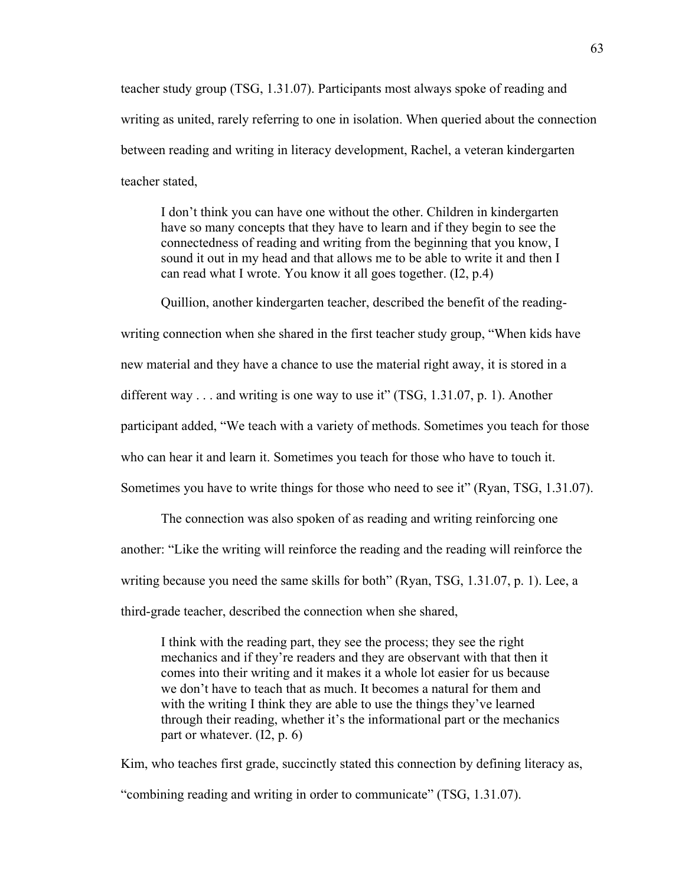teacher study group (TSG, 1.31.07). Participants most always spoke of reading and writing as united, rarely referring to one in isolation. When queried about the connection between reading and writing in literacy development, Rachel, a veteran kindergarten teacher stated,

> I don't think you can have one without the other. Children in kindergarten have so many concepts that they have to learn and if they begin to see the connectedness of reading and writing from the beginning that you know, I sound it out in my head and that allows me to be able to write it and then I can read what I wrote. You know it all goes together. (I2, p.4)

Quillion, another kindergarten teacher, described the benefit of the reading-writing connection when she shared in the first teacher study group, "When kids have new material and they have a chance to use the material right away, it is stored in a different way . . . and writing is one way to use it" (TSG, 1.31.07, p. 1). Another participant added, "We teach with a variety of methods. Sometimes you teach for those who can hear it and learn it. Sometimes you teach for those who have to touch it. Sometimes you have to write things for those who need to see it" (Ryan, TSG, 1.31.07).

The connection was also spoken of as reading and writing reinforcing one another: "Like the writing will reinforce the reading and the reading will reinforce the writing because you need the same skills for both" (Ryan, TSG, 1.31.07, p. 1). Lee, a third-grade teacher, described the connection when she shared,

> I think with the reading part, they see the process; they see the right mechanics and if they're readers and they are observant with that then it comes into their writing and it makes it a whole lot easier for us because we don't have to teach that as much. It becomes a natural for them and with the writing I think they are able to use the things they've learned through their reading, whether it's the informational part or the mechanics part or whatever. (I2, p. 6)

Kim, who teaches first grade, succinctly stated this connection by defining literacy as, "combining reading and writing in order to communicate" (TSG, 1.31.07).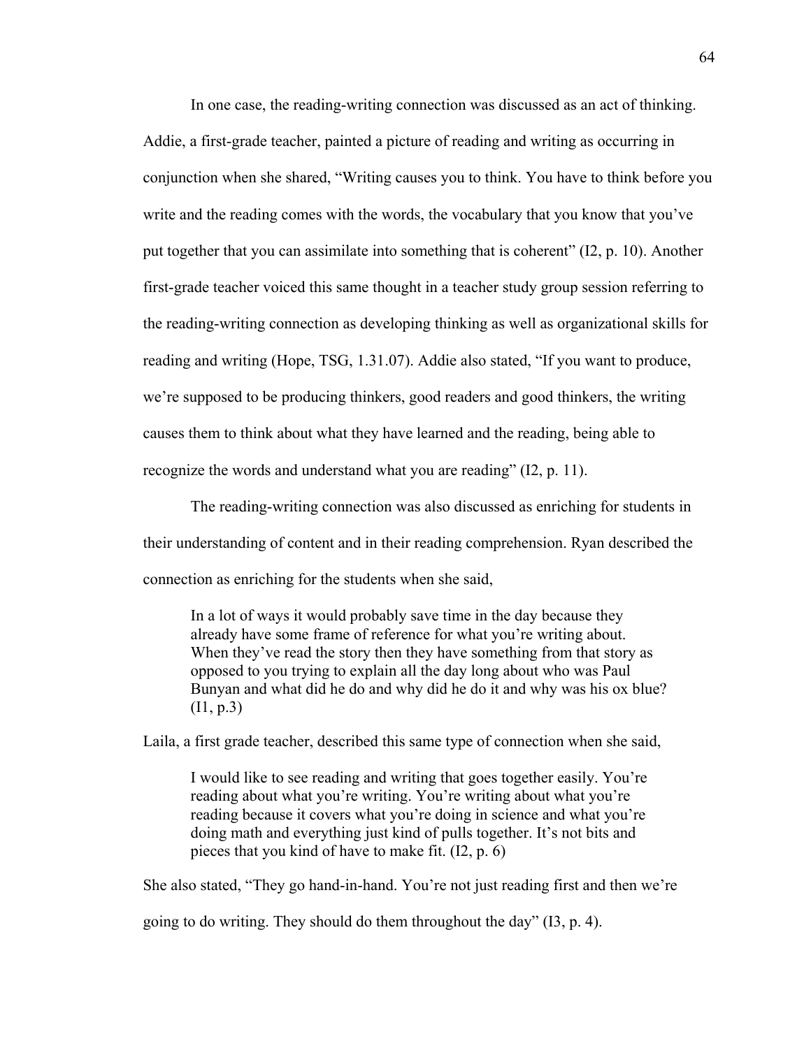In one case, the reading-writing connection was discussed as an act of thinking. Addie, a first-grade teacher, painted a picture of reading and writing as occurring in conjunction when she shared, "Writing causes you to think. You have to think before you write and the reading comes with the words, the vocabulary that you know that you've put together that you can assimilate into something that is coherent" (I2, p. 10). Another first-grade teacher voiced this same thought in a teacher study group session referring to the reading-writing connection as developing thinking as well as organizational skills for reading and writing (Hope, TSG, 1.31.07). Addie also stated, "If you want to produce, we're supposed to be producing thinkers, good readers and good thinkers, the writing causes them to think about what they have learned and the reading, being able to recognize the words and understand what you are reading" (I2, p. 11).

The reading-writing connection was also discussed as enriching for students in their understanding of content and in their reading comprehension. Ryan described the connection as enriching for the students when she said,

> In a lot of ways it would probably save time in the day because they already have some frame of reference for what you're writing about. When they've read the story then they have something from that story as opposed to you trying to explain all the day long about who was Paul Bunyan and what did he do and why did he do it and why was his ox blue? (I1, p.3)

Laila, a first grade teacher, described this same type of connection when she said,

> I would like to see reading and writing that goes together easily. You're reading about what you're writing. You're writing about what you're reading because it covers what you're doing in science and what you're doing math and everything just kind of pulls together. It's not bits and pieces that you kind of have to make fit. (I2, p. 6)

She also stated, "They go hand-in-hand. You're not just reading first and then we're going to do writing. They should do them throughout the day" (I3, p. 4).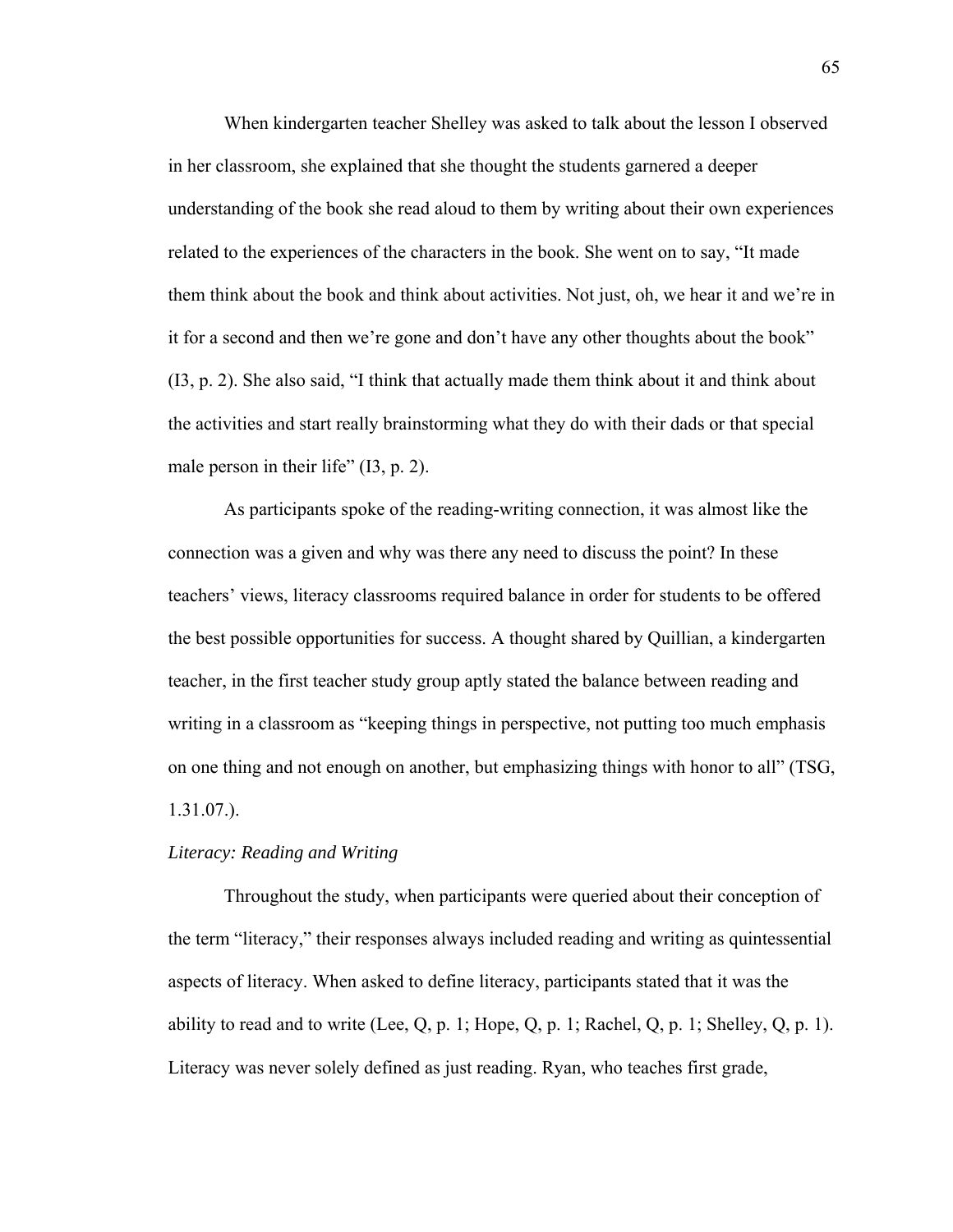When kindergarten teacher Shelley was asked to talk about the lesson I observed in her classroom, she explained that she thought the students garnered a deeper understanding of the book she read aloud to them by writing about their own experiences related to the experiences of the characters in the book. She went on to say, "It made them think about the book and think about activities. Not just, oh, we hear it and we're in it for a second and then we're gone and don't have any other thoughts about the book" (I3, p. 2). She also said, "I think that actually made them think about it and think about the activities and start really brainstorming what they do with their dads or that special male person in their life" (I3, p. 2).

As participants spoke of the reading-writing connection, it was almost like the connection was a given and why was there any need to discuss the point? In these teachers' views, literacy classrooms required balance in order for students to be offered the best possible opportunities for success. A thought shared by Quillian, a kindergarten teacher, in the first teacher study group aptly stated the balance between reading and writing in a classroom as "keeping things in perspective, not putting too much emphasis on one thing and not enough on another, but emphasizing things with honor to all" (TSG, 1.31.07.).

*Literacy: Reading and Writing*

Throughout the study, when participants were queried about their conception of the term "literacy," their responses always included reading and writing as quintessential aspects of literacy. When asked to define literacy, participants stated that it was the ability to read and to write (Lee, Q, p. 1; Hope, Q, p. 1; Rachel, Q, p. 1; Shelley, Q, p. 1). Literacy was never solely defined as just reading. Ryan, who teaches first grade,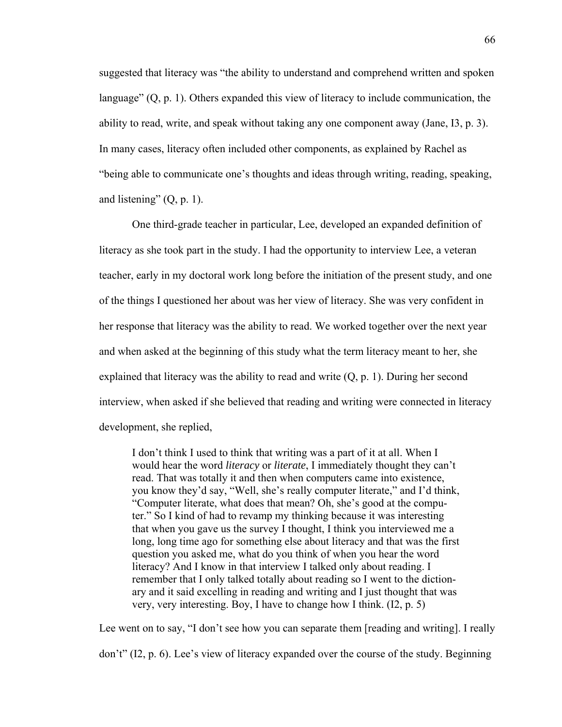suggested that literacy was "the ability to understand and comprehend written and spoken language" (Q, p. 1). Others expanded this view of literacy to include communication, the ability to read, write, and speak without taking any one component away (Jane, I3, p. 3). In many cases, literacy often included other components, as explained by Rachel as "being able to communicate one's thoughts and ideas through writing, reading, speaking, and listening" (Q, p. 1).

One third-grade teacher in particular, Lee, developed an expanded definition of literacy as she took part in the study. I had the opportunity to interview Lee, a veteran teacher, early in my doctoral work long before the initiation of the present study, and one of the things I questioned her about was her view of literacy. She was very confident in her response that literacy was the ability to read. We worked together over the next year and when asked at the beginning of this study what the term literacy meant to her, she explained that literacy was the ability to read and write (Q, p. 1). During her second interview, when asked if she believed that reading and writing were connected in literacy development, she replied,

> I don't think I used to think that writing was a part of it at all. When I would hear the word *literacy* or *literate*, I immediately thought they can't read. That was totally it and then when computers came into existence, you know they'd say, "Well, she's really computer literate," and I'd think, "Computer literate, what does that mean? Oh, she's good at the computer." So I kind of had to revamp my thinking because it was interesting that when you gave us the survey I thought, I think you interviewed me a long, long time ago for something else about literacy and that was the first question you asked me, what do you think of when you hear the word literacy? And I know in that interview I talked only about reading. I remember that I only talked totally about reading so I went to the dictionary and it said excelling in reading and writing and I just thought that was very, very interesting. Boy, I have to change how I think. (I2, p. 5)

Lee went on to say, "I don't see how you can separate them [reading and writing]. I really don't" (I2, p. 6). Lee's view of literacy expanded over the course of the study. Beginning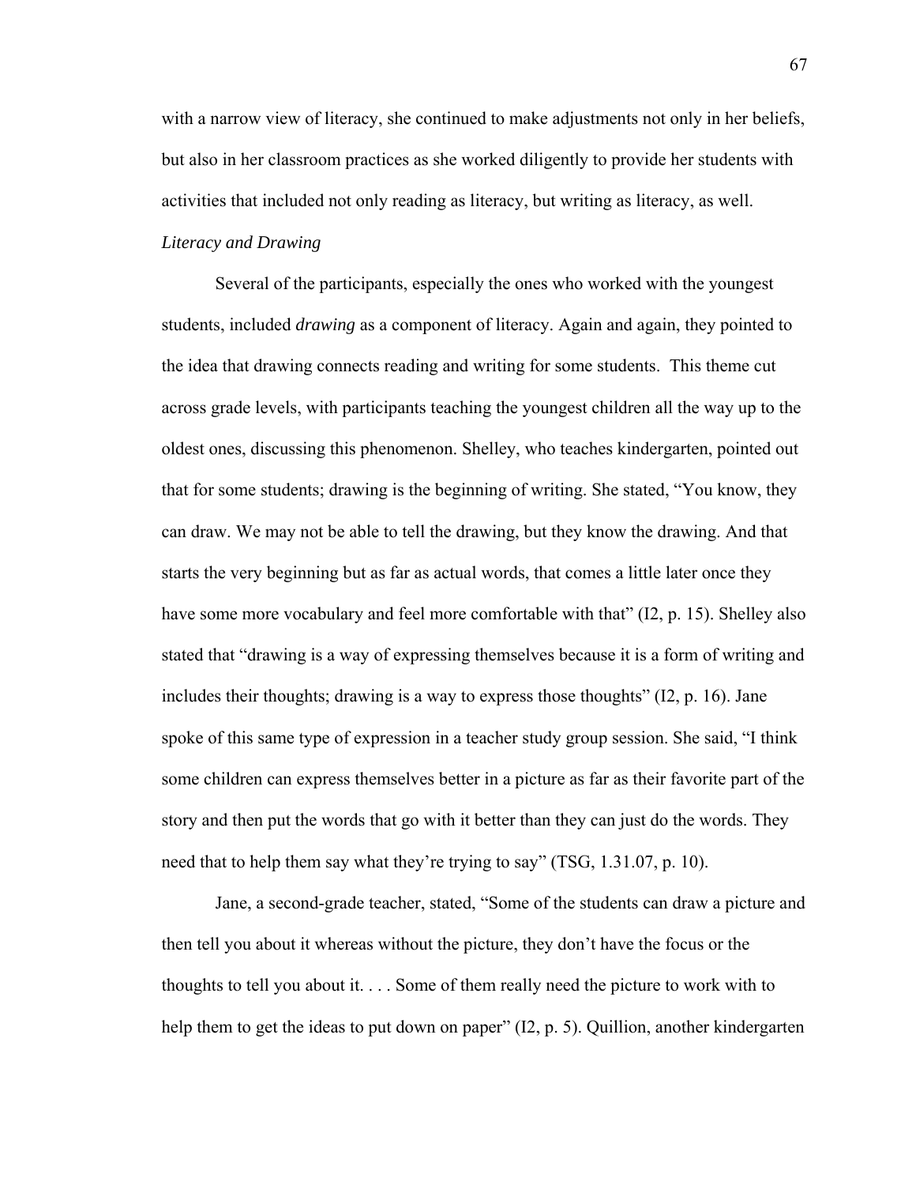with a narrow view of literacy, she continued to make adjustments not only in her beliefs, but also in her classroom practices as she worked diligently to provide her students with activities that included not only reading as literacy, but writing as literacy, as well.

*Literacy and Drawing*

Several of the participants, especially the ones who worked with the youngest students, included *drawing* as a component of literacy. Again and again, they pointed to the idea that drawing connects reading and writing for some students. This theme cut across grade levels, with participants teaching the youngest children all the way up to the oldest ones, discussing this phenomenon. Shelley, who teaches kindergarten, pointed out that for some students; drawing is the beginning of writing. She stated, "You know, they can draw. We may not be able to tell the drawing, but they know the drawing. And that starts the very beginning but as far as actual words, that comes a little later once they have some more vocabulary and feel more comfortable with that" (I2, p. 15). Shelley also stated that "drawing is a way of expressing themselves because it is a form of writing and includes their thoughts; drawing is a way to express those thoughts" (I2, p. 16). Jane spoke of this same type of expression in a teacher study group session. She said, "I think some children can express themselves better in a picture as far as their favorite part of the story and then put the words that go with it better than they can just do the words. They need that to help them say what they're trying to say" (TSG, 1.31.07, p. 10).

Jane, a second-grade teacher, stated, "Some of the students can draw a picture and then tell you about it whereas without the picture, they don't have the focus or the thoughts to tell you about it. . . . Some of them really need the picture to work with to help them to get the ideas to put down on paper" (I2, p. 5). Quillion, another kindergarten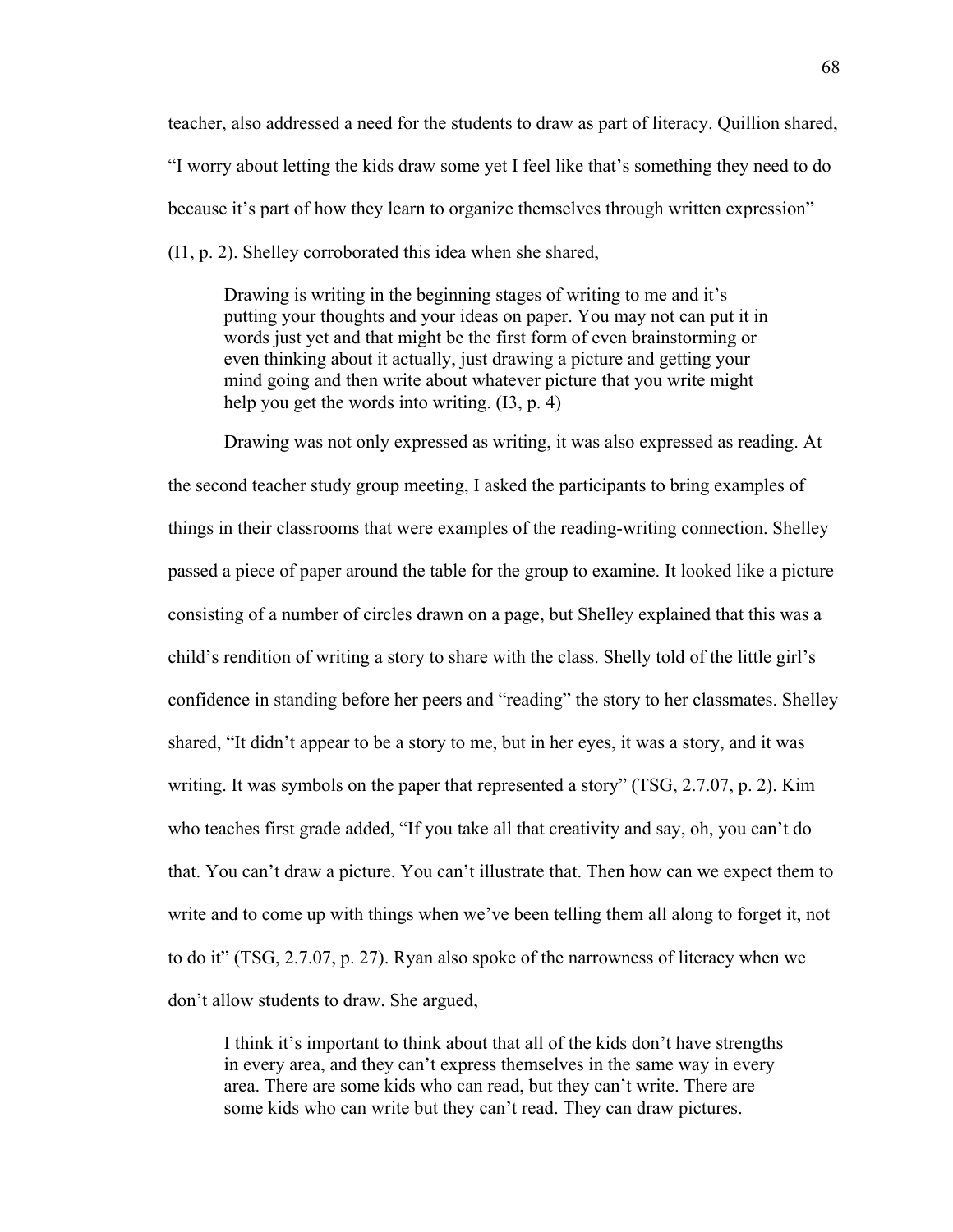teacher, also addressed a need for the students to draw as part of literacy. Quillion shared, "I worry about letting the kids draw some yet I feel like that's something they need to do because it's part of how they learn to organize themselves through written expression" (I1, p. 2). Shelley corroborated this idea when she shared,

> Drawing is writing in the beginning stages of writing to me and it's putting your thoughts and your ideas on paper. You may not can put it in words just yet and that might be the first form of even brainstorming or even thinking about it actually, just drawing a picture and getting your mind going and then write about whatever picture that you write might help you get the words into writing. (I3, p. 4)

Drawing was not only expressed as writing, it was also expressed as reading. At the second teacher study group meeting, I asked the participants to bring examples of things in their classrooms that were examples of the reading-writing connection. Shelley passed a piece of paper around the table for the group to examine. It looked like a picture consisting of a number of circles drawn on a page, but Shelley explained that this was a child's rendition of writing a story to share with the class. Shelly told of the little girl's confidence in standing before her peers and "reading" the story to her classmates. Shelley shared, "It didn't appear to be a story to me, but in her eyes, it was a story, and it was writing. It was symbols on the paper that represented a story" (TSG, 2.7.07, p. 2). Kim who teaches first grade added, "If you take all that creativity and say, oh, you can't do that. You can't draw a picture. You can't illustrate that. Then how can we expect them to write and to come up with things when we've been telling them all along to forget it, not to do it" (TSG, 2.7.07, p. 27). Ryan also spoke of the narrowness of literacy when we don't allow students to draw. She argued,

> I think it's important to think about that all of the kids don't have strengths in every area, and they can't express themselves in the same way in every area. There are some kids who can read, but they can't write. There are some kids who can write but they can't read. They can draw pictures.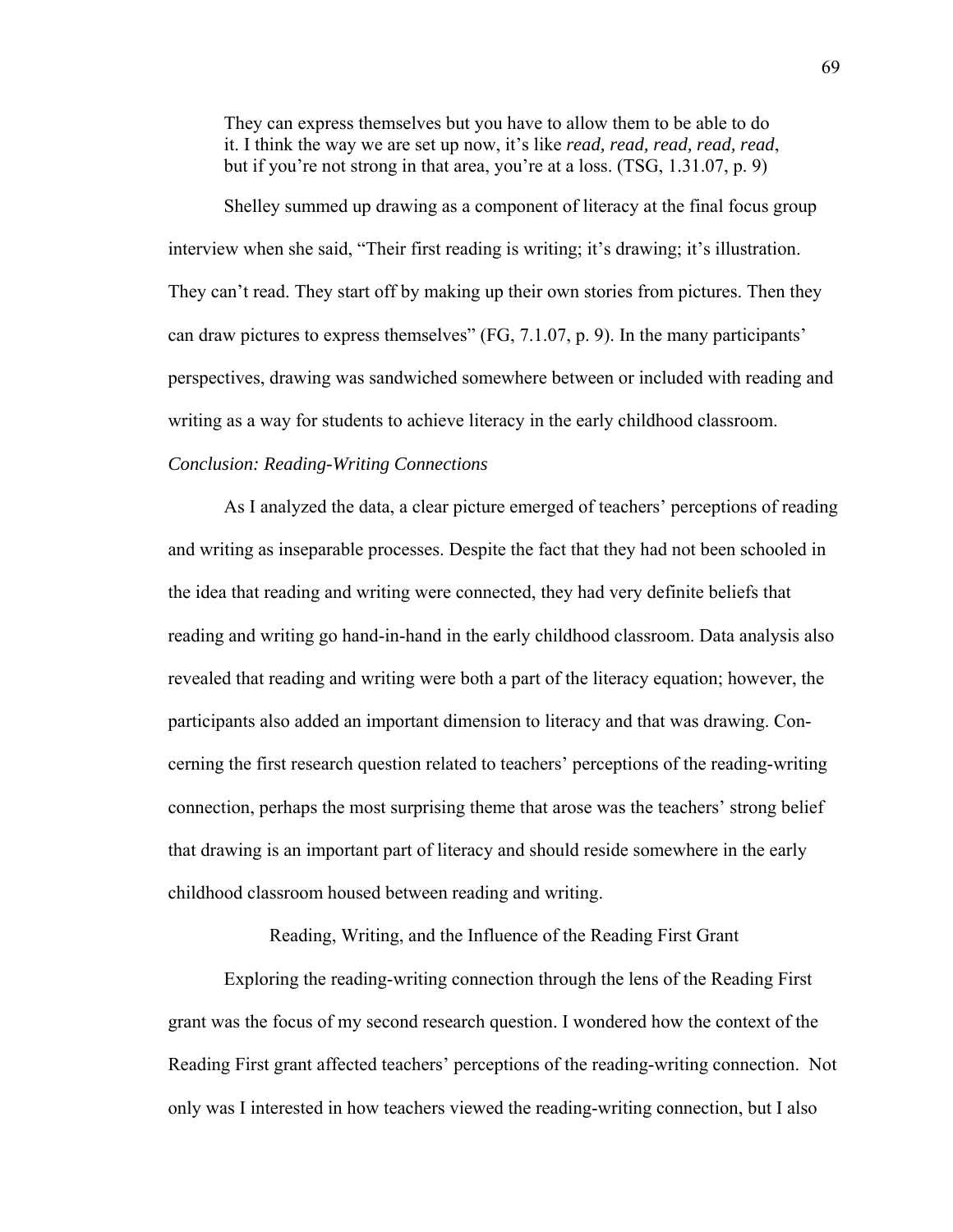> They can express themselves but you have to allow them to be able to do it. I think the way we are set up now, it's like *read, read, read, read, read*, but if you're not strong in that area, you're at a loss. (TSG, 1.31.07, p. 9)

Shelley summed up drawing as a component of literacy at the final focus group interview when she said, "Their first reading is writing; it's drawing; it's illustration. They can't read. They start off by making up their own stories from pictures. Then they can draw pictures to express themselves" (FG, 7.1.07, p. 9). In the many participants' perspectives, drawing was sandwiched somewhere between or included with reading and writing as a way for students to achieve literacy in the early childhood classroom.

### *Conclusion: Reading-Writing Connections*

As I analyzed the data, a clear picture emerged of teachers' perceptions of reading and writing as inseparable processes. Despite the fact that they had not been schooled in the idea that reading and writing were connected, they had very definite beliefs that reading and writing go hand-in-hand in the early childhood classroom. Data analysis also revealed that reading and writing were both a part of the literacy equation; however, the participants also added an important dimension to literacy and that was drawing. Concerning the first research question related to teachers' perceptions of the reading-writing connection, perhaps the most surprising theme that arose was the teachers' strong belief that drawing is an important part of literacy and should reside somewhere in the early childhood classroom housed between reading and writing.

## Reading, Writing, and the Influence of the Reading First Grant

Exploring the reading-writing connection through the lens of the Reading First grant was the focus of my second research question. I wondered how the context of the Reading First grant affected teachers' perceptions of the reading-writing connection. Not only was I interested in how teachers viewed the reading-writing connection, but I also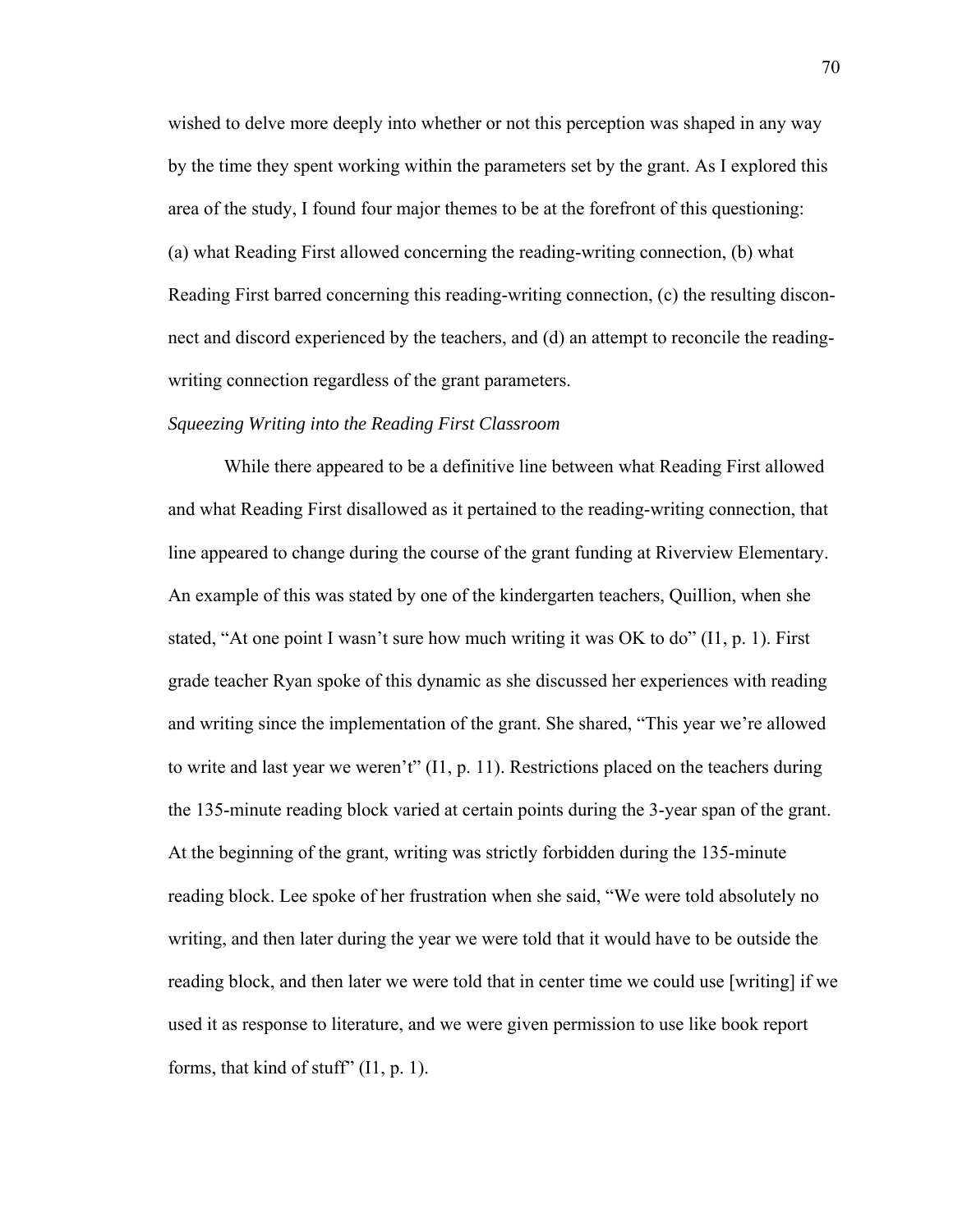wished to delve more deeply into whether or not this perception was shaped in any way by the time they spent working within the parameters set by the grant. As I explored this area of the study, I found four major themes to be at the forefront of this questioning: (a) what Reading First allowed concerning the reading-writing connection, (b) what Reading First barred concerning this reading-writing connection, (c) the resulting disconnect and discord experienced by the teachers, and (d) an attempt to reconcile the reading-writing connection regardless of the grant parameters.

*Squeezing Writing into the Reading First Classroom*

While there appeared to be a definitive line between what Reading First allowed and what Reading First disallowed as it pertained to the reading-writing connection, that line appeared to change during the course of the grant funding at Riverview Elementary. An example of this was stated by one of the kindergarten teachers, Quillion, when she stated, "At one point I wasn't sure how much writing it was OK to do" (I1, p. 1). First grade teacher Ryan spoke of this dynamic as she discussed her experiences with reading and writing since the implementation of the grant. She shared, "This year we're allowed to write and last year we weren't" (I1, p. 11). Restrictions placed on the teachers during the 135-minute reading block varied at certain points during the 3-year span of the grant. At the beginning of the grant, writing was strictly forbidden during the 135-minute reading block. Lee spoke of her frustration when she said, "We were told absolutely no writing, and then later during the year we were told that it would have to be outside the reading block, and then later we were told that in center time we could use [writing] if we used it as response to literature, and we were given permission to use like book report forms, that kind of stuff" (I1, p. 1).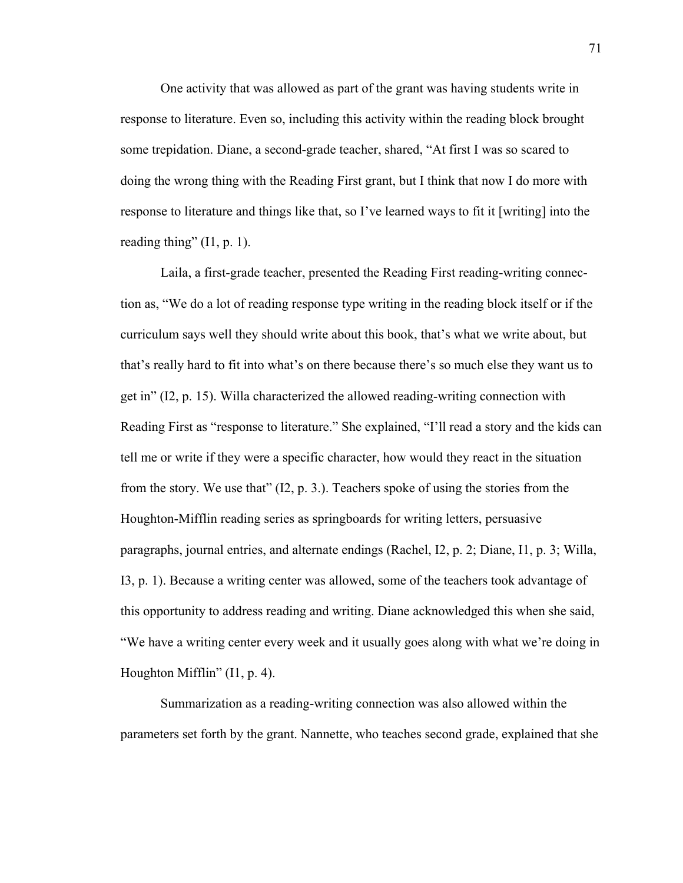One activity that was allowed as part of the grant was having students write in response to literature. Even so, including this activity within the reading block brought some trepidation. Diane, a second-grade teacher, shared, "At first I was so scared to doing the wrong thing with the Reading First grant, but I think that now I do more with response to literature and things like that, so I've learned ways to fit it [writing] into the reading thing" (I1, p. 1).

Laila, a first-grade teacher, presented the Reading First reading-writing connection as, "We do a lot of reading response type writing in the reading block itself or if the curriculum says well they should write about this book, that's what we write about, but that's really hard to fit into what's on there because there's so much else they want us to get in" (I2, p. 15). Willa characterized the allowed reading-writing connection with Reading First as "response to literature." She explained, "I'll read a story and the kids can tell me or write if they were a specific character, how would they react in the situation from the story. We use that" (I2, p. 3.). Teachers spoke of using the stories from the Houghton-Mifflin reading series as springboards for writing letters, persuasive paragraphs, journal entries, and alternate endings (Rachel, I2, p. 2; Diane, I1, p. 3; Willa, I3, p. 1). Because a writing center was allowed, some of the teachers took advantage of this opportunity to address reading and writing. Diane acknowledged this when she said, "We have a writing center every week and it usually goes along with what we're doing in Houghton Mifflin" (I1, p. 4).

Summarization as a reading-writing connection was also allowed within the parameters set forth by the grant. Nannette, who teaches second grade, explained that she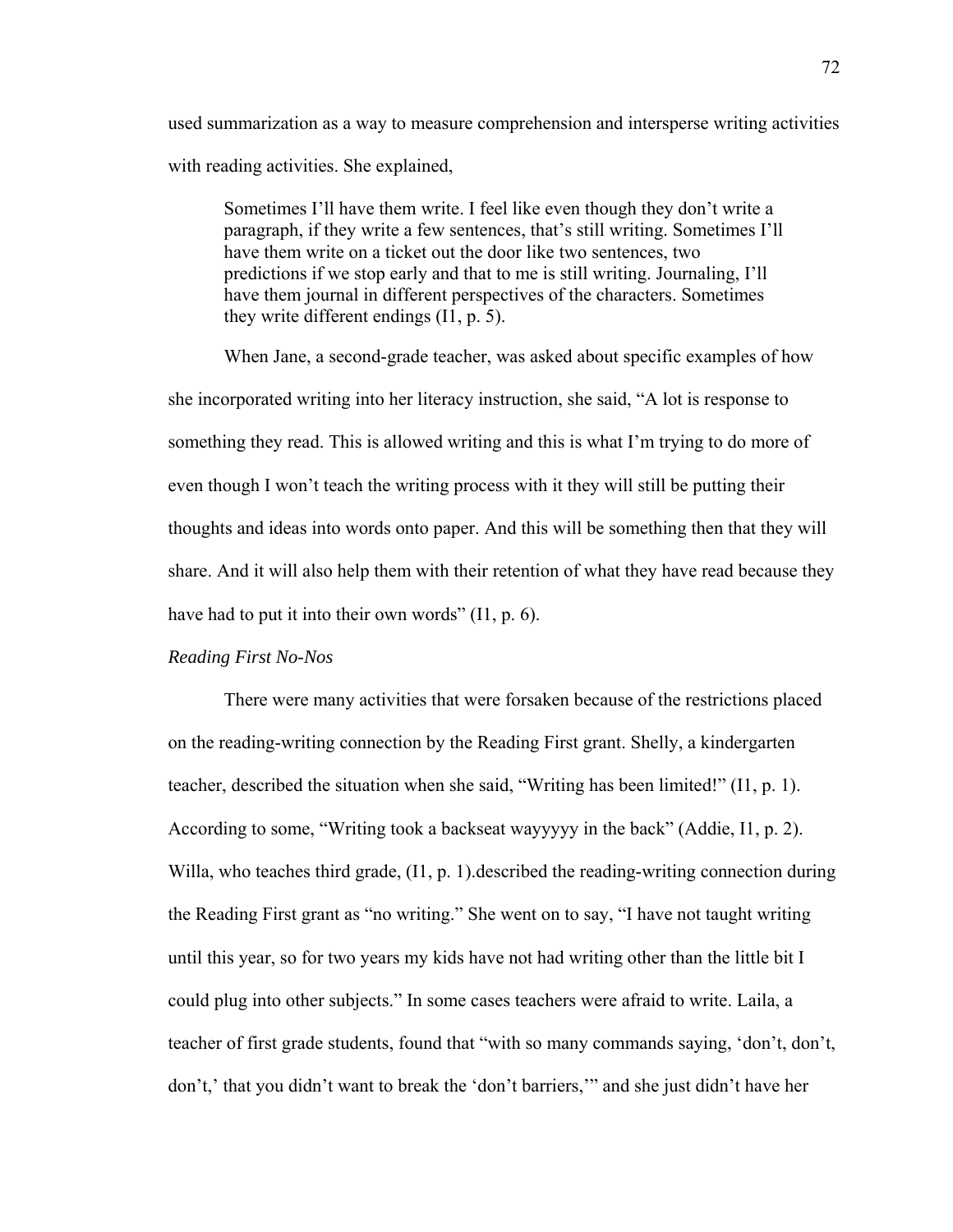used summarization as a way to measure comprehension and intersperse writing activities with reading activities. She explained,

> Sometimes I'll have them write. I feel like even though they don't write a paragraph, if they write a few sentences, that's still writing. Sometimes I'll have them write on a ticket out the door like two sentences, two predictions if we stop early and that to me is still writing. Journaling, I'll have them journal in different perspectives of the characters. Sometimes they write different endings (I1, p. 5).

When Jane, a second-grade teacher, was asked about specific examples of how she incorporated writing into her literacy instruction, she said, "A lot is response to something they read. This is allowed writing and this is what I'm trying to do more of even though I won't teach the writing process with it they will still be putting their thoughts and ideas into words onto paper. And this will be something then that they will share. And it will also help them with their retention of what they have read because they have had to put it into their own words" (I1, p. 6).

*Reading First No-Nos*

There were many activities that were forsaken because of the restrictions placed on the reading-writing connection by the Reading First grant. Shelly, a kindergarten teacher, described the situation when she said, "Writing has been limited!" (I1, p. 1). According to some, "Writing took a backseat wayyyyy in the back" (Addie, I1, p. 2). Willa, who teaches third grade, (I1, p. 1).described the reading-writing connection during the Reading First grant as "no writing." She went on to say, "I have not taught writing until this year, so for two years my kids have not had writing other than the little bit I could plug into other subjects." In some cases teachers were afraid to write. Laila, a teacher of first grade students, found that "with so many commands saying, 'don't, don't, don't,' that you didn't want to break the 'don't barriers,'" and she just didn't have her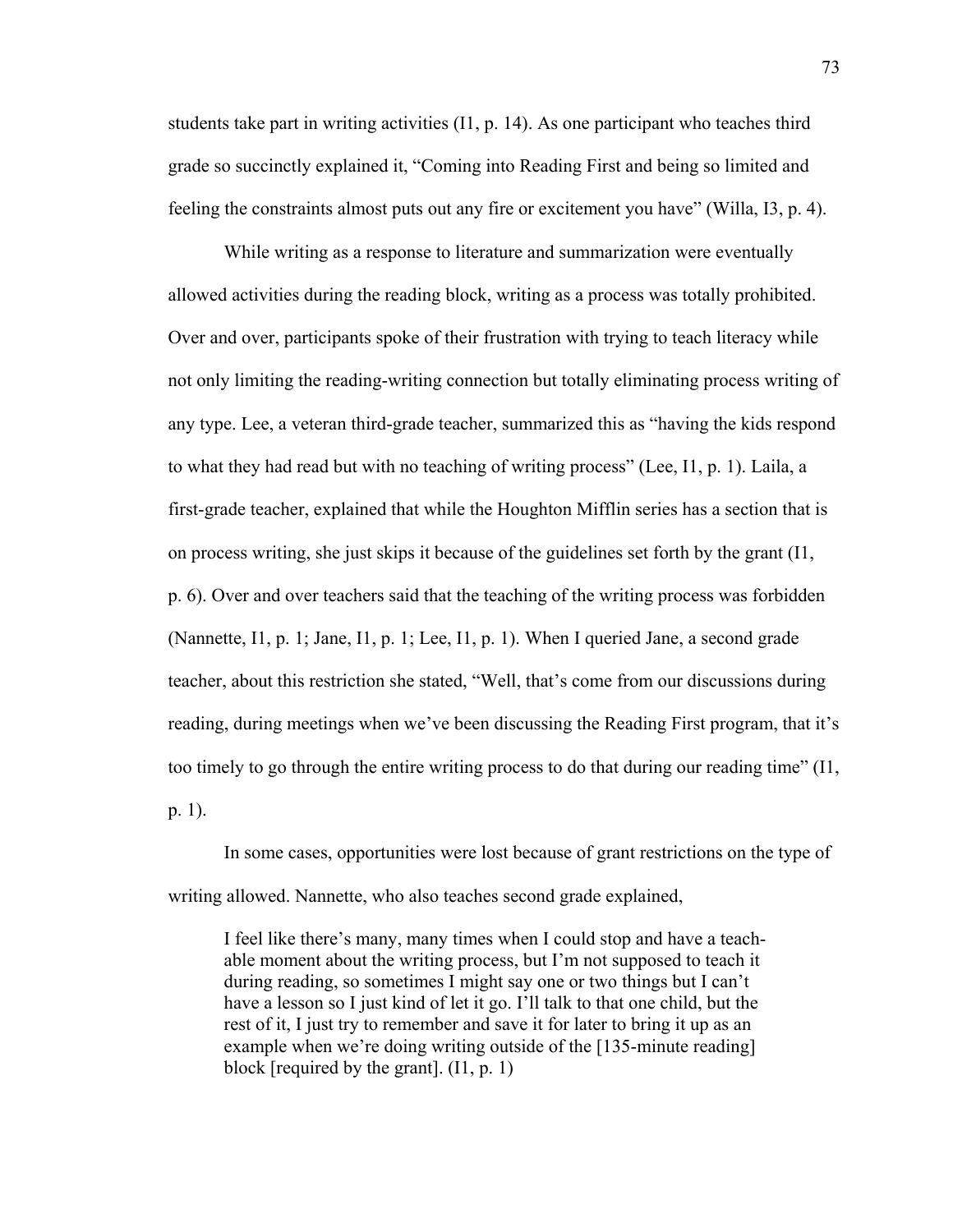students take part in writing activities (I1, p. 14). As one participant who teaches third grade so succinctly explained it, "Coming into Reading First and being so limited and feeling the constraints almost puts out any fire or excitement you have" (Willa, I3, p. 4).

While writing as a response to literature and summarization were eventually allowed activities during the reading block, writing as a process was totally prohibited. Over and over, participants spoke of their frustration with trying to teach literacy while not only limiting the reading-writing connection but totally eliminating process writing of any type. Lee, a veteran third-grade teacher, summarized this as "having the kids respond to what they had read but with no teaching of writing process" (Lee, I1, p. 1). Laila, a first-grade teacher, explained that while the Houghton Mifflin series has a section that is on process writing, she just skips it because of the guidelines set forth by the grant (I1, p. 6). Over and over teachers said that the teaching of the writing process was forbidden (Nannette, I1, p. 1; Jane, I1, p. 1; Lee, I1, p. 1). When I queried Jane, a second grade teacher, about this restriction she stated, "Well, that's come from our discussions during reading, during meetings when we've been discussing the Reading First program, that it's too timely to go through the entire writing process to do that during our reading time" (I1, p. 1).

In some cases, opportunities were lost because of grant restrictions on the type of writing allowed. Nannette, who also teaches second grade explained,

> I feel like there's many, many times when I could stop and have a teachable moment about the writing process, but I'm not supposed to teach it during reading, so sometimes I might say one or two things but I can't have a lesson so I just kind of let it go. I'll talk to that one child, but the rest of it, I just try to remember and save it for later to bring it up as an example when we're doing writing outside of the [135-minute reading] block [required by the grant]. (I1, p. 1)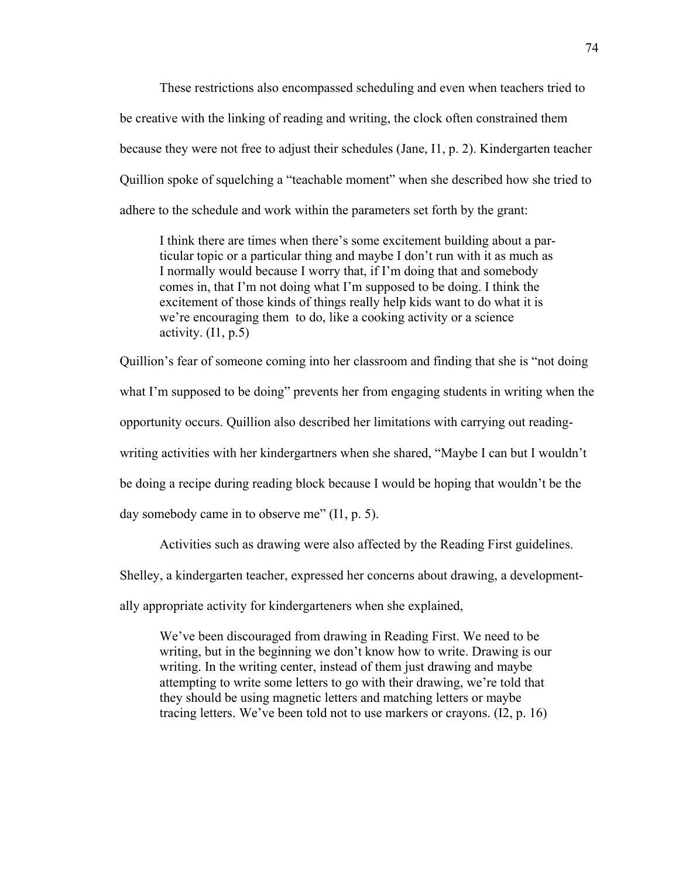These restrictions also encompassed scheduling and even when teachers tried to be creative with the linking of reading and writing, the clock often constrained them because they were not free to adjust their schedules (Jane, I1, p. 2). Kindergarten teacher Quillion spoke of squelching a "teachable moment" when she described how she tried to adhere to the schedule and work within the parameters set forth by the grant:

> I think there are times when there's some excitement building about a particular topic or a particular thing and maybe I don't run with it as much as I normally would because I worry that, if I'm doing that and somebody comes in, that I'm not doing what I'm supposed to be doing. I think the excitement of those kinds of things really help kids want to do what it is we're encouraging them to do, like a cooking activity or a science activity. (I1, p.5)

Quillion's fear of someone coming into her classroom and finding that she is "not doing what I'm supposed to be doing" prevents her from engaging students in writing when the opportunity occurs. Quillion also described her limitations with carrying out reading-writing activities with her kindergartners when she shared, "Maybe I can but I wouldn't be doing a recipe during reading block because I would be hoping that wouldn't be the day somebody came in to observe me" (I1, p. 5).

Activities such as drawing were also affected by the Reading First guidelines. Shelley, a kindergarten teacher, expressed her concerns about drawing, a developmentally appropriate activity for kindergarteners when she explained,

> We've been discouraged from drawing in Reading First. We need to be writing, but in the beginning we don't know how to write. Drawing is our writing. In the writing center, instead of them just drawing and maybe attempting to write some letters to go with their drawing, we're told that they should be using magnetic letters and matching letters or maybe tracing letters. We've been told not to use markers or crayons. (I2, p. 16)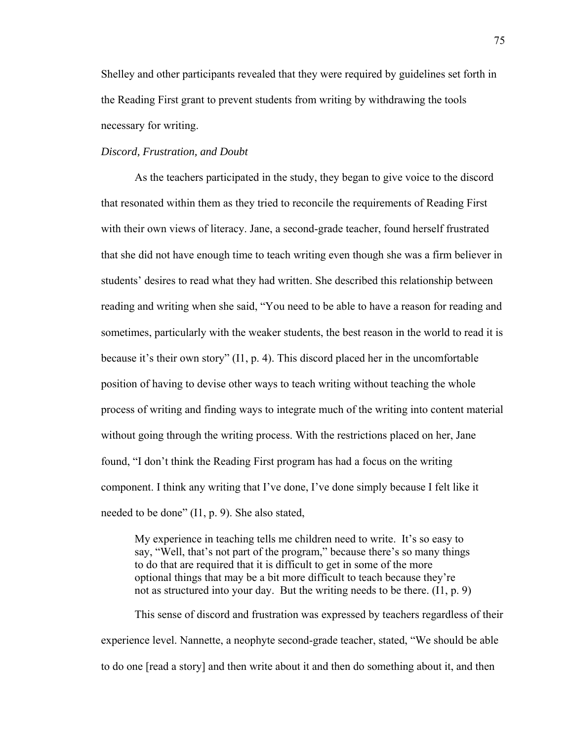Shelley and other participants revealed that they were required by guidelines set forth in the Reading First grant to prevent students from writing by withdrawing the tools necessary for writing.

*Discord, Frustration, and Doubt*

As the teachers participated in the study, they began to give voice to the discord that resonated within them as they tried to reconcile the requirements of Reading First with their own views of literacy. Jane, a second-grade teacher, found herself frustrated that she did not have enough time to teach writing even though she was a firm believer in students' desires to read what they had written. She described this relationship between reading and writing when she said, "You need to be able to have a reason for reading and sometimes, particularly with the weaker students, the best reason in the world to read it is because it's their own story" (I1, p. 4). This discord placed her in the uncomfortable position of having to devise other ways to teach writing without teaching the whole process of writing and finding ways to integrate much of the writing into content material without going through the writing process. With the restrictions placed on her, Jane found, "I don't think the Reading First program has had a focus on the writing component. I think any writing that I've done, I've done simply because I felt like it needed to be done" (I1, p. 9). She also stated,

> My experience in teaching tells me children need to write. It's so easy to say, "Well, that's not part of the program," because there's so many things to do that are required that it is difficult to get in some of the more optional things that may be a bit more difficult to teach because they're not as structured into your day. But the writing needs to be there. (I1, p. 9)

This sense of discord and frustration was expressed by teachers regardless of their experience level. Nannette, a neophyte second-grade teacher, stated, "We should be able to do one [read a story] and then write about it and then do something about it, and then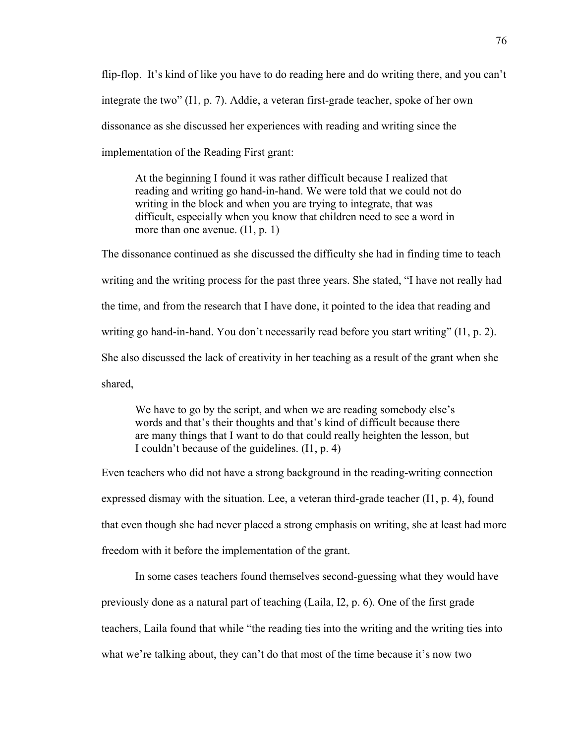flip-flop. It's kind of like you have to do reading here and do writing there, and you can't integrate the two" (I1, p. 7). Addie, a veteran first-grade teacher, spoke of her own dissonance as she discussed her experiences with reading and writing since the implementation of the Reading First grant:

> At the beginning I found it was rather difficult because I realized that reading and writing go hand-in-hand. We were told that we could not do writing in the block and when you are trying to integrate, that was difficult, especially when you know that children need to see a word in more than one avenue. (I1, p. 1)

The dissonance continued as she discussed the difficulty she had in finding time to teach writing and the writing process for the past three years. She stated, "I have not really had the time, and from the research that I have done, it pointed to the idea that reading and writing go hand-in-hand. You don't necessarily read before you start writing" (I1, p. 2). She also discussed the lack of creativity in her teaching as a result of the grant when she shared,

> We have to go by the script, and when we are reading somebody else's words and that's their thoughts and that's kind of difficult because there are many things that I want to do that could really heighten the lesson, but I couldn't because of the guidelines. (I1, p. 4)

Even teachers who did not have a strong background in the reading-writing connection expressed dismay with the situation. Lee, a veteran third-grade teacher (I1, p. 4), found that even though she had never placed a strong emphasis on writing, she at least had more freedom with it before the implementation of the grant.

In some cases teachers found themselves second-guessing what they would have previously done as a natural part of teaching (Laila, I2, p. 6). One of the first grade teachers, Laila found that while "the reading ties into the writing and the writing ties into what we're talking about, they can't do that most of the time because it's now two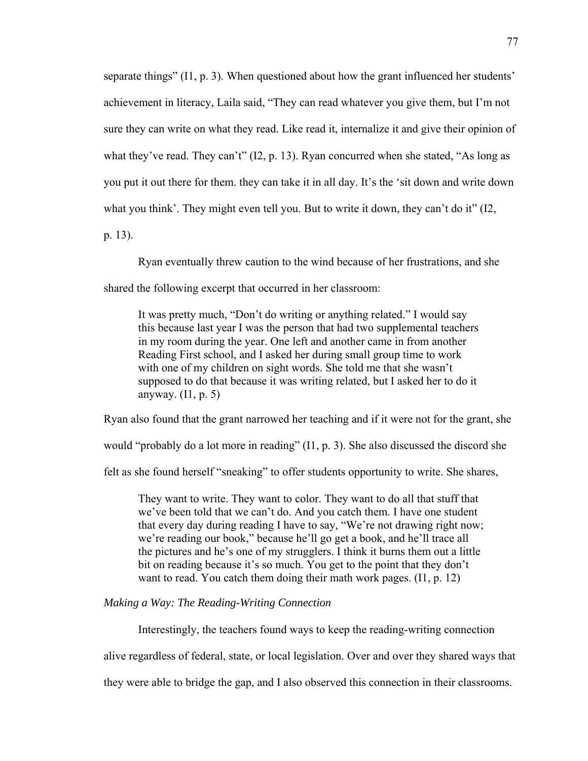separate things" (I1, p. 3). When questioned about how the grant influenced her students' achievement in literacy, Laila said, "They can read whatever you give them, but I'm not sure they can write on what they read. Like read it, internalize it and give their opinion of what they've read. They can't" (I2, p. 13). Ryan concurred when she stated, "As long as you put it out there for them. they can take it in all day. It's the 'sit down and write down what you think'. They might even tell you. But to write it down, they can't do it" (I2, p. 13).

Ryan eventually threw caution to the wind because of her frustrations, and she shared the following excerpt that occurred in her classroom:

> It was pretty much, "Don't do writing or anything related." I would say this because last year I was the person that had two supplemental teachers in my room during the year. One left and another came in from another Reading First school, and I asked her during small group time to work with one of my children on sight words. She told me that she wasn't supposed to do that because it was writing related, but I asked her to do it anyway. (I1, p. 5)

Ryan also found that the grant narrowed her teaching and if it were not for the grant, she would "probably do a lot more in reading" (I1, p. 3). She also discussed the discord she felt as she found herself "sneaking" to offer students opportunity to write. She shares,

> They want to write. They want to color. They want to do all that stuff that we've been told that we can't do. And you catch them. I have one student that every day during reading I have to say, "We're not drawing right now; we're reading our book," because he'll go get a book, and he'll trace all the pictures and he's one of my strugglers. I think it burns them out a little bit on reading because it's so much. You get to the point that they don't want to read. You catch them doing their math work pages. (I1, p. 12)

*Making a Way: The Reading-Writing Connection*

Interestingly, the teachers found ways to keep the reading-writing connection alive regardless of federal, state, or local legislation. Over and over they shared ways that they were able to bridge the gap, and I also observed this connection in their classrooms.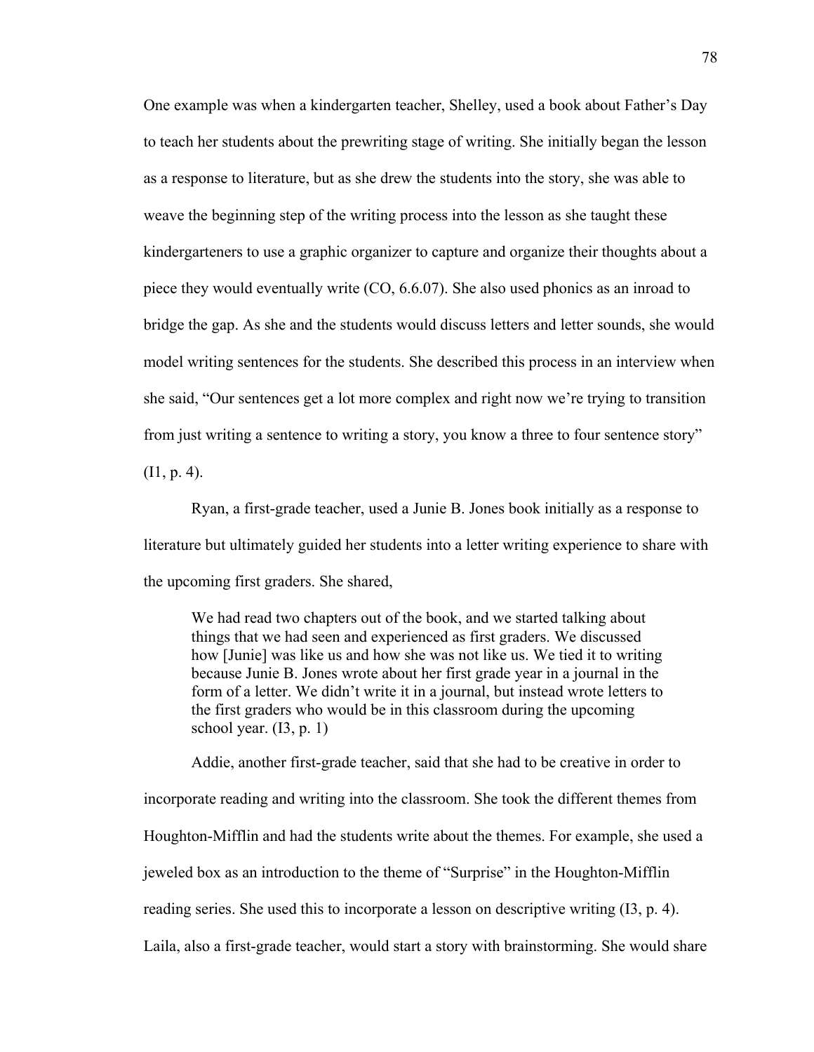One example was when a kindergarten teacher, Shelley, used a book about Father's Day to teach her students about the prewriting stage of writing. She initially began the lesson as a response to literature, but as she drew the students into the story, she was able to weave the beginning step of the writing process into the lesson as she taught these kindergarteners to use a graphic organizer to capture and organize their thoughts about a piece they would eventually write (CO, 6.6.07). She also used phonics as an inroad to bridge the gap. As she and the students would discuss letters and letter sounds, she would model writing sentences for the students. She described this process in an interview when she said, "Our sentences get a lot more complex and right now we're trying to transition from just writing a sentence to writing a story, you know a three to four sentence story" (I1, p. 4).

Ryan, a first-grade teacher, used a Junie B. Jones book initially as a response to literature but ultimately guided her students into a letter writing experience to share with the upcoming first graders. She shared,

> We had read two chapters out of the book, and we started talking about things that we had seen and experienced as first graders. We discussed how [Junie] was like us and how she was not like us. We tied it to writing because Junie B. Jones wrote about her first grade year in a journal in the form of a letter. We didn't write it in a journal, but instead wrote letters to the first graders who would be in this classroom during the upcoming school year. (I3, p. 1)

Addie, another first-grade teacher, said that she had to be creative in order to incorporate reading and writing into the classroom. She took the different themes from Houghton-Mifflin and had the students write about the themes. For example, she used a jeweled box as an introduction to the theme of "Surprise" in the Houghton-Mifflin reading series. She used this to incorporate a lesson on descriptive writing (I3, p. 4). Laila, also a first-grade teacher, would start a story with brainstorming. She would share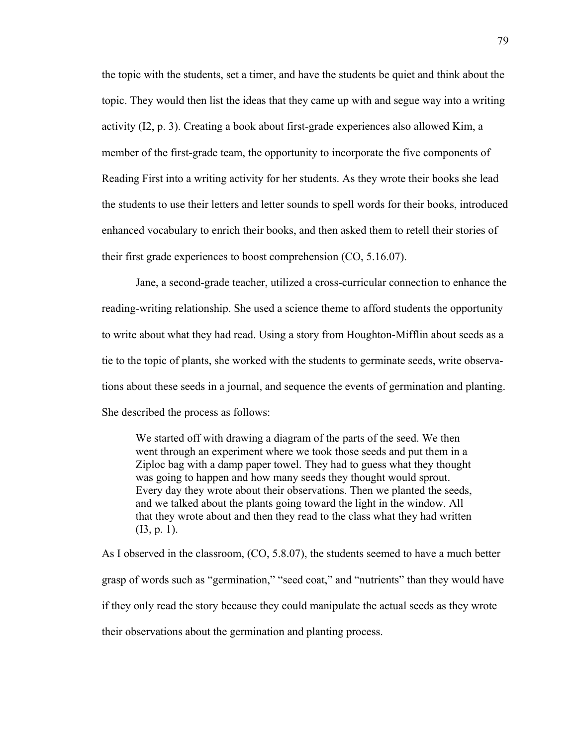the topic with the students, set a timer, and have the students be quiet and think about the topic. They would then list the ideas that they came up with and segue way into a writing activity (I2, p. 3). Creating a book about first-grade experiences also allowed Kim, a member of the first-grade team, the opportunity to incorporate the five components of Reading First into a writing activity for her students. As they wrote their books she lead the students to use their letters and letter sounds to spell words for their books, introduced enhanced vocabulary to enrich their books, and then asked them to retell their stories of their first grade experiences to boost comprehension (CO, 5.16.07).

Jane, a second-grade teacher, utilized a cross-curricular connection to enhance the reading-writing relationship. She used a science theme to afford students the opportunity to write about what they had read. Using a story from Houghton-Mifflin about seeds as a tie to the topic of plants, she worked with the students to germinate seeds, write observations about these seeds in a journal, and sequence the events of germination and planting. She described the process as follows:

> We started off with drawing a diagram of the parts of the seed. We then went through an experiment where we took those seeds and put them in a Ziploc bag with a damp paper towel. They had to guess what they thought was going to happen and how many seeds they thought would sprout. Every day they wrote about their observations. Then we planted the seeds, and we talked about the plants going toward the light in the window. All that they wrote about and then they read to the class what they had written (I3, p. 1).

As I observed in the classroom, (CO, 5.8.07), the students seemed to have a much better grasp of words such as "germination," "seed coat," and "nutrients" than they would have if they only read the story because they could manipulate the actual seeds as they wrote their observations about the germination and planting process.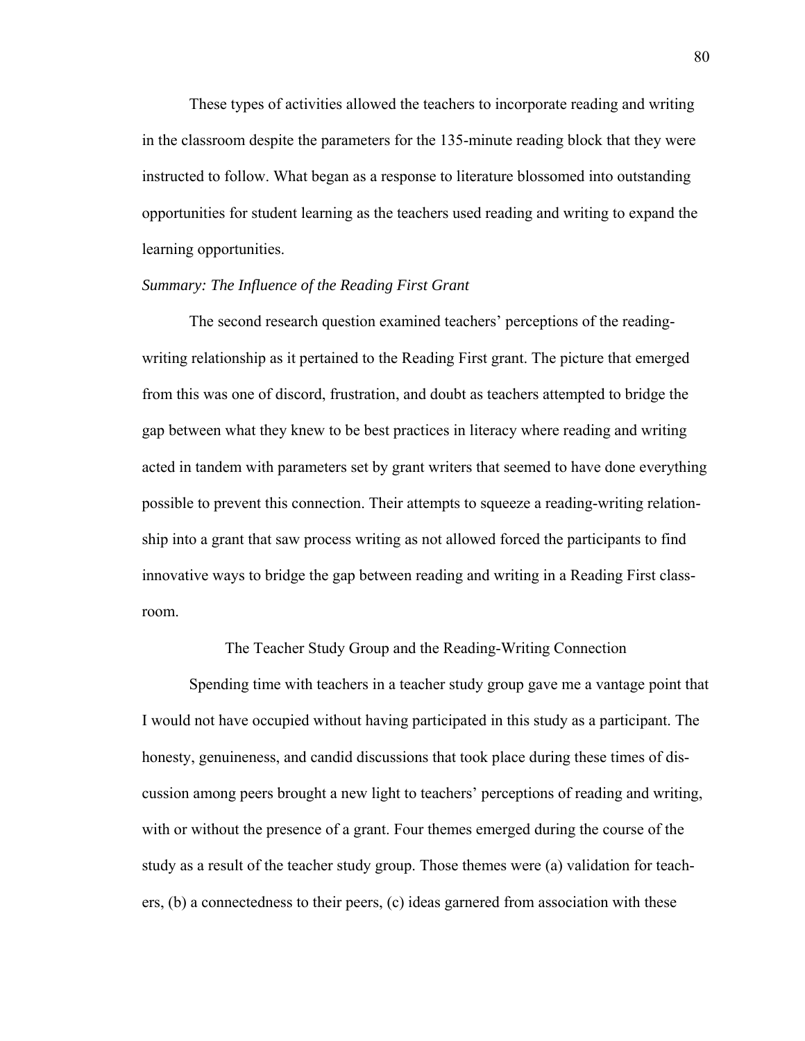These types of activities allowed the teachers to incorporate reading and writing in the classroom despite the parameters for the 135-minute reading block that they were instructed to follow. What began as a response to literature blossomed into outstanding opportunities for student learning as the teachers used reading and writing to expand the learning opportunities.

### *Summary: The Influence of the Reading First Grant*

The second research question examined teachers' perceptions of the reading-writing relationship as it pertained to the Reading First grant. The picture that emerged from this was one of discord, frustration, and doubt as teachers attempted to bridge the gap between what they knew to be best practices in literacy where reading and writing acted in tandem with parameters set by grant writers that seemed to have done everything possible to prevent this connection. Their attempts to squeeze a reading-writing relationship into a grant that saw process writing as not allowed forced the participants to find innovative ways to bridge the gap between reading and writing in a Reading First classroom.

## The Teacher Study Group and the Reading-Writing Connection

Spending time with teachers in a teacher study group gave me a vantage point that I would not have occupied without having participated in this study as a participant. The honesty, genuineness, and candid discussions that took place during these times of discussion among peers brought a new light to teachers' perceptions of reading and writing, with or without the presence of a grant. Four themes emerged during the course of the study as a result of the teacher study group. Those themes were (a) validation for teachers, (b) a connectedness to their peers, (c) ideas garnered from association with these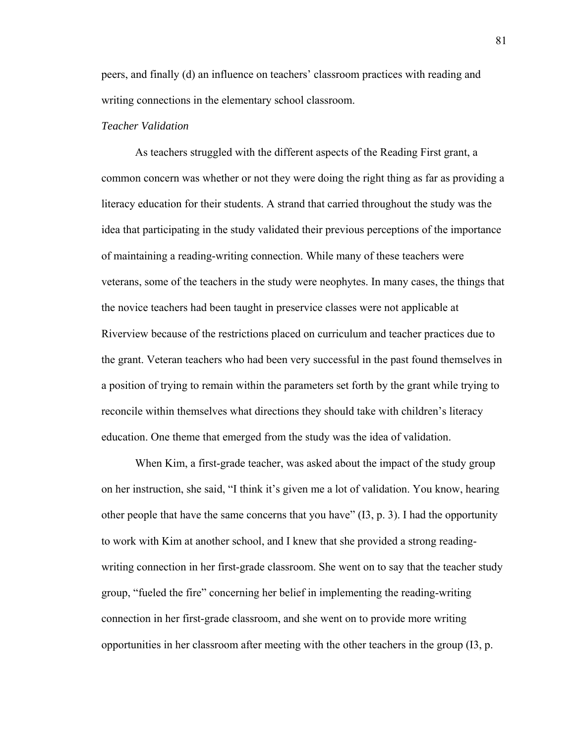peers, and finally (d) an influence on teachers' classroom practices with reading and writing connections in the elementary school classroom.

*Teacher Validation*

As teachers struggled with the different aspects of the Reading First grant, a common concern was whether or not they were doing the right thing as far as providing a literacy education for their students. A strand that carried throughout the study was the idea that participating in the study validated their previous perceptions of the importance of maintaining a reading-writing connection. While many of these teachers were veterans, some of the teachers in the study were neophytes. In many cases, the things that the novice teachers had been taught in preservice classes were not applicable at Riverview because of the restrictions placed on curriculum and teacher practices due to the grant. Veteran teachers who had been very successful in the past found themselves in a position of trying to remain within the parameters set forth by the grant while trying to reconcile within themselves what directions they should take with children's literacy education. One theme that emerged from the study was the idea of validation.

When Kim, a first-grade teacher, was asked about the impact of the study group on her instruction, she said, "I think it's given me a lot of validation. You know, hearing other people that have the same concerns that you have" (I3, p. 3). I had the opportunity to work with Kim at another school, and I knew that she provided a strong reading-writing connection in her first-grade classroom. She went on to say that the teacher study group, "fueled the fire" concerning her belief in implementing the reading-writing connection in her first-grade classroom, and she went on to provide more writing opportunities in her classroom after meeting with the other teachers in the group (I3, p.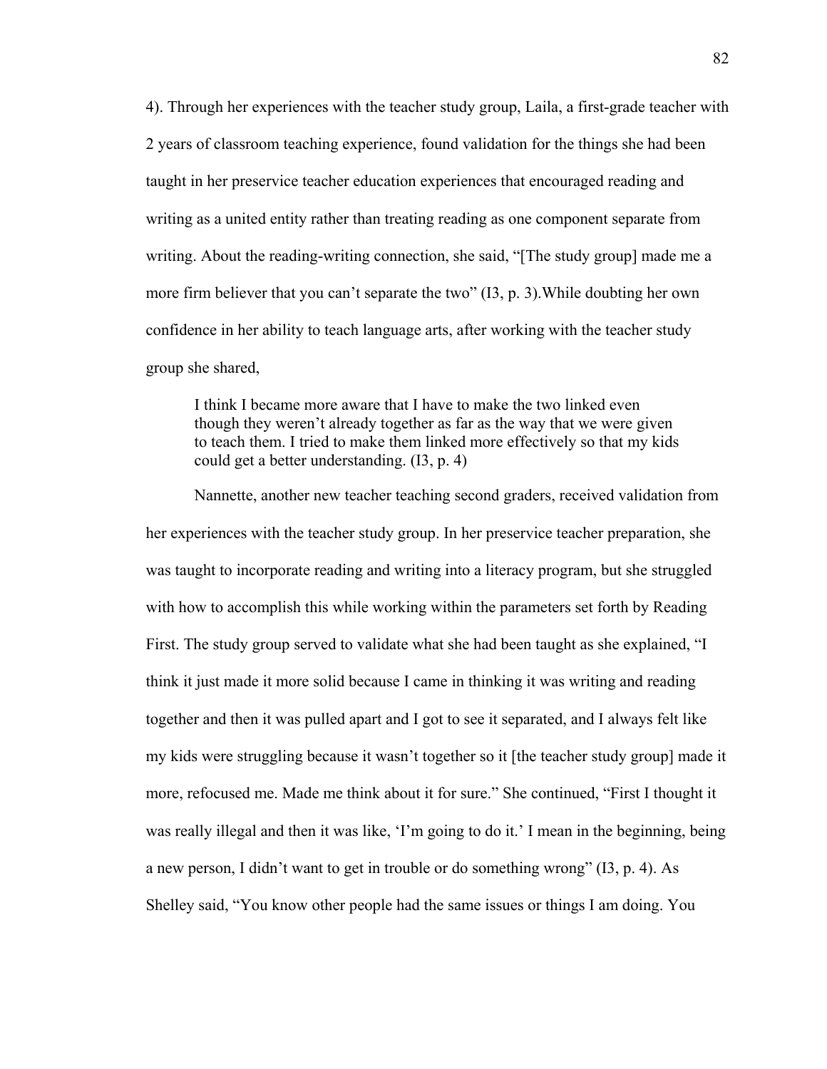4). Through her experiences with the teacher study group, Laila, a first-grade teacher with 2 years of classroom teaching experience, found validation for the things she had been taught in her preservice teacher education experiences that encouraged reading and writing as a united entity rather than treating reading as one component separate from writing. About the reading-writing connection, she said, "[The study group] made me a more firm believer that you can't separate the two" (I3, p. 3).While doubting her own confidence in her ability to teach language arts, after working with the teacher study group she shared,

> I think I became more aware that I have to make the two linked even though they weren't already together as far as the way that we were given to teach them. I tried to make them linked more effectively so that my kids could get a better understanding. (I3, p. 4)

Nannette, another new teacher teaching second graders, received validation from her experiences with the teacher study group. In her preservice teacher preparation, she was taught to incorporate reading and writing into a literacy program, but she struggled with how to accomplish this while working within the parameters set forth by Reading First. The study group served to validate what she had been taught as she explained, "I think it just made it more solid because I came in thinking it was writing and reading together and then it was pulled apart and I got to see it separated, and I always felt like my kids were struggling because it wasn't together so it [the teacher study group] made it more, refocused me. Made me think about it for sure." She continued, "First I thought it was really illegal and then it was like, 'I'm going to do it.' I mean in the beginning, being a new person, I didn't want to get in trouble or do something wrong" (I3, p. 4). As Shelley said, "You know other people had the same issues or things I am doing. You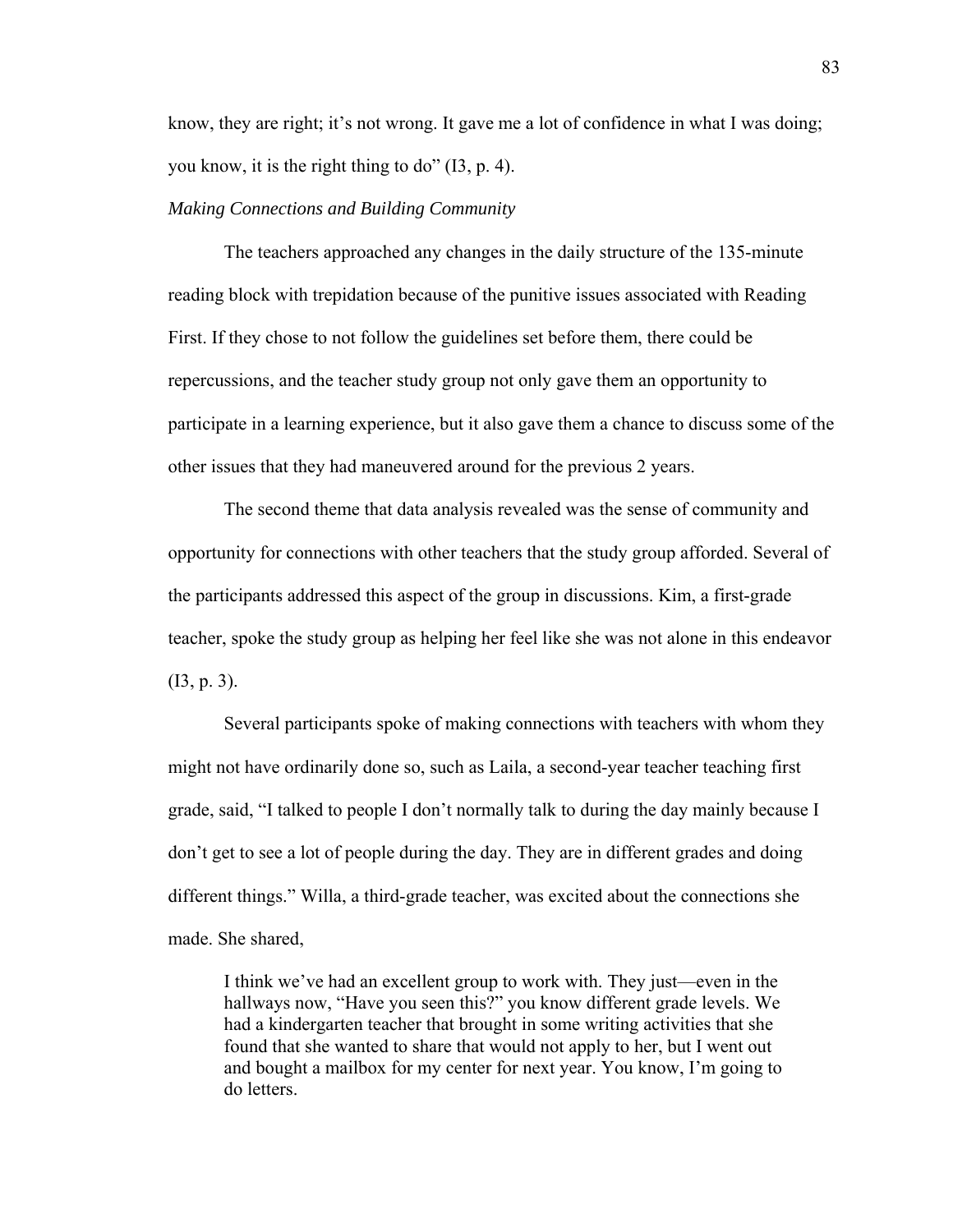know, they are right; it's not wrong. It gave me a lot of confidence in what I was doing; you know, it is the right thing to do" (I3, p. 4).

*Making Connections and Building Community*

The teachers approached any changes in the daily structure of the 135-minute reading block with trepidation because of the punitive issues associated with Reading First. If they chose to not follow the guidelines set before them, there could be repercussions, and the teacher study group not only gave them an opportunity to participate in a learning experience, but it also gave them a chance to discuss some of the other issues that they had maneuvered around for the previous 2 years.

The second theme that data analysis revealed was the sense of community and opportunity for connections with other teachers that the study group afforded. Several of the participants addressed this aspect of the group in discussions. Kim, a first-grade teacher, spoke the study group as helping her feel like she was not alone in this endeavor (I3, p. 3).

Several participants spoke of making connections with teachers with whom they might not have ordinarily done so, such as Laila, a second-year teacher teaching first grade, said, "I talked to people I don't normally talk to during the day mainly because I don't get to see a lot of people during the day. They are in different grades and doing different things." Willa, a third-grade teacher, was excited about the connections she made. She shared,

> I think we've had an excellent group to work with. They just—even in the hallways now, "Have you seen this?" you know different grade levels. We had a kindergarten teacher that brought in some writing activities that she found that she wanted to share that would not apply to her, but I went out and bought a mailbox for my center for next year. You know, I'm going to do letters.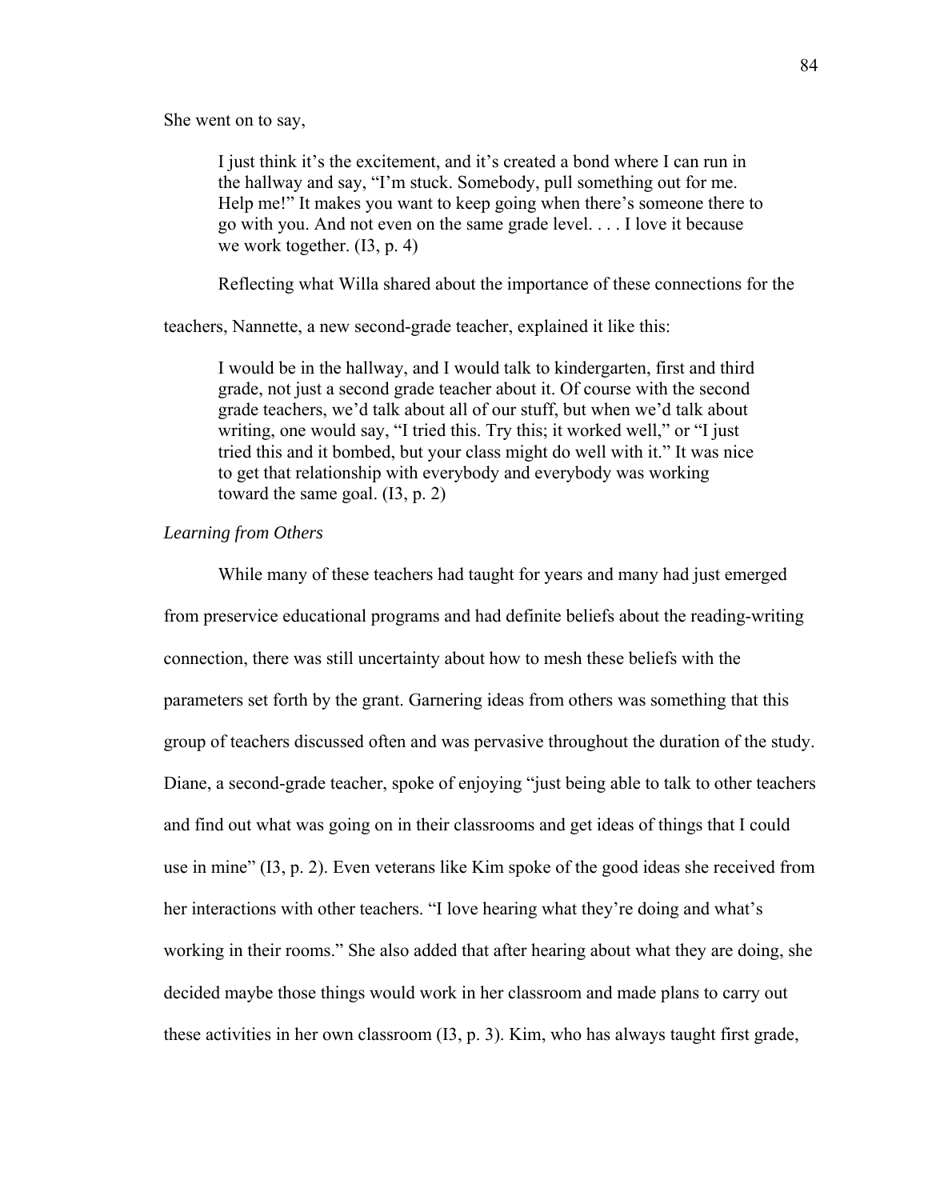She went on to say,

> I just think it's the excitement, and it's created a bond where I can run in the hallway and say, "I'm stuck. Somebody, pull something out for me. Help me!" It makes you want to keep going when there's someone there to go with you. And not even on the same grade level. . . . I love it because we work together. (I3, p. 4)

Reflecting what Willa shared about the importance of these connections for the teachers, Nannette, a new second-grade teacher, explained it like this:

> I would be in the hallway, and I would talk to kindergarten, first and third grade, not just a second grade teacher about it. Of course with the second grade teachers, we'd talk about all of our stuff, but when we'd talk about writing, one would say, "I tried this. Try this; it worked well," or "I just tried this and it bombed, but your class might do well with it." It was nice to get that relationship with everybody and everybody was working toward the same goal. (I3, p. 2)

*Learning from Others*

While many of these teachers had taught for years and many had just emerged from preservice educational programs and had definite beliefs about the reading-writing connection, there was still uncertainty about how to mesh these beliefs with the parameters set forth by the grant. Garnering ideas from others was something that this group of teachers discussed often and was pervasive throughout the duration of the study. Diane, a second-grade teacher, spoke of enjoying "just being able to talk to other teachers and find out what was going on in their classrooms and get ideas of things that I could use in mine" (I3, p. 2). Even veterans like Kim spoke of the good ideas she received from her interactions with other teachers. "I love hearing what they're doing and what's working in their rooms." She also added that after hearing about what they are doing, she decided maybe those things would work in her classroom and made plans to carry out these activities in her own classroom (I3, p. 3). Kim, who has always taught first grade,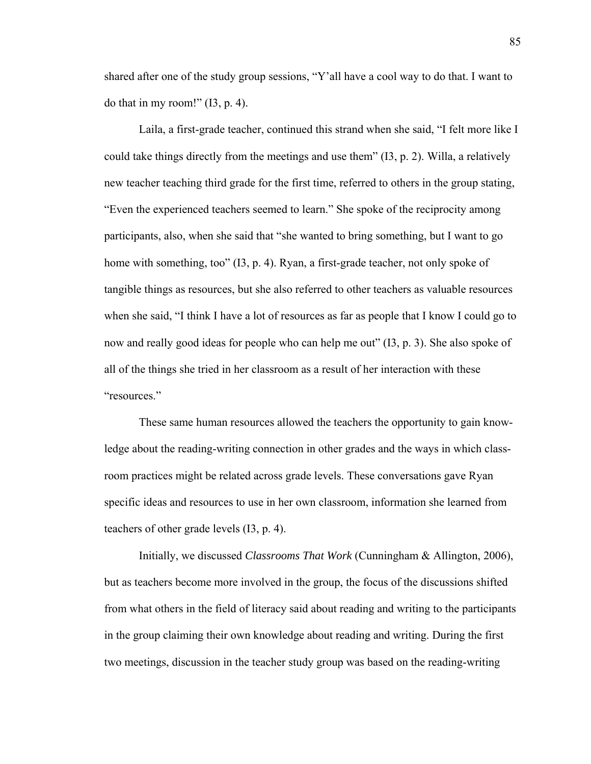shared after one of the study group sessions, "Y'all have a cool way to do that. I want to do that in my room!" (I3, p. 4).

Laila, a first-grade teacher, continued this strand when she said, "I felt more like I could take things directly from the meetings and use them" (I3, p. 2). Willa, a relatively new teacher teaching third grade for the first time, referred to others in the group stating, "Even the experienced teachers seemed to learn." She spoke of the reciprocity among participants, also, when she said that "she wanted to bring something, but I want to go home with something, too" (I3, p. 4). Ryan, a first-grade teacher, not only spoke of tangible things as resources, but she also referred to other teachers as valuable resources when she said, "I think I have a lot of resources as far as people that I know I could go to now and really good ideas for people who can help me out" (I3, p. 3). She also spoke of all of the things she tried in her classroom as a result of her interaction with these "resources."

These same human resources allowed the teachers the opportunity to gain knowledge about the reading-writing connection in other grades and the ways in which classroom practices might be related across grade levels. These conversations gave Ryan specific ideas and resources to use in her own classroom, information she learned from teachers of other grade levels (I3, p. 4).

Initially, we discussed *Classrooms That Work* (Cunningham & Allington, 2006), but as teachers become more involved in the group, the focus of the discussions shifted from what others in the field of literacy said about reading and writing to the participants in the group claiming their own knowledge about reading and writing. During the first two meetings, discussion in the teacher study group was based on the reading-writing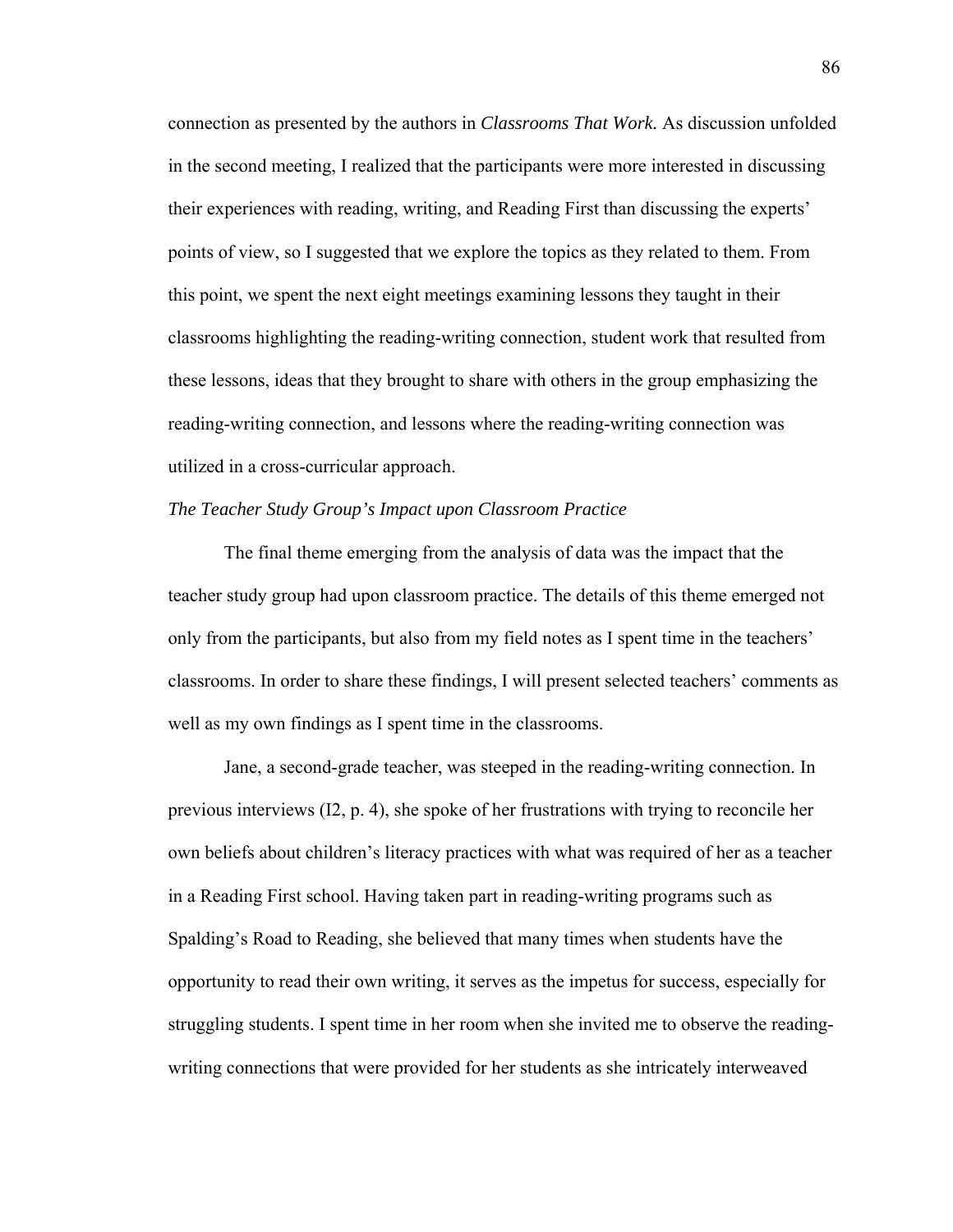connection as presented by the authors in *Classrooms That Work*. As discussion unfolded in the second meeting, I realized that the participants were more interested in discussing their experiences with reading, writing, and Reading First than discussing the experts' points of view, so I suggested that we explore the topics as they related to them. From this point, we spent the next eight meetings examining lessons they taught in their classrooms highlighting the reading-writing connection, student work that resulted from these lessons, ideas that they brought to share with others in the group emphasizing the reading-writing connection, and lessons where the reading-writing connection was utilized in a cross-curricular approach.

*The Teacher Study Group's Impact upon Classroom Practice*

The final theme emerging from the analysis of data was the impact that the teacher study group had upon classroom practice. The details of this theme emerged not only from the participants, but also from my field notes as I spent time in the teachers' classrooms. In order to share these findings, I will present selected teachers' comments as well as my own findings as I spent time in the classrooms.

Jane, a second-grade teacher, was steeped in the reading-writing connection. In previous interviews (I2, p. 4), she spoke of her frustrations with trying to reconcile her own beliefs about children's literacy practices with what was required of her as a teacher in a Reading First school. Having taken part in reading-writing programs such as Spalding's Road to Reading, she believed that many times when students have the opportunity to read their own writing, it serves as the impetus for success, especially for struggling students. I spent time in her room when she invited me to observe the reading-writing connections that were provided for her students as she intricately interweaved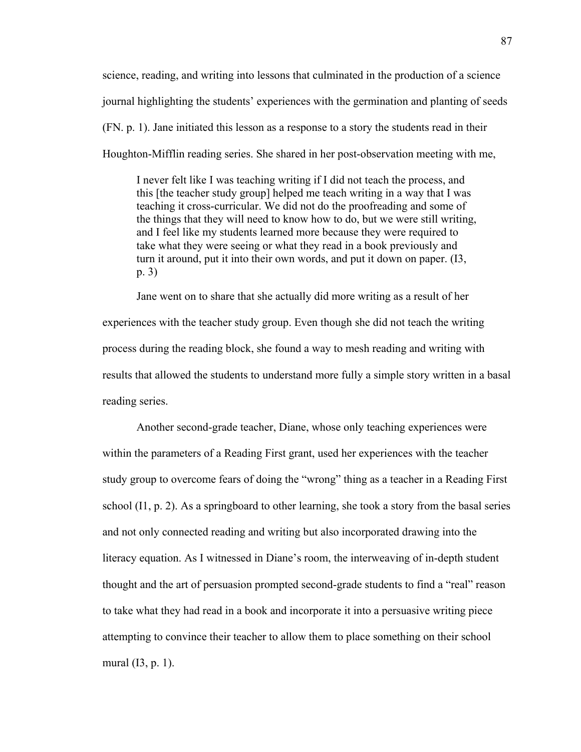science, reading, and writing into lessons that culminated in the production of a science journal highlighting the students' experiences with the germination and planting of seeds (FN. p. 1). Jane initiated this lesson as a response to a story the students read in their Houghton-Mifflin reading series. She shared in her post-observation meeting with me,

> I never felt like I was teaching writing if I did not teach the process, and this [the teacher study group] helped me teach writing in a way that I was teaching it cross-curricular. We did not do the proofreading and some of the things that they will need to know how to do, but we were still writing, and I feel like my students learned more because they were required to take what they were seeing or what they read in a book previously and turn it around, put it into their own words, and put it down on paper. (I3, p. 3)

Jane went on to share that she actually did more writing as a result of her experiences with the teacher study group. Even though she did not teach the writing process during the reading block, she found a way to mesh reading and writing with results that allowed the students to understand more fully a simple story written in a basal reading series.

Another second-grade teacher, Diane, whose only teaching experiences were within the parameters of a Reading First grant, used her experiences with the teacher study group to overcome fears of doing the "wrong" thing as a teacher in a Reading First school (I1, p. 2). As a springboard to other learning, she took a story from the basal series and not only connected reading and writing but also incorporated drawing into the literacy equation. As I witnessed in Diane's room, the interweaving of in-depth student thought and the art of persuasion prompted second-grade students to find a "real" reason to take what they had read in a book and incorporate it into a persuasive writing piece attempting to convince their teacher to allow them to place something on their school mural (I3, p. 1).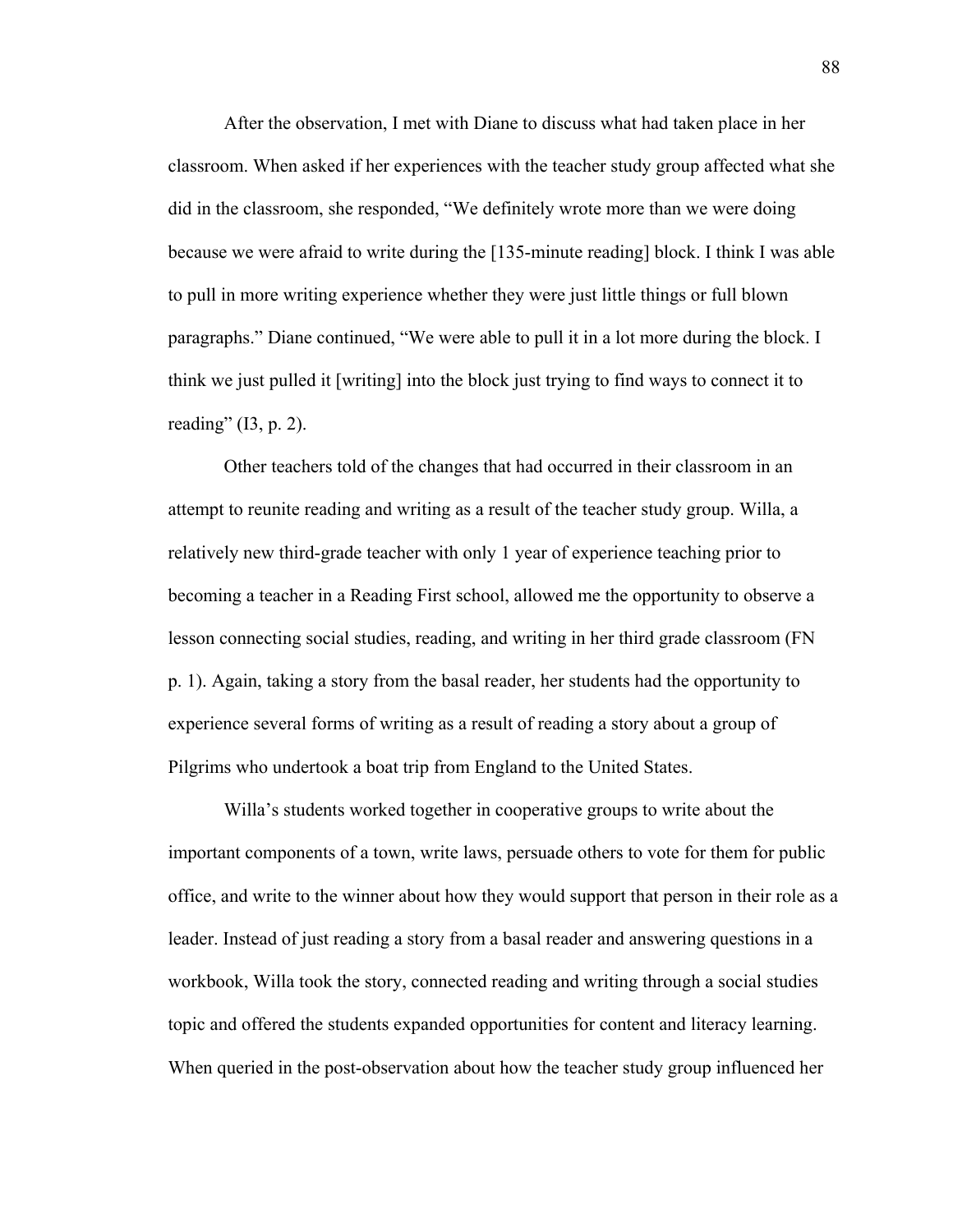After the observation, I met with Diane to discuss what had taken place in her classroom. When asked if her experiences with the teacher study group affected what she did in the classroom, she responded, "We definitely wrote more than we were doing because we were afraid to write during the [135-minute reading] block. I think I was able to pull in more writing experience whether they were just little things or full blown paragraphs." Diane continued, "We were able to pull it in a lot more during the block. I think we just pulled it [writing] into the block just trying to find ways to connect it to reading" (I3, p. 2).

Other teachers told of the changes that had occurred in their classroom in an attempt to reunite reading and writing as a result of the teacher study group. Willa, a relatively new third-grade teacher with only 1 year of experience teaching prior to becoming a teacher in a Reading First school, allowed me the opportunity to observe a lesson connecting social studies, reading, and writing in her third grade classroom (FN p. 1). Again, taking a story from the basal reader, her students had the opportunity to experience several forms of writing as a result of reading a story about a group of Pilgrims who undertook a boat trip from England to the United States.

Willa's students worked together in cooperative groups to write about the important components of a town, write laws, persuade others to vote for them for public office, and write to the winner about how they would support that person in their role as a leader. Instead of just reading a story from a basal reader and answering questions in a workbook, Willa took the story, connected reading and writing through a social studies topic and offered the students expanded opportunities for content and literacy learning. When queried in the post-observation about how the teacher study group influenced her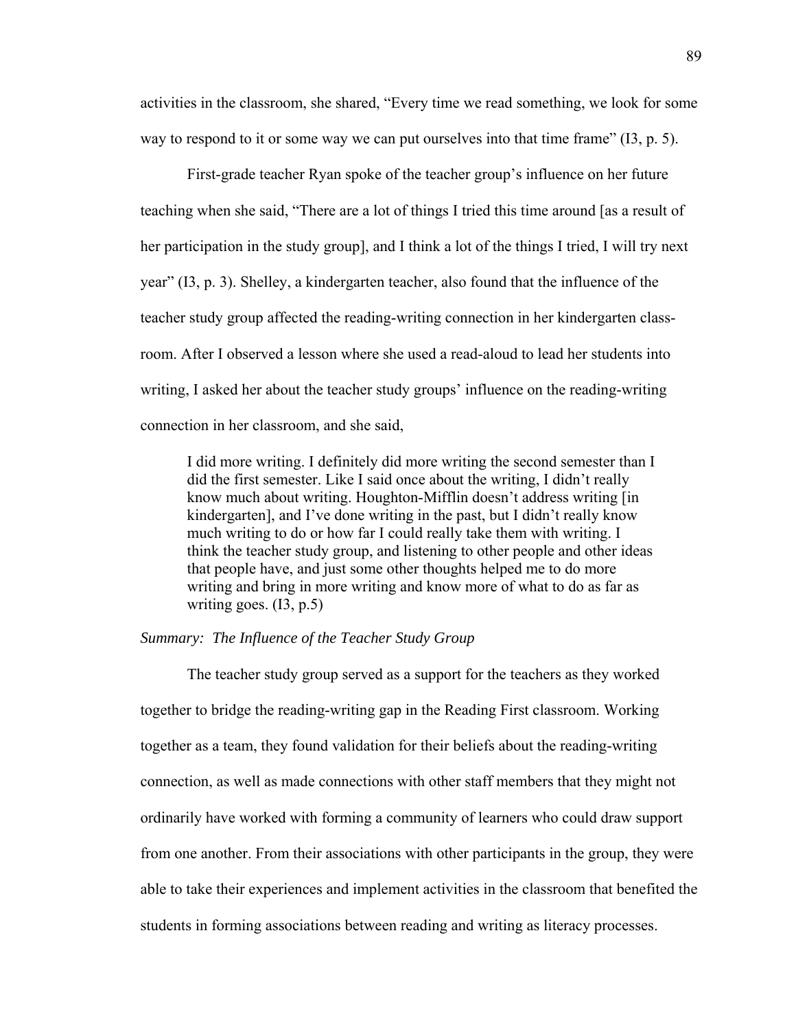activities in the classroom, she shared, "Every time we read something, we look for some way to respond to it or some way we can put ourselves into that time frame" (I3, p. 5).

First-grade teacher Ryan spoke of the teacher group's influence on her future teaching when she said, "There are a lot of things I tried this time around [as a result of her participation in the study group], and I think a lot of the things I tried, I will try next year" (I3, p. 3). Shelley, a kindergarten teacher, also found that the influence of the teacher study group affected the reading-writing connection in her kindergarten classroom. After I observed a lesson where she used a read-aloud to lead her students into writing, I asked her about the teacher study groups' influence on the reading-writing connection in her classroom, and she said,

> I did more writing. I definitely did more writing the second semester than I did the first semester. Like I said once about the writing, I didn't really know much about writing. Houghton-Mifflin doesn't address writing [in kindergarten], and I've done writing in the past, but I didn't really know much writing to do or how far I could really take them with writing. I think the teacher study group, and listening to other people and other ideas that people have, and just some other thoughts helped me to do more writing and bring in more writing and know more of what to do as far as writing goes. (I3, p.5)

*Summary: The Influence of the Teacher Study Group*

The teacher study group served as a support for the teachers as they worked together to bridge the reading-writing gap in the Reading First classroom. Working together as a team, they found validation for their beliefs about the reading-writing connection, as well as made connections with other staff members that they might not ordinarily have worked with forming a community of learners who could draw support from one another. From their associations with other participants in the group, they were able to take their experiences and implement activities in the classroom that benefited the students in forming associations between reading and writing as literacy processes.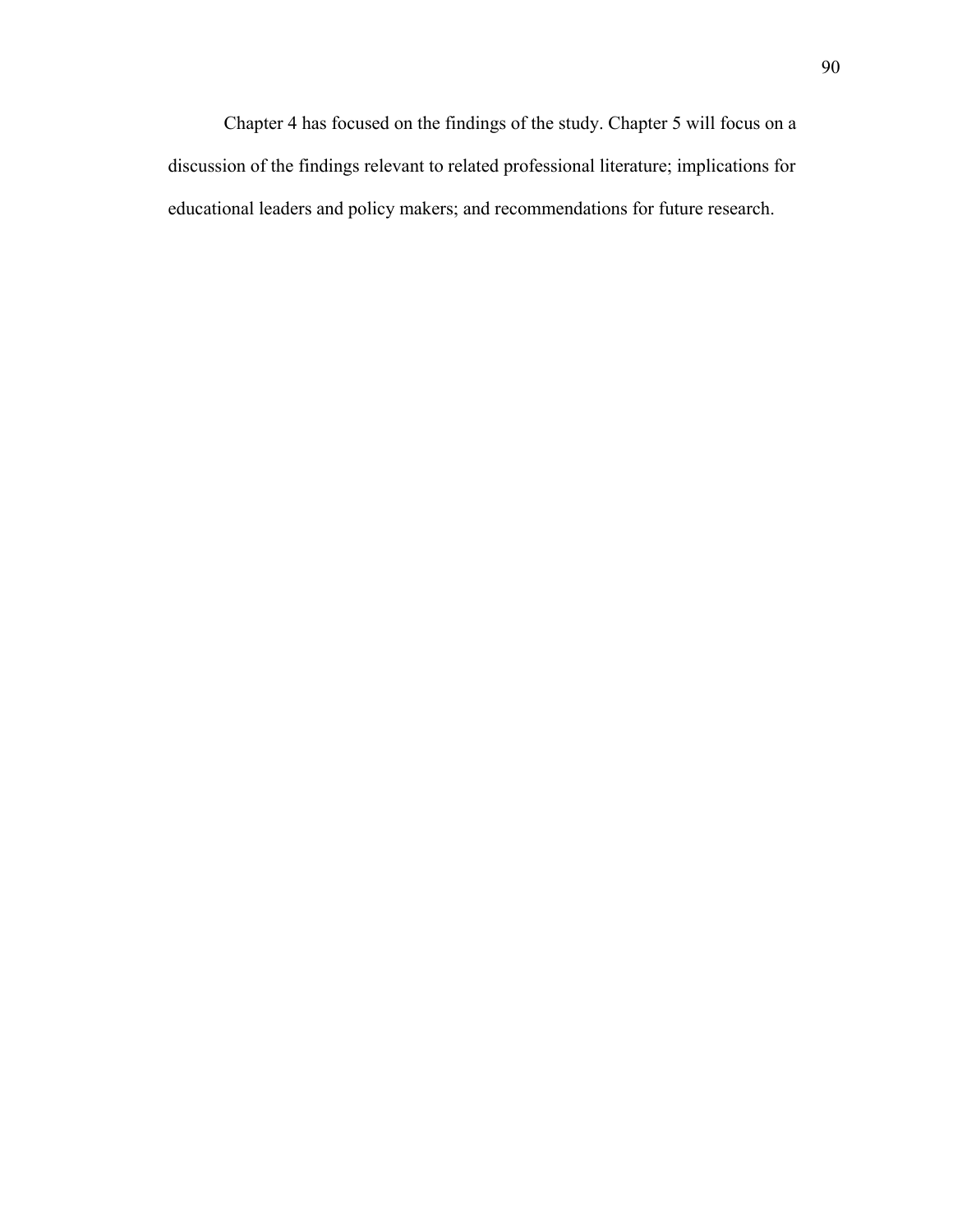Chapter 4 has focused on the findings of the study. Chapter 5 will focus on a discussion of the findings relevant to related professional literature; implications for educational leaders and policy makers; and recommendations for future research.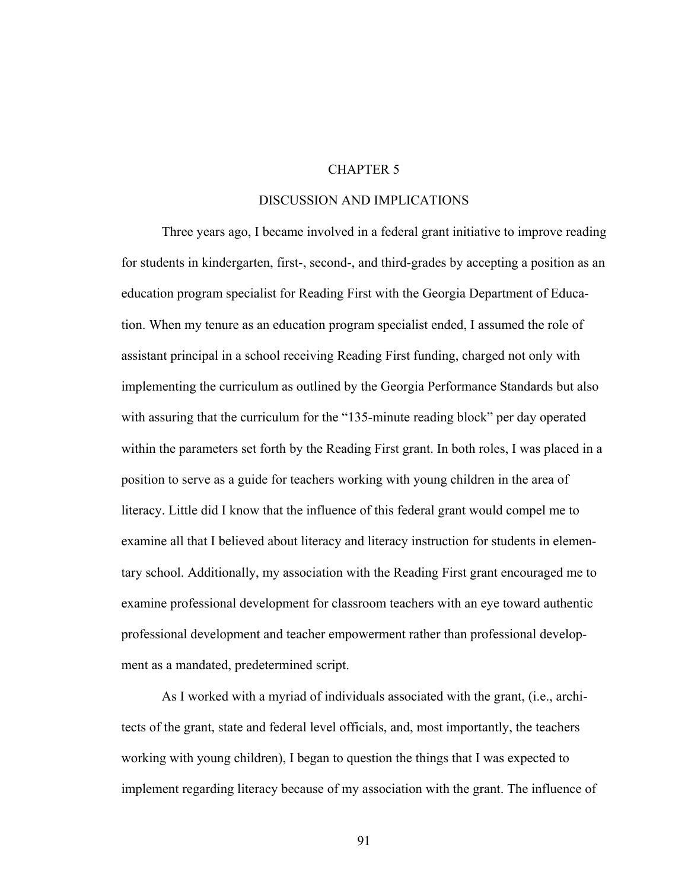# CHAPTER 5

## DISCUSSION AND IMPLICATIONS

Three years ago, I became involved in a federal grant initiative to improve reading for students in kindergarten, first-, second-, and third-grades by accepting a position as an education program specialist for Reading First with the Georgia Department of Education. When my tenure as an education program specialist ended, I assumed the role of assistant principal in a school receiving Reading First funding, charged not only with implementing the curriculum as outlined by the Georgia Performance Standards but also with assuring that the curriculum for the "135-minute reading block" per day operated within the parameters set forth by the Reading First grant. In both roles, I was placed in a position to serve as a guide for teachers working with young children in the area of literacy. Little did I know that the influence of this federal grant would compel me to examine all that I believed about literacy and literacy instruction for students in elementary school. Additionally, my association with the Reading First grant encouraged me to examine professional development for classroom teachers with an eye toward authentic professional development and teacher empowerment rather than professional development as a mandated, predetermined script.

As I worked with a myriad of individuals associated with the grant, (i.e., architects of the grant, state and federal level officials, and, most importantly, the teachers working with young children), I began to question the things that I was expected to implement regarding literacy because of my association with the grant. The influence of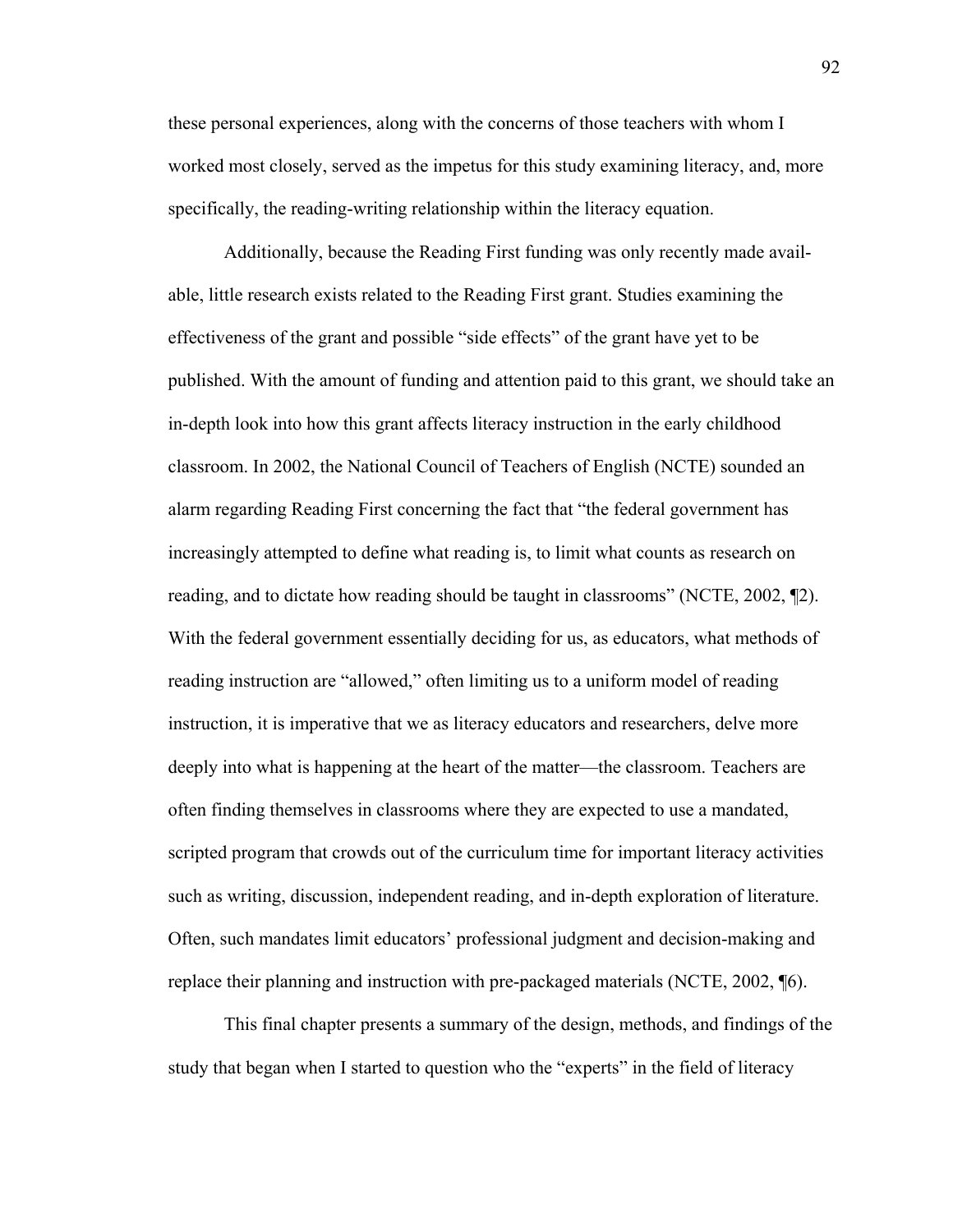these personal experiences, along with the concerns of those teachers with whom I worked most closely, served as the impetus for this study examining literacy, and, more specifically, the reading-writing relationship within the literacy equation.

Additionally, because the Reading First funding was only recently made available, little research exists related to the Reading First grant. Studies examining the effectiveness of the grant and possible "side effects" of the grant have yet to be published. With the amount of funding and attention paid to this grant, we should take an in-depth look into how this grant affects literacy instruction in the early childhood classroom. In 2002, the National Council of Teachers of English (NCTE) sounded an alarm regarding Reading First concerning the fact that "the federal government has increasingly attempted to define what reading is, to limit what counts as research on reading, and to dictate how reading should be taught in classrooms" (NCTE, 2002, ¶2). With the federal government essentially deciding for us, as educators, what methods of reading instruction are "allowed," often limiting us to a uniform model of reading instruction, it is imperative that we as literacy educators and researchers, delve more deeply into what is happening at the heart of the matter—the classroom. Teachers are often finding themselves in classrooms where they are expected to use a mandated, scripted program that crowds out of the curriculum time for important literacy activities such as writing, discussion, independent reading, and in-depth exploration of literature. Often, such mandates limit educators' professional judgment and decision-making and replace their planning and instruction with pre-packaged materials (NCTE, 2002, ¶6).

This final chapter presents a summary of the design, methods, and findings of the study that began when I started to question who the "experts" in the field of literacy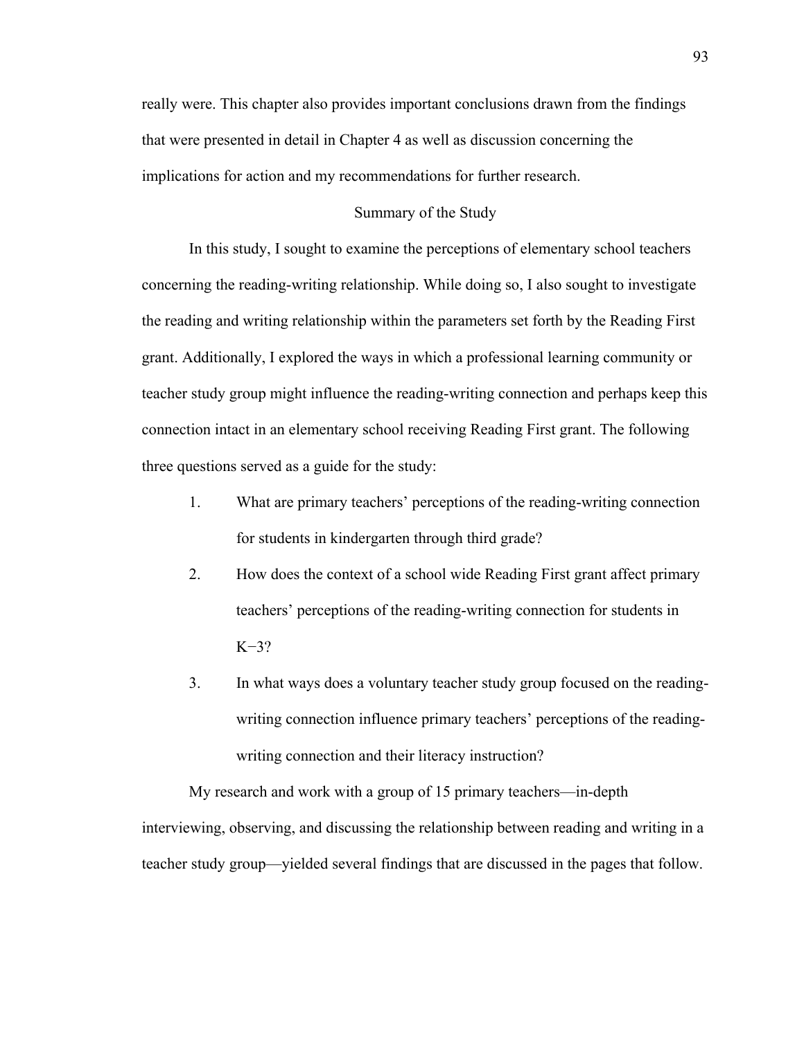really were. This chapter also provides important conclusions drawn from the findings that were presented in detail in Chapter 4 as well as discussion concerning the implications for action and my recommendations for further research.

## Summary of the Study

In this study, I sought to examine the perceptions of elementary school teachers concerning the reading-writing relationship. While doing so, I also sought to investigate the reading and writing relationship within the parameters set forth by the Reading First grant. Additionally, I explored the ways in which a professional learning community or teacher study group might influence the reading-writing connection and perhaps keep this connection intact in an elementary school receiving Reading First grant. The following three questions served as a guide for the study:

1. What are primary teachers' perceptions of the reading-writing connection for students in kindergarten through third grade?
2. How does the context of a school wide Reading First grant affect primary teachers' perceptions of the reading-writing connection for students in K−3?
3. In what ways does a voluntary teacher study group focused on the reading-writing connection influence primary teachers' perceptions of the reading-writing connection and their literacy instruction?

My research and work with a group of 15 primary teachers—in-depth interviewing, observing, and discussing the relationship between reading and writing in a teacher study group—yielded several findings that are discussed in the pages that follow.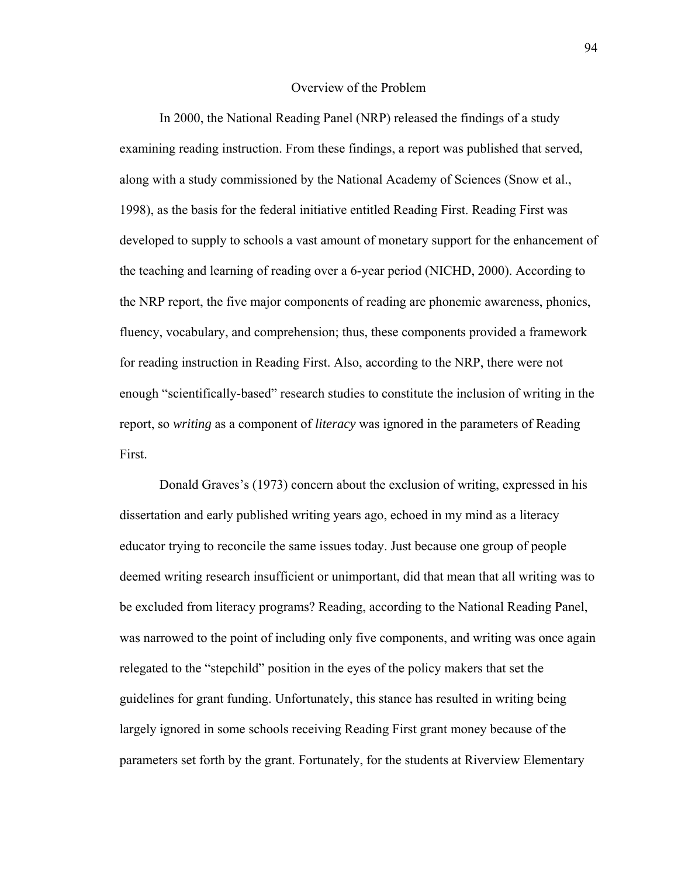## Overview of the Problem

In 2000, the National Reading Panel (NRP) released the findings of a study examining reading instruction. From these findings, a report was published that served, along with a study commissioned by the National Academy of Sciences (Snow et al., 1998), as the basis for the federal initiative entitled Reading First. Reading First was developed to supply to schools a vast amount of monetary support for the enhancement of the teaching and learning of reading over a 6-year period (NICHD, 2000). According to the NRP report, the five major components of reading are phonemic awareness, phonics, fluency, vocabulary, and comprehension; thus, these components provided a framework for reading instruction in Reading First. Also, according to the NRP, there were not enough "scientifically-based" research studies to constitute the inclusion of writing in the report, so *writing* as a component of *literacy* was ignored in the parameters of Reading First.

Donald Graves's (1973) concern about the exclusion of writing, expressed in his dissertation and early published writing years ago, echoed in my mind as a literacy educator trying to reconcile the same issues today. Just because one group of people deemed writing research insufficient or unimportant, did that mean that all writing was to be excluded from literacy programs? Reading, according to the National Reading Panel, was narrowed to the point of including only five components, and writing was once again relegated to the "stepchild" position in the eyes of the policy makers that set the guidelines for grant funding. Unfortunately, this stance has resulted in writing being largely ignored in some schools receiving Reading First grant money because of the parameters set forth by the grant. Fortunately, for the students at Riverview Elementary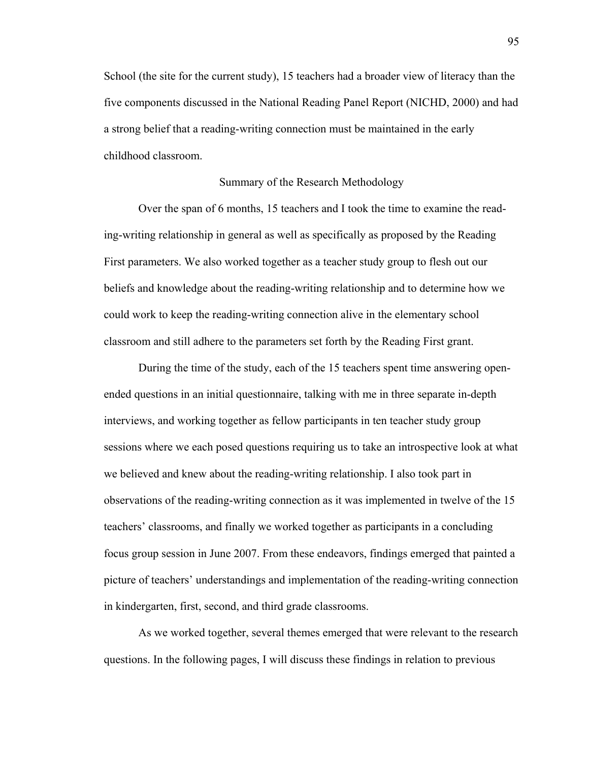School (the site for the current study), 15 teachers had a broader view of literacy than the five components discussed in the National Reading Panel Report (NICHD, 2000) and had a strong belief that a reading-writing connection must be maintained in the early childhood classroom.

## Summary of the Research Methodology

Over the span of 6 months, 15 teachers and I took the time to examine the reading-writing relationship in general as well as specifically as proposed by the Reading First parameters. We also worked together as a teacher study group to flesh out our beliefs and knowledge about the reading-writing relationship and to determine how we could work to keep the reading-writing connection alive in the elementary school classroom and still adhere to the parameters set forth by the Reading First grant.

During the time of the study, each of the 15 teachers spent time answering open-ended questions in an initial questionnaire, talking with me in three separate in-depth interviews, and working together as fellow participants in ten teacher study group sessions where we each posed questions requiring us to take an introspective look at what we believed and knew about the reading-writing relationship. I also took part in observations of the reading-writing connection as it was implemented in twelve of the 15 teachers' classrooms, and finally we worked together as participants in a concluding focus group session in June 2007. From these endeavors, findings emerged that painted a picture of teachers' understandings and implementation of the reading-writing connection in kindergarten, first, second, and third grade classrooms.

As we worked together, several themes emerged that were relevant to the research questions. In the following pages, I will discuss these findings in relation to previous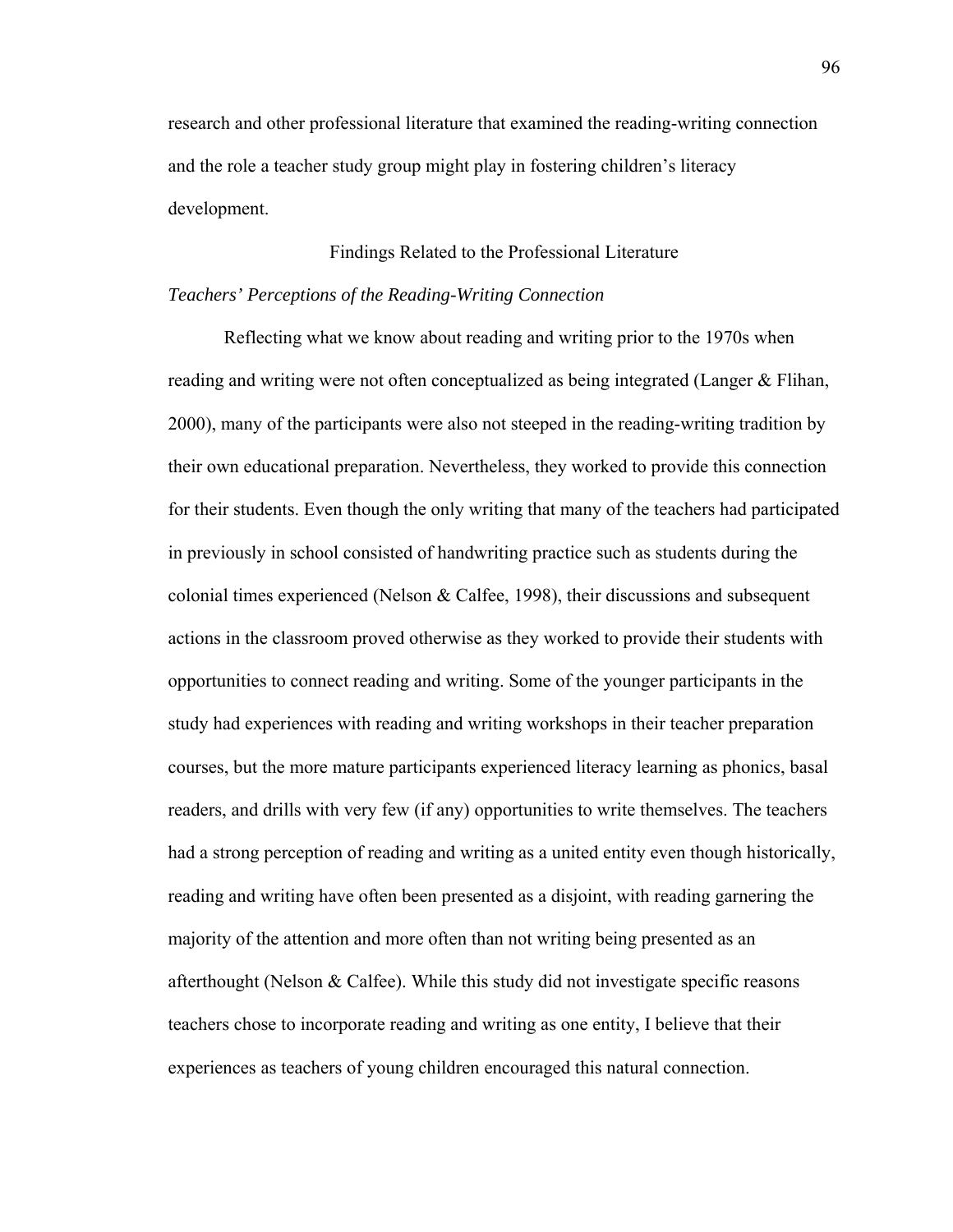research and other professional literature that examined the reading-writing connection and the role a teacher study group might play in fostering children's literacy development.

## Findings Related to the Professional Literature

### *Teachers' Perceptions of the Reading-Writing Connection*

Reflecting what we know about reading and writing prior to the 1970s when reading and writing were not often conceptualized as being integrated (Langer & Flihan, 2000), many of the participants were also not steeped in the reading-writing tradition by their own educational preparation. Nevertheless, they worked to provide this connection for their students. Even though the only writing that many of the teachers had participated in previously in school consisted of handwriting practice such as students during the colonial times experienced (Nelson & Calfee, 1998), their discussions and subsequent actions in the classroom proved otherwise as they worked to provide their students with opportunities to connect reading and writing. Some of the younger participants in the study had experiences with reading and writing workshops in their teacher preparation courses, but the more mature participants experienced literacy learning as phonics, basal readers, and drills with very few (if any) opportunities to write themselves. The teachers had a strong perception of reading and writing as a united entity even though historically, reading and writing have often been presented as a disjoint, with reading garnering the majority of the attention and more often than not writing being presented as an afterthought (Nelson & Calfee). While this study did not investigate specific reasons teachers chose to incorporate reading and writing as one entity, I believe that their experiences as teachers of young children encouraged this natural connection.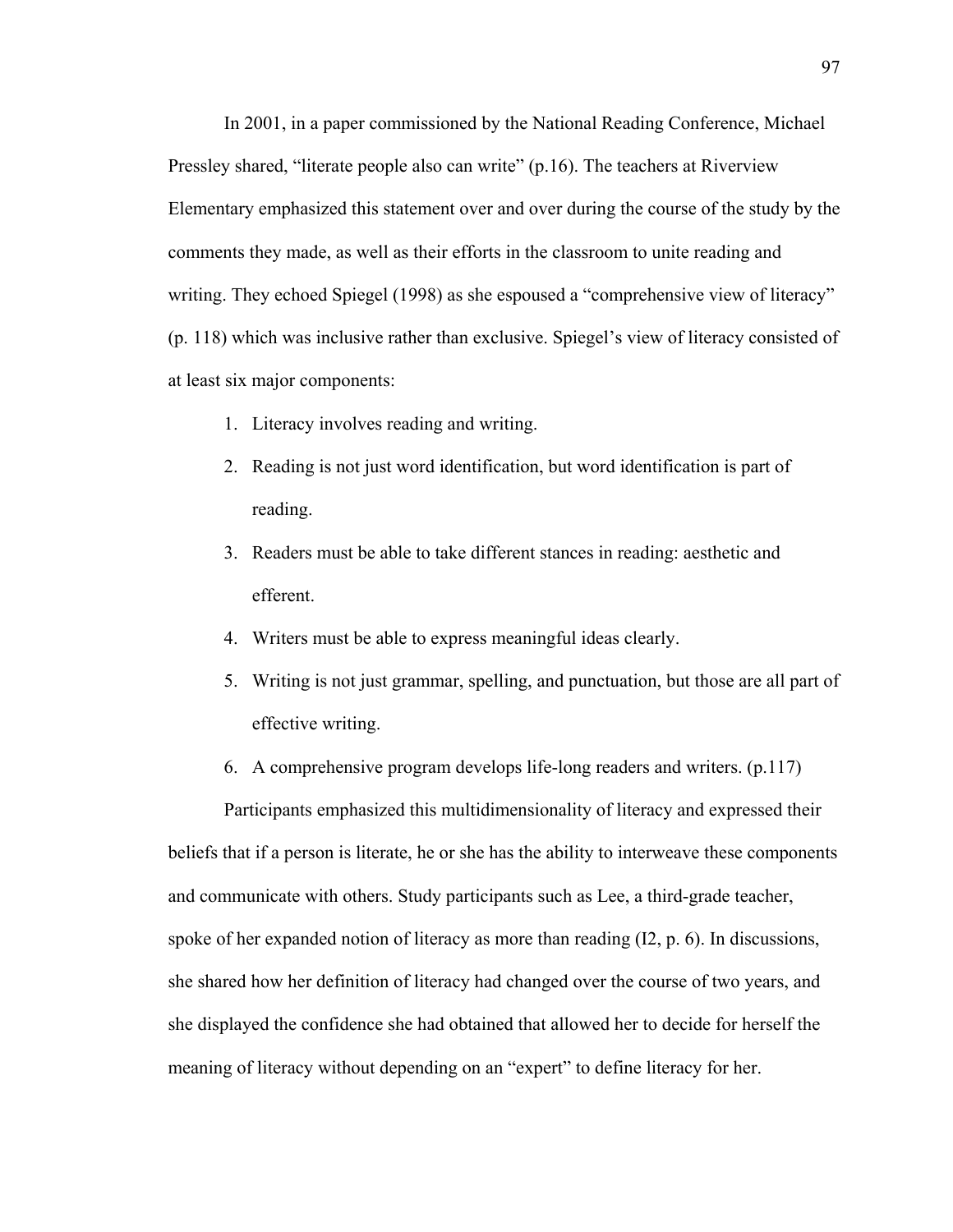In 2001, in a paper commissioned by the National Reading Conference, Michael Pressley shared, "literate people also can write" (p.16). The teachers at Riverview Elementary emphasized this statement over and over during the course of the study by the comments they made, as well as their efforts in the classroom to unite reading and writing. They echoed Spiegel (1998) as she espoused a "comprehensive view of literacy" (p. 118) which was inclusive rather than exclusive. Spiegel's view of literacy consisted of at least six major components:

1. Literacy involves reading and writing.
2. Reading is not just word identification, but word identification is part of reading.
3. Readers must be able to take different stances in reading: aesthetic and efferent.
4. Writers must be able to express meaningful ideas clearly.
5. Writing is not just grammar, spelling, and punctuation, but those are all part of effective writing.
6. A comprehensive program develops life-long readers and writers. (p.117)

Participants emphasized this multidimensionality of literacy and expressed their beliefs that if a person is literate, he or she has the ability to interweave these components and communicate with others. Study participants such as Lee, a third-grade teacher, spoke of her expanded notion of literacy as more than reading (I2, p. 6). In discussions, she shared how her definition of literacy had changed over the course of two years, and she displayed the confidence she had obtained that allowed her to decide for herself the meaning of literacy without depending on an "expert" to define literacy for her.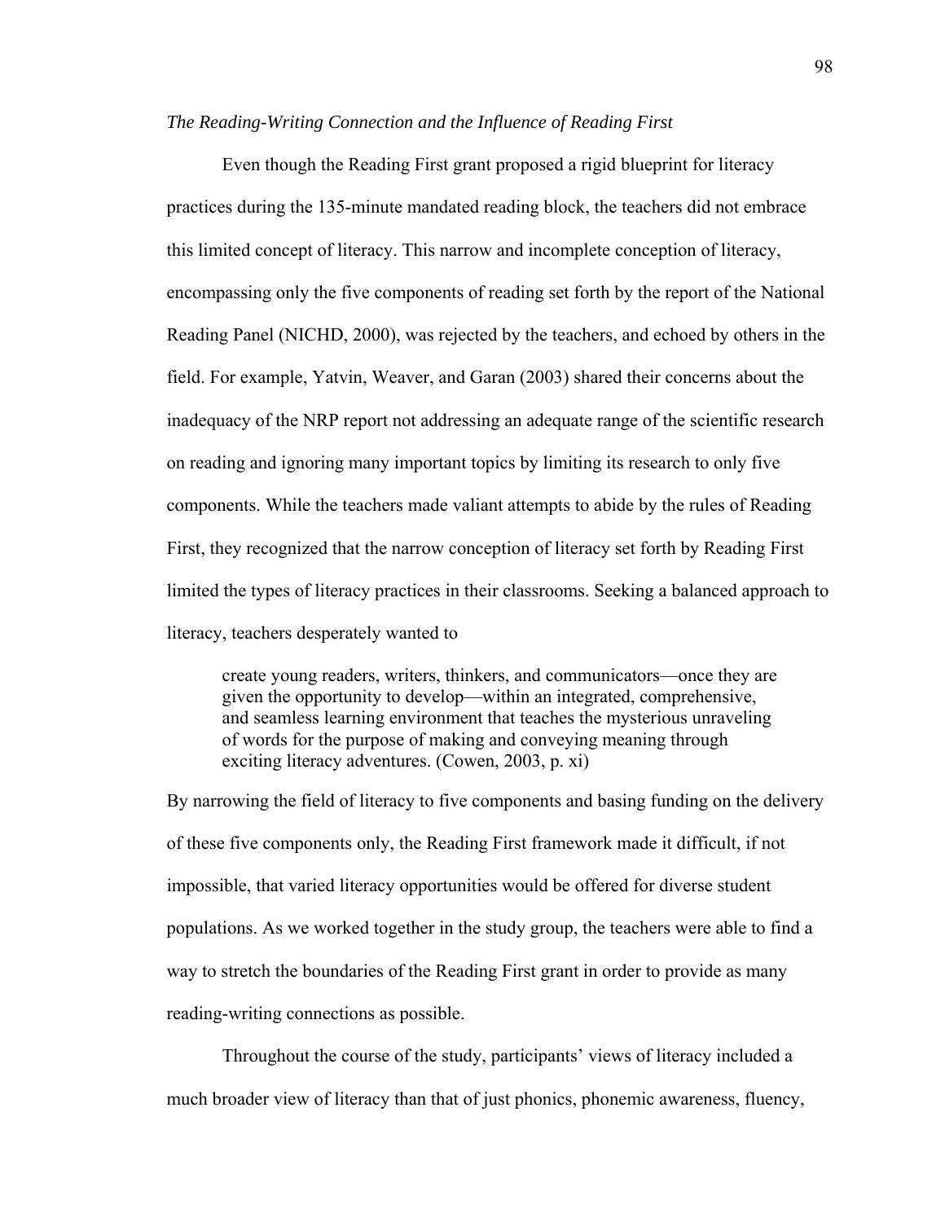*The Reading-Writing Connection and the Influence of Reading First*

Even though the Reading First grant proposed a rigid blueprint for literacy practices during the 135-minute mandated reading block, the teachers did not embrace this limited concept of literacy. This narrow and incomplete conception of literacy, encompassing only the five components of reading set forth by the report of the National Reading Panel (NICHD, 2000), was rejected by the teachers, and echoed by others in the field. For example, Yatvin, Weaver, and Garan (2003) shared their concerns about the inadequacy of the NRP report not addressing an adequate range of the scientific research on reading and ignoring many important topics by limiting its research to only five components. While the teachers made valiant attempts to abide by the rules of Reading First, they recognized that the narrow conception of literacy set forth by Reading First limited the types of literacy practices in their classrooms. Seeking a balanced approach to literacy, teachers desperately wanted to

> create young readers, writers, thinkers, and communicators—once they are given the opportunity to develop—within an integrated, comprehensive, and seamless learning environment that teaches the mysterious unraveling of words for the purpose of making and conveying meaning through exciting literacy adventures. (Cowen, 2003, p. xi)

By narrowing the field of literacy to five components and basing funding on the delivery of these five components only, the Reading First framework made it difficult, if not impossible, that varied literacy opportunities would be offered for diverse student populations. As we worked together in the study group, the teachers were able to find a way to stretch the boundaries of the Reading First grant in order to provide as many reading-writing connections as possible.

Throughout the course of the study, participants' views of literacy included a much broader view of literacy than that of just phonics, phonemic awareness, fluency,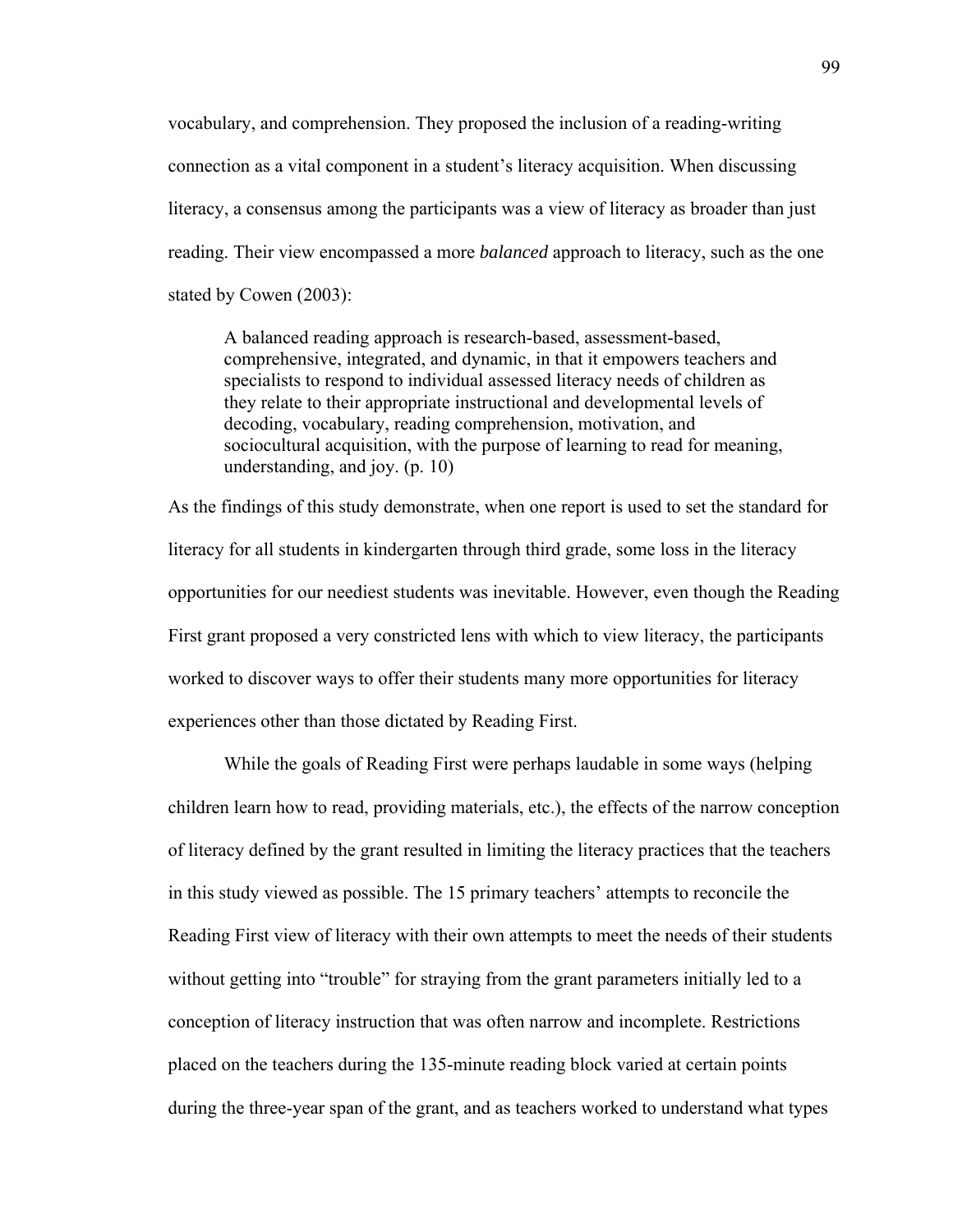vocabulary, and comprehension. They proposed the inclusion of a reading-writing connection as a vital component in a student's literacy acquisition. When discussing literacy, a consensus among the participants was a view of literacy as broader than just reading. Their view encompassed a more *balanced* approach to literacy, such as the one stated by Cowen (2003):

> A balanced reading approach is research-based, assessment-based, comprehensive, integrated, and dynamic, in that it empowers teachers and specialists to respond to individual assessed literacy needs of children as they relate to their appropriate instructional and developmental levels of decoding, vocabulary, reading comprehension, motivation, and sociocultural acquisition, with the purpose of learning to read for meaning, understanding, and joy. (p. 10)

As the findings of this study demonstrate, when one report is used to set the standard for literacy for all students in kindergarten through third grade, some loss in the literacy opportunities for our neediest students was inevitable. However, even though the Reading First grant proposed a very constricted lens with which to view literacy, the participants worked to discover ways to offer their students many more opportunities for literacy experiences other than those dictated by Reading First.

While the goals of Reading First were perhaps laudable in some ways (helping children learn how to read, providing materials, etc.), the effects of the narrow conception of literacy defined by the grant resulted in limiting the literacy practices that the teachers in this study viewed as possible. The 15 primary teachers' attempts to reconcile the Reading First view of literacy with their own attempts to meet the needs of their students without getting into "trouble" for straying from the grant parameters initially led to a conception of literacy instruction that was often narrow and incomplete. Restrictions placed on the teachers during the 135-minute reading block varied at certain points during the three-year span of the grant, and as teachers worked to understand what types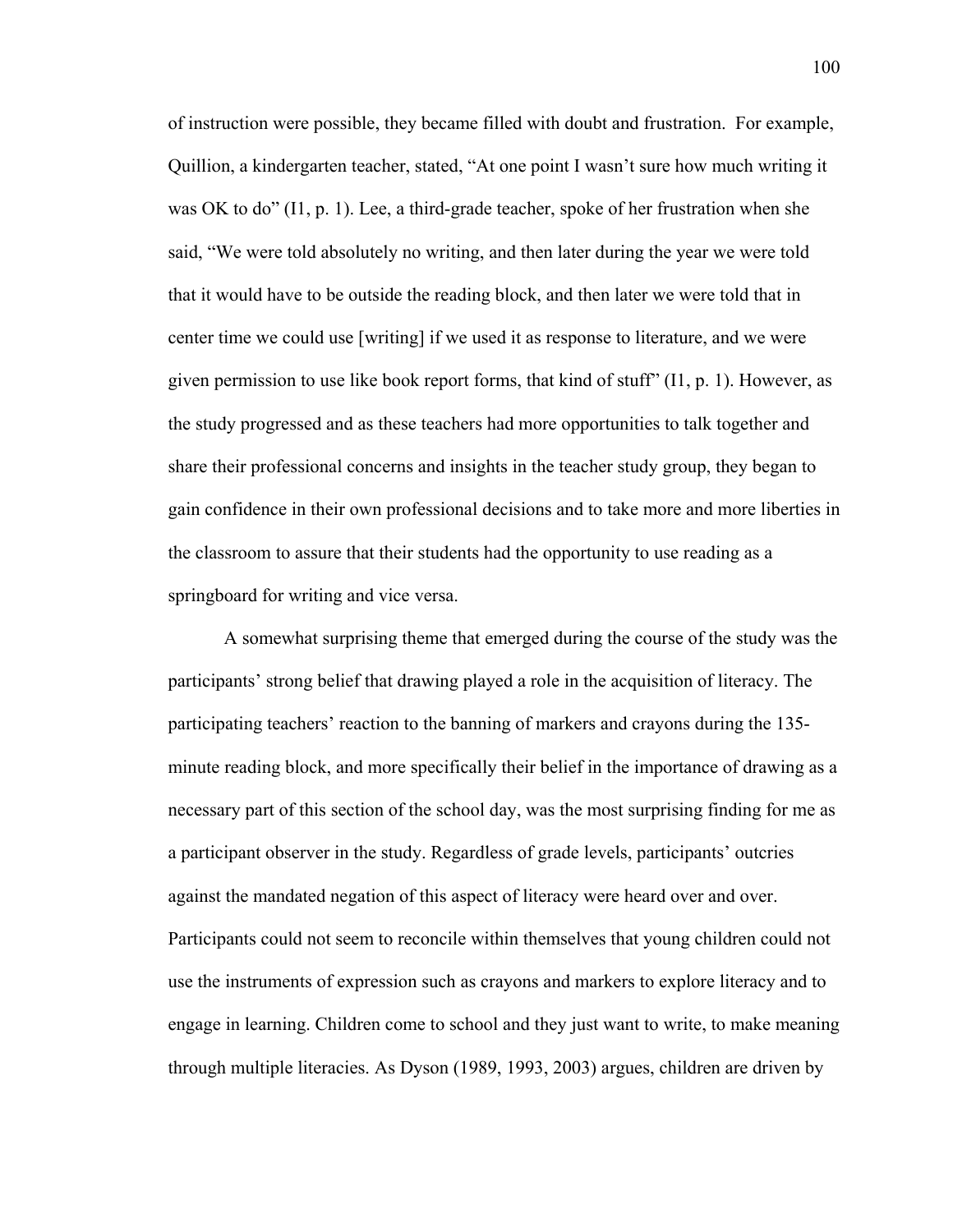of instruction were possible, they became filled with doubt and frustration. For example, Quillion, a kindergarten teacher, stated, "At one point I wasn't sure how much writing it was OK to do" (I1, p. 1). Lee, a third-grade teacher, spoke of her frustration when she said, "We were told absolutely no writing, and then later during the year we were told that it would have to be outside the reading block, and then later we were told that in center time we could use [writing] if we used it as response to literature, and we were given permission to use like book report forms, that kind of stuff" (I1, p. 1). However, as the study progressed and as these teachers had more opportunities to talk together and share their professional concerns and insights in the teacher study group, they began to gain confidence in their own professional decisions and to take more and more liberties in the classroom to assure that their students had the opportunity to use reading as a springboard for writing and vice versa.

A somewhat surprising theme that emerged during the course of the study was the participants' strong belief that drawing played a role in the acquisition of literacy. The participating teachers' reaction to the banning of markers and crayons during the 135-minute reading block, and more specifically their belief in the importance of drawing as a necessary part of this section of the school day, was the most surprising finding for me as a participant observer in the study. Regardless of grade levels, participants' outcries against the mandated negation of this aspect of literacy were heard over and over. Participants could not seem to reconcile within themselves that young children could not use the instruments of expression such as crayons and markers to explore literacy and to engage in learning. Children come to school and they just want to write, to make meaning through multiple literacies. As Dyson (1989, 1993, 2003) argues, children are driven by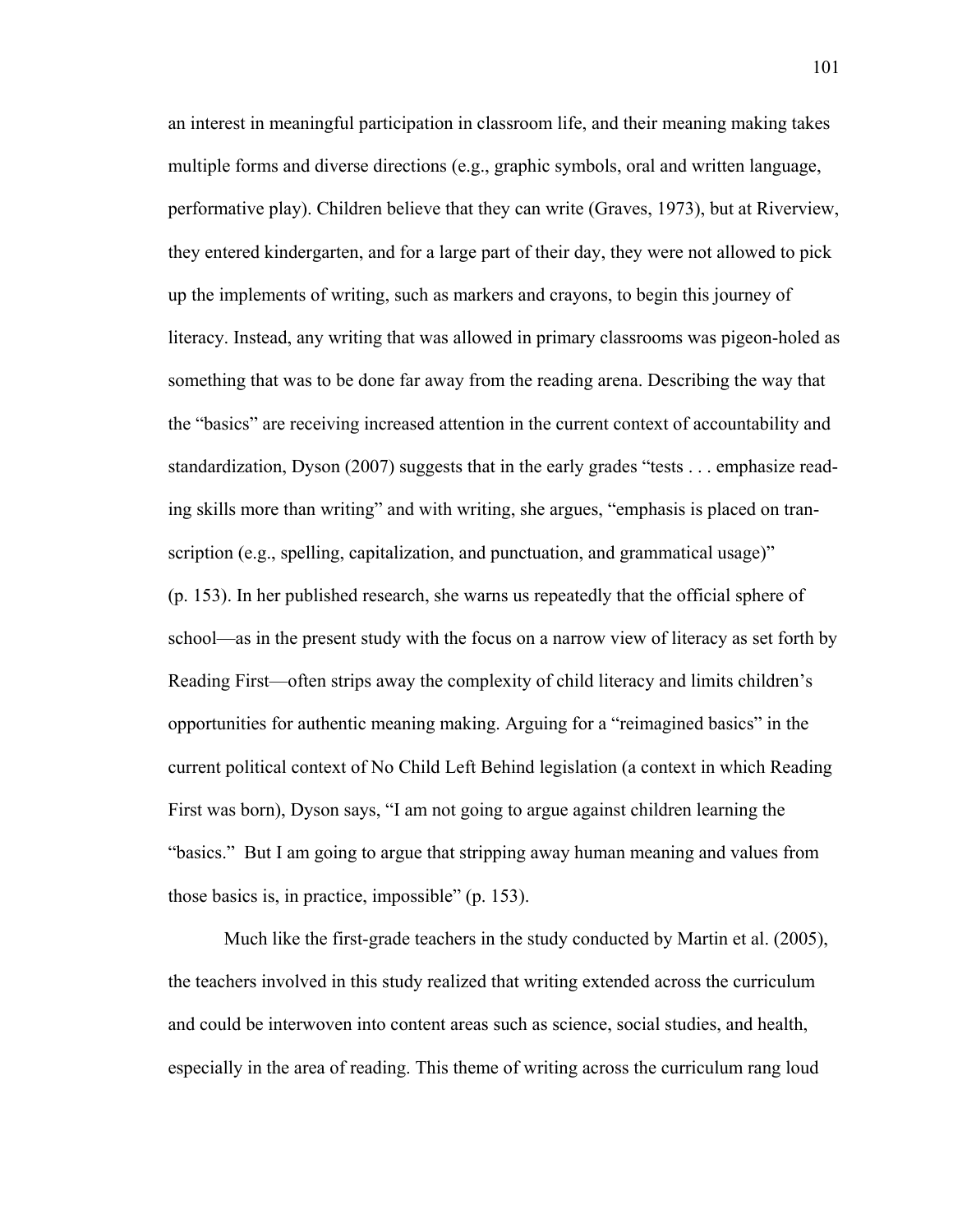an interest in meaningful participation in classroom life, and their meaning making takes multiple forms and diverse directions (e.g., graphic symbols, oral and written language, performative play). Children believe that they can write (Graves, 1973), but at Riverview, they entered kindergarten, and for a large part of their day, they were not allowed to pick up the implements of writing, such as markers and crayons, to begin this journey of literacy. Instead, any writing that was allowed in primary classrooms was pigeon-holed as something that was to be done far away from the reading arena. Describing the way that the "basics" are receiving increased attention in the current context of accountability and standardization, Dyson (2007) suggests that in the early grades "tests . . . emphasize reading skills more than writing" and with writing, she argues, "emphasis is placed on transcription (e.g., spelling, capitalization, and punctuation, and grammatical usage)" (p. 153). In her published research, she warns us repeatedly that the official sphere of school—as in the present study with the focus on a narrow view of literacy as set forth by Reading First—often strips away the complexity of child literacy and limits children's opportunities for authentic meaning making. Arguing for a "reimagined basics" in the current political context of No Child Left Behind legislation (a context in which Reading First was born), Dyson says, "I am not going to argue against children learning the "basics." But I am going to argue that stripping away human meaning and values from those basics is, in practice, impossible" (p. 153).

Much like the first-grade teachers in the study conducted by Martin et al. (2005), the teachers involved in this study realized that writing extended across the curriculum and could be interwoven into content areas such as science, social studies, and health, especially in the area of reading. This theme of writing across the curriculum rang loud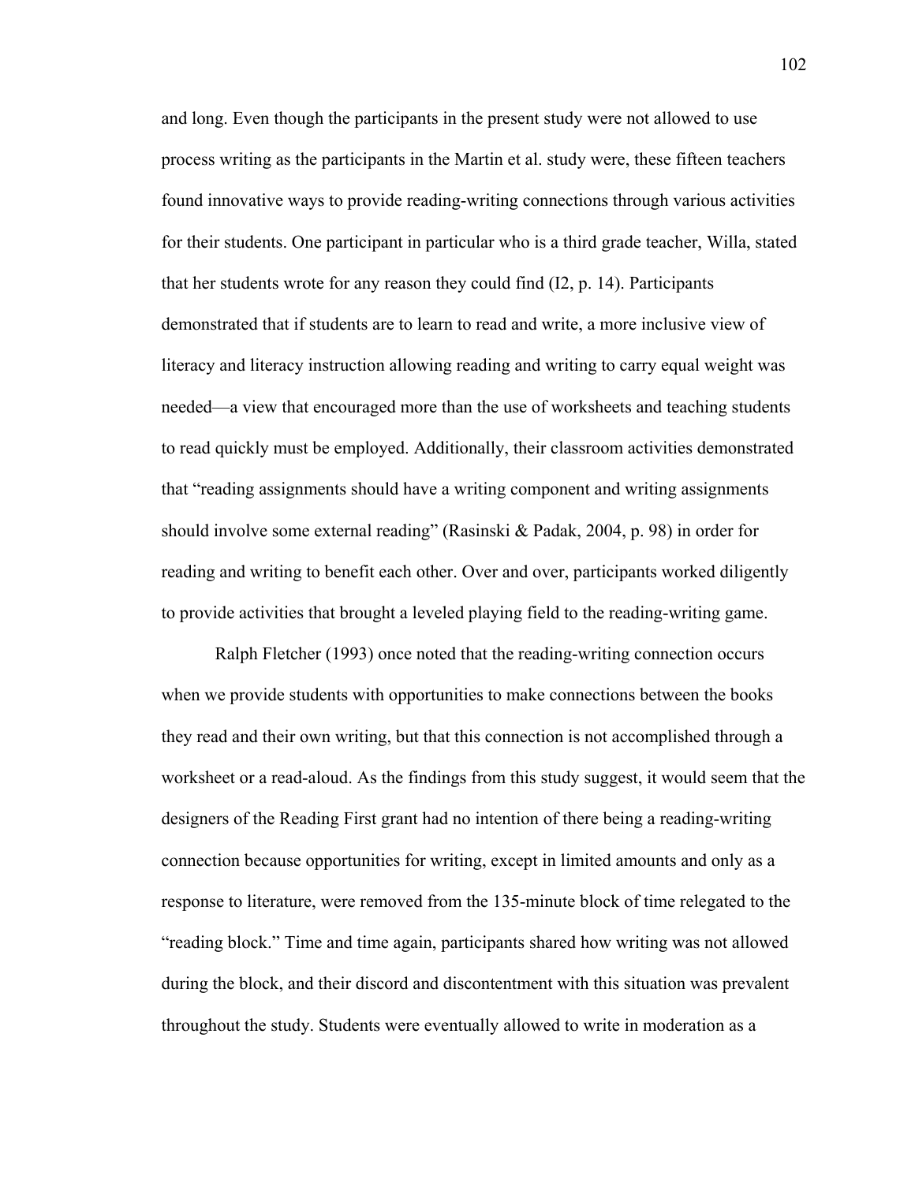and long. Even though the participants in the present study were not allowed to use process writing as the participants in the Martin et al. study were, these fifteen teachers found innovative ways to provide reading-writing connections through various activities for their students. One participant in particular who is a third grade teacher, Willa, stated that her students wrote for any reason they could find (I2, p. 14). Participants demonstrated that if students are to learn to read and write, a more inclusive view of literacy and literacy instruction allowing reading and writing to carry equal weight was needed—a view that encouraged more than the use of worksheets and teaching students to read quickly must be employed. Additionally, their classroom activities demonstrated that "reading assignments should have a writing component and writing assignments should involve some external reading" (Rasinski & Padak, 2004, p. 98) in order for reading and writing to benefit each other. Over and over, participants worked diligently to provide activities that brought a leveled playing field to the reading-writing game.

Ralph Fletcher (1993) once noted that the reading-writing connection occurs when we provide students with opportunities to make connections between the books they read and their own writing, but that this connection is not accomplished through a worksheet or a read-aloud. As the findings from this study suggest, it would seem that the designers of the Reading First grant had no intention of there being a reading-writing connection because opportunities for writing, except in limited amounts and only as a response to literature, were removed from the 135-minute block of time relegated to the "reading block." Time and time again, participants shared how writing was not allowed during the block, and their discord and discontentment with this situation was prevalent throughout the study. Students were eventually allowed to write in moderation as a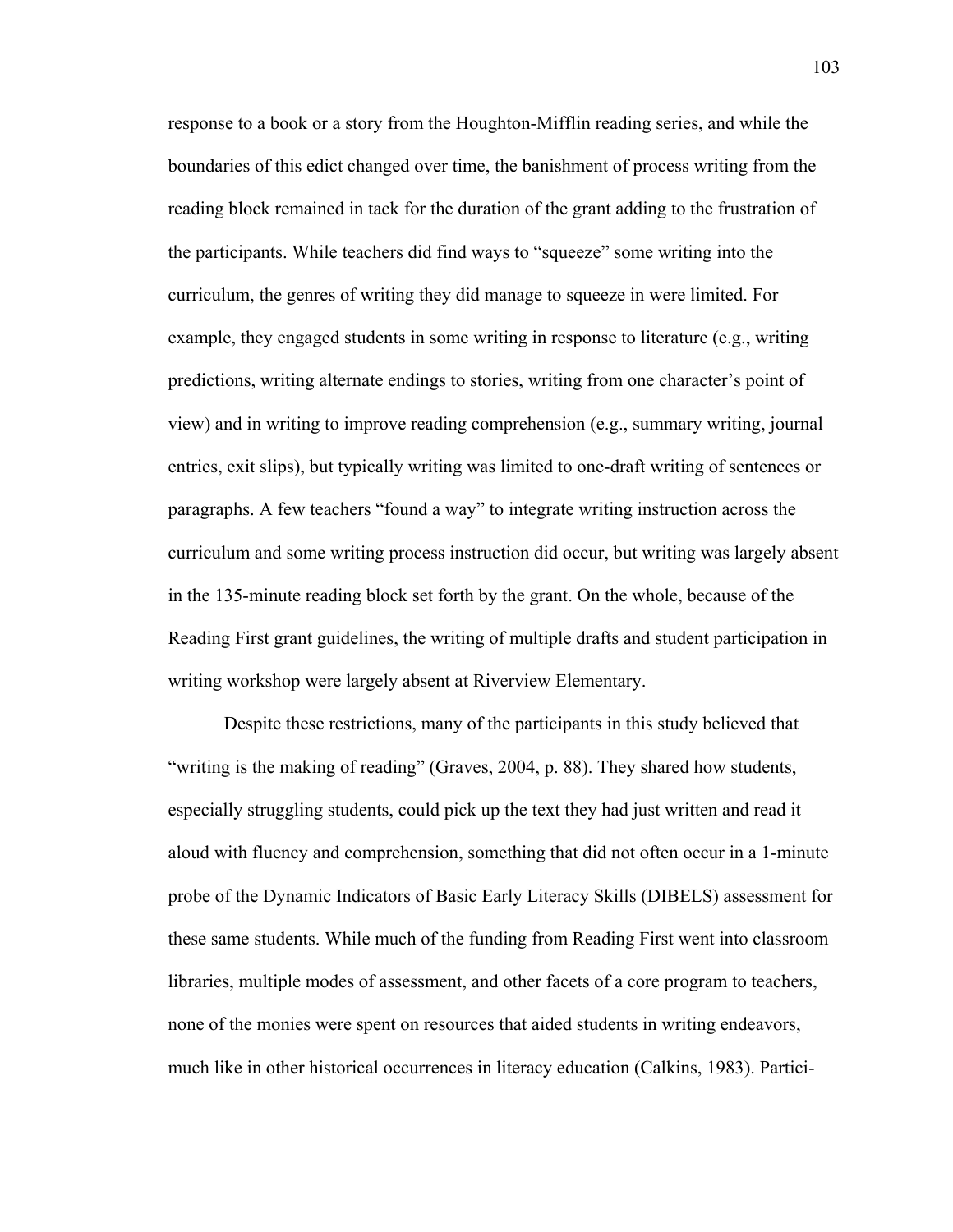response to a book or a story from the Houghton-Mifflin reading series, and while the boundaries of this edict changed over time, the banishment of process writing from the reading block remained in tack for the duration of the grant adding to the frustration of the participants. While teachers did find ways to "squeeze" some writing into the curriculum, the genres of writing they did manage to squeeze in were limited. For example, they engaged students in some writing in response to literature (e.g., writing predictions, writing alternate endings to stories, writing from one character's point of view) and in writing to improve reading comprehension (e.g., summary writing, journal entries, exit slips), but typically writing was limited to one-draft writing of sentences or paragraphs. A few teachers "found a way" to integrate writing instruction across the curriculum and some writing process instruction did occur, but writing was largely absent in the 135-minute reading block set forth by the grant. On the whole, because of the Reading First grant guidelines, the writing of multiple drafts and student participation in writing workshop were largely absent at Riverview Elementary.

Despite these restrictions, many of the participants in this study believed that "writing is the making of reading" (Graves, 2004, p. 88). They shared how students, especially struggling students, could pick up the text they had just written and read it aloud with fluency and comprehension, something that did not often occur in a 1-minute probe of the Dynamic Indicators of Basic Early Literacy Skills (DIBELS) assessment for these same students. While much of the funding from Reading First went into classroom libraries, multiple modes of assessment, and other facets of a core program to teachers, none of the monies were spent on resources that aided students in writing endeavors, much like in other historical occurrences in literacy education (Calkins, 1983). Partici-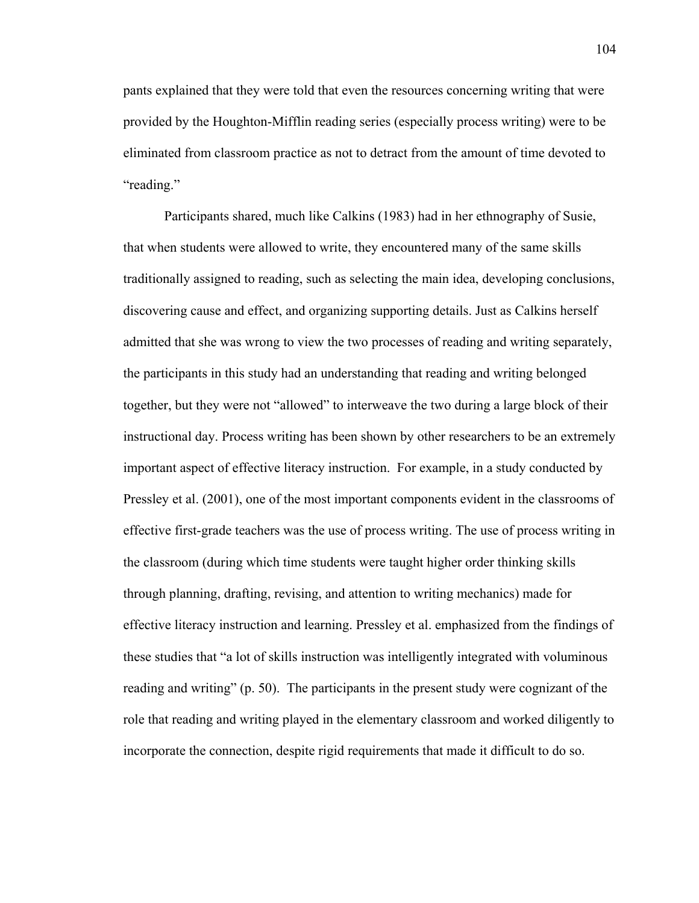pants explained that they were told that even the resources concerning writing that were provided by the Houghton-Mifflin reading series (especially process writing) were to be eliminated from classroom practice as not to detract from the amount of time devoted to "reading."

Participants shared, much like Calkins (1983) had in her ethnography of Susie, that when students were allowed to write, they encountered many of the same skills traditionally assigned to reading, such as selecting the main idea, developing conclusions, discovering cause and effect, and organizing supporting details. Just as Calkins herself admitted that she was wrong to view the two processes of reading and writing separately, the participants in this study had an understanding that reading and writing belonged together, but they were not "allowed" to interweave the two during a large block of their instructional day. Process writing has been shown by other researchers to be an extremely important aspect of effective literacy instruction. For example, in a study conducted by Pressley et al. (2001), one of the most important components evident in the classrooms of effective first-grade teachers was the use of process writing. The use of process writing in the classroom (during which time students were taught higher order thinking skills through planning, drafting, revising, and attention to writing mechanics) made for effective literacy instruction and learning. Pressley et al. emphasized from the findings of these studies that "a lot of skills instruction was intelligently integrated with voluminous reading and writing" (p. 50). The participants in the present study were cognizant of the role that reading and writing played in the elementary classroom and worked diligently to incorporate the connection, despite rigid requirements that made it difficult to do so.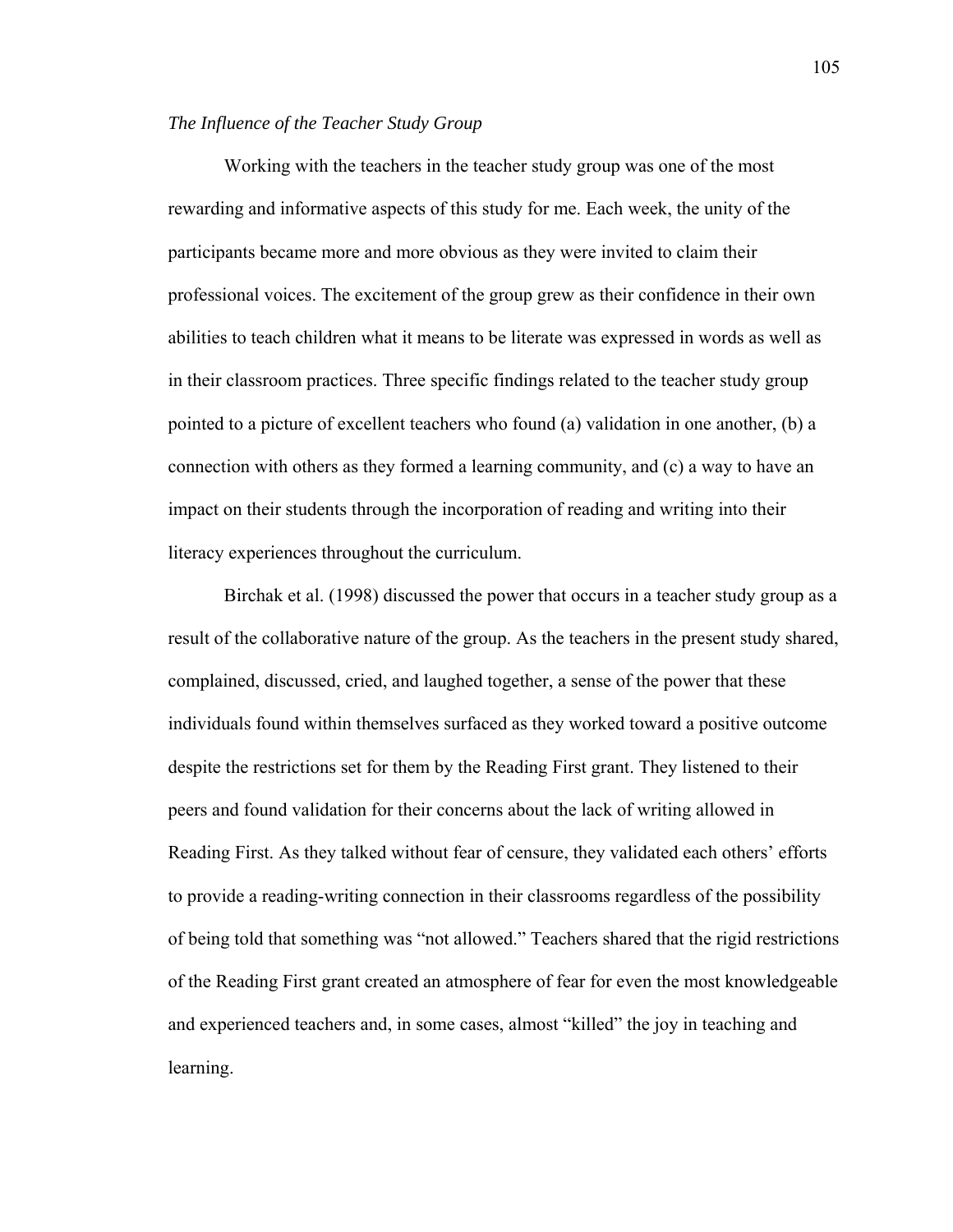*The Influence of the Teacher Study Group*

Working with the teachers in the teacher study group was one of the most rewarding and informative aspects of this study for me. Each week, the unity of the participants became more and more obvious as they were invited to claim their professional voices. The excitement of the group grew as their confidence in their own abilities to teach children what it means to be literate was expressed in words as well as in their classroom practices. Three specific findings related to the teacher study group pointed to a picture of excellent teachers who found (a) validation in one another, (b) a connection with others as they formed a learning community, and (c) a way to have an impact on their students through the incorporation of reading and writing into their literacy experiences throughout the curriculum.

Birchak et al. (1998) discussed the power that occurs in a teacher study group as a result of the collaborative nature of the group. As the teachers in the present study shared, complained, discussed, cried, and laughed together, a sense of the power that these individuals found within themselves surfaced as they worked toward a positive outcome despite the restrictions set for them by the Reading First grant. They listened to their peers and found validation for their concerns about the lack of writing allowed in Reading First. As they talked without fear of censure, they validated each others' efforts to provide a reading-writing connection in their classrooms regardless of the possibility of being told that something was "not allowed." Teachers shared that the rigid restrictions of the Reading First grant created an atmosphere of fear for even the most knowledgeable and experienced teachers and, in some cases, almost "killed" the joy in teaching and learning.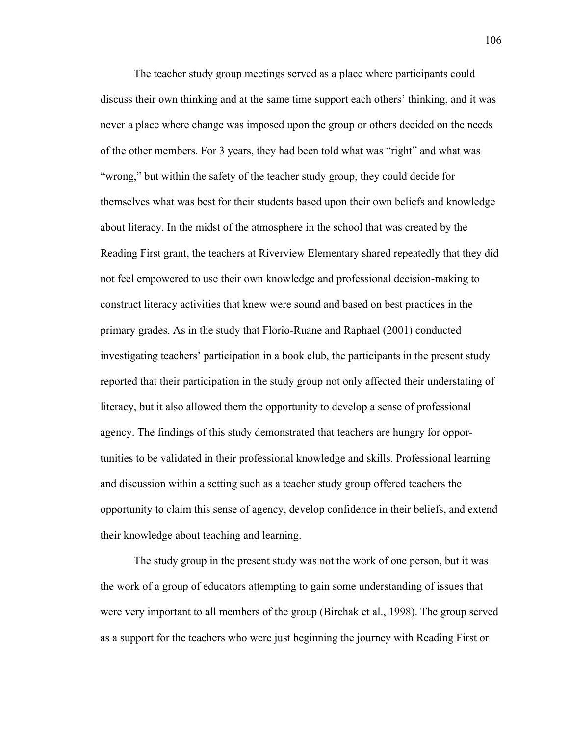The teacher study group meetings served as a place where participants could discuss their own thinking and at the same time support each others' thinking, and it was never a place where change was imposed upon the group or others decided on the needs of the other members. For 3 years, they had been told what was "right" and what was "wrong," but within the safety of the teacher study group, they could decide for themselves what was best for their students based upon their own beliefs and knowledge about literacy. In the midst of the atmosphere in the school that was created by the Reading First grant, the teachers at Riverview Elementary shared repeatedly that they did not feel empowered to use their own knowledge and professional decision-making to construct literacy activities that knew were sound and based on best practices in the primary grades. As in the study that Florio-Ruane and Raphael (2001) conducted investigating teachers' participation in a book club, the participants in the present study reported that their participation in the study group not only affected their understating of literacy, but it also allowed them the opportunity to develop a sense of professional agency. The findings of this study demonstrated that teachers are hungry for opportunities to be validated in their professional knowledge and skills. Professional learning and discussion within a setting such as a teacher study group offered teachers the opportunity to claim this sense of agency, develop confidence in their beliefs, and extend their knowledge about teaching and learning.

The study group in the present study was not the work of one person, but it was the work of a group of educators attempting to gain some understanding of issues that were very important to all members of the group (Birchak et al., 1998). The group served as a support for the teachers who were just beginning the journey with Reading First or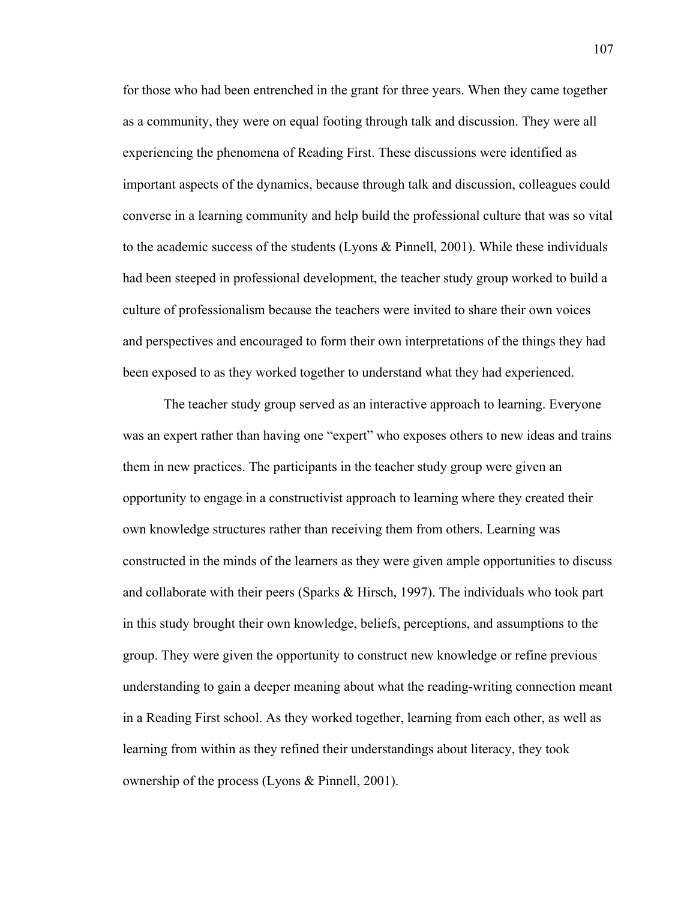for those who had been entrenched in the grant for three years. When they came together as a community, they were on equal footing through talk and discussion. They were all experiencing the phenomena of Reading First. These discussions were identified as important aspects of the dynamics, because through talk and discussion, colleagues could converse in a learning community and help build the professional culture that was so vital to the academic success of the students (Lyons & Pinnell, 2001). While these individuals had been steeped in professional development, the teacher study group worked to build a culture of professionalism because the teachers were invited to share their own voices and perspectives and encouraged to form their own interpretations of the things they had been exposed to as they worked together to understand what they had experienced.

The teacher study group served as an interactive approach to learning. Everyone was an expert rather than having one "expert" who exposes others to new ideas and trains them in new practices. The participants in the teacher study group were given an opportunity to engage in a constructivist approach to learning where they created their own knowledge structures rather than receiving them from others. Learning was constructed in the minds of the learners as they were given ample opportunities to discuss and collaborate with their peers (Sparks & Hirsch, 1997). The individuals who took part in this study brought their own knowledge, beliefs, perceptions, and assumptions to the group. They were given the opportunity to construct new knowledge or refine previous understanding to gain a deeper meaning about what the reading-writing connection meant in a Reading First school. As they worked together, learning from each other, as well as learning from within as they refined their understandings about literacy, they took ownership of the process (Lyons & Pinnell, 2001).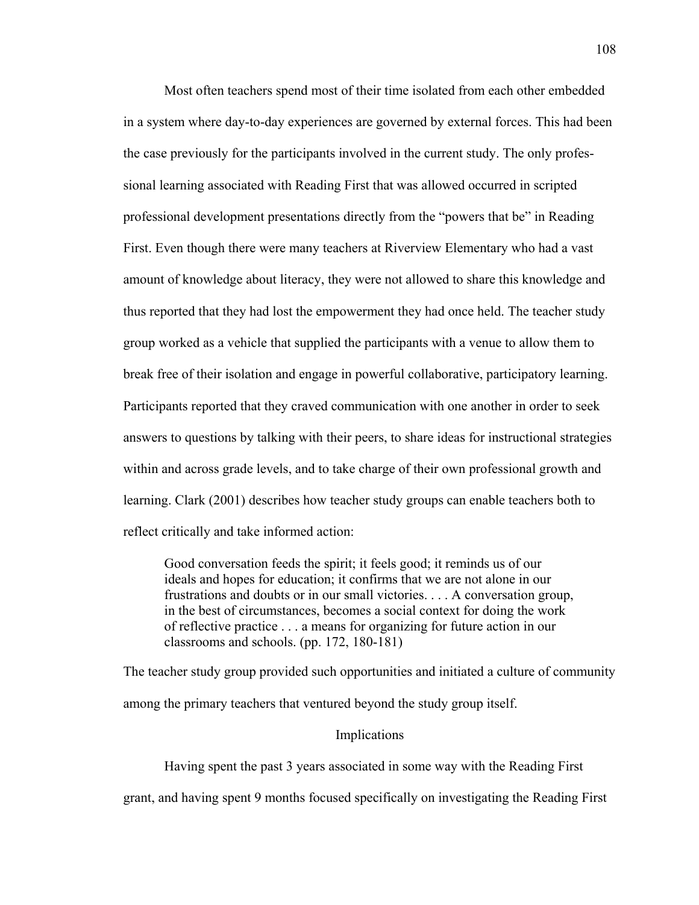Most often teachers spend most of their time isolated from each other embedded in a system where day-to-day experiences are governed by external forces. This had been the case previously for the participants involved in the current study. The only professional learning associated with Reading First that was allowed occurred in scripted professional development presentations directly from the "powers that be" in Reading First. Even though there were many teachers at Riverview Elementary who had a vast amount of knowledge about literacy, they were not allowed to share this knowledge and thus reported that they had lost the empowerment they had once held. The teacher study group worked as a vehicle that supplied the participants with a venue to allow them to break free of their isolation and engage in powerful collaborative, participatory learning. Participants reported that they craved communication with one another in order to seek answers to questions by talking with their peers, to share ideas for instructional strategies within and across grade levels, and to take charge of their own professional growth and learning. Clark (2001) describes how teacher study groups can enable teachers both to reflect critically and take informed action:

> Good conversation feeds the spirit; it feels good; it reminds us of our ideals and hopes for education; it confirms that we are not alone in our frustrations and doubts or in our small victories. . . . A conversation group, in the best of circumstances, becomes a social context for doing the work of reflective practice . . . a means for organizing for future action in our classrooms and schools. (pp. 172, 180-181)

The teacher study group provided such opportunities and initiated a culture of community among the primary teachers that ventured beyond the study group itself.

## Implications

Having spent the past 3 years associated in some way with the Reading First grant, and having spent 9 months focused specifically on investigating the Reading First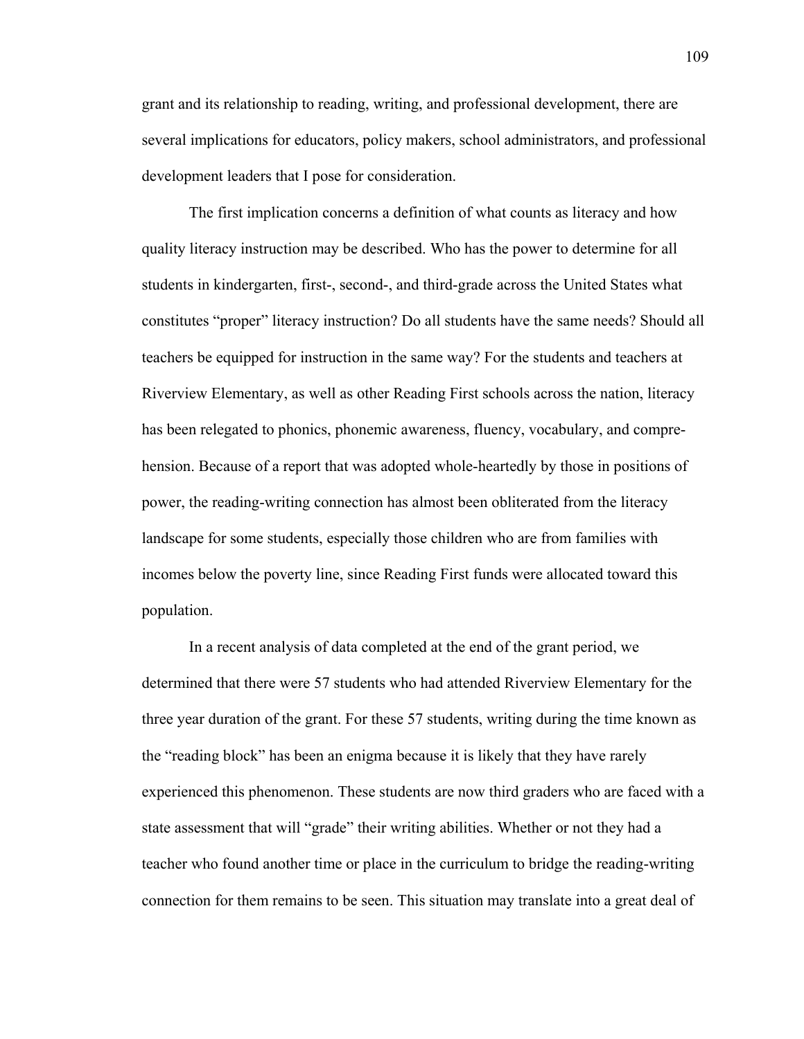grant and its relationship to reading, writing, and professional development, there are several implications for educators, policy makers, school administrators, and professional development leaders that I pose for consideration.

The first implication concerns a definition of what counts as literacy and how quality literacy instruction may be described. Who has the power to determine for all students in kindergarten, first-, second-, and third-grade across the United States what constitutes "proper" literacy instruction? Do all students have the same needs? Should all teachers be equipped for instruction in the same way? For the students and teachers at Riverview Elementary, as well as other Reading First schools across the nation, literacy has been relegated to phonics, phonemic awareness, fluency, vocabulary, and comprehension. Because of a report that was adopted whole-heartedly by those in positions of power, the reading-writing connection has almost been obliterated from the literacy landscape for some students, especially those children who are from families with incomes below the poverty line, since Reading First funds were allocated toward this population.

In a recent analysis of data completed at the end of the grant period, we determined that there were 57 students who had attended Riverview Elementary for the three year duration of the grant. For these 57 students, writing during the time known as the "reading block" has been an enigma because it is likely that they have rarely experienced this phenomenon. These students are now third graders who are faced with a state assessment that will "grade" their writing abilities. Whether or not they had a teacher who found another time or place in the curriculum to bridge the reading-writing connection for them remains to be seen. This situation may translate into a great deal of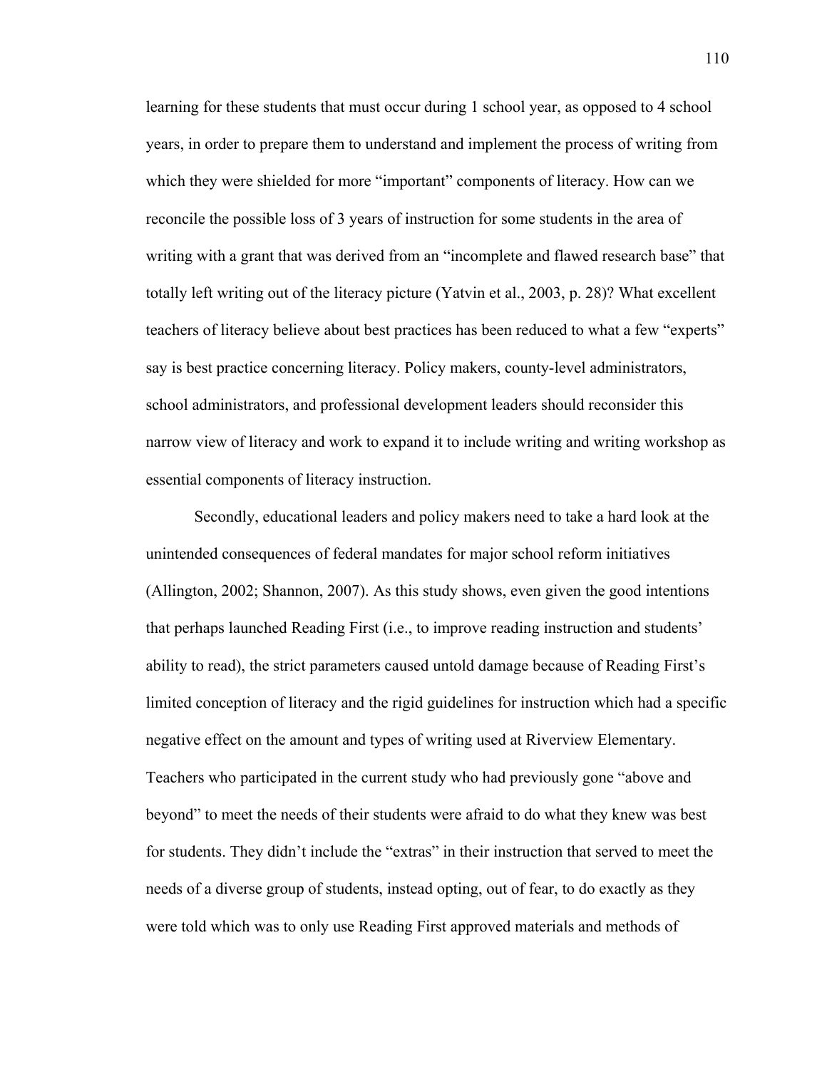learning for these students that must occur during 1 school year, as opposed to 4 school years, in order to prepare them to understand and implement the process of writing from which they were shielded for more "important" components of literacy. How can we reconcile the possible loss of 3 years of instruction for some students in the area of writing with a grant that was derived from an "incomplete and flawed research base" that totally left writing out of the literacy picture (Yatvin et al., 2003, p. 28)? What excellent teachers of literacy believe about best practices has been reduced to what a few "experts" say is best practice concerning literacy. Policy makers, county-level administrators, school administrators, and professional development leaders should reconsider this narrow view of literacy and work to expand it to include writing and writing workshop as essential components of literacy instruction.

Secondly, educational leaders and policy makers need to take a hard look at the unintended consequences of federal mandates for major school reform initiatives (Allington, 2002; Shannon, 2007). As this study shows, even given the good intentions that perhaps launched Reading First (i.e., to improve reading instruction and students' ability to read), the strict parameters caused untold damage because of Reading First's limited conception of literacy and the rigid guidelines for instruction which had a specific negative effect on the amount and types of writing used at Riverview Elementary. Teachers who participated in the current study who had previously gone "above and beyond" to meet the needs of their students were afraid to do what they knew was best for students. They didn't include the "extras" in their instruction that served to meet the needs of a diverse group of students, instead opting, out of fear, to do exactly as they were told which was to only use Reading First approved materials and methods of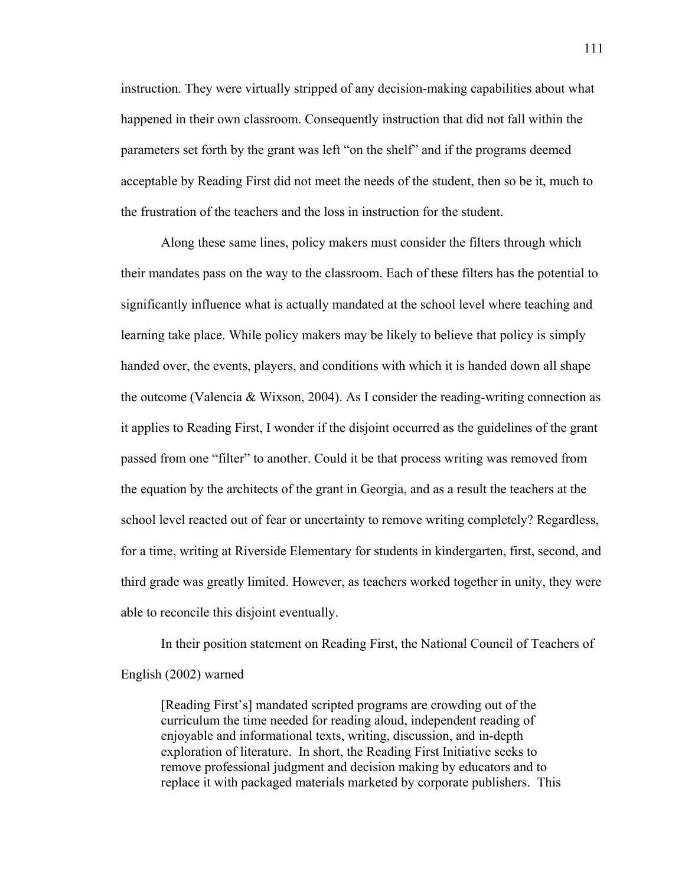instruction. They were virtually stripped of any decision-making capabilities about what happened in their own classroom. Consequently instruction that did not fall within the parameters set forth by the grant was left "on the shelf" and if the programs deemed acceptable by Reading First did not meet the needs of the student, then so be it, much to the frustration of the teachers and the loss in instruction for the student.

Along these same lines, policy makers must consider the filters through which their mandates pass on the way to the classroom. Each of these filters has the potential to significantly influence what is actually mandated at the school level where teaching and learning take place. While policy makers may be likely to believe that policy is simply handed over, the events, players, and conditions with which it is handed down all shape the outcome (Valencia & Wixson, 2004). As I consider the reading-writing connection as it applies to Reading First, I wonder if the disjoint occurred as the guidelines of the grant passed from one "filter" to another. Could it be that process writing was removed from the equation by the architects of the grant in Georgia, and as a result the teachers at the school level reacted out of fear or uncertainty to remove writing completely? Regardless, for a time, writing at Riverside Elementary for students in kindergarten, first, second, and third grade was greatly limited. However, as teachers worked together in unity, they were able to reconcile this disjoint eventually.

In their position statement on Reading First, the National Council of Teachers of English (2002) warned

> [Reading First's] mandated scripted programs are crowding out of the curriculum the time needed for reading aloud, independent reading of enjoyable and informational texts, writing, discussion, and in-depth exploration of literature. In short, the Reading First Initiative seeks to remove professional judgment and decision making by educators and to replace it with packaged materials marketed by corporate publishers. This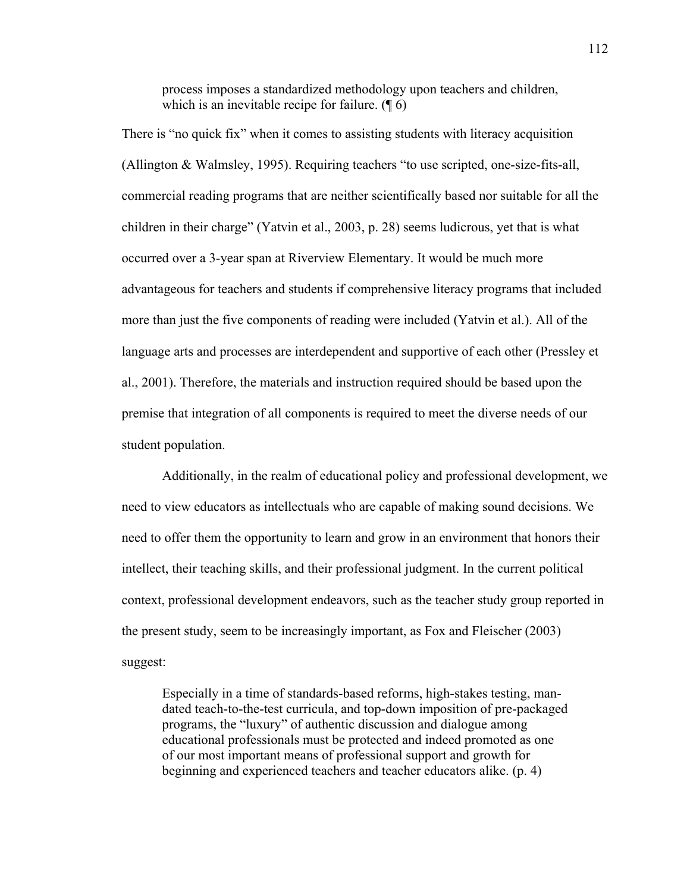> process imposes a standardized methodology upon teachers and children, which is an inevitable recipe for failure. (¶ 6)

There is "no quick fix" when it comes to assisting students with literacy acquisition (Allington & Walmsley, 1995). Requiring teachers "to use scripted, one-size-fits-all, commercial reading programs that are neither scientifically based nor suitable for all the children in their charge" (Yatvin et al., 2003, p. 28) seems ludicrous, yet that is what occurred over a 3-year span at Riverview Elementary. It would be much more advantageous for teachers and students if comprehensive literacy programs that included more than just the five components of reading were included (Yatvin et al.). All of the language arts and processes are interdependent and supportive of each other (Pressley et al., 2001). Therefore, the materials and instruction required should be based upon the premise that integration of all components is required to meet the diverse needs of our student population.

Additionally, in the realm of educational policy and professional development, we need to view educators as intellectuals who are capable of making sound decisions. We need to offer them the opportunity to learn and grow in an environment that honors their intellect, their teaching skills, and their professional judgment. In the current political context, professional development endeavors, such as the teacher study group reported in the present study, seem to be increasingly important, as Fox and Fleischer (2003) suggest:

> Especially in a time of standards-based reforms, high-stakes testing, mandated teach-to-the-test curricula, and top-down imposition of pre-packaged programs, the "luxury" of authentic discussion and dialogue among educational professionals must be protected and indeed promoted as one of our most important means of professional support and growth for beginning and experienced teachers and teacher educators alike. (p. 4)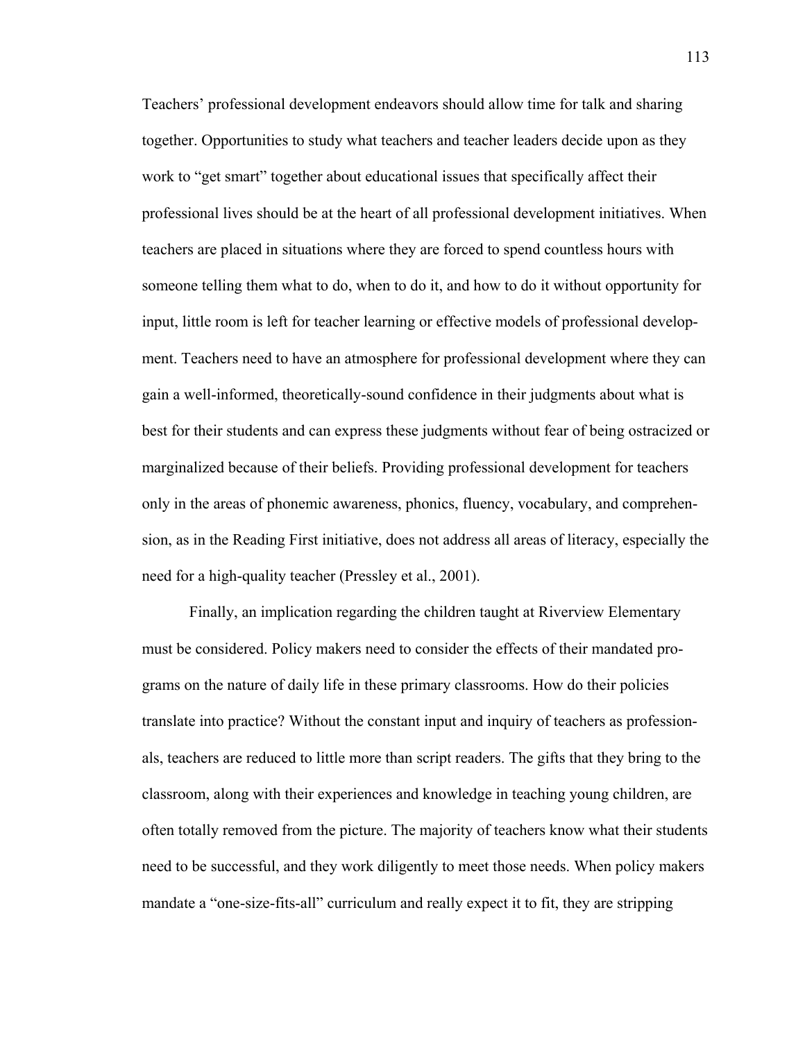Teachers' professional development endeavors should allow time for talk and sharing together. Opportunities to study what teachers and teacher leaders decide upon as they work to "get smart" together about educational issues that specifically affect their professional lives should be at the heart of all professional development initiatives. When teachers are placed in situations where they are forced to spend countless hours with someone telling them what to do, when to do it, and how to do it without opportunity for input, little room is left for teacher learning or effective models of professional development. Teachers need to have an atmosphere for professional development where they can gain a well-informed, theoretically-sound confidence in their judgments about what is best for their students and can express these judgments without fear of being ostracized or marginalized because of their beliefs. Providing professional development for teachers only in the areas of phonemic awareness, phonics, fluency, vocabulary, and comprehension, as in the Reading First initiative, does not address all areas of literacy, especially the need for a high-quality teacher (Pressley et al., 2001).

Finally, an implication regarding the children taught at Riverview Elementary must be considered. Policy makers need to consider the effects of their mandated programs on the nature of daily life in these primary classrooms. How do their policies translate into practice? Without the constant input and inquiry of teachers as professionals, teachers are reduced to little more than script readers. The gifts that they bring to the classroom, along with their experiences and knowledge in teaching young children, are often totally removed from the picture. The majority of teachers know what their students need to be successful, and they work diligently to meet those needs. When policy makers mandate a "one-size-fits-all" curriculum and really expect it to fit, they are stripping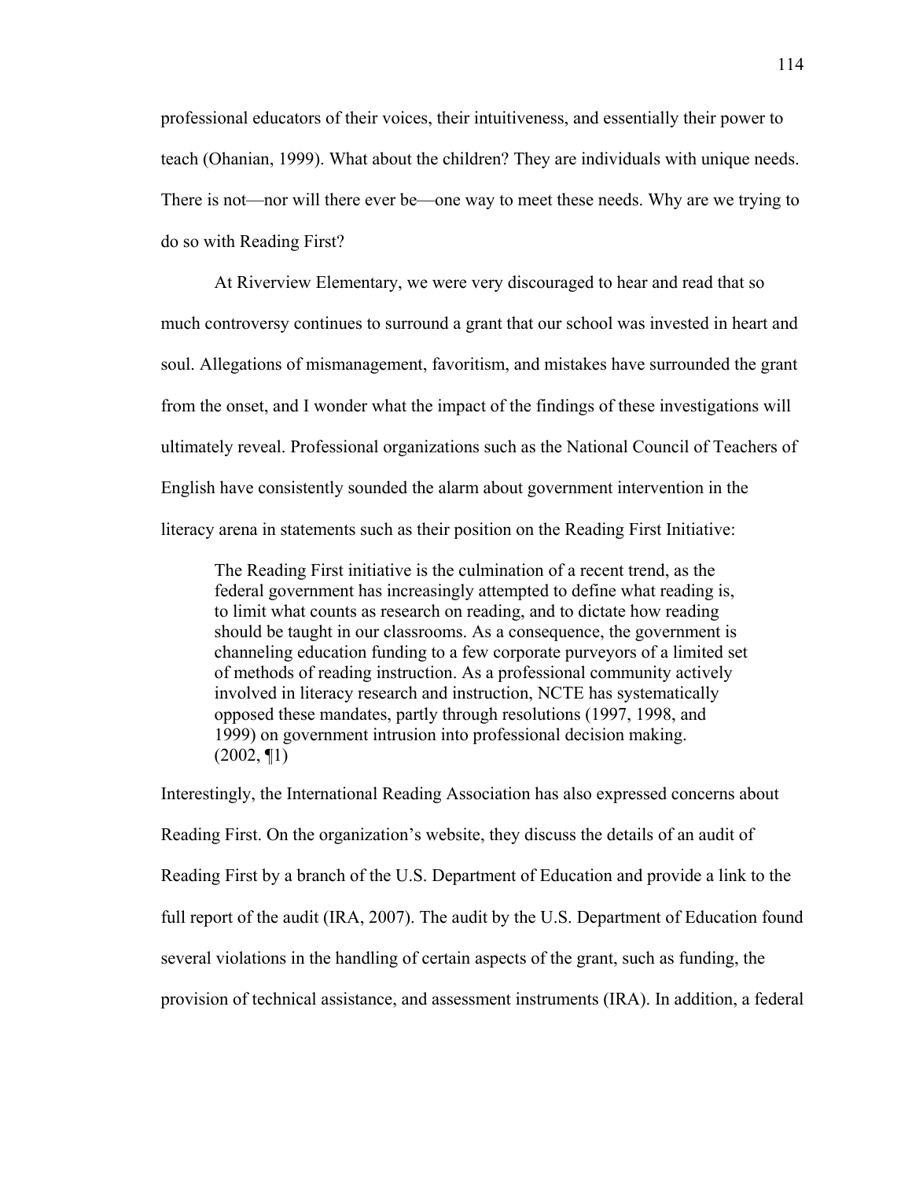professional educators of their voices, their intuitiveness, and essentially their power to teach (Ohanian, 1999). What about the children? They are individuals with unique needs. There is not—nor will there ever be—one way to meet these needs. Why are we trying to do so with Reading First?

At Riverview Elementary, we were very discouraged to hear and read that so much controversy continues to surround a grant that our school was invested in heart and soul. Allegations of mismanagement, favoritism, and mistakes have surrounded the grant from the onset, and I wonder what the impact of the findings of these investigations will ultimately reveal. Professional organizations such as the National Council of Teachers of English have consistently sounded the alarm about government intervention in the literacy arena in statements such as their position on the Reading First Initiative:

> The Reading First initiative is the culmination of a recent trend, as the federal government has increasingly attempted to define what reading is, to limit what counts as research on reading, and to dictate how reading should be taught in our classrooms. As a consequence, the government is channeling education funding to a few corporate purveyors of a limited set of methods of reading instruction. As a professional community actively involved in literacy research and instruction, NCTE has systematically opposed these mandates, partly through resolutions (1997, 1998, and 1999) on government intrusion into professional decision making. (2002, ¶1)

Interestingly, the International Reading Association has also expressed concerns about Reading First. On the organization's website, they discuss the details of an audit of Reading First by a branch of the U.S. Department of Education and provide a link to the full report of the audit (IRA, 2007). The audit by the U.S. Department of Education found several violations in the handling of certain aspects of the grant, such as funding, the provision of technical assistance, and assessment instruments (IRA). In addition, a federal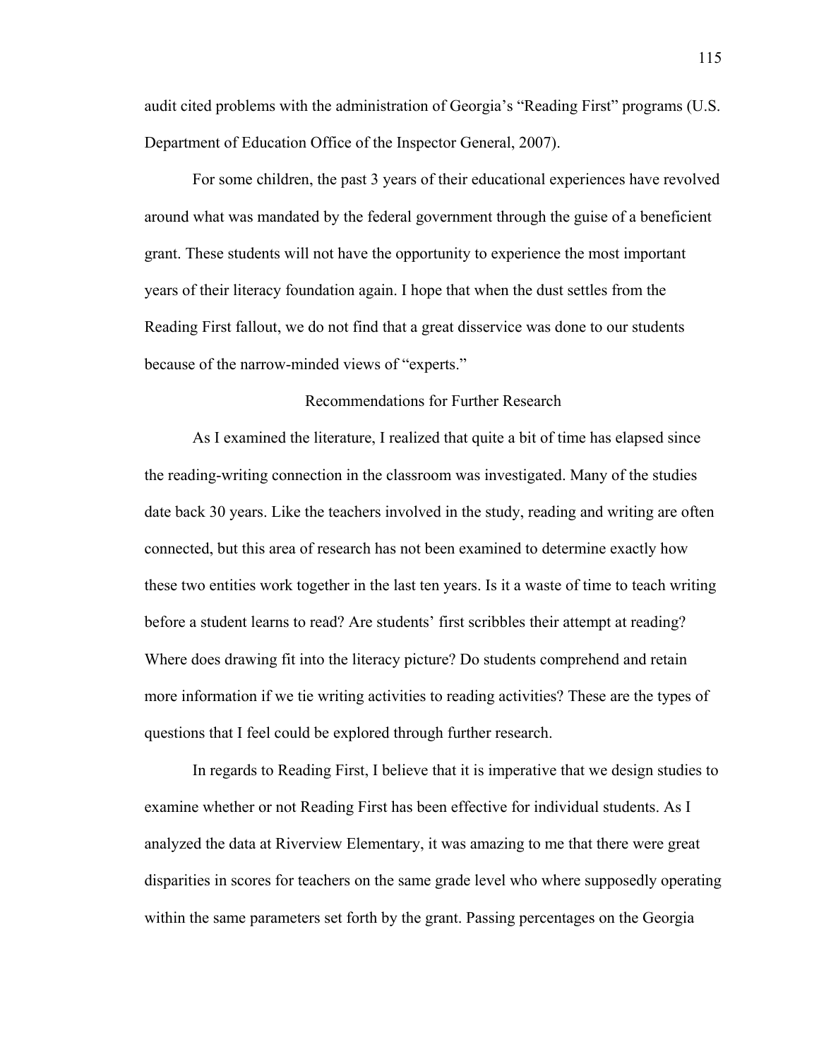audit cited problems with the administration of Georgia's "Reading First" programs (U.S. Department of Education Office of the Inspector General, 2007).

For some children, the past 3 years of their educational experiences have revolved around what was mandated by the federal government through the guise of a beneficient grant. These students will not have the opportunity to experience the most important years of their literacy foundation again. I hope that when the dust settles from the Reading First fallout, we do not find that a great disservice was done to our students because of the narrow-minded views of "experts."

## Recommendations for Further Research

As I examined the literature, I realized that quite a bit of time has elapsed since the reading-writing connection in the classroom was investigated. Many of the studies date back 30 years. Like the teachers involved in the study, reading and writing are often connected, but this area of research has not been examined to determine exactly how these two entities work together in the last ten years. Is it a waste of time to teach writing before a student learns to read? Are students' first scribbles their attempt at reading? Where does drawing fit into the literacy picture? Do students comprehend and retain more information if we tie writing activities to reading activities? These are the types of questions that I feel could be explored through further research.

In regards to Reading First, I believe that it is imperative that we design studies to examine whether or not Reading First has been effective for individual students. As I analyzed the data at Riverview Elementary, it was amazing to me that there were great disparities in scores for teachers on the same grade level who where supposedly operating within the same parameters set forth by the grant. Passing percentages on the Georgia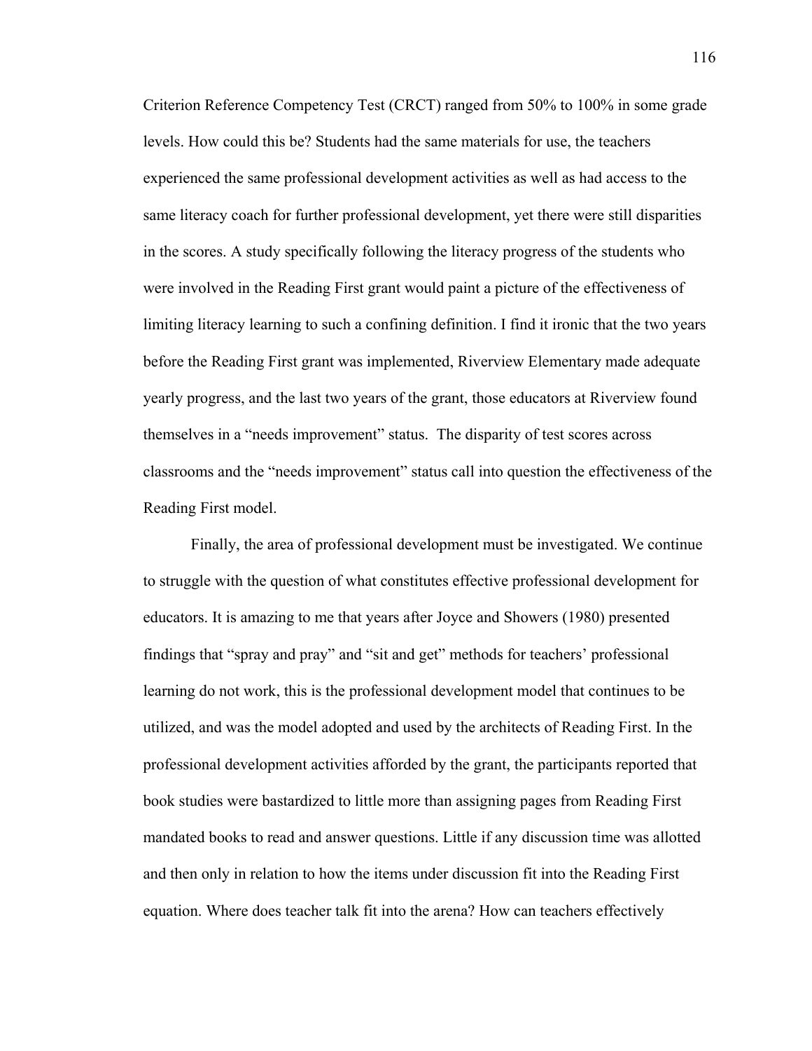Criterion Reference Competency Test (CRCT) ranged from 50% to 100% in some grade levels. How could this be? Students had the same materials for use, the teachers experienced the same professional development activities as well as had access to the same literacy coach for further professional development, yet there were still disparities in the scores. A study specifically following the literacy progress of the students who were involved in the Reading First grant would paint a picture of the effectiveness of limiting literacy learning to such a confining definition. I find it ironic that the two years before the Reading First grant was implemented, Riverview Elementary made adequate yearly progress, and the last two years of the grant, those educators at Riverview found themselves in a "needs improvement" status. The disparity of test scores across classrooms and the "needs improvement" status call into question the effectiveness of the Reading First model.

Finally, the area of professional development must be investigated. We continue to struggle with the question of what constitutes effective professional development for educators. It is amazing to me that years after Joyce and Showers (1980) presented findings that "spray and pray" and "sit and get" methods for teachers' professional learning do not work, this is the professional development model that continues to be utilized, and was the model adopted and used by the architects of Reading First. In the professional development activities afforded by the grant, the participants reported that book studies were bastardized to little more than assigning pages from Reading First mandated books to read and answer questions. Little if any discussion time was allotted and then only in relation to how the items under discussion fit into the Reading First equation. Where does teacher talk fit into the arena? How can teachers effectively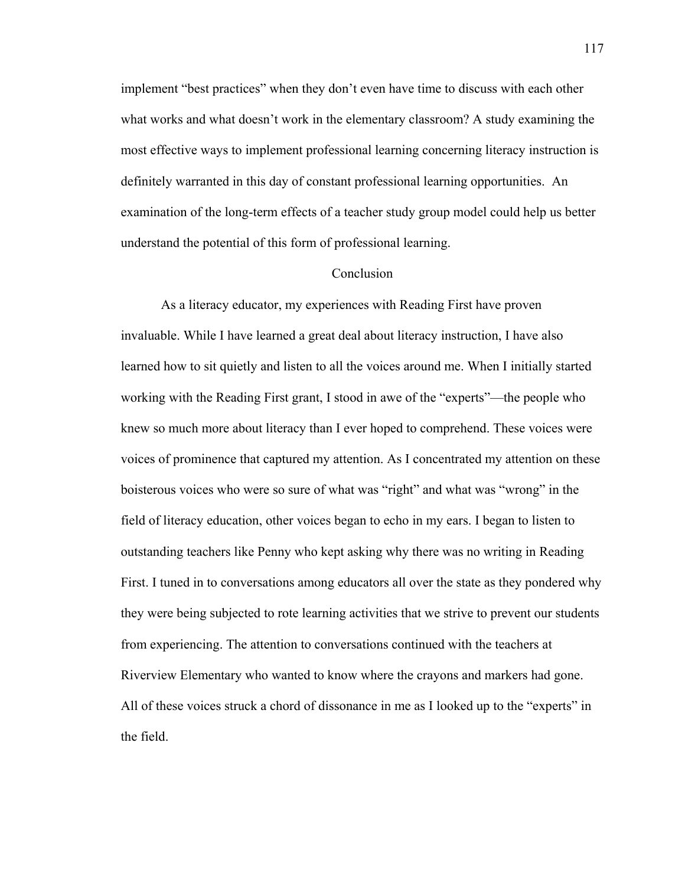implement "best practices" when they don't even have time to discuss with each other what works and what doesn't work in the elementary classroom? A study examining the most effective ways to implement professional learning concerning literacy instruction is definitely warranted in this day of constant professional learning opportunities. An examination of the long-term effects of a teacher study group model could help us better understand the potential of this form of professional learning.

## Conclusion

As a literacy educator, my experiences with Reading First have proven invaluable. While I have learned a great deal about literacy instruction, I have also learned how to sit quietly and listen to all the voices around me. When I initially started working with the Reading First grant, I stood in awe of the "experts"—the people who knew so much more about literacy than I ever hoped to comprehend. These voices were voices of prominence that captured my attention. As I concentrated my attention on these boisterous voices who were so sure of what was "right" and what was "wrong" in the field of literacy education, other voices began to echo in my ears. I began to listen to outstanding teachers like Penny who kept asking why there was no writing in Reading First. I tuned in to conversations among educators all over the state as they pondered why they were being subjected to rote learning activities that we strive to prevent our students from experiencing. The attention to conversations continued with the teachers at Riverview Elementary who wanted to know where the crayons and markers had gone. All of these voices struck a chord of dissonance in me as I looked up to the "experts" in the field.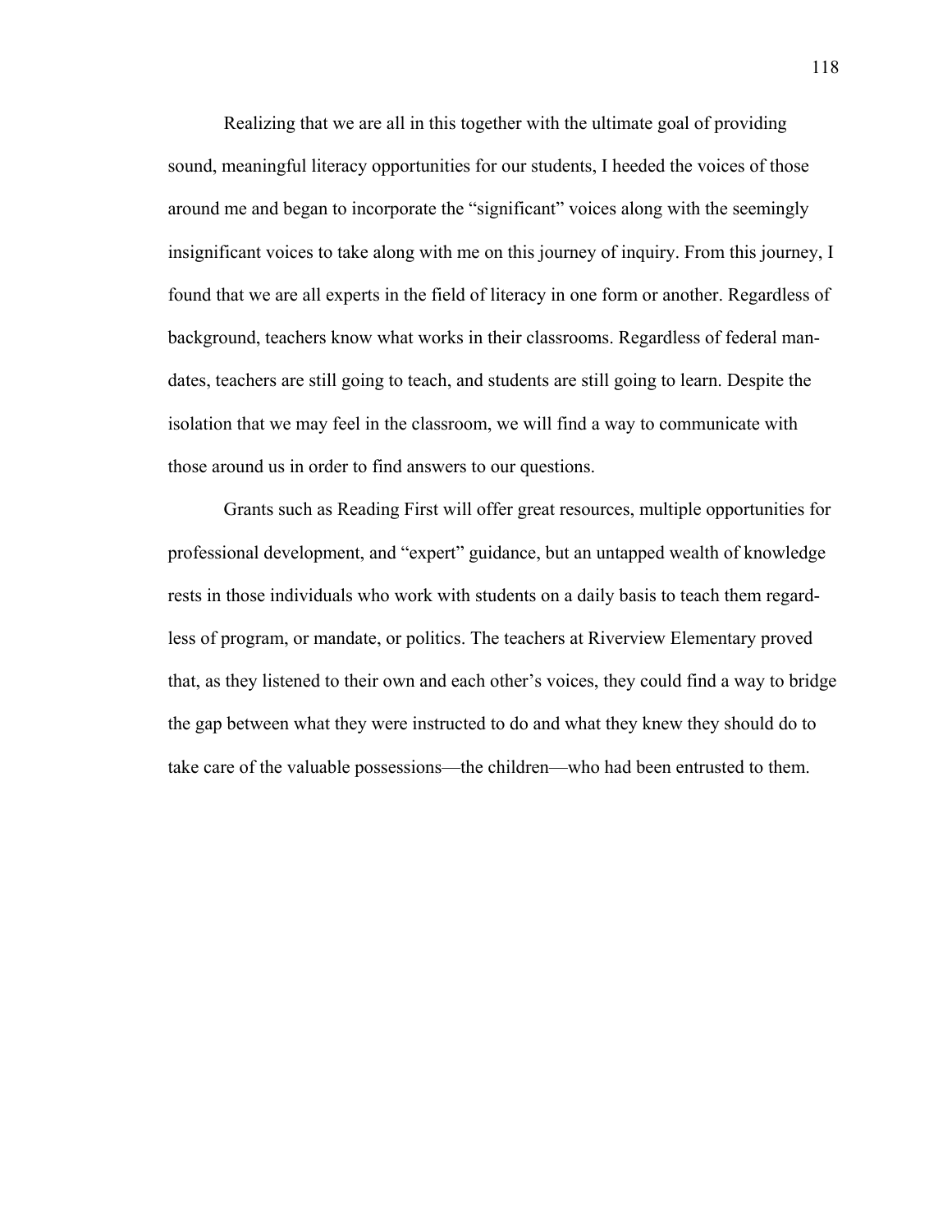Realizing that we are all in this together with the ultimate goal of providing sound, meaningful literacy opportunities for our students, I heeded the voices of those around me and began to incorporate the "significant" voices along with the seemingly insignificant voices to take along with me on this journey of inquiry. From this journey, I found that we are all experts in the field of literacy in one form or another. Regardless of background, teachers know what works in their classrooms. Regardless of federal mandates, teachers are still going to teach, and students are still going to learn. Despite the isolation that we may feel in the classroom, we will find a way to communicate with those around us in order to find answers to our questions.

Grants such as Reading First will offer great resources, multiple opportunities for professional development, and "expert" guidance, but an untapped wealth of knowledge rests in those individuals who work with students on a daily basis to teach them regardless of program, or mandate, or politics. The teachers at Riverview Elementary proved that, as they listened to their own and each other's voices, they could find a way to bridge the gap between what they were instructed to do and what they knew they should do to take care of the valuable possessions—the children—who had been entrusted to them.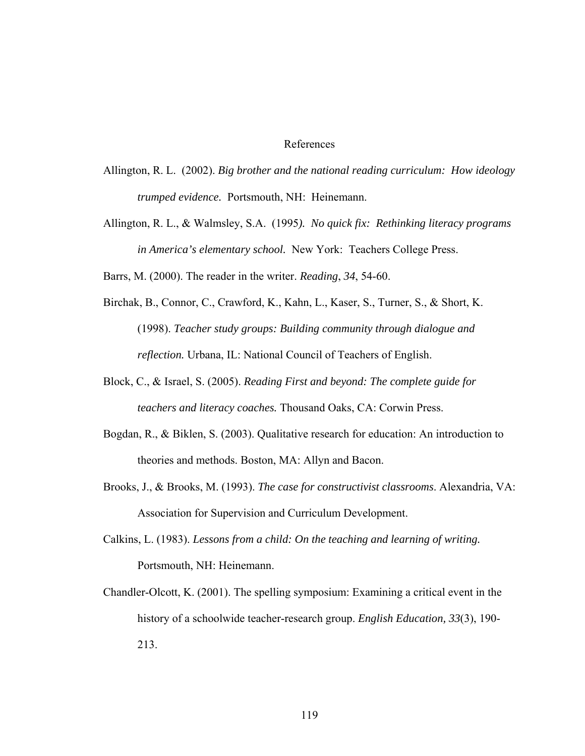# References

Allington, R. L. (2002). *Big brother and the national reading curriculum: How ideology trumped evidence.* Portsmouth, NH: Heinemann.

Allington, R. L., & Walmsley, S.A. (1995*). No quick fix: Rethinking literacy programs in America's elementary school.* New York: Teachers College Press.

Barrs, M. (2000). The reader in the writer. *Reading*, *34*, 54-60.

Birchak, B., Connor, C., Crawford, K., Kahn, L., Kaser, S., Turner, S., & Short, K. (1998). *Teacher study groups: Building community through dialogue and reflection.* Urbana, IL: National Council of Teachers of English.

Block, C., & Israel, S. (2005). *Reading First and beyond: The complete guide for teachers and literacy coaches.* Thousand Oaks, CA: Corwin Press.

Bogdan, R., & Biklen, S. (2003). Qualitative research for education: An introduction to theories and methods. Boston, MA: Allyn and Bacon.

Brooks, J., & Brooks, M. (1993). *The case for constructivist classrooms*. Alexandria, VA: Association for Supervision and Curriculum Development.

Calkins, L. (1983). *Lessons from a child: On the teaching and learning of writing.* Portsmouth, NH: Heinemann.

Chandler-Olcott, K. (2001). The spelling symposium: Examining a critical event in the history of a schoolwide teacher-research group. *English Education, 33*(3), 190-213.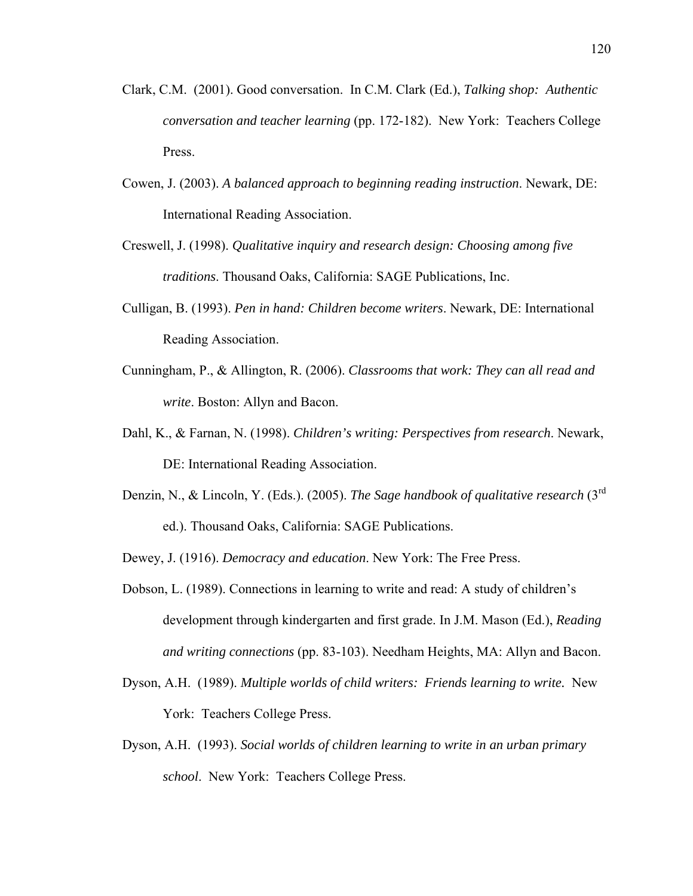Clark, C.M. (2001). Good conversation. In C.M. Clark (Ed.), *Talking shop: Authentic conversation and teacher learning* (pp. 172-182). New York: Teachers College Press.

Cowen, J. (2003). *A balanced approach to beginning reading instruction*. Newark, DE: International Reading Association.

Creswell, J. (1998). *Qualitative inquiry and research design: Choosing among five traditions*. Thousand Oaks, California: SAGE Publications, Inc.

Culligan, B. (1993). *Pen in hand: Children become writers*. Newark, DE: International Reading Association.

Cunningham, P., & Allington, R. (2006). *Classrooms that work: They can all read and write*. Boston: Allyn and Bacon.

Dahl, K., & Farnan, N. (1998). *Children's writing: Perspectives from research*. Newark, DE: International Reading Association.

Denzin, N., & Lincoln, Y. (Eds.). (2005). *The Sage handbook of qualitative research* (3rd ed.). Thousand Oaks, California: SAGE Publications.

Dewey, J. (1916). *Democracy and education*. New York: The Free Press.

Dobson, L. (1989). Connections in learning to write and read: A study of children's development through kindergarten and first grade. In J.M. Mason (Ed.), *Reading and writing connections* (pp. 83-103). Needham Heights, MA: Allyn and Bacon.

Dyson, A.H. (1989). *Multiple worlds of child writers: Friends learning to write.* New York: Teachers College Press.

Dyson, A.H. (1993). *Social worlds of children learning to write in an urban primary school*. New York: Teachers College Press.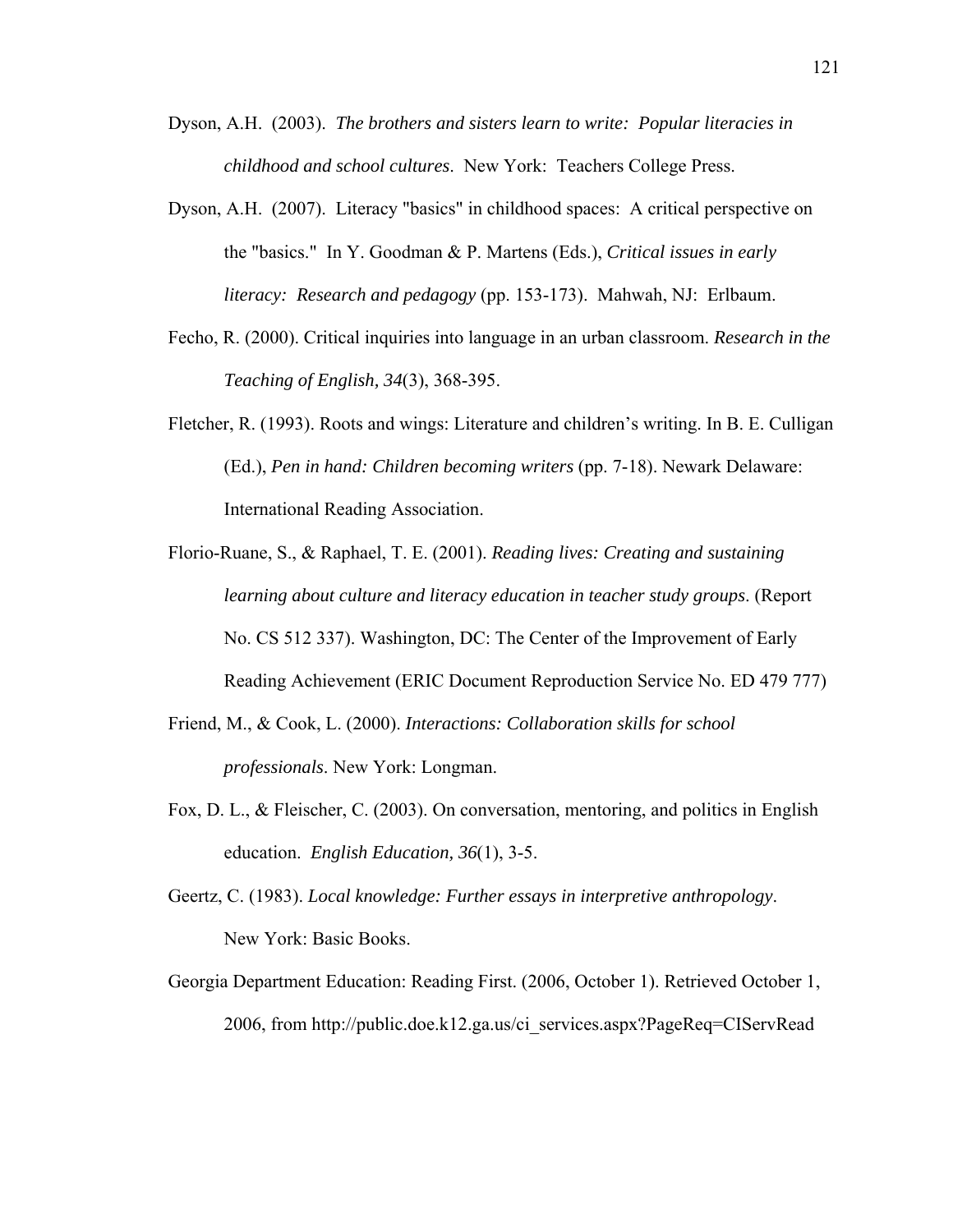Dyson, A.H. (2003). *The brothers and sisters learn to write: Popular literacies in childhood and school cultures*. New York: Teachers College Press.

Dyson, A.H. (2007). Literacy "basics" in childhood spaces: A critical perspective on the "basics." In Y. Goodman & P. Martens (Eds.), *Critical issues in early literacy: Research and pedagogy* (pp. 153-173). Mahwah, NJ: Erlbaum.

Fecho, R. (2000). Critical inquiries into language in an urban classroom. *Research in the Teaching of English, 34*(3), 368-395.

Fletcher, R. (1993). Roots and wings: Literature and children's writing. In B. E. Culligan (Ed.), *Pen in hand: Children becoming writers* (pp. 7-18). Newark Delaware: International Reading Association.

Florio-Ruane, S., & Raphael, T. E. (2001). *Reading lives: Creating and sustaining learning about culture and literacy education in teacher study groups*. (Report No. CS 512 337). Washington, DC: The Center of the Improvement of Early Reading Achievement (ERIC Document Reproduction Service No. ED 479 777)

Friend, M., & Cook, L. (2000). *Interactions: Collaboration skills for school professionals*. New York: Longman.

Fox, D. L., & Fleischer, C. (2003). On conversation, mentoring, and politics in English education. *English Education, 36*(1), 3-5.

Geertz, C. (1983). *Local knowledge: Further essays in interpretive anthropology*. New York: Basic Books.

Georgia Department Education: Reading First. (2006, October 1). Retrieved October 1, 2006, from http://public.doe.k12.ga.us/ci_services.aspx?PageReq=CIServRead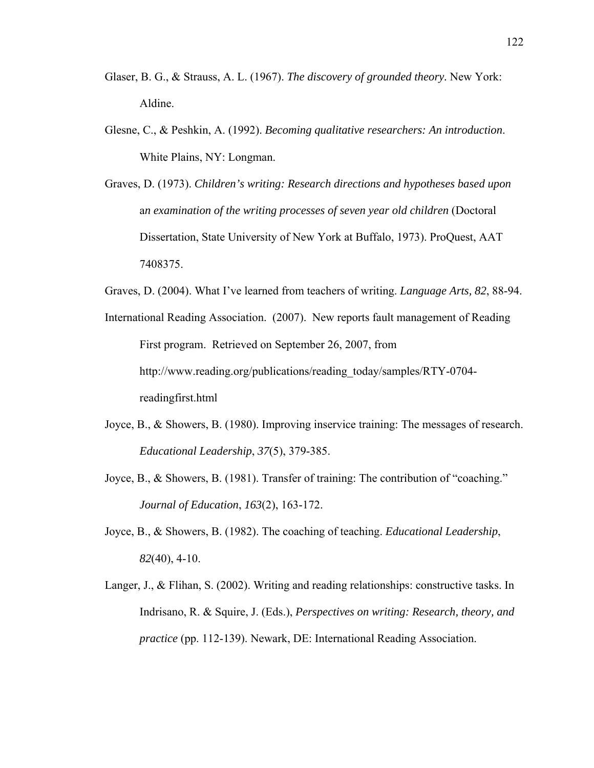Glaser, B. G., & Strauss, A. L. (1967). *The discovery of grounded theory*. New York: Aldine.

Glesne, C., & Peshkin, A. (1992). *Becoming qualitative researchers: An introduction*. White Plains, NY: Longman.

Graves, D. (1973). *Children's writing: Research directions and hypotheses based upon an examination of the writing processes of seven year old children* (Doctoral Dissertation, State University of New York at Buffalo, 1973). ProQuest, AAT 7408375.

Graves, D. (2004). What I've learned from teachers of writing. *Language Arts, 82*, 88-94.

International Reading Association. (2007). New reports fault management of Reading First program. Retrieved on September 26, 2007, from http://www.reading.org/publications/reading_today/samples/RTY-0704-readingfirst.html

Joyce, B., & Showers, B. (1980). Improving inservice training: The messages of research. *Educational Leadership*, *37*(5), 379-385.

Joyce, B., & Showers, B. (1981). Transfer of training: The contribution of "coaching." *Journal of Education*, *163*(2), 163-172.

Joyce, B., & Showers, B. (1982). The coaching of teaching. *Educational Leadership*, *82*(40), 4-10.

Langer, J., & Flihan, S. (2002). Writing and reading relationships: constructive tasks. In Indrisano, R. & Squire, J. (Eds.), *Perspectives on writing: Research, theory, and practice* (pp. 112-139). Newark, DE: International Reading Association.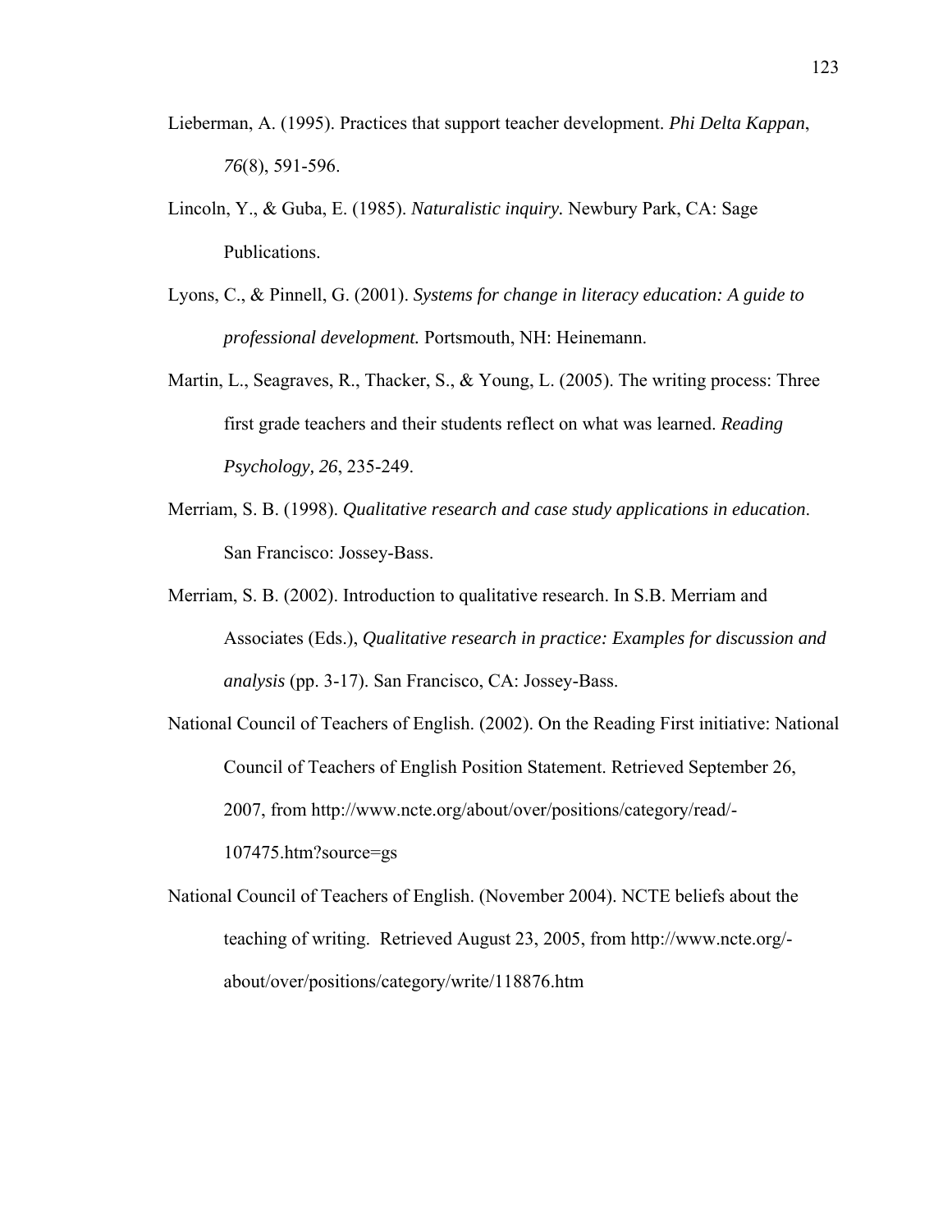Lieberman, A. (1995). Practices that support teacher development. *Phi Delta Kappan*, *76*(8), 591-596.

Lincoln, Y., & Guba, E. (1985). *Naturalistic inquiry.* Newbury Park, CA: Sage Publications.

Lyons, C., & Pinnell, G. (2001). *Systems for change in literacy education: A guide to professional development.* Portsmouth, NH: Heinemann.

Martin, L., Seagraves, R., Thacker, S., & Young, L. (2005). The writing process: Three first grade teachers and their students reflect on what was learned. *Reading Psychology, 26*, 235-249.

Merriam, S. B. (1998). *Qualitative research and case study applications in education.* San Francisco: Jossey-Bass.

Merriam, S. B. (2002). Introduction to qualitative research. In S.B. Merriam and Associates (Eds.), *Qualitative research in practice: Examples for discussion and analysis* (pp. 3-17). San Francisco, CA: Jossey-Bass.

National Council of Teachers of English. (2002). On the Reading First initiative: National Council of Teachers of English Position Statement. Retrieved September 26, 2007, from http://www.ncte.org/about/over/positions/category/read/-107475.htm?source=gs

National Council of Teachers of English. (November 2004). NCTE beliefs about the teaching of writing. Retrieved August 23, 2005, from http://www.ncte.org/-about/over/positions/category/write/118876.htm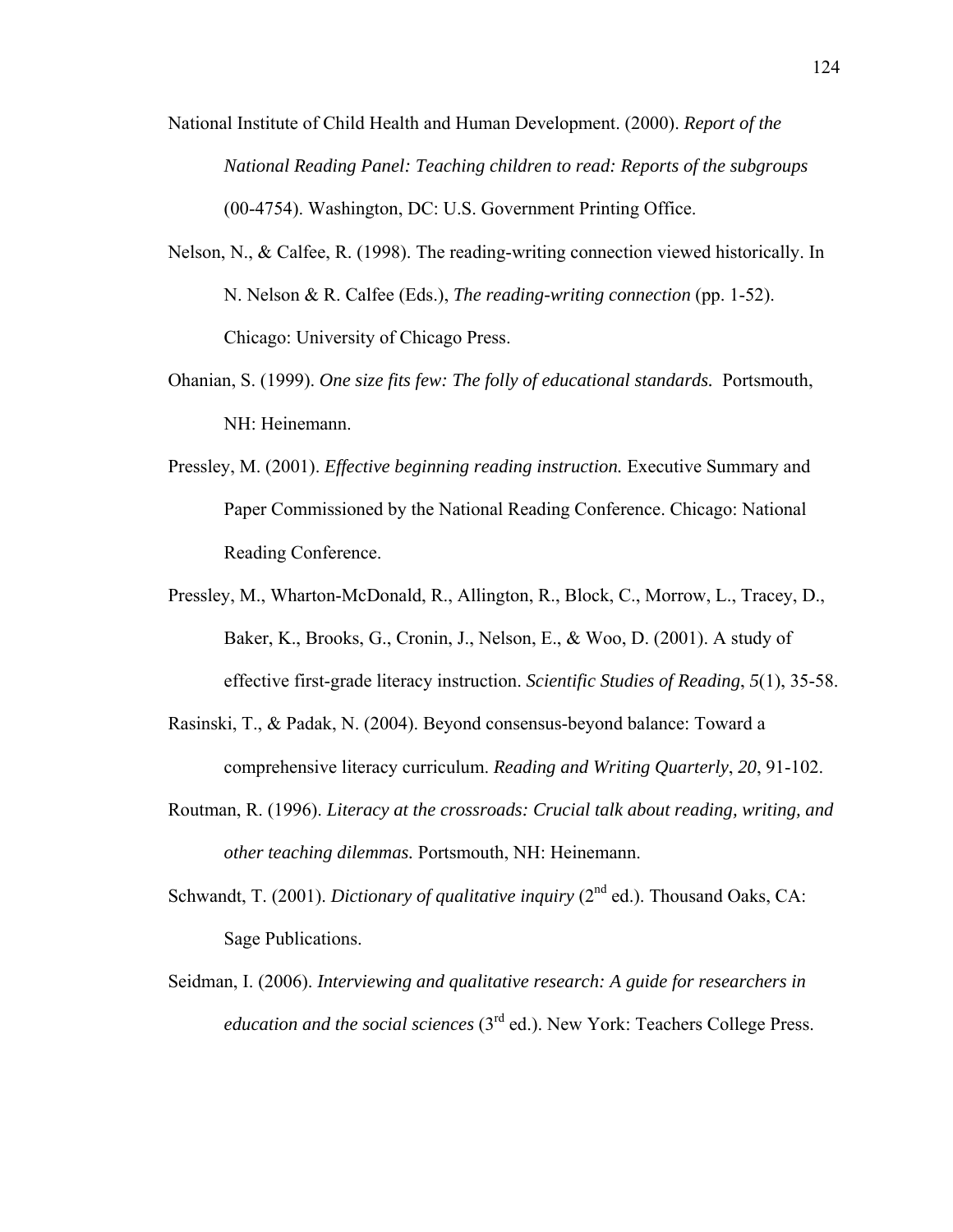National Institute of Child Health and Human Development. (2000). *Report of the National Reading Panel: Teaching children to read: Reports of the subgroups* (00-4754). Washington, DC: U.S. Government Printing Office.

Nelson, N., & Calfee, R. (1998). The reading-writing connection viewed historically. In N. Nelson & R. Calfee (Eds.), *The reading-writing connection* (pp. 1-52). Chicago: University of Chicago Press.

Ohanian, S. (1999). *One size fits few: The folly of educational standards.* Portsmouth, NH: Heinemann.

Pressley, M. (2001). *Effective beginning reading instruction.* Executive Summary and Paper Commissioned by the National Reading Conference. Chicago: National Reading Conference.

Pressley, M., Wharton-McDonald, R., Allington, R., Block, C., Morrow, L., Tracey, D., Baker, K., Brooks, G., Cronin, J., Nelson, E., & Woo, D. (2001). A study of effective first-grade literacy instruction. *Scientific Studies of Reading*, *5*(1), 35-58.

Rasinski, T., & Padak, N. (2004). Beyond consensus-beyond balance: Toward a comprehensive literacy curriculum. *Reading and Writing Quarterly*, *20*, 91-102.

Routman, R. (1996). *Literacy at the crossroads: Crucial talk about reading, writing, and other teaching dilemmas.* Portsmouth, NH: Heinemann.

Schwandt, T. (2001). *Dictionary of qualitative inquiry* (2nd ed.). Thousand Oaks, CA: Sage Publications.

Seidman, I. (2006). *Interviewing and qualitative research: A guide for researchers in education and the social sciences* (3rd ed.). New York: Teachers College Press.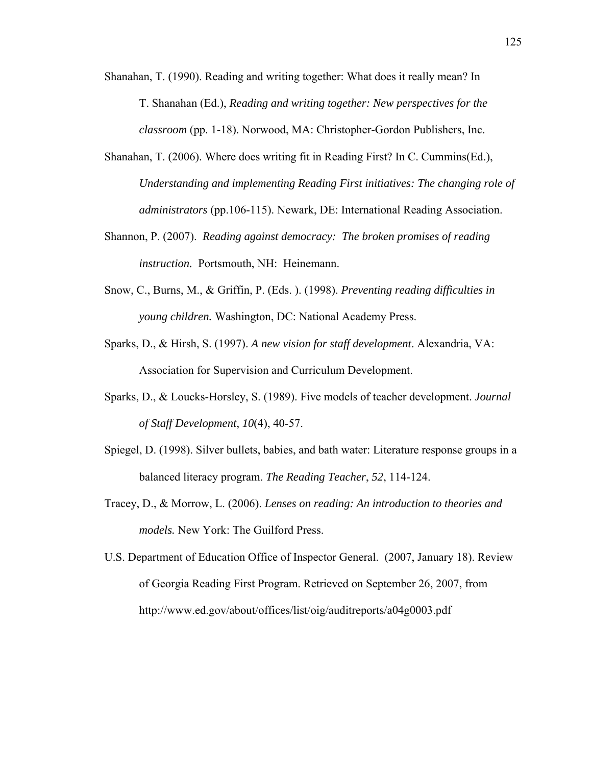Shanahan, T. (1990). Reading and writing together: What does it really mean? In T. Shanahan (Ed.), *Reading and writing together: New perspectives for the classroom* (pp. 1-18). Norwood, MA: Christopher-Gordon Publishers, Inc.

Shanahan, T. (2006). Where does writing fit in Reading First? In C. Cummins(Ed.), *Understanding and implementing Reading First initiatives: The changing role of administrators* (pp.106-115). Newark, DE: International Reading Association.

Shannon, P. (2007). *Reading against democracy: The broken promises of reading instruction.* Portsmouth, NH: Heinemann.

Snow, C., Burns, M., & Griffin, P. (Eds. ). (1998). *Preventing reading difficulties in young children.* Washington, DC: National Academy Press.

Sparks, D., & Hirsh, S. (1997). *A new vision for staff development*. Alexandria, VA: Association for Supervision and Curriculum Development.

Sparks, D., & Loucks-Horsley, S. (1989). Five models of teacher development. *Journal of Staff Development*, *10*(4), 40-57.

Spiegel, D. (1998). Silver bullets, babies, and bath water: Literature response groups in a balanced literacy program. *The Reading Teacher*, *52*, 114-124.

Tracey, D., & Morrow, L. (2006). *Lenses on reading: An introduction to theories and models.* New York: The Guilford Press.

U.S. Department of Education Office of Inspector General. (2007, January 18). Review of Georgia Reading First Program. Retrieved on September 26, 2007, from http://www.ed.gov/about/offices/list/oig/auditreports/a04g0003.pdf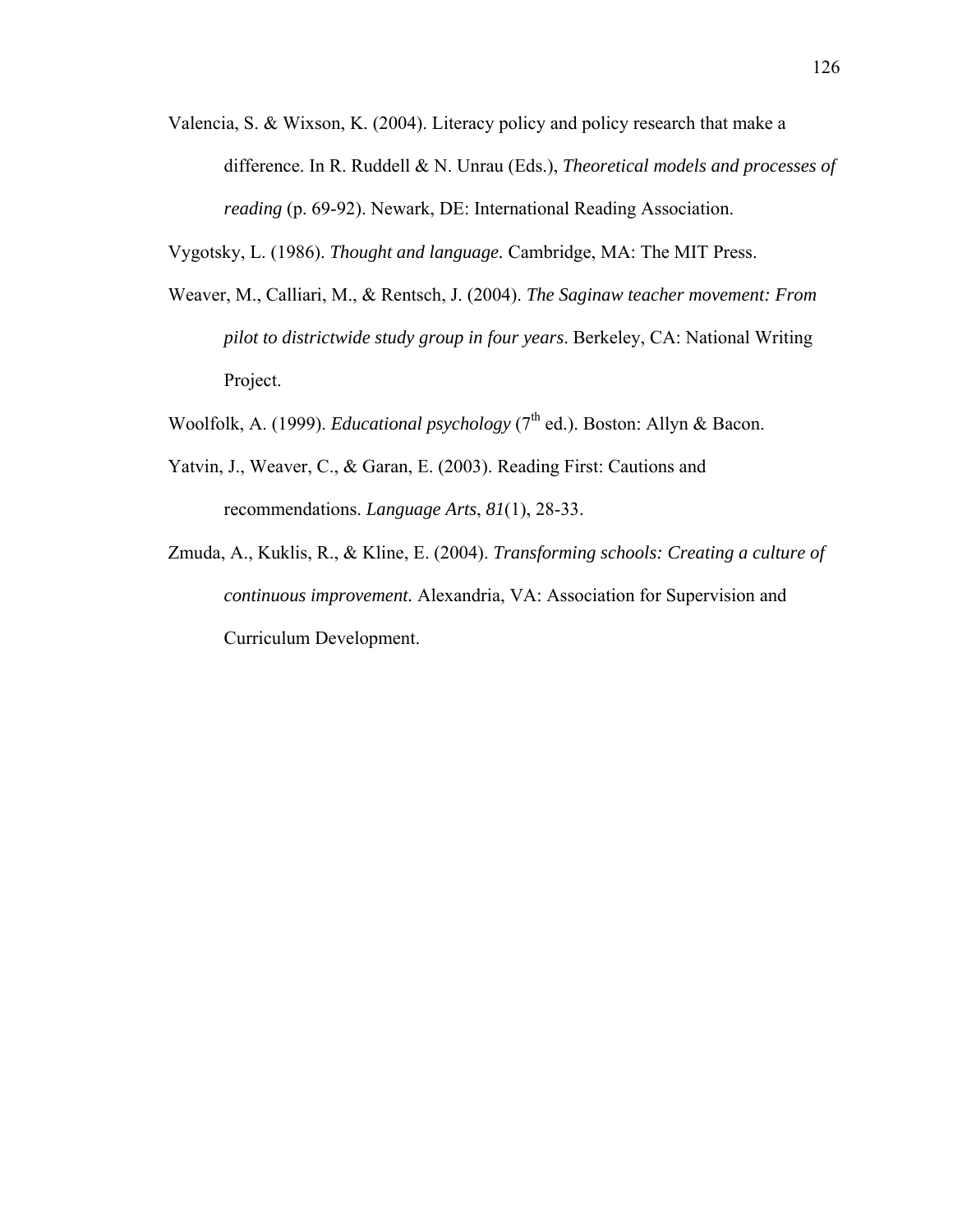Valencia, S. & Wixson, K. (2004). Literacy policy and policy research that make a difference. In R. Ruddell & N. Unrau (Eds.), *Theoretical models and processes of reading* (p. 69-92). Newark, DE: International Reading Association.

Vygotsky, L. (1986). *Thought and language.* Cambridge, MA: The MIT Press.

Weaver, M., Calliari, M., & Rentsch, J. (2004). *The Saginaw teacher movement: From pilot to districtwide study group in four years*. Berkeley, CA: National Writing Project.

Woolfolk, A. (1999). *Educational psychology* (7th ed.). Boston: Allyn & Bacon.

Yatvin, J., Weaver, C., & Garan, E. (2003). Reading First: Cautions and recommendations. *Language Arts*, *81*(1), 28-33.

Zmuda, A., Kuklis, R., & Kline, E. (2004). *Transforming schools: Creating a culture of continuous improvement.* Alexandria, VA: Association for Supervision and Curriculum Development.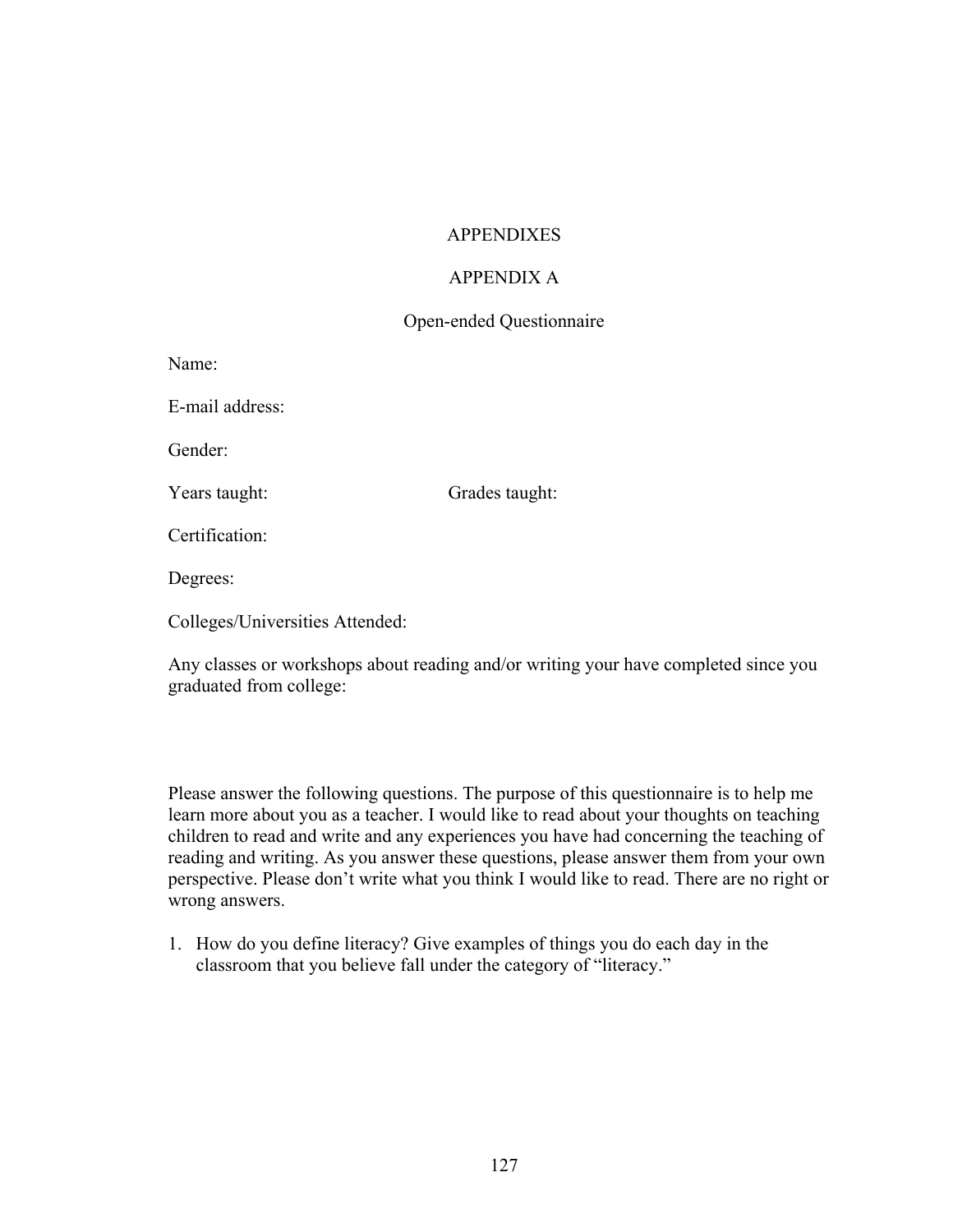# APPENDIXES

## APPENDIX A

### Open-ended Questionnaire

Name:

E-mail address:

Gender:

Years taught: Grades taught:

Certification:

Degrees:

Colleges/Universities Attended:

Any classes or workshops about reading and/or writing your have completed since you graduated from college:

Please answer the following questions. The purpose of this questionnaire is to help me learn more about you as a teacher. I would like to read about your thoughts on teaching children to read and write and any experiences you have had concerning the teaching of reading and writing. As you answer these questions, please answer them from your own perspective. Please don't write what you think I would like to read. There are no right or wrong answers.

1. How do you define literacy? Give examples of things you do each day in the classroom that you believe fall under the category of "literacy."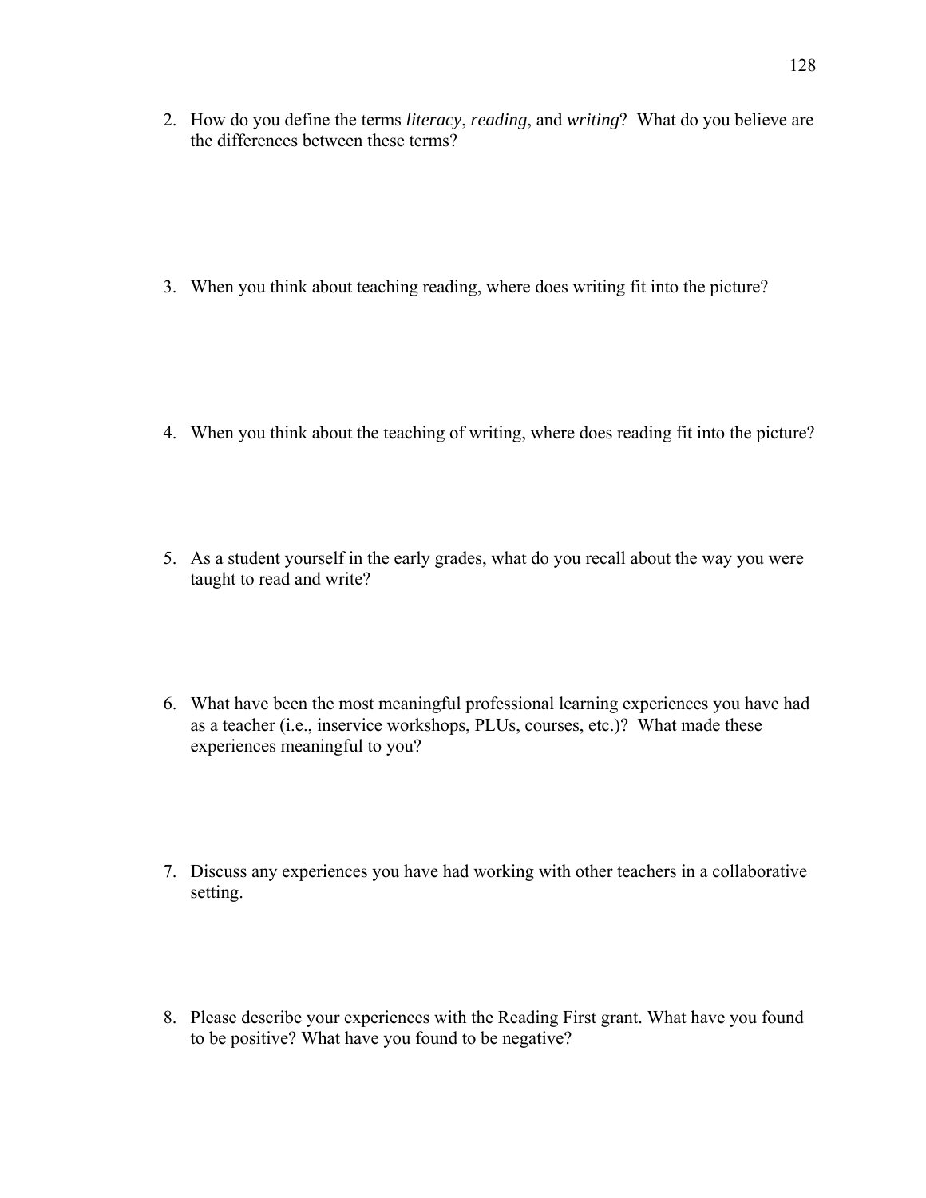2. How do you define the terms *literacy*, *reading*, and *writing*? What do you believe are the differences between these terms?

3. When you think about teaching reading, where does writing fit into the picture?

4. When you think about the teaching of writing, where does reading fit into the picture?

5. As a student yourself in the early grades, what do you recall about the way you were taught to read and write?

6. What have been the most meaningful professional learning experiences you have had as a teacher (i.e., inservice workshops, PLUs, courses, etc.)? What made these experiences meaningful to you?

7. Discuss any experiences you have had working with other teachers in a collaborative setting.

8. Please describe your experiences with the Reading First grant. What have you found to be positive? What have you found to be negative?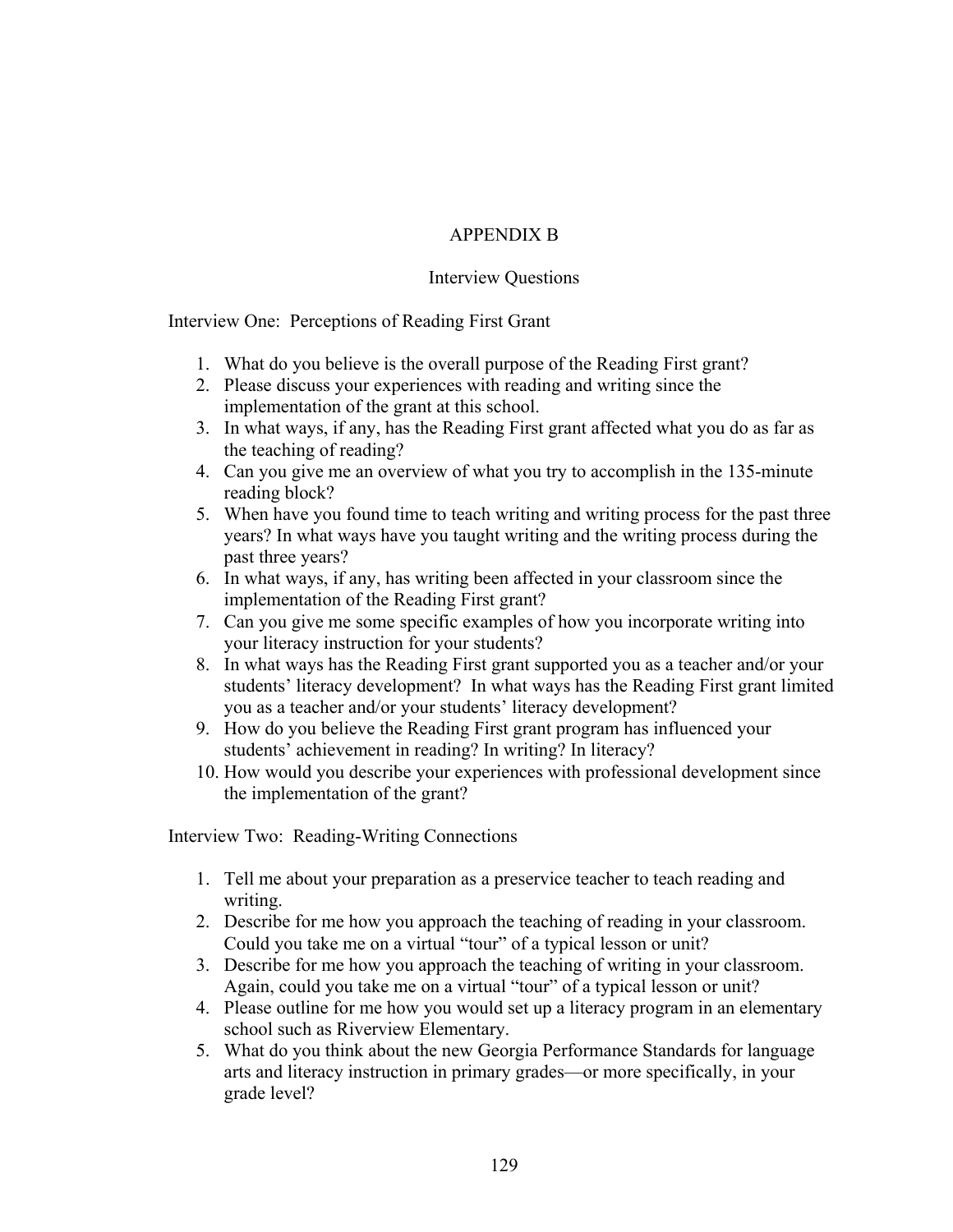# APPENDIX B

## Interview Questions

### Interview One: Perceptions of Reading First Grant

1. What do you believe is the overall purpose of the Reading First grant?
2. Please discuss your experiences with reading and writing since the implementation of the grant at this school.
3. In what ways, if any, has the Reading First grant affected what you do as far as the teaching of reading?
4. Can you give me an overview of what you try to accomplish in the 135-minute reading block?
5. When have you found time to teach writing and writing process for the past three years? In what ways have you taught writing and the writing process during the past three years?
6. In what ways, if any, has writing been affected in your classroom since the implementation of the Reading First grant?
7. Can you give me some specific examples of how you incorporate writing into your literacy instruction for your students?
8. In what ways has the Reading First grant supported you as a teacher and/or your students' literacy development? In what ways has the Reading First grant limited you as a teacher and/or your students' literacy development?
9. How do you believe the Reading First grant program has influenced your students' achievement in reading? In writing? In literacy?
10. How would you describe your experiences with professional development since the implementation of the grant?

### Interview Two: Reading-Writing Connections

1. Tell me about your preparation as a preservice teacher to teach reading and writing.
2. Describe for me how you approach the teaching of reading in your classroom. Could you take me on a virtual "tour" of a typical lesson or unit?
3. Describe for me how you approach the teaching of writing in your classroom. Again, could you take me on a virtual "tour" of a typical lesson or unit?
4. Please outline for me how you would set up a literacy program in an elementary school such as Riverview Elementary.
5. What do you think about the new Georgia Performance Standards for language arts and literacy instruction in primary grades—or more specifically, in your grade level?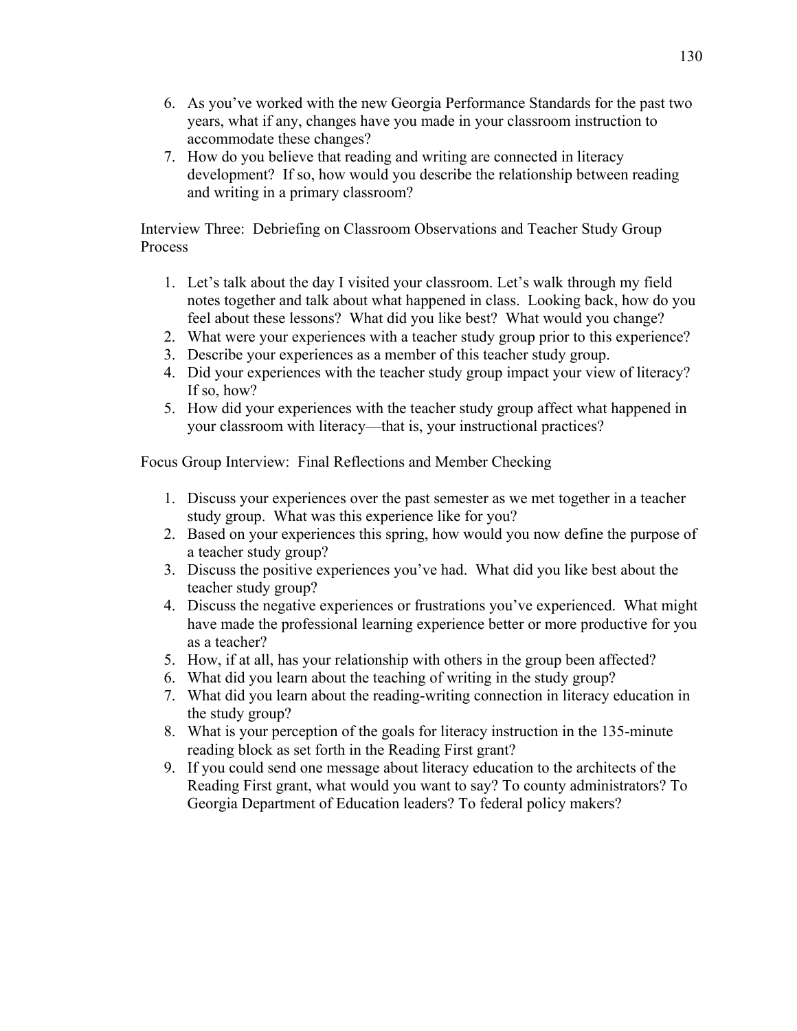6. As you've worked with the new Georgia Performance Standards for the past two years, what if any, changes have you made in your classroom instruction to accommodate these changes?
7. How do you believe that reading and writing are connected in literacy development? If so, how would you describe the relationship between reading and writing in a primary classroom?

Interview Three: Debriefing on Classroom Observations and Teacher Study Group Process

1. Let's talk about the day I visited your classroom. Let's walk through my field notes together and talk about what happened in class. Looking back, how do you feel about these lessons? What did you like best? What would you change?
2. What were your experiences with a teacher study group prior to this experience?
3. Describe your experiences as a member of this teacher study group.
4. Did your experiences with the teacher study group impact your view of literacy? If so, how?
5. How did your experiences with the teacher study group affect what happened in your classroom with literacy—that is, your instructional practices?

Focus Group Interview: Final Reflections and Member Checking

1. Discuss your experiences over the past semester as we met together in a teacher study group. What was this experience like for you?
2. Based on your experiences this spring, how would you now define the purpose of a teacher study group?
3. Discuss the positive experiences you've had. What did you like best about the teacher study group?
4. Discuss the negative experiences or frustrations you've experienced. What might have made the professional learning experience better or more productive for you as a teacher?
5. How, if at all, has your relationship with others in the group been affected?
6. What did you learn about the teaching of writing in the study group?
7. What did you learn about the reading-writing connection in literacy education in the study group?
8. What is your perception of the goals for literacy instruction in the 135-minute reading block as set forth in the Reading First grant?
9. If you could send one message about literacy education to the architects of the Reading First grant, what would you want to say? To county administrators? To Georgia Department of Education leaders? To federal policy makers?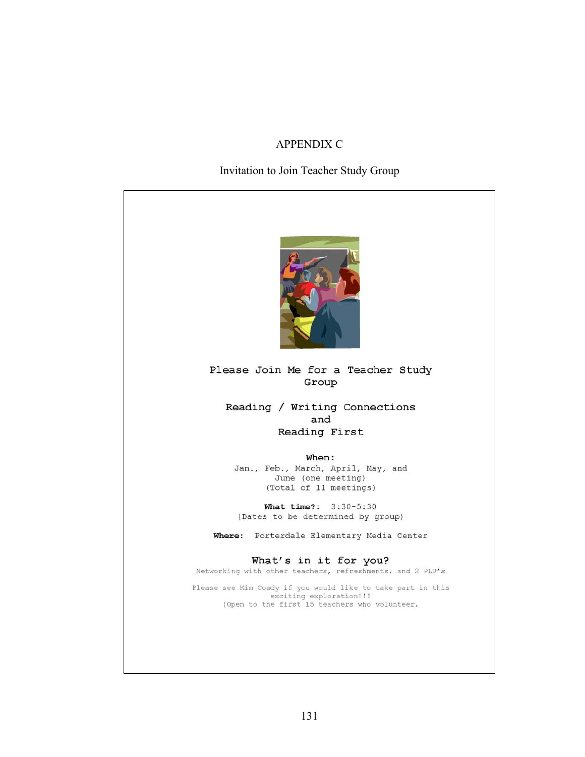# APPENDIX C

Invitation to Join Teacher Study Group

**Please Join Me for a Teacher Study Group**

**Reading / Writing Connections and Reading First**

**When:**
Jan., Feb., March, April, May, and June (one meeting)
(Total of 11 meetings)

**What time?:** 3:30-5:30
(Dates to be determined by group)

**Where:** Porterdale Elementary Media Center

**What's in it for you?**
Networking with other teachers, refreshments, and 2 PLU's

Please see Kim Coady if you would like to take part in this exciting exploration!!!
(Open to the first 15 teachers who volunteer.